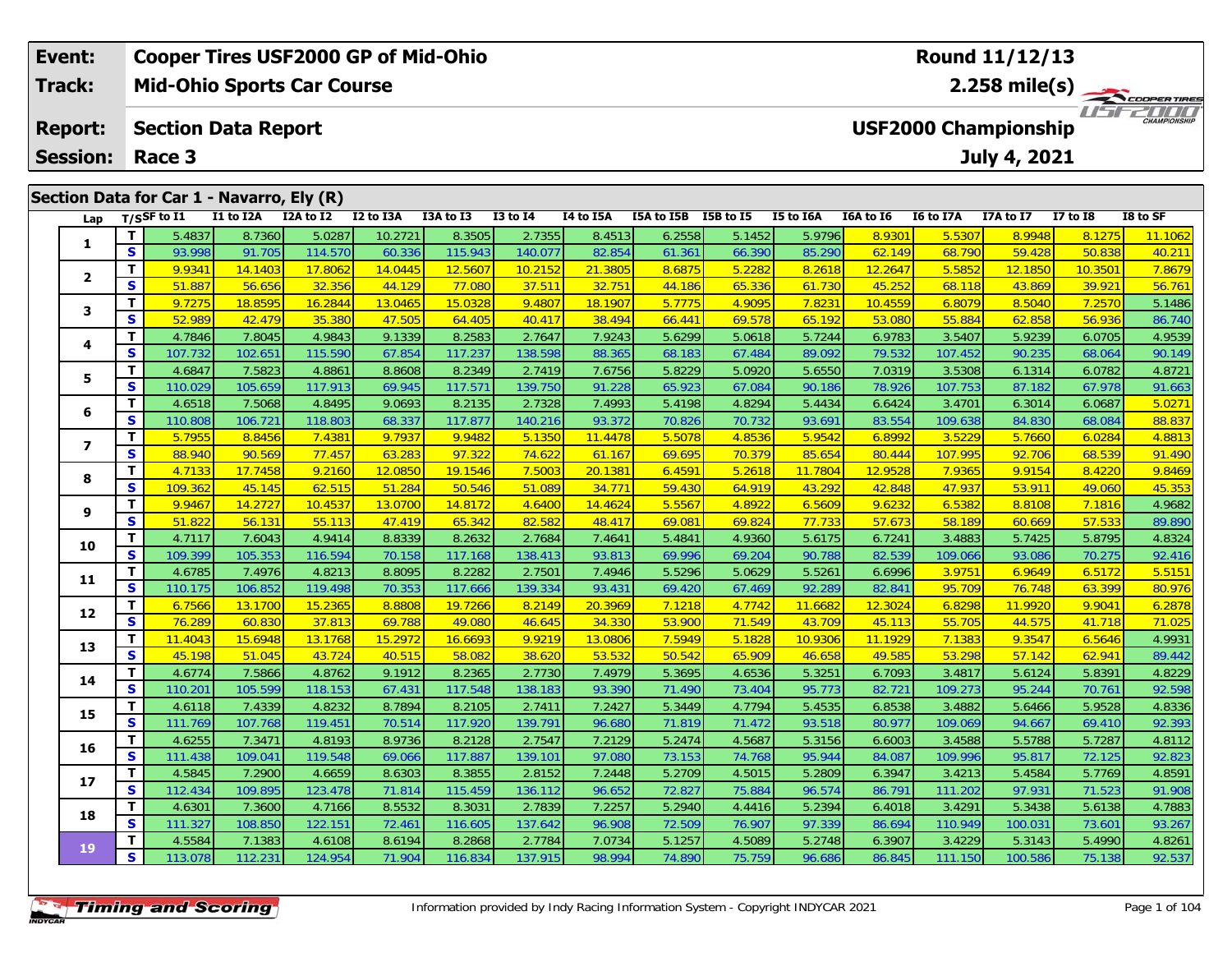| Event: | Cooper Tires USF2000 GP of Mid-Ohio | Round 11/12/13 |
|---|---|---|
| Track: | Mid-Ohio Sports Car Course | 2.258 mile(s) |
| Report: | Section Data Report | USF2000 Championship |
| Session: | Race 3 | July 4, 2021 |

## Section Data for Car 1 - Navarro, Ely (R)

| Lap | T/S | SF to I1 | I1 to I2A | I2A to I2 | I2 to I3A | I3A to I3 | I3 to I4 | I4 to I5A | I5A to I5B | I5B to I5 | I5 to I6A | I6A to I6 | I6 to I7A | I7A to I7 | I7 to I8 | I8 to SF |
|---|---|---|---|---|---|---|---|---|---|---|---|---|---|---|---|---|
| 1 | T | 5.4837 | 8.7360 | 5.0287 | 10.2721 | 8.3505 | 2.7355 | 8.4513 | 6.2558 | 5.1452 | 5.9796 | 8.9301 | 5.5307 | 8.9948 | 8.1275 | 11.1062 |
| | S | 93.998 | 91.705 | 114.570 | 60.336 | 115.943 | 140.077 | 82.854 | 61.361 | 66.390 | 85.290 | 62.149 | 68.790 | 59.428 | 50.838 | 40.211 |
| 2 | T | 9.9341 | 14.1403 | 17.8062 | 14.0445 | 12.5607 | 10.2152 | 21.3805 | 8.6875 | 5.2282 | 8.2618 | 12.2647 | 5.5852 | 12.1850 | 10.3501 | 7.8679 |
| | S | 51.887 | 56.656 | 32.356 | 44.129 | 77.080 | 37.511 | 32.751 | 44.186 | 65.336 | 61.730 | 45.252 | 68.118 | 43.869 | 39.921 | 56.761 |
| 3 | T | 9.7275 | 18.8595 | 16.2844 | 13.0465 | 15.0328 | 9.4807 | 18.1907 | 5.7775 | 4.9095 | 7.8231 | 10.4559 | 6.8079 | 8.5040 | 7.2570 | 5.1486 |
| | S | 52.989 | 42.479 | 35.380 | 47.505 | 64.405 | 40.417 | 38.494 | 66.441 | 69.578 | 65.192 | 53.080 | 55.884 | 62.858 | 56.936 | 86.740 |
| 4 | T | 4.7846 | 7.8045 | 4.9843 | 9.1339 | 8.2583 | 2.7647 | 7.9243 | 5.6299 | 5.0618 | 5.7244 | 6.9783 | 3.5407 | 5.9239 | 6.0705 | 4.9539 |
| | S | 107.732 | 102.651 | 115.590 | 67.854 | 117.237 | 138.598 | 88.365 | 68.183 | 67.484 | 89.092 | 79.532 | 107.452 | 90.235 | 68.064 | 90.149 |
| 5 | T | 4.6847 | 7.5823 | 4.8861 | 8.8608 | 8.2349 | 2.7419 | 7.6756 | 5.8229 | 5.0920 | 5.6550 | 7.0319 | 3.5308 | 6.1314 | 6.0782 | 4.8721 |
| | S | 110.029 | 105.659 | 117.913 | 69.945 | 117.571 | 139.750 | 91.228 | 65.923 | 67.084 | 90.186 | 78.926 | 107.753 | 87.182 | 67.978 | 91.663 |
| 6 | T | 4.6518 | 7.5068 | 4.8495 | 9.0693 | 8.2135 | 2.7328 | 7.4993 | 5.4198 | 4.8294 | 5.4434 | 6.6424 | 3.4701 | 6.3014 | 6.0687 | 5.0271 |
| | S | 110.808 | 106.721 | 118.803 | 68.337 | 117.877 | 140.216 | 93.372 | 70.826 | 70.732 | 93.691 | 83.554 | 109.638 | 84.830 | 68.084 | 88.837 |
| 7 | T | 5.7955 | 8.8456 | 7.4381 | 9.7937 | 9.9482 | 5.1350 | 11.4478 | 5.5078 | 4.8536 | 5.9542 | 6.8992 | 3.5229 | 5.7660 | 6.0284 | 4.8813 |
| | S | 88.940 | 90.569 | 77.457 | 63.283 | 97.322 | 74.622 | 61.167 | 69.695 | 70.379 | 85.654 | 80.444 | 107.995 | 92.706 | 68.539 | 91.490 |
| 8 | T | 4.7133 | 17.7458 | 9.2160 | 12.0850 | 19.1546 | 7.5003 | 20.1381 | 6.4591 | 5.2618 | 11.7804 | 12.9528 | 7.9365 | 9.9154 | 8.4220 | 9.8469 |
| | S | 109.362 | 45.145 | 62.515 | 51.284 | 50.546 | 51.089 | 34.771 | 59.430 | 64.919 | 43.292 | 42.848 | 47.937 | 53.911 | 49.060 | 45.353 |
| 9 | T | 9.9467 | 14.2727 | 10.4537 | 13.0700 | 14.8172 | 4.6400 | 14.4624 | 5.5567 | 4.8922 | 6.5609 | 9.6232 | 6.5382 | 8.8108 | 7.1816 | 4.9682 |
| | S | 51.822 | 56.131 | 55.113 | 47.419 | 65.342 | 82.582 | 48.417 | 69.081 | 69.824 | 77.733 | 57.673 | 58.189 | 60.669 | 57.533 | 89.890 |
| 10 | T | 4.7117 | 7.6043 | 4.9414 | 8.8339 | 8.2632 | 2.7684 | 7.4641 | 5.4841 | 4.9360 | 5.6175 | 6.7241 | 3.4883 | 5.7425 | 5.8795 | 4.8324 |
| | S | 109.399 | 105.353 | 116.594 | 70.158 | 117.168 | 138.413 | 93.813 | 69.996 | 69.204 | 90.788 | 82.539 | 109.066 | 93.086 | 70.275 | 92.416 |
| 11 | T | 4.6785 | 7.4976 | 4.8213 | 8.8095 | 8.2282 | 2.7501 | 7.4946 | 5.5296 | 5.0629 | 5.5261 | 6.6996 | 3.9751 | 6.9649 | 6.5172 | 5.5151 |
| | S | 110.175 | 106.852 | 119.498 | 70.353 | 117.666 | 139.334 | 93.431 | 69.420 | 67.469 | 92.289 | 82.841 | 95.709 | 76.748 | 63.399 | 80.976 |
| 12 | T | 6.7566 | 13.1700 | 15.2365 | 8.8808 | 19.7266 | 8.2149 | 20.3969 | 7.1218 | 4.7742 | 11.6682 | 12.3024 | 6.8298 | 11.9920 | 9.9041 | 6.2878 |
| | S | 76.289 | 60.830 | 37.813 | 69.788 | 49.080 | 46.645 | 34.330 | 53.900 | 71.549 | 43.709 | 45.113 | 55.705 | 44.575 | 41.718 | 71.025 |
| 13 | T | 11.4043 | 15.6948 | 13.1768 | 15.2972 | 16.6693 | 9.9219 | 13.0806 | 7.5949 | 5.1828 | 10.9306 | 11.1929 | 7.1383 | 9.3547 | 6.5646 | 4.9931 |
| | S | 45.198 | 51.045 | 43.724 | 40.515 | 58.082 | 38.620 | 53.532 | 50.542 | 65.909 | 46.658 | 49.585 | 53.298 | 57.142 | 62.941 | 89.442 |
| 14 | T | 4.6774 | 7.5866 | 4.8762 | 9.1912 | 8.2365 | 2.7730 | 7.4979 | 5.3695 | 4.6536 | 5.3251 | 6.7093 | 3.4817 | 5.6124 | 5.8391 | 4.8229 |
| | S | 110.201 | 105.599 | 118.153 | 67.431 | 117.548 | 138.183 | 93.390 | 71.490 | 73.404 | 95.773 | 82.721 | 109.273 | 95.244 | 70.761 | 92.598 |
| 15 | T | 4.6118 | 7.4339 | 4.8232 | 8.7894 | 8.2105 | 2.7411 | 7.2427 | 5.3449 | 4.7794 | 5.4535 | 6.8538 | 3.4882 | 5.6466 | 5.9528 | 4.8336 |
| | S | 111.769 | 107.768 | 119.451 | 70.514 | 117.920 | 139.791 | 96.680 | 71.819 | 71.472 | 93.518 | 80.977 | 109.069 | 94.667 | 69.410 | 92.393 |
| 16 | T | 4.6255 | 7.3471 | 4.8193 | 8.9736 | 8.2128 | 2.7547 | 7.2129 | 5.2474 | 4.5687 | 5.3156 | 6.6003 | 3.4588 | 5.5788 | 5.7287 | 4.8112 |
| | S | 111.438 | 109.041 | 119.548 | 69.066 | 117.887 | 139.101 | 97.080 | 73.153 | 74.768 | 95.944 | 84.087 | 109.996 | 95.817 | 72.125 | 92.823 |
| 17 | T | 4.5845 | 7.2900 | 4.6659 | 8.6303 | 8.3855 | 2.8152 | 7.2448 | 5.2709 | 4.5015 | 5.2809 | 6.3947 | 3.4213 | 5.4584 | 5.7769 | 4.8591 |
| | S | 112.434 | 109.895 | 123.478 | 71.814 | 115.459 | 136.112 | 96.652 | 72.827 | 75.884 | 96.574 | 86.791 | 111.202 | 97.931 | 71.523 | 91.908 |
| 18 | T | 4.6301 | 7.3600 | 4.7166 | 8.5532 | 8.3031 | 2.7839 | 7.2257 | 5.2940 | 4.4416 | 5.2394 | 6.4018 | 3.4291 | 5.3438 | 5.6138 | 4.7883 |
| | S | 111.327 | 108.850 | 122.151 | 72.461 | 116.605 | 137.642 | 96.908 | 72.509 | 76.907 | 97.339 | 86.694 | 110.949 | 100.031 | 73.601 | 93.267 |
| 19 | T | 4.5584 | 7.1383 | 4.6108 | 8.6194 | 8.2868 | 2.7784 | 7.0734 | 5.1257 | 4.5089 | 5.2748 | 6.3907 | 3.4229 | 5.3143 | 5.4990 | 4.8261 |
| | S | 113.078 | 112.231 | 124.954 | 71.904 | 116.834 | 137.915 | 98.994 | 74.890 | 75.759 | 96.686 | 86.845 | 111.150 | 100.586 | 75.138 | 92.537 |

Information provided by Indy Racing Information System - Copyright INDYCAR 2021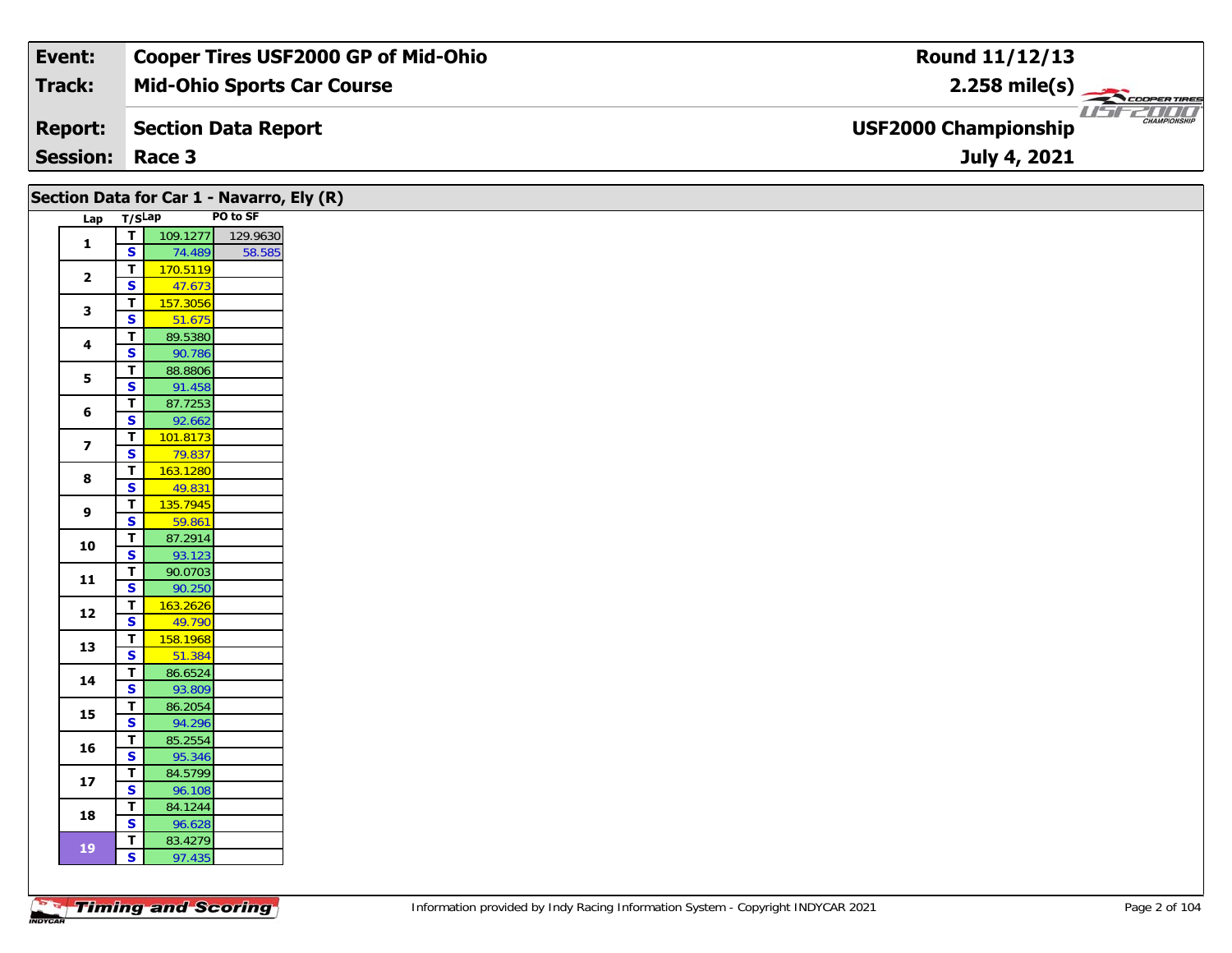| Event: | Cooper Tires USF2000 GP of Mid-Ohio | Round 11/12/13 |
|---|---|---|
| Track: | Mid-Ohio Sports Car Course | 2.258 mile(s) |
| Report: | Section Data Report | USF2000 Championship |
| Session: | Race 3 | July 4, 2021 |

## Section Data for Car 1 - Navarro, Ely (R)

| Lap | T/S | Lap | PO to SF |
|---|---|---|---|
| 1 | T | 109.1277 | 129.9630 |
| | S | 74.489 | 58.585 |
| 2 | T | 170.5119 | |
| | S | 47.673 | |
| 3 | T | 157.3056 | |
| | S | 51.675 | |
| 4 | T | 89.5380 | |
| | S | 90.786 | |
| 5 | T | 88.8806 | |
| | S | 91.458 | |
| 6 | T | 87.7253 | |
| | S | 92.662 | |
| 7 | T | 101.8173 | |
| | S | 79.837 | |
| 8 | T | 163.1280 | |
| | S | 49.831 | |
| 9 | T | 135.7945 | |
| | S | 59.861 | |
| 10 | T | 87.2914 | |
| | S | 93.123 | |
| 11 | T | 90.0703 | |
| | S | 90.250 | |
| 12 | T | 163.2626 | |
| | S | 49.790 | |
| 13 | T | 158.1968 | |
| | S | 51.384 | |
| 14 | T | 86.6524 | |
| | S | 93.809 | |
| 15 | T | 86.2054 | |
| | S | 94.296 | |
| 16 | T | 85.2554 | |
| | S | 95.346 | |
| 17 | T | 84.5799 | |
| | S | 96.108 | |
| 18 | T | 84.1244 | |
| | S | 96.628 | |
| 19 | T | 83.4279 | |
| | S | 97.435 | |

Information provided by Indy Racing Information System - Copyright INDYCAR 2021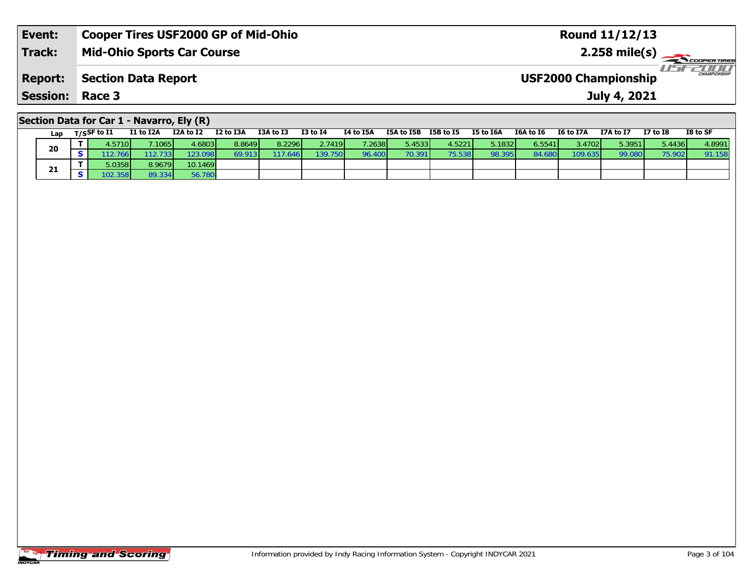| Event: | Cooper Tires USF2000 GP of Mid-Ohio | Round 11/12/13 |
|---|---|---|
| Track: | Mid-Ohio Sports Car Course | 2.258 mile(s) |
| Report: | Section Data Report | USF2000 Championship |
| Session: | Race 3 | July 4, 2021 |

## Section Data for Car 1 - Navarro, Ely (R)

| Lap | T/S | SF to I1 | I1 to I2A | I2A to I2 | I2 to I3A | I3A to I3 | I3 to I4 | I4 to I5A | I5A to I5B | I5B to I5 | I5 to I6A | I6A to I6 | I6 to I7A | I7A to I7 | I7 to I8 | I8 to SF |
|---|---|---|---|---|---|---|---|---|---|---|---|---|---|---|---|---|
| 20 | T | 4.5710 | 7.1065 | 4.6803 | 8.8649 | 8.2296 | 2.7419 | 7.2638 | 5.4533 | 4.5221 | 5.1832 | 6.5541 | 3.4702 | 5.3951 | 5.4436 | 4.8991 |
| | S | 112.766 | 112.733 | 123.098 | 69.913 | 117.646 | 139.750 | 96.400 | 70.391 | 75.538 | 98.395 | 84.680 | 109.635 | 99.080 | 75.902 | 91.158 |
| 21 | T | 5.0358 | 8.9679 | 10.1469 | | | | | | | | | | | | |
| | S | 102.358 | 89.334 | 56.780 | | | | | | | | | | | | |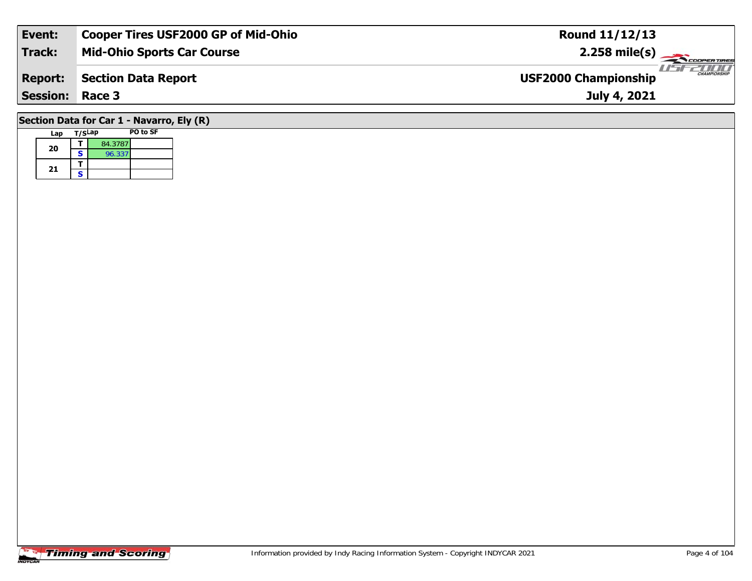| Event: | Cooper Tires USF2000 GP of Mid-Ohio | Round 11/12/13 |
|---|---|---|
| Track: | Mid-Ohio Sports Car Course | 2.258 mile(s) |
| Report: | Section Data Report | USF2000 Championship |
| Session: | Race 3 | July 4, 2021 |

## Section Data for Car 1 - Navarro, Ely (R)

| Lap | T/S | Lap | PO to SF |
|---|---|---|---|
| 20 | T | 84.3787 | |
| | S | 96.337 | |
| 21 | T | | |
| | S | | |

Information provided by Indy Racing Information System - Copyright INDYCAR 2021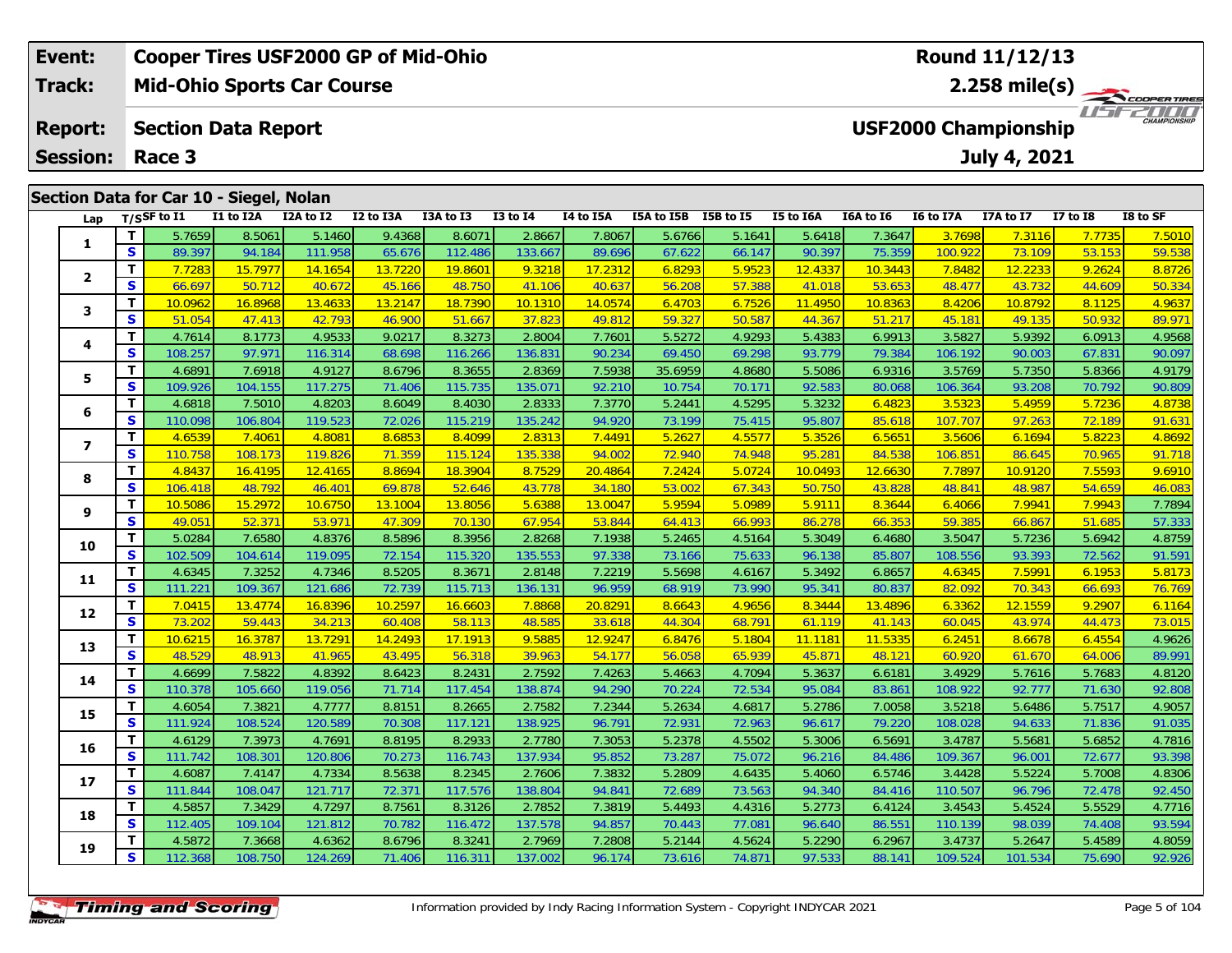| Event: | Cooper Tires USF2000 GP of Mid-Ohio | Round 11/12/13 |
|---|---|---|
| Track: | Mid-Ohio Sports Car Course | 2.258 mile(s) |
| Report: | Section Data Report | USF2000 Championship |
| Session: | Race 3 | July 4, 2021 |

## Section Data for Car 10 - Siegel, Nolan

| Lap | T/S | SF to I1 | I1 to I2A | I2A to I2 | I2 to I3A | I3A to I3 | I3 to I4 | I4 to I5A | I5A to I5B | I5B to I5 | I5 to I6A | I6A to I6 | I6 to I7A | I7A to I7 | I7 to I8 | I8 to SF |
|---|---|---|---|---|---|---|---|---|---|---|---|---|---|---|---|---|
| 1 | T | 5.7659 | 8.5061 | 5.1460 | 9.4368 | 8.6071 | 2.8667 | 7.8067 | 5.6766 | 5.1641 | 5.6418 | 7.3647 | 3.7698 | 7.3116 | 7.7735 | 7.5010 |
| | S | 89.397 | 94.184 | 111.958 | 65.676 | 112.486 | 133.667 | 89.696 | 67.622 | 66.147 | 90.397 | 75.359 | 100.922 | 73.109 | 53.153 | 59.538 |
| 2 | T | 7.7283 | 15.7977 | 14.1654 | 13.7220 | 19.8601 | 9.3218 | 17.2312 | 6.8293 | 5.9523 | 12.4337 | 10.3443 | 7.8482 | 12.2233 | 9.2624 | 8.8726 |
| | S | 66.697 | 50.712 | 40.672 | 45.166 | 48.750 | 41.106 | 40.637 | 56.208 | 57.388 | 41.018 | 53.653 | 48.477 | 43.732 | 44.609 | 50.334 |
| 3 | T | 10.0962 | 16.8968 | 13.4633 | 13.2147 | 18.7390 | 10.1310 | 14.0574 | 6.4703 | 6.7526 | 11.4950 | 10.8363 | 8.4206 | 10.8792 | 8.1125 | 4.9637 |
| | S | 51.054 | 47.413 | 42.793 | 46.900 | 51.667 | 37.823 | 49.812 | 59.327 | 50.587 | 44.367 | 51.217 | 45.181 | 49.135 | 50.932 | 89.971 |
| 4 | T | 4.7614 | 8.1773 | 4.9533 | 9.0217 | 8.3273 | 2.8004 | 7.7601 | 5.5272 | 4.9293 | 5.4383 | 6.9913 | 3.5827 | 5.9392 | 6.0913 | 4.9568 |
| | S | 108.257 | 97.971 | 116.314 | 68.698 | 116.266 | 136.831 | 90.234 | 69.450 | 69.298 | 93.779 | 79.384 | 106.192 | 90.003 | 67.831 | 90.097 |
| 5 | T | 4.6891 | 7.6918 | 4.9127 | 8.6796 | 8.3655 | 2.8369 | 7.5938 | 35.6959 | 4.8680 | 5.5086 | 6.9316 | 3.5769 | 5.7350 | 5.8366 | 4.9179 |
| | S | 109.926 | 104.155 | 117.275 | 71.406 | 115.735 | 135.071 | 92.210 | 10.754 | 70.171 | 92.583 | 80.068 | 106.364 | 93.208 | 70.792 | 90.809 |
| 6 | T | 4.6818 | 7.5010 | 4.8203 | 8.6049 | 8.4030 | 2.8333 | 7.3770 | 5.2441 | 4.5295 | 5.3232 | 6.4823 | 3.5323 | 5.4959 | 5.7236 | 4.8738 |
| | S | 110.098 | 106.804 | 119.523 | 72.026 | 115.219 | 135.242 | 94.920 | 73.199 | 75.415 | 95.807 | 85.618 | 107.707 | 97.263 | 72.189 | 91.631 |
| 7 | T | 4.6539 | 7.4061 | 4.8081 | 8.6853 | 8.4099 | 2.8313 | 7.4491 | 5.2627 | 4.5577 | 5.3526 | 6.5651 | 3.5606 | 6.1694 | 5.8223 | 4.8692 |
| | S | 110.758 | 108.173 | 119.826 | 71.359 | 115.124 | 135.338 | 94.002 | 72.940 | 74.948 | 95.281 | 84.538 | 106.851 | 86.645 | 70.965 | 91.718 |
| 8 | T | 4.8437 | 16.4195 | 12.4165 | 8.8694 | 18.3904 | 8.7529 | 20.4864 | 7.2424 | 5.0724 | 10.0493 | 12.6630 | 7.7897 | 10.9120 | 7.5593 | 9.6910 |
| | S | 106.418 | 48.792 | 46.401 | 69.878 | 52.646 | 43.778 | 34.180 | 53.002 | 67.343 | 50.750 | 43.828 | 48.841 | 48.987 | 54.659 | 46.083 |
| 9 | T | 10.5086 | 15.2972 | 10.6750 | 13.1004 | 13.8056 | 5.6388 | 13.0047 | 5.9594 | 5.0989 | 5.9111 | 8.3644 | 6.4066 | 7.9941 | 7.9943 | 7.7894 |
| | S | 49.051 | 52.371 | 53.971 | 47.309 | 70.130 | 67.954 | 53.844 | 64.413 | 66.993 | 86.278 | 66.353 | 59.385 | 66.867 | 51.685 | 57.333 |
| 10 | T | 5.0284 | 7.6580 | 4.8376 | 8.5896 | 8.3956 | 2.8268 | 7.1938 | 5.2465 | 4.5164 | 5.3049 | 6.4680 | 3.5047 | 5.7236 | 5.6942 | 4.8759 |
| | S | 102.509 | 104.614 | 119.095 | 72.154 | 115.320 | 135.553 | 97.338 | 73.166 | 75.633 | 96.138 | 85.807 | 108.556 | 93.393 | 72.562 | 91.591 |
| 11 | T | 4.6345 | 7.3252 | 4.7346 | 8.5205 | 8.3671 | 2.8148 | 7.2219 | 5.5698 | 4.6167 | 5.3492 | 6.8657 | 4.6345 | 7.5991 | 6.1953 | 5.8173 |
| | S | 111.221 | 109.367 | 121.686 | 72.739 | 115.713 | 136.131 | 96.959 | 68.919 | 73.990 | 95.341 | 80.837 | 82.092 | 70.343 | 66.693 | 76.769 |
| 12 | T | 7.0415 | 13.4774 | 16.8396 | 10.2597 | 16.6603 | 7.8868 | 20.8291 | 8.6643 | 4.9656 | 8.3444 | 13.4896 | 6.3362 | 12.1559 | 9.2907 | 6.1164 |
| | S | 73.202 | 59.443 | 34.213 | 60.408 | 58.113 | 48.585 | 33.618 | 44.304 | 68.791 | 61.119 | 41.143 | 60.045 | 43.974 | 44.473 | 73.015 |
| 13 | T | 10.6215 | 16.3787 | 13.7291 | 14.2493 | 17.1913 | 9.5885 | 12.9247 | 6.8476 | 5.1804 | 11.1181 | 11.5335 | 6.2451 | 8.6678 | 6.4554 | 4.9626 |
| | S | 48.529 | 48.913 | 41.965 | 43.495 | 56.318 | 39.963 | 54.177 | 56.058 | 65.939 | 45.871 | 48.121 | 60.920 | 61.670 | 64.006 | 89.991 |
| 14 | T | 4.6699 | 7.5822 | 4.8392 | 8.6423 | 8.2431 | 2.7592 | 7.4263 | 5.4663 | 4.7094 | 5.3637 | 6.6181 | 3.4929 | 5.7616 | 5.7683 | 4.8120 |
| | S | 110.378 | 105.660 | 119.056 | 71.714 | 117.454 | 138.874 | 94.290 | 70.224 | 72.534 | 95.084 | 83.861 | 108.922 | 92.777 | 71.630 | 92.808 |
| 15 | T | 4.6054 | 7.3821 | 4.7777 | 8.8151 | 8.2665 | 2.7582 | 7.2344 | 5.2634 | 4.6817 | 5.2786 | 7.0058 | 3.5218 | 5.6486 | 5.7517 | 4.9057 |
| | S | 111.924 | 108.524 | 120.589 | 70.308 | 117.121 | 138.925 | 96.791 | 72.931 | 72.963 | 96.617 | 79.220 | 108.028 | 94.633 | 71.836 | 91.035 |
| 16 | T | 4.6129 | 7.3973 | 4.7691 | 8.8195 | 8.2933 | 2.7780 | 7.3053 | 5.2378 | 4.5502 | 5.3006 | 6.5691 | 3.4787 | 5.5681 | 5.6852 | 4.7816 |
| | S | 111.742 | 108.301 | 120.806 | 70.273 | 116.743 | 137.934 | 95.852 | 73.287 | 75.072 | 96.216 | 84.486 | 109.367 | 96.001 | 72.677 | 93.398 |
| 17 | T | 4.6087 | 7.4147 | 4.7334 | 8.5638 | 8.2345 | 2.7606 | 7.3832 | 5.2809 | 4.6435 | 5.4060 | 6.5746 | 3.4428 | 5.5224 | 5.7008 | 4.8306 |
| | S | 111.844 | 108.047 | 121.717 | 72.371 | 117.576 | 138.804 | 94.841 | 72.689 | 73.563 | 94.340 | 84.416 | 110.507 | 96.796 | 72.478 | 92.450 |
| 18 | T | 4.5857 | 7.3429 | 4.7297 | 8.7561 | 8.3126 | 2.7852 | 7.3819 | 5.4493 | 4.4316 | 5.2773 | 6.4124 | 3.4543 | 5.4524 | 5.5529 | 4.7716 |
| | S | 112.405 | 109.104 | 121.812 | 70.782 | 116.472 | 137.578 | 94.857 | 70.443 | 77.081 | 96.640 | 86.551 | 110.139 | 98.039 | 74.408 | 93.594 |
| 19 | T | 4.5872 | 7.3668 | 4.6362 | 8.6796 | 8.3241 | 2.7969 | 7.2808 | 5.2144 | 4.5624 | 5.2290 | 6.2967 | 3.4737 | 5.2647 | 5.4589 | 4.8059 |
| | S | 112.368 | 108.750 | 124.269 | 71.406 | 116.311 | 137.002 | 96.174 | 73.616 | 74.871 | 97.533 | 88.141 | 109.524 | 101.534 | 75.690 | 92.926 |

Information provided by Indy Racing Information System - Copyright INDYCAR 2021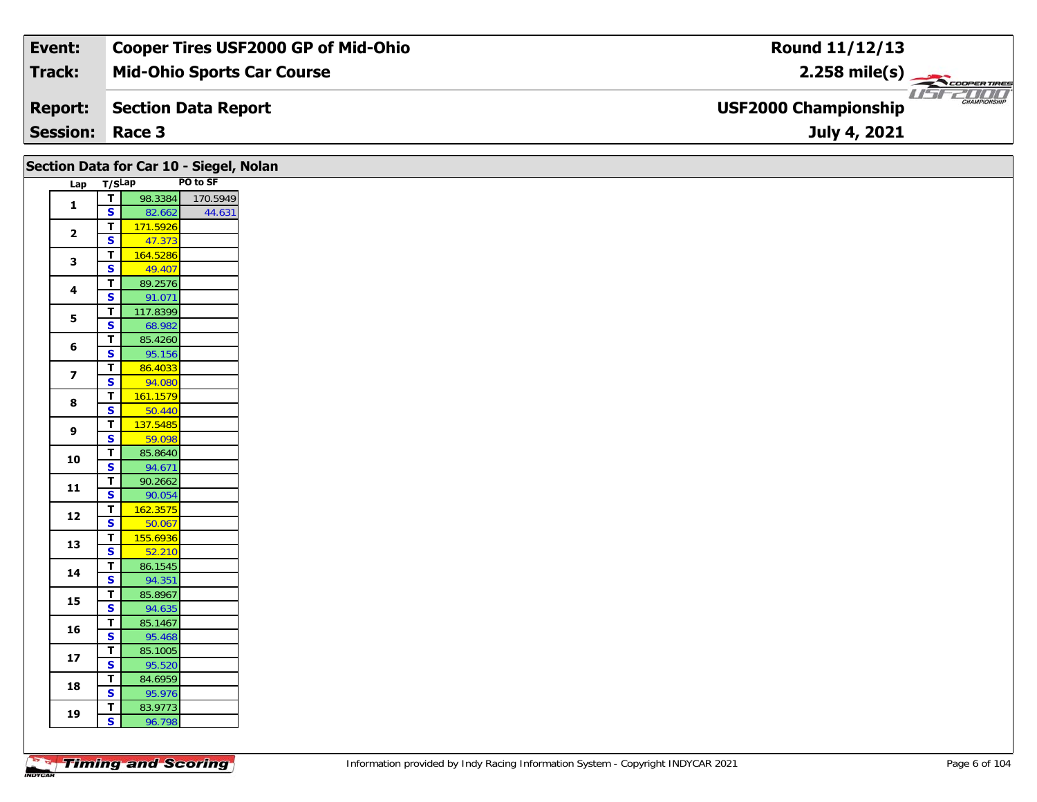| Event: | Cooper Tires USF2000 GP of Mid-Ohio | Round 11/12/13 |
|---|---|---|
| Track: | Mid-Ohio Sports Car Course | 2.258 mile(s) |
| Report: | Section Data Report | USF2000 Championship |
| Session: | Race 3 | July 4, 2021 |

## Section Data for Car 10 - Siegel, Nolan

| Lap | T/S | Lap | PO to SF |
|---|---|---|---|
| 1 | T | 98.3384 | 170.5949 |
| | S | 82.662 | 44.631 |
| 2 | T | 171.5926 | |
| | S | 47.373 | |
| 3 | T | 164.5286 | |
| | S | 49.407 | |
| 4 | T | 89.2576 | |
| | S | 91.071 | |
| 5 | T | 117.8399 | |
| | S | 68.982 | |
| 6 | T | 85.4260 | |
| | S | 95.156 | |
| 7 | T | 86.4033 | |
| | S | 94.080 | |
| 8 | T | 161.1579 | |
| | S | 50.440 | |
| 9 | T | 137.5485 | |
| | S | 59.098 | |
| 10 | T | 85.8640 | |
| | S | 94.671 | |
| 11 | T | 90.2662 | |
| | S | 90.054 | |
| 12 | T | 162.3575 | |
| | S | 50.067 | |
| 13 | T | 155.6936 | |
| | S | 52.210 | |
| 14 | T | 86.1545 | |
| | S | 94.351 | |
| 15 | T | 85.8967 | |
| | S | 94.635 | |
| 16 | T | 85.1467 | |
| | S | 95.468 | |
| 17 | T | 85.1005 | |
| | S | 95.520 | |
| 18 | T | 84.6959 | |
| | S | 95.976 | |
| 19 | T | 83.9773 | |
| | S | 96.798 | |

Information provided by Indy Racing Information System - Copyright INDYCAR 2021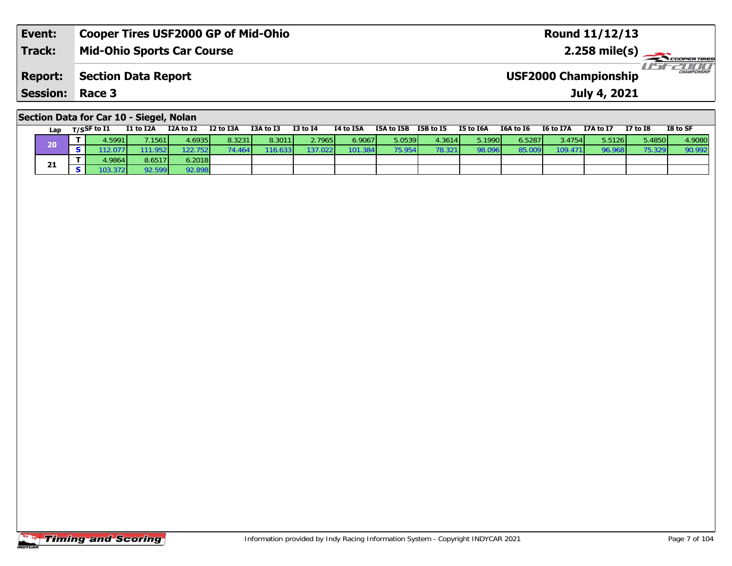| Event: | Cooper Tires USF2000 GP of Mid-Ohio | Round 11/12/13 |
|---|---|---|
| Track: | Mid-Ohio Sports Car Course | 2.258 mile(s) |
| Report: | Section Data Report | USF2000 Championship |
| Session: | Race 3 | July 4, 2021 |

## Section Data for Car 10 - Siegel, Nolan

| Lap | T/S | SF to I1 | I1 to I2A | I2A to I2 | I2 to I3A | I3A to I3 | I3 to I4 | I4 to I5A | I5A to I5B | I5B to I5 | I5 to I6A | I6A to I6 | I6 to I7A | I7A to I7 | I7 to I8 | I8 to SF |
|---|---|---|---|---|---|---|---|---|---|---|---|---|---|---|---|---|
| 20 | T | 4.5991 | 7.1561 | 4.6935 | 8.3231 | 8.3011 | 2.7965 | 6.9067 | 5.0539 | 4.3614 | 5.1990 | 6.5287 | 3.4754 | 5.5126 | 5.4850 | 4.9080 |
| | S | 112.077 | 111.952 | 122.752 | 74.464 | 116.633 | 137.022 | 101.384 | 75.954 | 78.321 | 98.096 | 85.009 | 109.471 | 96.968 | 75.329 | 90.992 |
| 21 | T | 4.9864 | 8.6517 | 6.2018 | | | | | | | | | | | | |
| | S | 103.372 | 92.599 | 92.898 | | | | | | | | | | | | |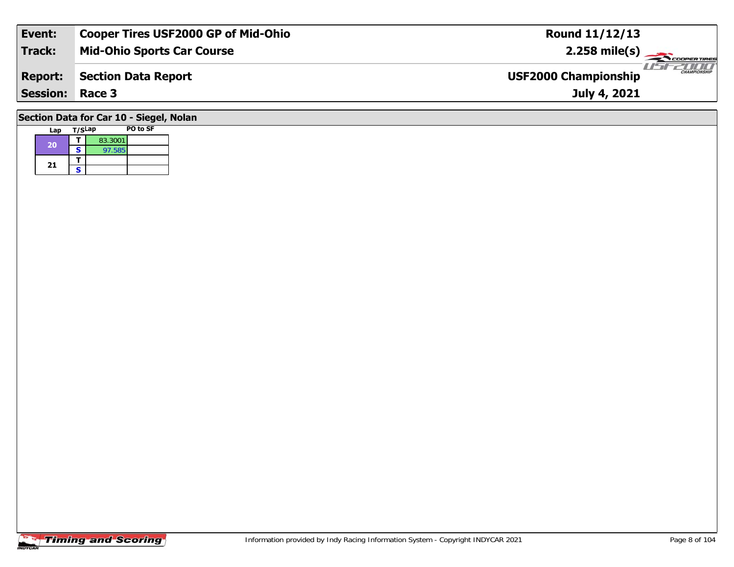| Event: | Cooper Tires USF2000 GP of Mid-Ohio | Round 11/12/13 |
|---|---|---|
| Track: | Mid-Ohio Sports Car Course | 2.258 mile(s) |
| Report: | Section Data Report | USF2000 Championship |
| Session: | Race 3 | July 4, 2021 |

## Section Data for Car 10 - Siegel, Nolan

| Lap | T/S | Lap | PO to SF |
|---|---|---|---|
| 20 | T | 83.3001 | |
| | S | 97.585 | |
| 21 | T | | |
| | S | | |

Information provided by Indy Racing Information System - Copyright INDYCAR 2021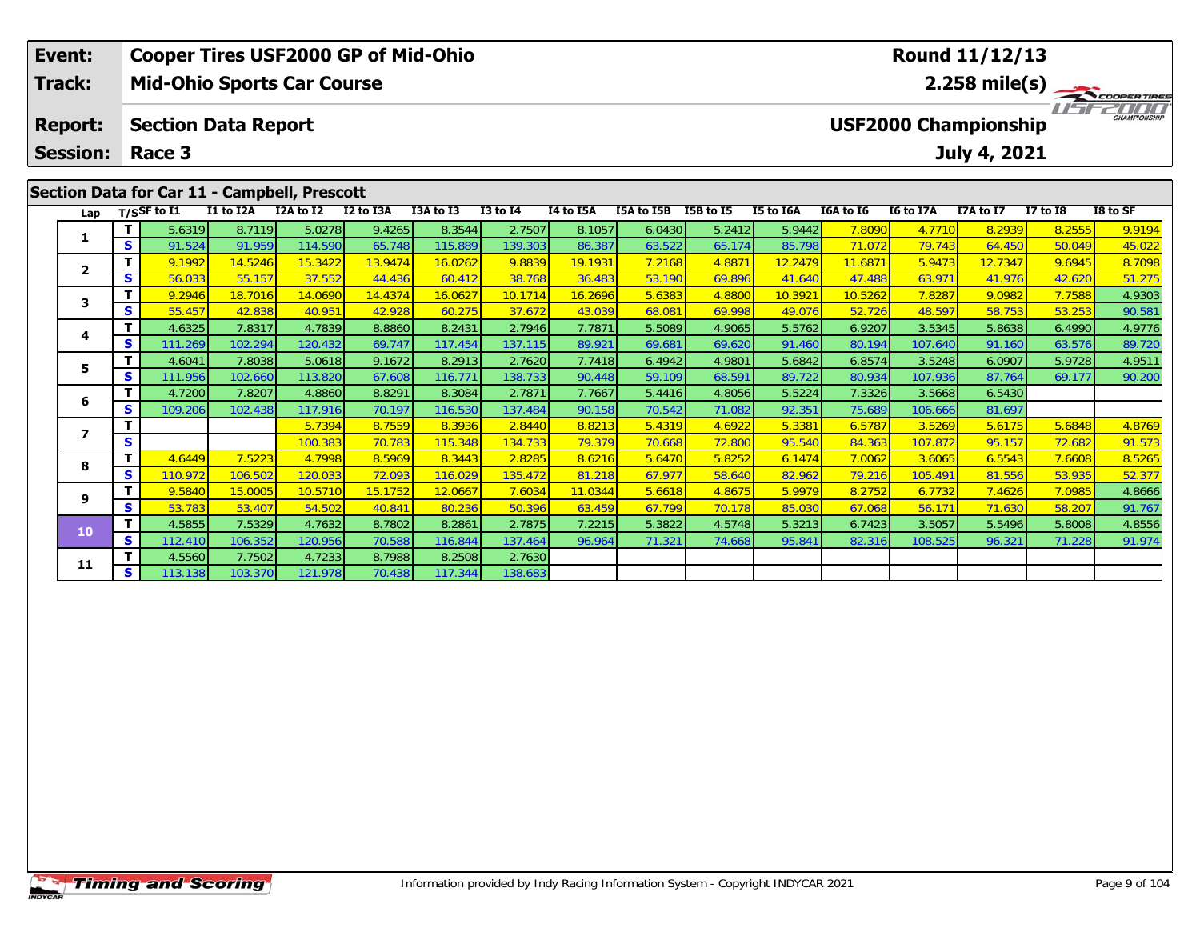| Event: | Cooper Tires USF2000 GP of Mid-Ohio | Round 11/12/13 |
|---|---|---|
| Track: | Mid-Ohio Sports Car Course | 2.258 mile(s) |
| Report: | Section Data Report | USF2000 Championship |
| Session: | Race 3 | July 4, 2021 |

## Section Data for Car 11 - Campbell, Prescott

| Lap | T/S | SF to I1 | I1 to I2A | I2A to I2 | I2 to I3A | I3A to I3 | I3 to I4 | I4 to I5A | I5A to I5B | I5B to I5 | I5 to I6A | I6A to I6 | I6 to I7A | I7A to I7 | I7 to I8 | I8 to SF |
|---|---|---|---|---|---|---|---|---|---|---|---|---|---|---|---|---|
| 1 | T | 5.6319 | 8.7119 | 5.0278 | 9.4265 | 8.3544 | 2.7507 | 8.1057 | 6.0430 | 5.2412 | 5.9442 | 7.8090 | 4.7710 | 8.2939 | 8.2555 | 9.9194 |
|  | S | 91.524 | 91.959 | 114.590 | 65.748 | 115.889 | 139.303 | 86.387 | 63.522 | 65.174 | 85.798 | 71.072 | 79.743 | 64.450 | 50.049 | 45.022 |
| 2 | T | 9.1992 | 14.5246 | 15.3422 | 13.9474 | 16.0262 | 9.8839 | 19.1931 | 7.2168 | 4.8871 | 12.2479 | 11.6871 | 5.9473 | 12.7347 | 9.6945 | 8.7098 |
|  | S | 56.033 | 55.157 | 37.552 | 44.436 | 60.412 | 38.768 | 36.483 | 53.190 | 69.896 | 41.640 | 47.488 | 63.971 | 41.976 | 42.620 | 51.275 |
| 3 | T | 9.2946 | 18.7016 | 14.0690 | 14.4374 | 16.0627 | 10.1714 | 16.2696 | 5.6383 | 4.8800 | 10.3921 | 10.5262 | 7.8287 | 9.0982 | 7.7588 | 4.9303 |
|  | S | 55.457 | 42.838 | 40.951 | 42.928 | 60.275 | 37.672 | 43.039 | 68.081 | 69.998 | 49.076 | 52.726 | 48.597 | 58.753 | 53.253 | 90.581 |
| 4 | T | 4.6325 | 7.8317 | 4.7839 | 8.8860 | 8.2431 | 2.7946 | 7.7871 | 5.5089 | 4.9065 | 5.5762 | 6.9207 | 3.5345 | 5.8638 | 6.4990 | 4.9776 |
|  | S | 111.269 | 102.294 | 120.432 | 69.747 | 117.454 | 137.115 | 89.921 | 69.681 | 69.620 | 91.460 | 80.194 | 107.640 | 91.160 | 63.576 | 89.720 |
| 5 | T | 4.6041 | 7.8038 | 5.0618 | 9.1672 | 8.2913 | 2.7620 | 7.7418 | 6.4942 | 4.9801 | 5.6842 | 6.8574 | 3.5248 | 6.0907 | 5.9728 | 4.9511 |
|  | S | 111.956 | 102.660 | 113.820 | 67.608 | 116.771 | 138.733 | 90.448 | 59.109 | 68.591 | 89.722 | 80.934 | 107.936 | 87.764 | 69.177 | 90.200 |
| 6 | T | 4.7200 | 7.8207 | 4.8860 | 8.8291 | 8.3084 | 2.7871 | 7.7667 | 5.4416 | 4.8056 | 5.5224 | 7.3326 | 3.5668 | 6.5430 |  |  |
|  | S | 109.206 | 102.438 | 117.916 | 70.197 | 116.530 | 137.484 | 90.158 | 70.542 | 71.082 | 92.351 | 75.689 | 106.666 | 81.697 |  |  |
| 7 | T |  |  | 5.7394 | 8.7559 | 8.3936 | 2.8440 | 8.8213 | 5.4319 | 4.6922 | 5.3381 | 6.5787 | 3.5269 | 5.6175 | 5.6848 | 4.8769 |
|  | S |  |  | 100.383 | 70.783 | 115.348 | 134.733 | 79.379 | 70.668 | 72.800 | 95.540 | 84.363 | 107.872 | 95.157 | 72.682 | 91.573 |
| 8 | T | 4.6449 | 7.5223 | 4.7998 | 8.5969 | 8.3443 | 2.8285 | 8.6216 | 5.6470 | 5.8252 | 6.1474 | 7.0062 | 3.6065 | 6.5543 | 7.6608 | 8.5265 |
|  | S | 110.972 | 106.502 | 120.033 | 72.093 | 116.029 | 135.472 | 81.218 | 67.977 | 58.640 | 82.962 | 79.216 | 105.491 | 81.556 | 53.935 | 52.377 |
| 9 | T | 9.5840 | 15.0005 | 10.5710 | 15.1752 | 12.0667 | 7.6034 | 11.0344 | 5.6618 | 4.8675 | 5.9979 | 8.2752 | 6.7732 | 7.4626 | 7.0985 | 4.8666 |
|  | S | 53.783 | 53.407 | 54.502 | 40.841 | 80.236 | 50.396 | 63.459 | 67.799 | 70.178 | 85.030 | 67.068 | 56.171 | 71.630 | 58.207 | 91.767 |
| 10 | T | 4.5855 | 7.5329 | 4.7632 | 8.7802 | 8.2861 | 2.7875 | 7.2215 | 5.3822 | 4.5748 | 5.3213 | 6.7423 | 3.5057 | 5.5496 | 5.8008 | 4.8556 |
|  | S | 112.410 | 106.352 | 120.956 | 70.588 | 116.844 | 137.464 | 96.964 | 71.321 | 74.668 | 95.841 | 82.316 | 108.525 | 96.321 | 71.228 | 91.974 |
| 11 | T | 4.5560 | 7.7502 | 4.7233 | 8.7988 | 8.2508 | 2.7630 |  |  |  |  |  |  |  |  |  |
|  | S | 113.138 | 103.370 | 121.978 | 70.438 | 117.344 | 138.683 |  |  |  |  |  |  |  |  |  |

Information provided by Indy Racing Information System - Copyright INDYCAR 2021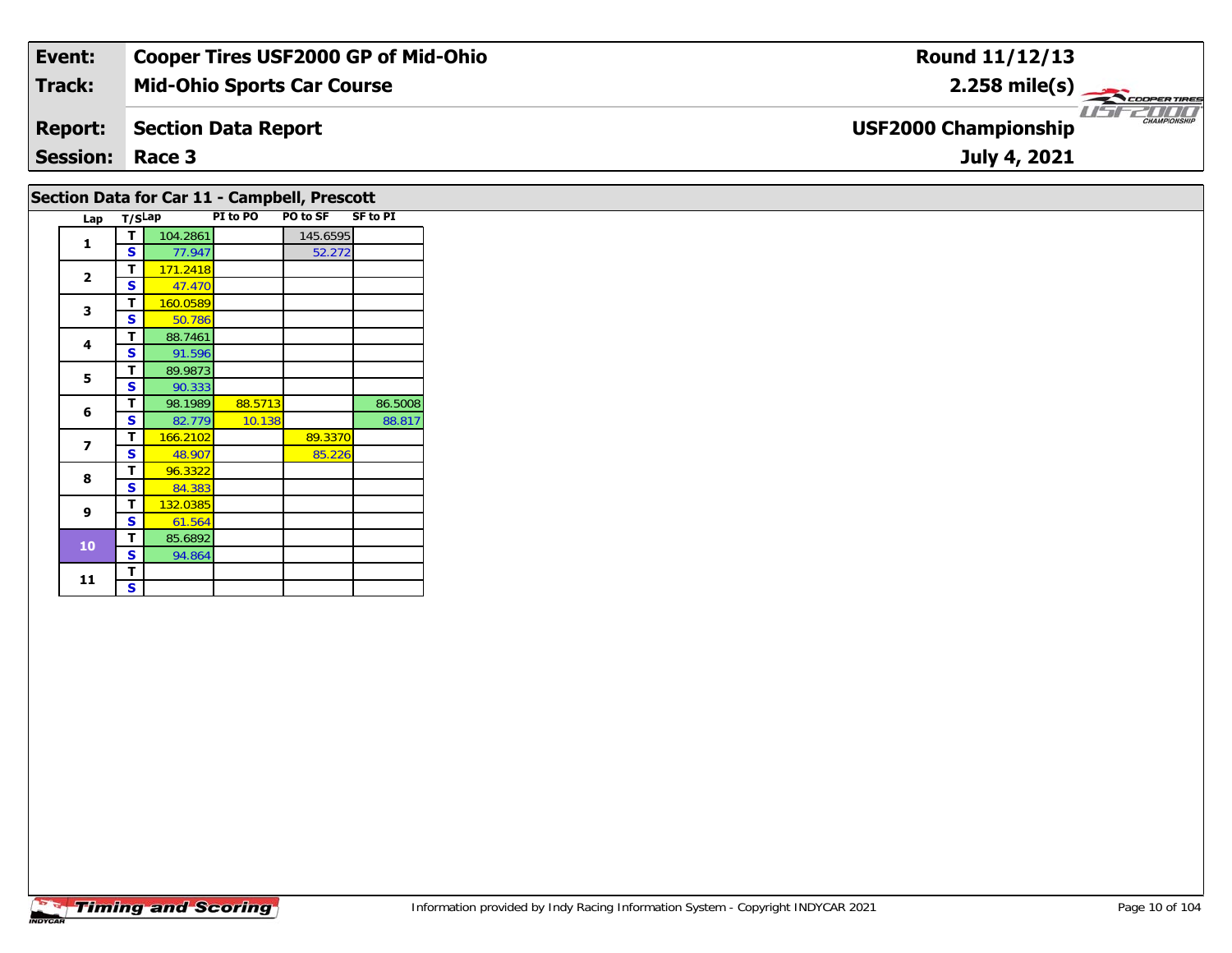| Event: | Cooper Tires USF2000 GP of Mid-Ohio | Round 11/12/13 |
|---|---|---|
| Track: | Mid-Ohio Sports Car Course | 2.258 mile(s) |
| Report: | Section Data Report | USF2000 Championship |
| Session: | Race 3 | July 4, 2021 |

## Section Data for Car 11 - Campbell, Prescott

| Lap | T/S | Lap | PI to PO | PO to SF | SF to PI |
|---|---|---|---|---|---|
| 1 | T | 104.2861 | | 145.6595 | |
| | S | 77.947 | | 52.272 | |
| 2 | T | 171.2418 | | | |
| | S | 47.470 | | | |
| 3 | T | 160.0589 | | | |
| | S | 50.786 | | | |
| 4 | T | 88.7461 | | | |
| | S | 91.596 | | | |
| 5 | T | 89.9873 | | | |
| | S | 90.333 | | | |
| 6 | T | 98.1989 | 88.5713 | | 86.5008 |
| | S | 82.779 | 10.138 | | 88.817 |
| 7 | T | 166.2102 | | 89.3370 | |
| | S | 48.907 | | 85.226 | |
| 8 | T | 96.3322 | | | |
| | S | 84.383 | | | |
| 9 | T | 132.0385 | | | |
| | S | 61.564 | | | |
| 10 | T | 85.6892 | | | |
| | S | 94.864 | | | |
| 11 | T | | | | |
| | S | | | | |

Information provided by Indy Racing Information System - Copyright INDYCAR 2021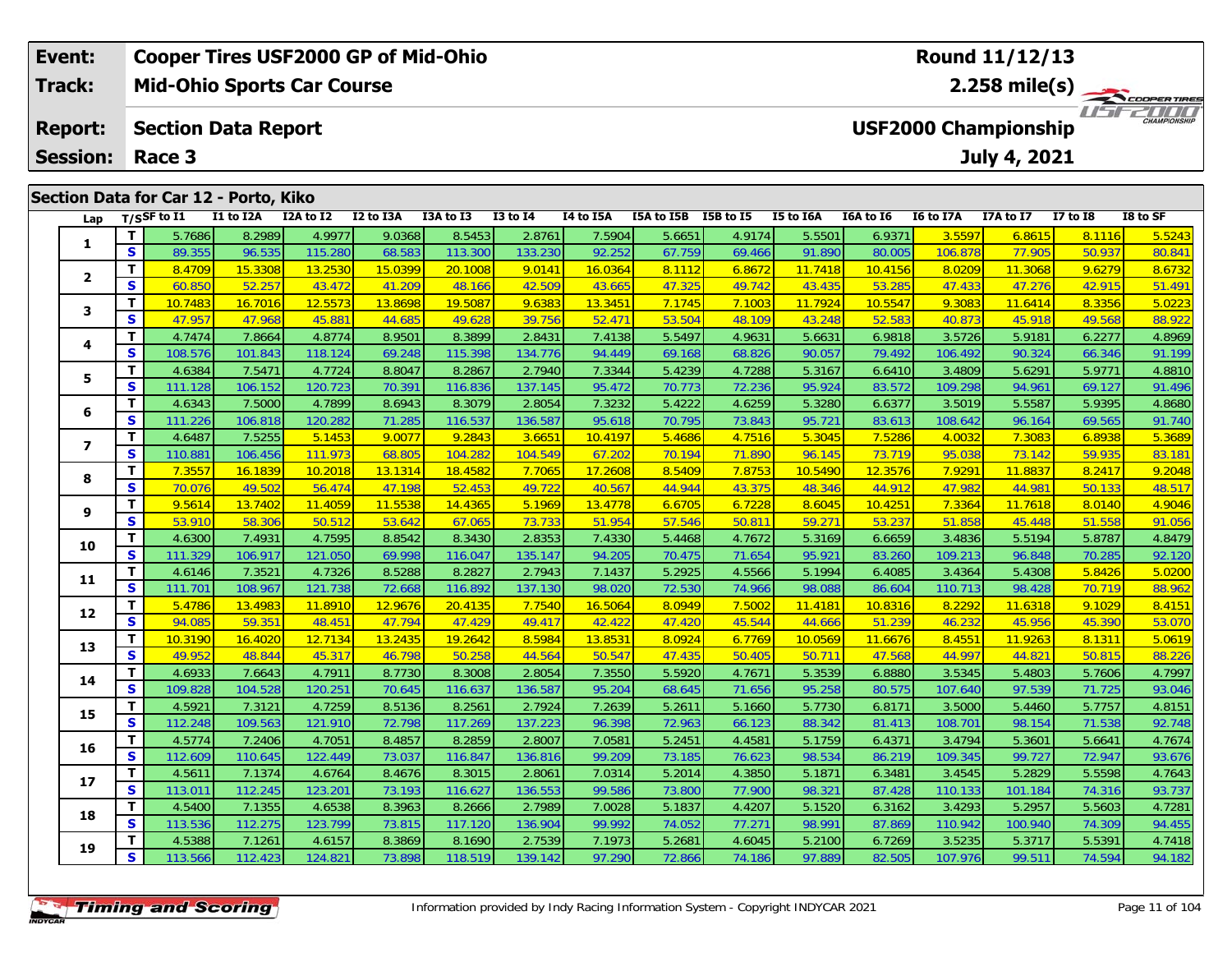| Event: | Cooper Tires USF2000 GP of Mid-Ohio | Round 11/12/13 |
|---|---|---|
| Track: | Mid-Ohio Sports Car Course | 2.258 mile(s) |
| Report: | Section Data Report | USF2000 Championship |
| Session: | Race 3 | July 4, 2021 |

## Section Data for Car 12 - Porto, Kiko

| Lap | T/S | SF to I1 | I1 to I2A | I2A to I2 | I2 to I3A | I3A to I3 | I3 to I4 | I4 to I5A | I5A to I5B | I5B to I5 | I5 to I6A | I6A to I6 | I6 to I7A | I7A to I7 | I7 to I8 | I8 to SF |
|---|---|---|---|---|---|---|---|---|---|---|---|---|---|---|---|---|
| 1 | T | 5.7686 | 8.2989 | 4.9977 | 9.0368 | 8.5453 | 2.8761 | 7.5904 | 5.6651 | 4.9174 | 5.5501 | 6.9371 | 3.5597 | 6.8615 | 8.1116 | 5.5243 |
| | S | 89.355 | 96.535 | 115.280 | 68.583 | 113.300 | 133.230 | 92.252 | 67.759 | 69.466 | 91.890 | 80.005 | 106.878 | 77.905 | 50.937 | 80.841 |
| 2 | T | 8.4709 | 15.3308 | 13.2530 | 15.0399 | 20.1008 | 9.0141 | 16.0364 | 8.1112 | 6.8672 | 11.7418 | 10.4156 | 8.0209 | 11.3068 | 9.6279 | 8.6732 |
| | S | 60.850 | 52.257 | 43.472 | 41.209 | 48.166 | 42.509 | 43.665 | 47.325 | 49.742 | 43.435 | 53.285 | 47.433 | 47.276 | 42.915 | 51.491 |
| 3 | T | 10.7483 | 16.7016 | 12.5573 | 13.8698 | 19.5087 | 9.6383 | 13.3451 | 7.1745 | 7.1003 | 11.7924 | 10.5547 | 9.3083 | 11.6414 | 8.3356 | 5.0223 |
| | S | 47.957 | 47.968 | 45.881 | 44.685 | 49.628 | 39.756 | 52.471 | 53.504 | 48.109 | 43.248 | 52.583 | 40.873 | 45.918 | 49.568 | 88.922 |
| 4 | T | 4.7474 | 7.8664 | 4.8774 | 8.9501 | 8.3899 | 2.8431 | 7.4138 | 5.5497 | 4.9631 | 5.6631 | 6.9818 | 3.5726 | 5.9181 | 6.2277 | 4.8969 |
| | S | 108.576 | 101.843 | 118.124 | 69.248 | 115.398 | 134.776 | 94.449 | 69.168 | 68.826 | 90.057 | 79.492 | 106.492 | 90.324 | 66.346 | 91.199 |
| 5 | T | 4.6384 | 7.5471 | 4.7724 | 8.8047 | 8.2867 | 2.7940 | 7.3344 | 5.4239 | 4.7288 | 5.3167 | 6.6410 | 3.4809 | 5.6291 | 5.9771 | 4.8810 |
| | S | 111.128 | 106.152 | 120.723 | 70.391 | 116.836 | 137.145 | 95.472 | 70.773 | 72.236 | 95.924 | 83.572 | 109.298 | 94.961 | 69.127 | 91.496 |
| 6 | T | 4.6343 | 7.5000 | 4.7899 | 8.6943 | 8.3079 | 2.8054 | 7.3232 | 5.4222 | 4.6259 | 5.3280 | 6.6377 | 3.5019 | 5.5587 | 5.9395 | 4.8680 |
| | S | 111.226 | 106.818 | 120.282 | 71.285 | 116.537 | 136.587 | 95.618 | 70.795 | 73.843 | 95.721 | 83.613 | 108.642 | 96.164 | 69.565 | 91.740 |
| 7 | T | 4.6487 | 7.5255 | 5.1453 | 9.0077 | 9.2843 | 3.6651 | 10.4197 | 5.4686 | 4.7516 | 5.3045 | 7.5286 | 4.0032 | 7.3083 | 6.8938 | 5.3689 |
| | S | 110.881 | 106.456 | 111.973 | 68.805 | 104.282 | 104.549 | 67.202 | 70.194 | 71.890 | 96.145 | 73.719 | 95.038 | 73.142 | 59.935 | 83.181 |
| 8 | T | 7.3557 | 16.1839 | 10.2018 | 13.1314 | 18.4582 | 7.7065 | 17.2608 | 8.5409 | 7.8753 | 10.5490 | 12.3576 | 7.9291 | 11.8837 | 8.2417 | 9.2048 |
| | S | 70.076 | 49.502 | 56.474 | 47.198 | 52.453 | 49.722 | 40.567 | 44.944 | 43.375 | 48.346 | 44.912 | 47.982 | 44.981 | 50.133 | 48.517 |
| 9 | T | 9.5614 | 13.7402 | 11.4059 | 11.5538 | 14.4365 | 5.1969 | 13.4778 | 6.6705 | 6.7228 | 8.6045 | 10.4251 | 7.3364 | 11.7618 | 8.0140 | 4.9046 |
| | S | 53.910 | 58.306 | 50.512 | 53.642 | 67.065 | 73.733 | 51.954 | 57.546 | 50.811 | 59.271 | 53.237 | 51.858 | 45.448 | 51.558 | 91.056 |
| 10 | T | 4.6300 | 7.4931 | 4.7595 | 8.8542 | 8.3430 | 2.8353 | 7.4330 | 5.4468 | 4.7672 | 5.3169 | 6.6659 | 3.4836 | 5.5194 | 5.8787 | 4.8479 |
| | S | 111.329 | 106.917 | 121.050 | 69.998 | 116.047 | 135.147 | 94.205 | 70.475 | 71.654 | 95.921 | 83.260 | 109.213 | 96.848 | 70.285 | 92.120 |
| 11 | T | 4.6146 | 7.3521 | 4.7326 | 8.5288 | 8.2827 | 2.7943 | 7.1437 | 5.2925 | 4.5566 | 5.1994 | 6.4085 | 3.4364 | 5.4308 | 5.8426 | 5.0200 |
| | S | 111.701 | 108.967 | 121.738 | 72.668 | 116.892 | 137.130 | 98.020 | 72.530 | 74.966 | 98.088 | 86.604 | 110.713 | 98.428 | 70.719 | 88.962 |
| 12 | T | 5.4786 | 13.4983 | 11.8910 | 12.9676 | 20.4135 | 7.7540 | 16.5064 | 8.0949 | 7.5002 | 11.4181 | 10.8316 | 8.2292 | 11.6318 | 9.1029 | 8.4151 |
| | S | 94.085 | 59.351 | 48.451 | 47.794 | 47.429 | 49.417 | 42.422 | 47.420 | 45.544 | 44.666 | 51.239 | 46.232 | 45.956 | 45.390 | 53.070 |
| 13 | T | 10.3190 | 16.4020 | 12.7134 | 13.2435 | 19.2642 | 8.5984 | 13.8531 | 8.0924 | 6.7769 | 10.0569 | 11.6676 | 8.4551 | 11.9263 | 8.1311 | 5.0619 |
| | S | 49.952 | 48.844 | 45.317 | 46.798 | 50.258 | 44.564 | 50.547 | 47.435 | 50.405 | 50.711 | 47.568 | 44.997 | 44.821 | 50.815 | 88.226 |
| 14 | T | 4.6933 | 7.6643 | 4.7911 | 8.7730 | 8.3008 | 2.8054 | 7.3550 | 5.5920 | 4.7671 | 5.3539 | 6.8880 | 3.5345 | 5.4803 | 5.7606 | 4.7997 |
| | S | 109.828 | 104.528 | 120.251 | 70.645 | 116.637 | 136.587 | 95.204 | 68.645 | 71.656 | 95.258 | 80.575 | 107.640 | 97.539 | 71.725 | 93.046 |
| 15 | T | 4.5921 | 7.3121 | 4.7259 | 8.5136 | 8.2561 | 2.7924 | 7.2639 | 5.2611 | 5.1660 | 5.7730 | 6.8171 | 3.5000 | 5.4460 | 5.7757 | 4.8151 |
| | S | 112.248 | 109.563 | 121.910 | 72.798 | 117.269 | 137.223 | 96.398 | 72.963 | 66.123 | 88.342 | 81.413 | 108.701 | 98.154 | 71.538 | 92.748 |
| 16 | T | 4.5774 | 7.2406 | 4.7051 | 8.4857 | 8.2859 | 2.8007 | 7.0581 | 5.2451 | 4.4581 | 5.1759 | 6.4371 | 3.4794 | 5.3601 | 5.6641 | 4.7674 |
| | S | 112.609 | 110.645 | 122.449 | 73.037 | 116.847 | 136.816 | 99.209 | 73.185 | 76.623 | 98.534 | 86.219 | 109.345 | 99.727 | 72.947 | 93.676 |
| 17 | T | 4.5611 | 7.1374 | 4.6764 | 8.4676 | 8.3015 | 2.8061 | 7.0314 | 5.2014 | 4.3850 | 5.1871 | 6.3481 | 3.4545 | 5.2829 | 5.5598 | 4.7643 |
| | S | 113.011 | 112.245 | 123.201 | 73.193 | 116.627 | 136.553 | 99.586 | 73.800 | 77.900 | 98.321 | 87.428 | 110.133 | 101.184 | 74.316 | 93.737 |
| 18 | T | 4.5400 | 7.1355 | 4.6538 | 8.3963 | 8.2666 | 2.7989 | 7.0028 | 5.1837 | 4.4207 | 5.1520 | 6.3162 | 3.4293 | 5.2957 | 5.5603 | 4.7281 |
| | S | 113.536 | 112.275 | 123.799 | 73.815 | 117.120 | 136.904 | 99.992 | 74.052 | 77.271 | 98.991 | 87.869 | 110.942 | 100.940 | 74.309 | 94.455 |
| 19 | T | 4.5388 | 7.1261 | 4.6157 | 8.3869 | 8.1690 | 2.7539 | 7.1973 | 5.2681 | 4.6045 | 5.2100 | 6.7269 | 3.5235 | 5.3717 | 5.5391 | 4.7418 |
| | S | 113.566 | 112.423 | 124.821 | 73.898 | 118.519 | 139.142 | 97.290 | 72.866 | 74.186 | 97.889 | 82.505 | 107.976 | 99.511 | 74.594 | 94.182 |

Information provided by Indy Racing Information System - Copyright INDYCAR 2021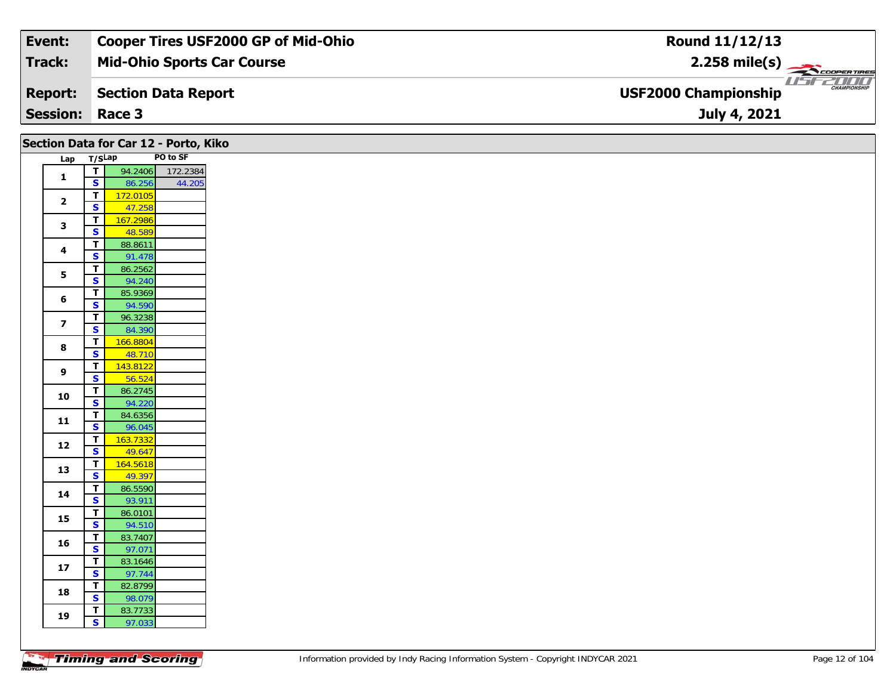| Event: | Cooper Tires USF2000 GP of Mid-Ohio | Round 11/12/13 |
|---|---|---|
| Track: | Mid-Ohio Sports Car Course | 2.258 mile(s) |
| Report: | Section Data Report | USF2000 Championship |
| Session: | Race 3 | July 4, 2021 |

## Section Data for Car 12 - Porto, Kiko

| Lap | T/S | Lap | PO to SF |
|---|---|---|---|
| 1 | T | 94.2406 | 172.2384 |
| | S | 86.256 | 44.205 |
| 2 | T | 172.0105 | |
| | S | 47.258 | |
| 3 | T | 167.2986 | |
| | S | 48.589 | |
| 4 | T | 88.8611 | |
| | S | 91.478 | |
| 5 | T | 86.2562 | |
| | S | 94.240 | |
| 6 | T | 85.9369 | |
| | S | 94.590 | |
| 7 | T | 96.3238 | |
| | S | 84.390 | |
| 8 | T | 166.8804 | |
| | S | 48.710 | |
| 9 | T | 143.8122 | |
| | S | 56.524 | |
| 10 | T | 86.2745 | |
| | S | 94.220 | |
| 11 | T | 84.6356 | |
| | S | 96.045 | |
| 12 | T | 163.7332 | |
| | S | 49.647 | |
| 13 | T | 164.5618 | |
| | S | 49.397 | |
| 14 | T | 86.5590 | |
| | S | 93.911 | |
| 15 | T | 86.0101 | |
| | S | 94.510 | |
| 16 | T | 83.7407 | |
| | S | 97.071 | |
| 17 | T | 83.1646 | |
| | S | 97.744 | |
| 18 | T | 82.8799 | |
| | S | 98.079 | |
| 19 | T | 83.7733 | |
| | S | 97.033 | |

Information provided by Indy Racing Information System - Copyright INDYCAR 2021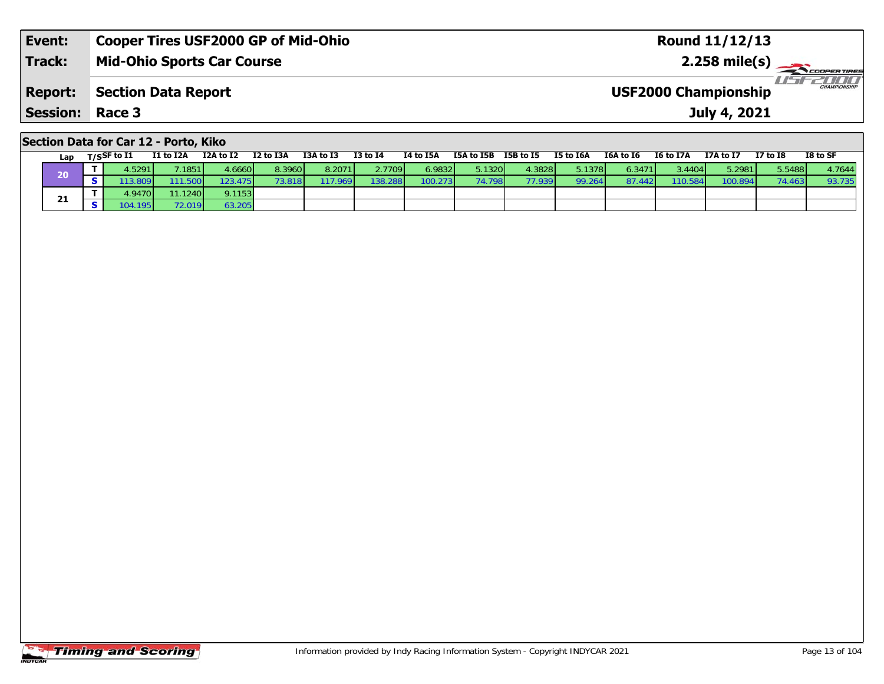| Event: | Cooper Tires USF2000 GP of Mid-Ohio | Round 11/12/13 |
|---|---|---|
| Track: | Mid-Ohio Sports Car Course | 2.258 mile(s) |
| Report: | Section Data Report | USF2000 Championship |
| Session: | Race 3 | July 4, 2021 |

## Section Data for Car 12 - Porto, Kiko

| Lap | T/S | SF to I1 | I1 to I2A | I2A to I2 | I2 to I3A | I3A to I3 | I3 to I4 | I4 to I5A | I5A to I5B | I5B to I5 | I5 to I6A | I6A to I6 | I6 to I7A | I7A to I7 | I7 to I8 | I8 to SF |
|---|---|---|---|---|---|---|---|---|---|---|---|---|---|---|---|---|
| 20 | T | 4.5291 | 7.1851 | 4.6660 | 8.3960 | 8.2071 | 2.7709 | 6.9832 | 5.1320 | 4.3828 | 5.1378 | 6.3471 | 3.4404 | 5.2981 | 5.5488 | 4.7644 |
| | S | 113.809 | 111.500 | 123.475 | 73.818 | 117.969 | 138.288 | 100.273 | 74.798 | 77.939 | 99.264 | 87.442 | 110.584 | 100.894 | 74.463 | 93.735 |
| 21 | T | 4.9470 | 11.1240 | 9.1153 | | | | | | | | | | | | |
| | S | 104.195 | 72.019 | 63.205 | | | | | | | | | | | | |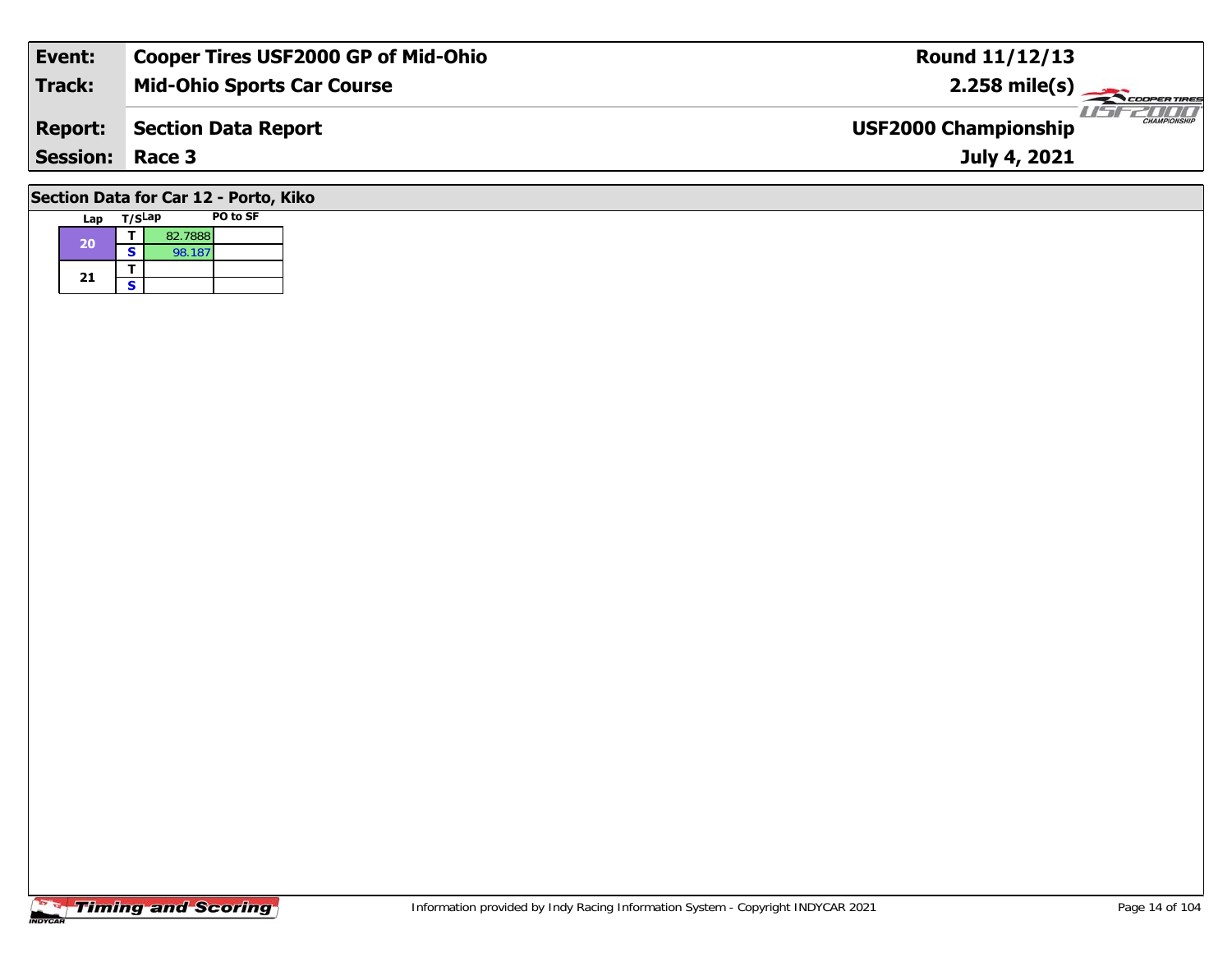| Event: | Cooper Tires USF2000 GP of Mid-Ohio | Round 11/12/13 |
|---|---|---|
| Track: | Mid-Ohio Sports Car Course | 2.258 mile(s) |
| Report: | Section Data Report | USF2000 Championship |
| Session: | Race 3 | July 4, 2021 |

## Section Data for Car 12 - Porto, Kiko

| Lap | T/S | Lap | PO to SF |
|---|---|---|---|
| 20 | T | 82.7888 | |
| | S | 98.187 | |
| 21 | T | | |
| | S | | |

Timing and Scoring

Information provided by Indy Racing Information System - Copyright INDYCAR 2021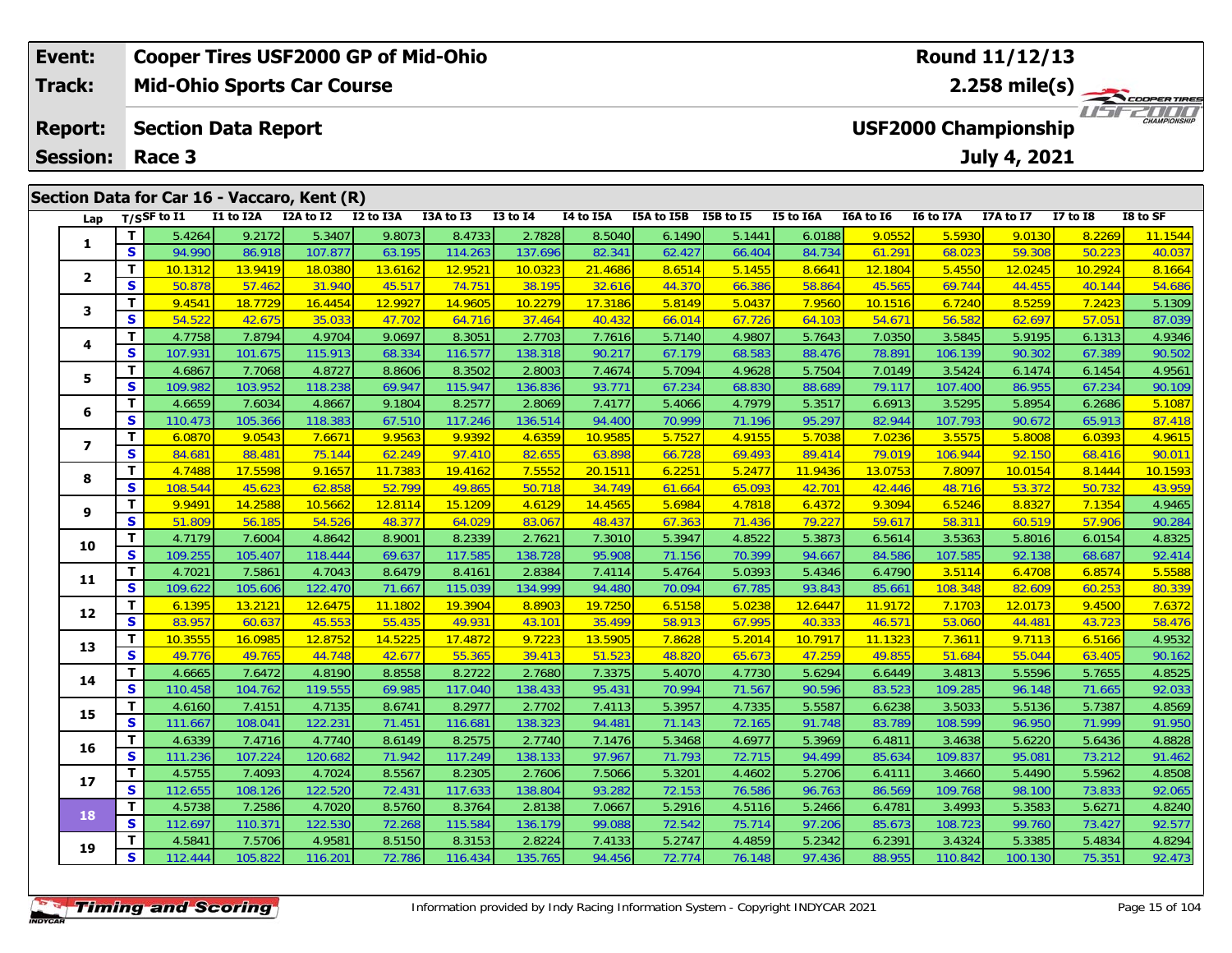| Event: | Cooper Tires USF2000 GP of Mid-Ohio | Round 11/12/13 |
|---|---|---|
| Track: | Mid-Ohio Sports Car Course | 2.258 mile(s) |
| Report: | Section Data Report | USF2000 Championship |
| Session: | Race 3 | July 4, 2021 |

## Section Data for Car 16 - Vaccaro, Kent (R)

| Lap | T/S | SF to I1 | I1 to I2A | I2A to I2 | I2 to I3A | I3A to I3 | I3 to I4 | I4 to I5A | I5A to I5B | I5B to I5 | I5 to I6A | I6A to I6 | I6 to I7A | I7A to I7 | I7 to I8 | I8 to SF |
|---|---|---|---|---|---|---|---|---|---|---|---|---|---|---|---|---|
| 1 | T | 5.4264 | 9.2172 | 5.3407 | 9.8073 | 8.4733 | 2.7828 | 8.5040 | 6.1490 | 5.1441 | 6.0188 | 9.0552 | 5.5930 | 9.0130 | 8.2269 | 11.1544 |
| | S | 94.990 | 86.918 | 107.877 | 63.195 | 114.263 | 137.696 | 82.341 | 62.427 | 66.404 | 84.734 | 61.291 | 68.023 | 59.308 | 50.223 | 40.037 |
| 2 | T | 10.1312 | 13.9419 | 18.0380 | 13.6162 | 12.9521 | 10.0323 | 21.4686 | 8.6514 | 5.1455 | 8.6641 | 12.1804 | 5.4550 | 12.0245 | 10.2924 | 8.1664 |
| | S | 50.878 | 57.462 | 31.940 | 45.517 | 74.751 | 38.195 | 32.616 | 44.370 | 66.386 | 58.864 | 45.565 | 69.744 | 44.455 | 40.144 | 54.686 |
| 3 | T | 9.4541 | 18.7729 | 16.4454 | 12.9927 | 14.9605 | 10.2279 | 17.3186 | 5.8149 | 5.0437 | 7.9560 | 10.1516 | 6.7240 | 8.5259 | 7.2423 | 5.1309 |
| | S | 54.522 | 42.675 | 35.033 | 47.702 | 64.716 | 37.464 | 40.432 | 66.014 | 67.726 | 64.103 | 54.671 | 56.582 | 62.697 | 57.051 | 87.039 |
| 4 | T | 4.7758 | 7.8794 | 4.9704 | 9.0697 | 8.3051 | 2.7703 | 7.7616 | 5.7140 | 4.9807 | 5.7643 | 7.0350 | 3.5845 | 5.9195 | 6.1313 | 4.9346 |
| | S | 107.931 | 101.675 | 115.913 | 68.334 | 116.577 | 138.318 | 90.217 | 67.179 | 68.583 | 88.476 | 78.891 | 106.139 | 90.302 | 67.389 | 90.502 |
| 5 | T | 4.6867 | 7.7068 | 4.8727 | 8.8606 | 8.3502 | 2.8003 | 7.4674 | 5.7094 | 4.9628 | 5.7504 | 7.0149 | 3.5424 | 6.1474 | 6.1454 | 4.9561 |
| | S | 109.982 | 103.952 | 118.238 | 69.947 | 115.947 | 136.836 | 93.771 | 67.234 | 68.830 | 88.689 | 79.117 | 107.400 | 86.955 | 67.234 | 90.109 |
| 6 | T | 4.6659 | 7.6034 | 4.8667 | 9.1804 | 8.2577 | 2.8069 | 7.4177 | 5.4066 | 4.7979 | 5.3517 | 6.6913 | 3.5295 | 5.8954 | 6.2686 | 5.1087 |
| | S | 110.473 | 105.366 | 118.383 | 67.510 | 117.246 | 136.514 | 94.400 | 70.999 | 71.196 | 95.297 | 82.944 | 107.793 | 90.672 | 65.913 | 87.418 |
| 7 | T | 6.0870 | 9.0543 | 7.6671 | 9.9563 | 9.9392 | 4.6359 | 10.9585 | 5.7527 | 4.9155 | 5.7038 | 7.0236 | 3.5575 | 5.8008 | 6.0393 | 4.9615 |
| | S | 84.681 | 88.481 | 75.144 | 62.249 | 97.410 | 82.655 | 63.898 | 66.728 | 69.493 | 89.414 | 79.019 | 106.944 | 92.150 | 68.416 | 90.011 |
| 8 | T | 4.7488 | 17.5598 | 9.1657 | 11.7383 | 19.4162 | 7.5552 | 20.1511 | 6.2251 | 5.2477 | 11.9436 | 13.0753 | 7.8097 | 10.0154 | 8.1444 | 10.1593 |
| | S | 108.544 | 45.623 | 62.858 | 52.799 | 49.865 | 50.718 | 34.749 | 61.664 | 65.093 | 42.701 | 42.446 | 48.716 | 53.372 | 50.732 | 43.959 |
| 9 | T | 9.9491 | 14.2588 | 10.5662 | 12.8114 | 15.1209 | 4.6129 | 14.4565 | 5.6984 | 4.7818 | 6.4372 | 9.3094 | 6.5246 | 8.8327 | 7.1354 | 4.9465 |
| | S | 51.809 | 56.185 | 54.526 | 48.377 | 64.029 | 83.067 | 48.437 | 67.363 | 71.436 | 79.227 | 59.617 | 58.311 | 60.519 | 57.906 | 90.284 |
| 10 | T | 4.7179 | 7.6004 | 4.8642 | 8.9001 | 8.2339 | 2.7621 | 7.3010 | 5.3947 | 4.8522 | 5.3873 | 6.5614 | 3.5363 | 5.8016 | 6.0154 | 4.8325 |
| | S | 109.255 | 105.407 | 118.444 | 69.637 | 117.585 | 138.728 | 95.908 | 71.156 | 70.399 | 94.667 | 84.586 | 107.585 | 92.138 | 68.687 | 92.414 |
| 11 | T | 4.7021 | 7.5861 | 4.7043 | 8.6479 | 8.4161 | 2.8384 | 7.4114 | 5.4764 | 5.0393 | 5.4346 | 6.4790 | 3.5114 | 6.4708 | 6.8574 | 5.5588 |
| | S | 109.622 | 105.606 | 122.470 | 71.667 | 115.039 | 134.999 | 94.480 | 70.094 | 67.785 | 93.843 | 85.661 | 108.348 | 82.609 | 60.253 | 80.339 |
| 12 | T | 6.1395 | 13.2121 | 12.6475 | 11.1802 | 19.3904 | 8.8903 | 19.7250 | 6.5158 | 5.0238 | 12.6447 | 11.9172 | 7.1703 | 12.0173 | 9.4500 | 7.6372 |
| | S | 83.957 | 60.637 | 45.553 | 55.435 | 49.931 | 43.101 | 35.499 | 58.913 | 67.995 | 40.333 | 46.571 | 53.060 | 44.481 | 43.723 | 58.476 |
| 13 | T | 10.3555 | 16.0985 | 12.8752 | 14.5225 | 17.4872 | 9.7223 | 13.5905 | 7.8628 | 5.2014 | 10.7917 | 11.1323 | 7.3611 | 9.7113 | 6.5166 | 4.9532 |
| | S | 49.776 | 49.765 | 44.748 | 42.677 | 55.365 | 39.413 | 51.523 | 48.820 | 65.673 | 47.259 | 49.855 | 51.684 | 55.044 | 63.405 | 90.162 |
| 14 | T | 4.6665 | 7.6472 | 4.8190 | 8.8558 | 8.2722 | 2.7680 | 7.3375 | 5.4070 | 4.7730 | 5.6294 | 6.6449 | 3.4813 | 5.5596 | 5.7655 | 4.8525 |
| | S | 110.458 | 104.762 | 119.555 | 69.985 | 117.040 | 138.433 | 95.431 | 70.994 | 71.567 | 90.596 | 83.523 | 109.285 | 96.148 | 71.665 | 92.033 |
| 15 | T | 4.6160 | 7.4151 | 4.7135 | 8.6741 | 8.2977 | 2.7702 | 7.4113 | 5.3957 | 4.7335 | 5.5587 | 6.6238 | 3.5033 | 5.5136 | 5.7387 | 4.8569 |
| | S | 111.667 | 108.041 | 122.231 | 71.451 | 116.681 | 138.323 | 94.481 | 71.143 | 72.165 | 91.748 | 83.789 | 108.599 | 96.950 | 71.999 | 91.950 |
| 16 | T | 4.6339 | 7.4716 | 4.7740 | 8.6149 | 8.2575 | 2.7740 | 7.1476 | 5.3468 | 4.6977 | 5.3969 | 6.4811 | 3.4638 | 5.6220 | 5.6436 | 4.8828 |
| | S | 111.236 | 107.224 | 120.682 | 71.942 | 117.249 | 138.133 | 97.967 | 71.793 | 72.715 | 94.499 | 85.634 | 109.837 | 95.081 | 73.212 | 91.462 |
| 17 | T | 4.5755 | 7.4093 | 4.7024 | 8.5567 | 8.2305 | 2.7606 | 7.5066 | 5.3201 | 4.4602 | 5.2706 | 6.4111 | 3.4660 | 5.4490 | 5.5962 | 4.8508 |
| | S | 112.655 | 108.126 | 122.520 | 72.431 | 117.633 | 138.804 | 93.282 | 72.153 | 76.586 | 96.763 | 86.569 | 109.768 | 98.100 | 73.833 | 92.065 |
| 18 | T | 4.5738 | 7.2586 | 4.7020 | 8.5760 | 8.3764 | 2.8138 | 7.0667 | 5.2916 | 4.5116 | 5.2466 | 6.4781 | 3.4993 | 5.3583 | 5.6271 | 4.8240 |
| | S | 112.697 | 110.371 | 122.530 | 72.268 | 115.584 | 136.179 | 99.088 | 72.542 | 75.714 | 97.206 | 85.673 | 108.723 | 99.760 | 73.427 | 92.577 |
| 19 | T | 4.5841 | 7.5706 | 4.9581 | 8.5150 | 8.3153 | 2.8224 | 7.4133 | 5.2747 | 4.4859 | 5.2342 | 6.2391 | 3.4324 | 5.3385 | 5.4834 | 4.8294 |
| | S | 112.444 | 105.822 | 116.201 | 72.786 | 116.434 | 135.765 | 94.456 | 72.774 | 76.148 | 97.436 | 88.955 | 110.842 | 100.130 | 75.351 | 92.473 |

Information provided by Indy Racing Information System - Copyright INDYCAR 2021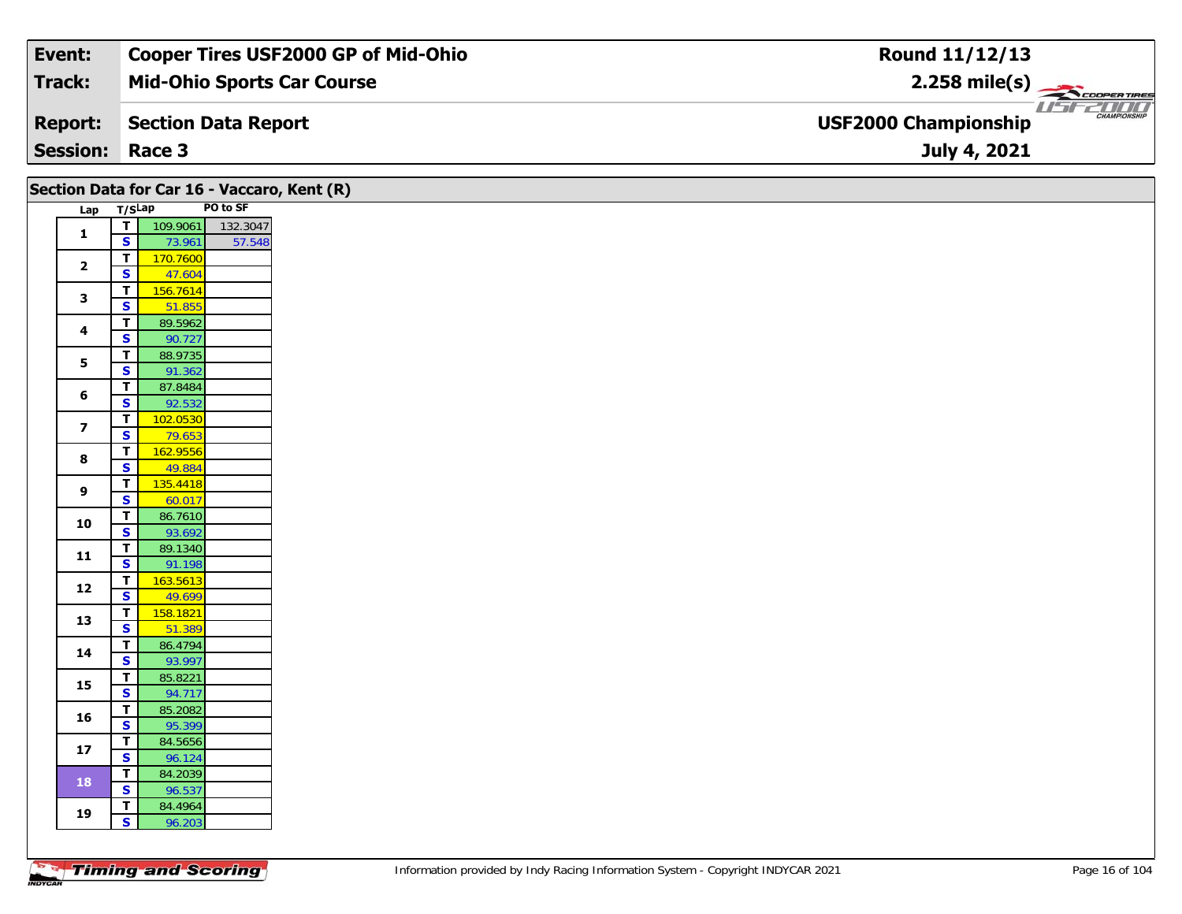| Event: | Cooper Tires USF2000 GP of Mid-Ohio | Round 11/12/13 |
|---|---|---|
| Track: | Mid-Ohio Sports Car Course | 2.258 mile(s) |
| Report: | Section Data Report | USF2000 Championship |
| Session: | Race 3 | July 4, 2021 |

## Section Data for Car 16 - Vaccaro, Kent (R)

| Lap | T/S | Lap | PO to SF |
|---|---|---|---|
| 1 | T | 109.9061 | 132.3047 |
| | S | 73.961 | 57.548 |
| 2 | T | 170.7600 | |
| | S | 47.604 | |
| 3 | T | 156.7614 | |
| | S | 51.855 | |
| 4 | T | 89.5962 | |
| | S | 90.727 | |
| 5 | T | 88.9735 | |
| | S | 91.362 | |
| 6 | T | 87.8484 | |
| | S | 92.532 | |
| 7 | T | 102.0530 | |
| | S | 79.653 | |
| 8 | T | 162.9556 | |
| | S | 49.884 | |
| 9 | T | 135.4418 | |
| | S | 60.017 | |
| 10 | T | 86.7610 | |
| | S | 93.692 | |
| 11 | T | 89.1340 | |
| | S | 91.198 | |
| 12 | T | 163.5613 | |
| | S | 49.699 | |
| 13 | T | 158.1821 | |
| | S | 51.389 | |
| 14 | T | 86.4794 | |
| | S | 93.997 | |
| 15 | T | 85.8221 | |
| | S | 94.717 | |
| 16 | T | 85.2082 | |
| | S | 95.399 | |
| 17 | T | 84.5656 | |
| | S | 96.124 | |
| 18 | T | 84.2039 | |
| | S | 96.537 | |
| 19 | T | 84.4964 | |
| | S | 96.203 | |

Information provided by Indy Racing Information System - Copyright INDYCAR 2021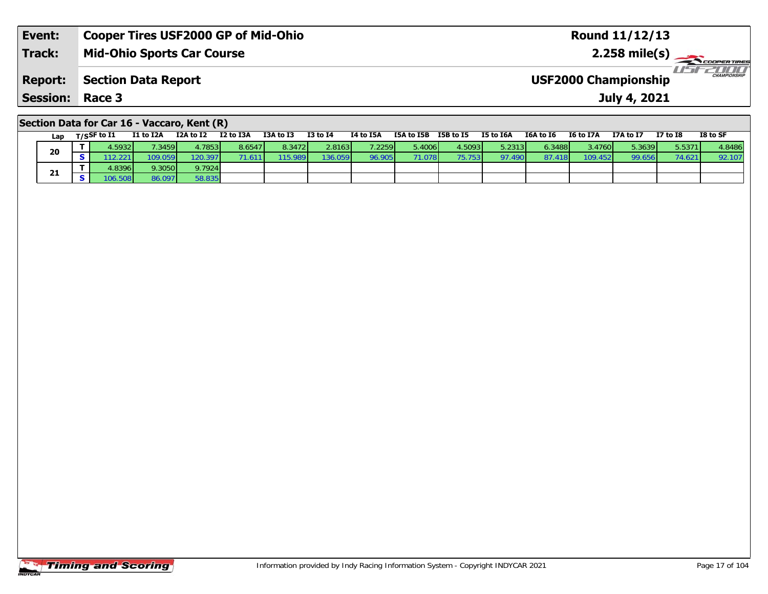| **Event:** | **Cooper Tires USF2000 GP of Mid-Ohio** | **Round 11/12/13** |
|---|---|---|
| **Track:** | **Mid-Ohio Sports Car Course** | **2.258 mile(s)** |
| **Report:** | **Section Data Report** | **USF2000 Championship** |
| **Session:** | **Race 3** | **July 4, 2021** |

## Section Data for Car 16 - Vaccaro, Kent (R)

| Lap | T/S | SF to I1 | I1 to I2A | I2A to I2 | I2 to I3A | I3A to I3 | I3 to I4 | I4 to I5A | I5A to I5B | I5B to I5 | I5 to I6A | I6A to I6 | I6 to I7A | I7A to I7 | I7 to I8 | I8 to SF |
|---|---|---|---|---|---|---|---|---|---|---|---|---|---|---|---|---|
| 20 | T | 4.5932 | 7.3459 | 4.7853 | 8.6547 | 8.3472 | 2.8163 | 7.2259 | 5.4006 | 4.5093 | 5.2313 | 6.3488 | 3.4760 | 5.3639 | 5.5371 | 4.8486 |
| | S | 112.221 | 109.059 | 120.397 | 71.611 | 115.989 | 136.059 | 96.905 | 71.078 | 75.753 | 97.490 | 87.418 | 109.452 | 99.656 | 74.621 | 92.107 |
| 21 | T | 4.8396 | 9.3050 | 9.7924 | | | | | | | | | | | | |
| | S | 106.508 | 86.097 | 58.835 | | | | | | | | | | | | |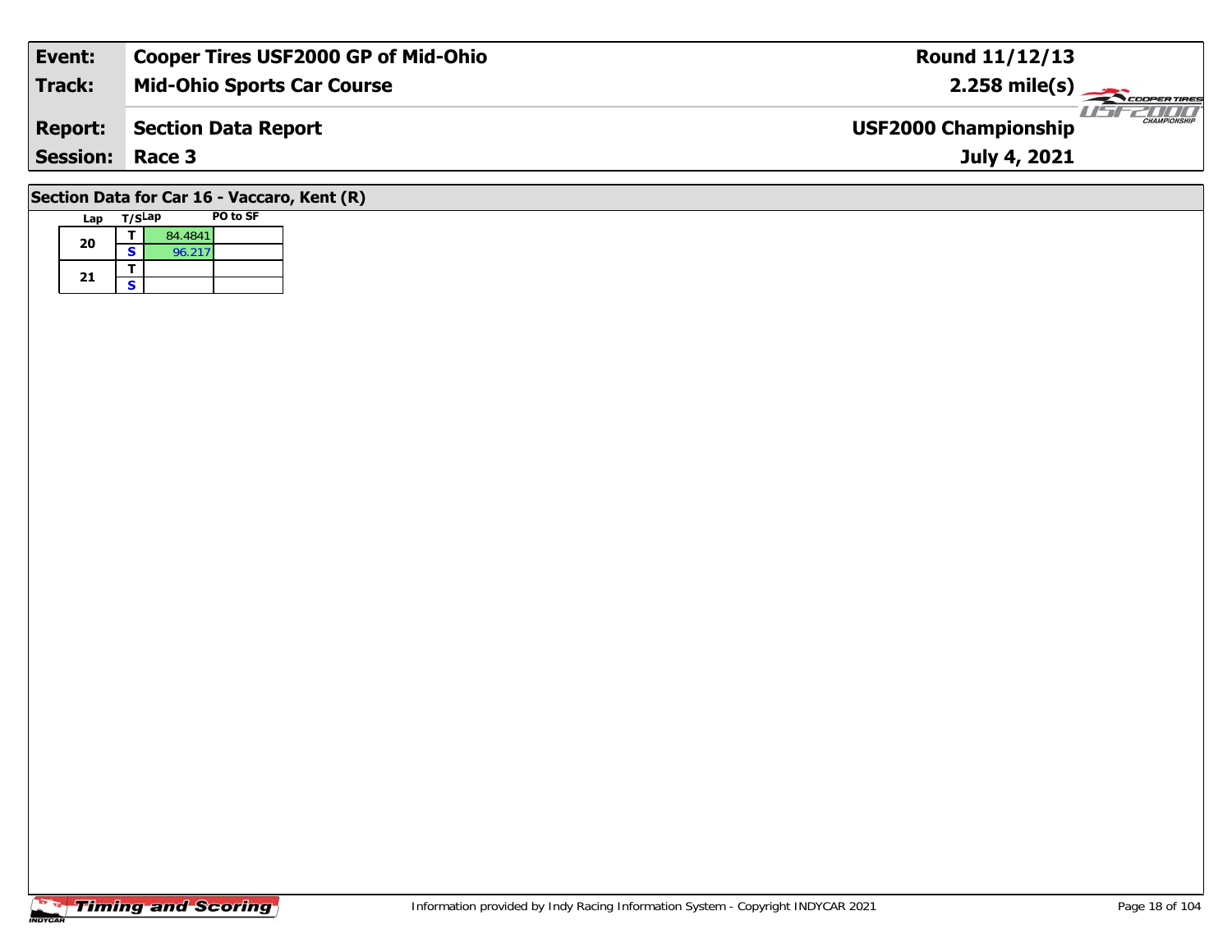| Event: | Cooper Tires USF2000 GP of Mid-Ohio | Round 11/12/13 |
|---|---|---|
| Track: | Mid-Ohio Sports Car Course | 2.258 mile(s) |
| Report: | Section Data Report | USF2000 Championship |
| Session: | Race 3 | July 4, 2021 |

## Section Data for Car 16 - Vaccaro, Kent (R)

| Lap | T/S | Lap | PO to SF |
|---|---|---|---|
| 20 | T | 84.4841 | |
| | S | 96.217 | |
| 21 | T | | |
| | S | | |

Information provided by Indy Racing Information System - Copyright INDYCAR 2021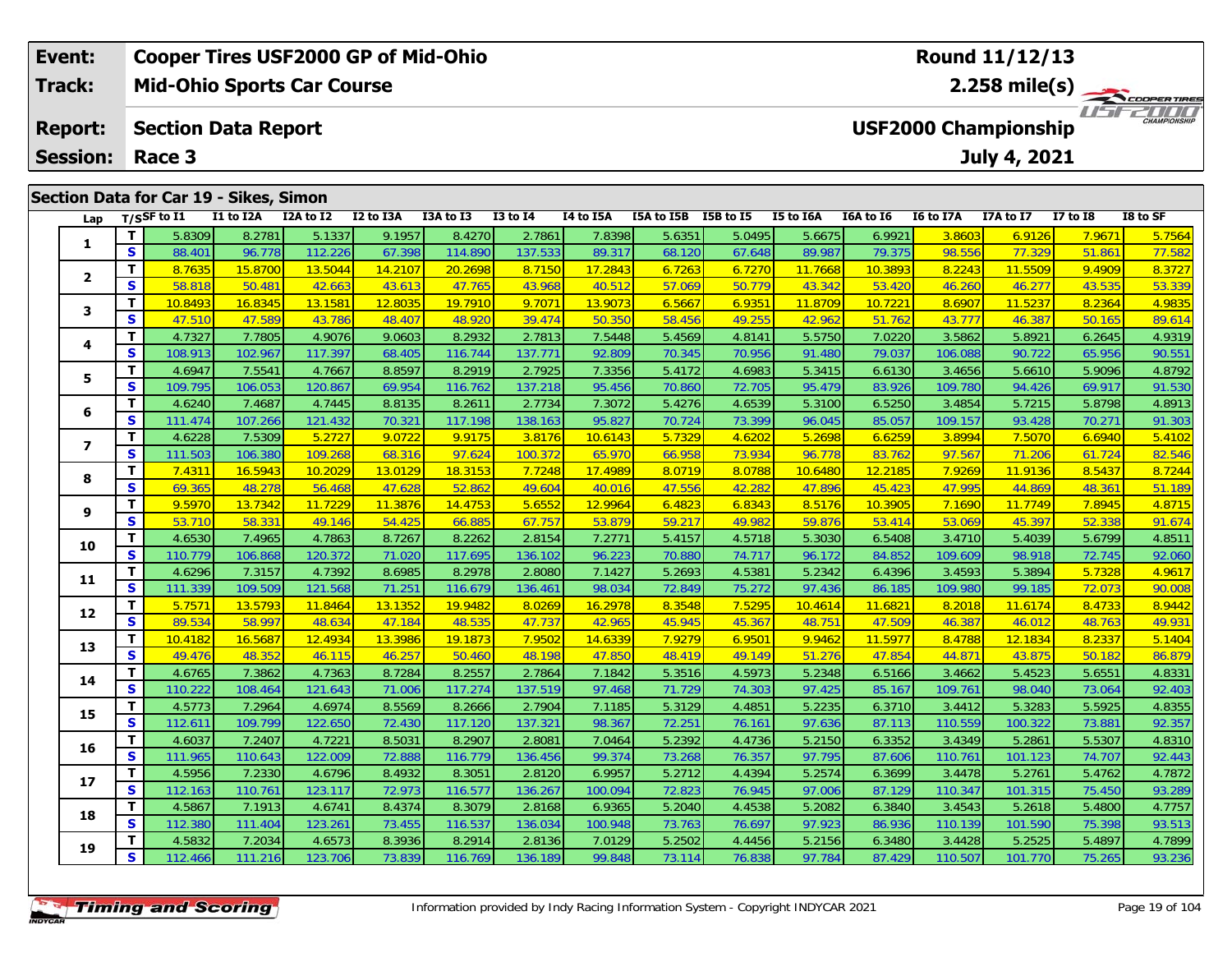| Event: | Cooper Tires USF2000 GP of Mid-Ohio | Round 11/12/13 |
|---|---|---|
| Track: | Mid-Ohio Sports Car Course | 2.258 mile(s) |
| Report: | Section Data Report | USF2000 Championship |
| Session: | Race 3 | July 4, 2021 |

## Section Data for Car 19 - Sikes, Simon

| Lap | T/S | SF to I1 | I1 to I2A | I2A to I2 | I2 to I3A | I3A to I3 | I3 to I4 | I4 to I5A | I5A to I5B | I5B to I5 | I5 to I6A | I6A to I6 | I6 to I7A | I7A to I7 | I7 to I8 | I8 to SF |
|---|---|---|---|---|---|---|---|---|---|---|---|---|---|---|---|---|
| 1 | T | 5.8309 | 8.2781 | 5.1337 | 9.1957 | 8.4270 | 2.7861 | 7.8398 | 5.6351 | 5.0495 | 5.6675 | 6.9921 | 3.8603 | 6.9126 | 7.9671 | 5.7564 |
| | S | 88.401 | 96.778 | 112.226 | 67.398 | 114.890 | 137.533 | 89.317 | 68.120 | 67.648 | 89.987 | 79.375 | 98.556 | 77.329 | 51.861 | 77.582 |
| 2 | T | 8.7635 | 15.8700 | 13.5044 | 14.2107 | 20.2698 | 8.7150 | 17.2843 | 6.7263 | 6.7270 | 11.7668 | 10.3893 | 8.2243 | 11.5509 | 9.4909 | 8.3727 |
| | S | 58.818 | 50.481 | 42.663 | 43.613 | 47.765 | 43.968 | 40.512 | 57.069 | 50.779 | 43.342 | 53.420 | 46.260 | 46.277 | 43.535 | 53.339 |
| 3 | T | 10.8493 | 16.8345 | 13.1581 | 12.8035 | 19.7910 | 9.7071 | 13.9073 | 6.5667 | 6.9351 | 11.8709 | 10.7221 | 8.6907 | 11.5237 | 8.2364 | 4.9835 |
| | S | 47.510 | 47.589 | 43.786 | 48.407 | 48.920 | 39.474 | 50.350 | 58.456 | 49.255 | 42.962 | 51.762 | 43.777 | 46.387 | 50.165 | 89.614 |
| 4 | T | 4.7327 | 7.7805 | 4.9076 | 9.0603 | 8.2932 | 2.7813 | 7.5448 | 5.4569 | 4.8141 | 5.5750 | 7.0220 | 3.5862 | 5.8921 | 6.2645 | 4.9319 |
| | S | 108.913 | 102.967 | 117.397 | 68.405 | 116.744 | 137.771 | 92.809 | 70.345 | 70.956 | 91.480 | 79.037 | 106.088 | 90.722 | 65.956 | 90.551 |
| 5 | T | 4.6947 | 7.5541 | 4.7667 | 8.8597 | 8.2919 | 2.7925 | 7.3356 | 5.4172 | 4.6983 | 5.3415 | 6.6130 | 3.4656 | 5.6610 | 5.9096 | 4.8792 |
| | S | 109.795 | 106.053 | 120.867 | 69.954 | 116.762 | 137.218 | 95.456 | 70.860 | 72.705 | 95.479 | 83.926 | 109.780 | 94.426 | 69.917 | 91.530 |
| 6 | T | 4.6240 | 7.4687 | 4.7445 | 8.8135 | 8.2611 | 2.7734 | 7.3072 | 5.4276 | 4.6539 | 5.3100 | 6.5250 | 3.4854 | 5.7215 | 5.8798 | 4.8913 |
| | S | 111.474 | 107.266 | 121.432 | 70.321 | 117.198 | 138.163 | 95.827 | 70.724 | 73.399 | 96.045 | 85.057 | 109.157 | 93.428 | 70.271 | 91.303 |
| 7 | T | 4.6228 | 7.5309 | 5.2727 | 9.0722 | 9.9175 | 3.8176 | 10.6143 | 5.7329 | 4.6202 | 5.2698 | 6.6259 | 3.8994 | 7.5070 | 6.6940 | 5.4102 |
| | S | 111.503 | 106.380 | 109.268 | 68.316 | 97.624 | 100.372 | 65.970 | 66.958 | 73.934 | 96.778 | 83.762 | 97.567 | 71.206 | 61.724 | 82.546 |
| 8 | T | 7.4311 | 16.5943 | 10.2029 | 13.0129 | 18.3153 | 7.7248 | 17.4989 | 8.0719 | 8.0788 | 10.6480 | 12.2185 | 7.9269 | 11.9136 | 8.5437 | 8.7244 |
| | S | 69.365 | 48.278 | 56.468 | 47.628 | 52.862 | 49.604 | 40.016 | 47.556 | 42.282 | 47.896 | 45.423 | 47.995 | 44.869 | 48.361 | 51.189 |
| 9 | T | 9.5970 | 13.7342 | 11.7229 | 11.3876 | 14.4753 | 5.6552 | 12.9964 | 6.4823 | 6.8343 | 8.5176 | 10.3905 | 7.1690 | 11.7749 | 7.8945 | 4.8715 |
| | S | 53.710 | 58.331 | 49.146 | 54.425 | 66.885 | 67.757 | 53.879 | 59.217 | 49.982 | 59.876 | 53.414 | 53.069 | 45.397 | 52.338 | 91.674 |
| 10 | T | 4.6530 | 7.4965 | 4.7863 | 8.7267 | 8.2262 | 2.8154 | 7.2771 | 5.4157 | 4.5718 | 5.3030 | 6.5408 | 3.4710 | 5.4039 | 5.6799 | 4.8511 |
| | S | 110.779 | 106.868 | 120.372 | 71.020 | 117.695 | 136.102 | 96.223 | 70.880 | 74.717 | 96.172 | 84.852 | 109.609 | 98.918 | 72.745 | 92.060 |
| 11 | T | 4.6296 | 7.3157 | 4.7392 | 8.6985 | 8.2978 | 2.8080 | 7.1427 | 5.2693 | 4.5381 | 5.2342 | 6.4396 | 3.4593 | 5.3894 | 5.7328 | 4.9617 |
| | S | 111.339 | 109.509 | 121.568 | 71.251 | 116.679 | 136.461 | 98.034 | 72.849 | 75.272 | 97.436 | 86.185 | 109.980 | 99.185 | 72.073 | 90.008 |
| 12 | T | 5.7571 | 13.5793 | 11.8464 | 13.1352 | 19.9482 | 8.0269 | 16.2978 | 8.3548 | 7.5295 | 10.4614 | 11.6821 | 8.2018 | 11.6174 | 8.4733 | 8.9442 |
| | S | 89.534 | 58.997 | 48.634 | 47.184 | 48.535 | 47.737 | 42.965 | 45.945 | 45.367 | 48.751 | 47.509 | 46.387 | 46.012 | 48.763 | 49.931 |
| 13 | T | 10.4182 | 16.5687 | 12.4934 | 13.3986 | 19.1873 | 7.9502 | 14.6339 | 7.9279 | 6.9501 | 9.9462 | 11.5977 | 8.4788 | 12.1834 | 8.2337 | 5.1404 |
| | S | 49.476 | 48.352 | 46.115 | 46.257 | 50.460 | 48.198 | 47.850 | 48.419 | 49.149 | 51.276 | 47.854 | 44.871 | 43.875 | 50.182 | 86.879 |
| 14 | T | 4.6765 | 7.3862 | 4.7363 | 8.7284 | 8.2557 | 2.7864 | 7.1842 | 5.3516 | 4.5973 | 5.2348 | 6.5166 | 3.4662 | 5.4523 | 5.6551 | 4.8331 |
| | S | 110.222 | 108.464 | 121.643 | 71.006 | 117.274 | 137.519 | 97.468 | 71.729 | 74.303 | 97.425 | 85.167 | 109.761 | 98.040 | 73.064 | 92.403 |
| 15 | T | 4.5773 | 7.2964 | 4.6974 | 8.5569 | 8.2666 | 2.7904 | 7.1185 | 5.3129 | 4.4851 | 5.2235 | 6.3710 | 3.4412 | 5.3283 | 5.5925 | 4.8355 |
| | S | 112.611 | 109.799 | 122.650 | 72.430 | 117.120 | 137.321 | 98.367 | 72.251 | 76.161 | 97.636 | 87.113 | 110.559 | 100.322 | 73.881 | 92.357 |
| 16 | T | 4.6037 | 7.2407 | 4.7221 | 8.5031 | 8.2907 | 2.8081 | 7.0464 | 5.2392 | 4.4736 | 5.2150 | 6.3352 | 3.4349 | 5.2861 | 5.5307 | 4.8310 |
| | S | 111.965 | 110.643 | 122.009 | 72.888 | 116.779 | 136.456 | 99.374 | 73.268 | 76.357 | 97.795 | 87.606 | 110.761 | 101.123 | 74.707 | 92.443 |
| 17 | T | 4.5956 | 7.2330 | 4.6796 | 8.4932 | 8.3051 | 2.8120 | 6.9957 | 5.2712 | 4.4394 | 5.2574 | 6.3699 | 3.4478 | 5.2761 | 5.4762 | 4.7872 |
| | S | 112.163 | 110.761 | 123.117 | 72.973 | 116.577 | 136.267 | 100.094 | 72.823 | 76.945 | 97.006 | 87.129 | 110.347 | 101.315 | 75.450 | 93.289 |
| 18 | T | 4.5867 | 7.1913 | 4.6741 | 8.4374 | 8.3079 | 2.8168 | 6.9365 | 5.2040 | 4.4538 | 5.2082 | 6.3840 | 3.4543 | 5.2618 | 5.4800 | 4.7757 |
| | S | 112.380 | 111.404 | 123.261 | 73.455 | 116.537 | 136.034 | 100.948 | 73.763 | 76.697 | 97.923 | 86.936 | 110.139 | 101.590 | 75.398 | 93.513 |
| 19 | T | 4.5832 | 7.2034 | 4.6573 | 8.3936 | 8.2914 | 2.8136 | 7.0129 | 5.2502 | 4.4456 | 5.2156 | 6.3480 | 3.4428 | 5.2525 | 5.4897 | 4.7899 |
| | S | 112.466 | 111.216 | 123.706 | 73.839 | 116.769 | 136.189 | 99.848 | 73.114 | 76.838 | 97.784 | 87.429 | 110.507 | 101.770 | 75.265 | 93.236 |

Information provided by Indy Racing Information System - Copyright INDYCAR 2021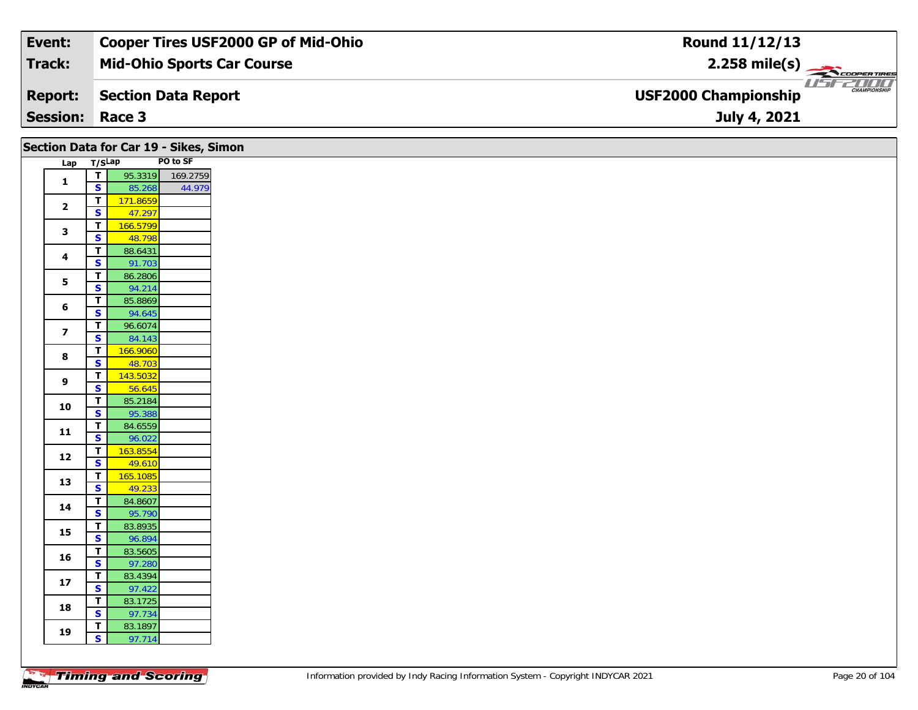| Event: | Cooper Tires USF2000 GP of Mid-Ohio | Round 11/12/13 |
|---|---|---|
| Track: | Mid-Ohio Sports Car Course | 2.258 mile(s) |
| Report: | Section Data Report | USF2000 Championship |
| Session: | Race 3 | July 4, 2021 |

## Section Data for Car 19 - Sikes, Simon

| Lap | T/S | Lap | PO to SF |
|---|---|---|---|
| 1 | T | 95.3319 | 169.2759 |
| | S | 85.268 | 44.979 |
| 2 | T | 171.8659 | |
| | S | 47.297 | |
| 3 | T | 166.5799 | |
| | S | 48.798 | |
| 4 | T | 88.6431 | |
| | S | 91.703 | |
| 5 | T | 86.2806 | |
| | S | 94.214 | |
| 6 | T | 85.8869 | |
| | S | 94.645 | |
| 7 | T | 96.6074 | |
| | S | 84.143 | |
| 8 | T | 166.9060 | |
| | S | 48.703 | |
| 9 | T | 143.5032 | |
| | S | 56.645 | |
| 10 | T | 85.2184 | |
| | S | 95.388 | |
| 11 | T | 84.6559 | |
| | S | 96.022 | |
| 12 | T | 163.8554 | |
| | S | 49.610 | |
| 13 | T | 165.1085 | |
| | S | 49.233 | |
| 14 | T | 84.8607 | |
| | S | 95.790 | |
| 15 | T | 83.8935 | |
| | S | 96.894 | |
| 16 | T | 83.5605 | |
| | S | 97.280 | |
| 17 | T | 83.4394 | |
| | S | 97.422 | |
| 18 | T | 83.1725 | |
| | S | 97.734 | |
| 19 | T | 83.1897 | |
| | S | 97.714 | |

Information provided by Indy Racing Information System - Copyright INDYCAR 2021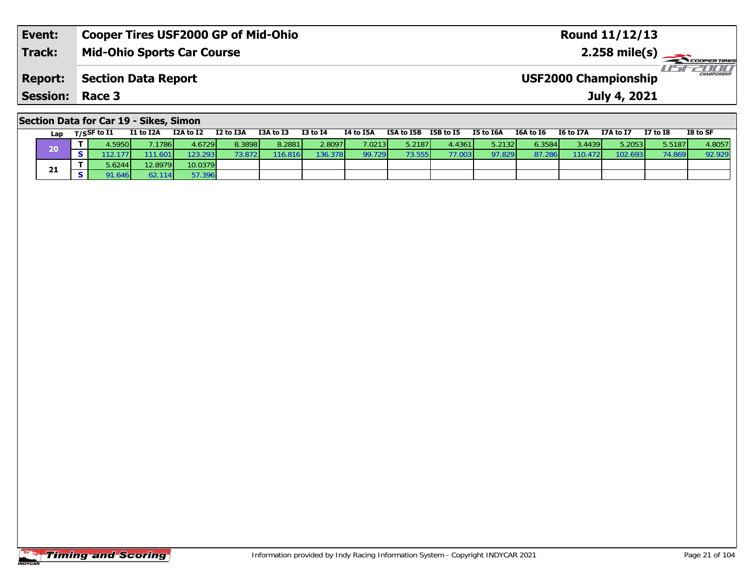| Event: | Cooper Tires USF2000 GP of Mid-Ohio | Round 11/12/13 |
|---|---|---|
| Track: | Mid-Ohio Sports Car Course | 2.258 mile(s) |
| Report: | Section Data Report | USF2000 Championship |
| Session: | Race 3 | July 4, 2021 |

## Section Data for Car 19 - Sikes, Simon

| Lap | T/S | SF to I1 | I1 to I2A | I2A to I2 | I2 to I3A | I3A to I3 | I3 to I4 | I4 to I5A | I5A to I5B | I5B to I5 | I5 to I6A | I6A to I6 | I6 to I7A | I7A to I7 | I7 to I8 | I8 to SF |
|---|---|---|---|---|---|---|---|---|---|---|---|---|---|---|---|---|
| 20 | T | 4.5950 | 7.1786 | 4.6729 | 8.3898 | 8.2881 | 2.8097 | 7.0213 | 5.2187 | 4.4361 | 5.2132 | 6.3584 | 3.4439 | 5.2053 | 5.5187 | 4.8057 |
| | S | 112.177 | 111.601 | 123.293 | 73.872 | 116.816 | 136.378 | 99.729 | 73.555 | 77.003 | 97.829 | 87.286 | 110.472 | 102.693 | 74.869 | 92.929 |
| 21 | T | 5.6244 | 12.8979 | 10.0379 | | | | | | | | | | | | |
| | S | 91.646 | 62.114 | 57.396 | | | | | | | | | | | | |

Information provided by Indy Racing Information System - Copyright INDYCAR 2021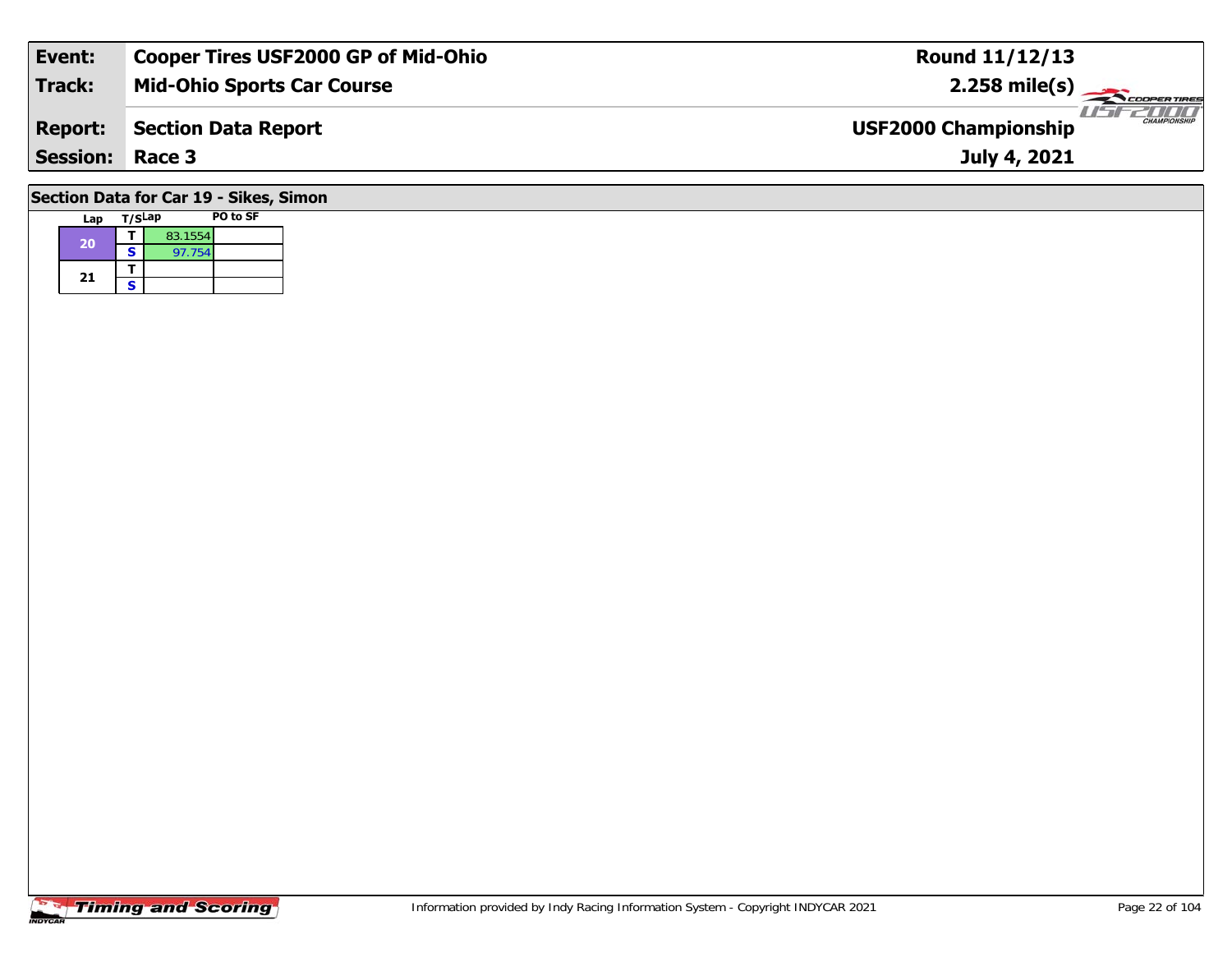| Event: | Cooper Tires USF2000 GP of Mid-Ohio | Round 11/12/13 |
|---|---|---|
| Track: | Mid-Ohio Sports Car Course | 2.258 mile(s) |
| Report: | Section Data Report | USF2000 Championship |
| Session: | Race 3 | July 4, 2021 |

## Section Data for Car 19 - Sikes, Simon

| Lap | T/S | Lap | PO to SF |
|---|---|---|---|
| 20 | T | 83.1554 | |
| | S | 97.754 | |
| 21 | T | | |
| | S | | |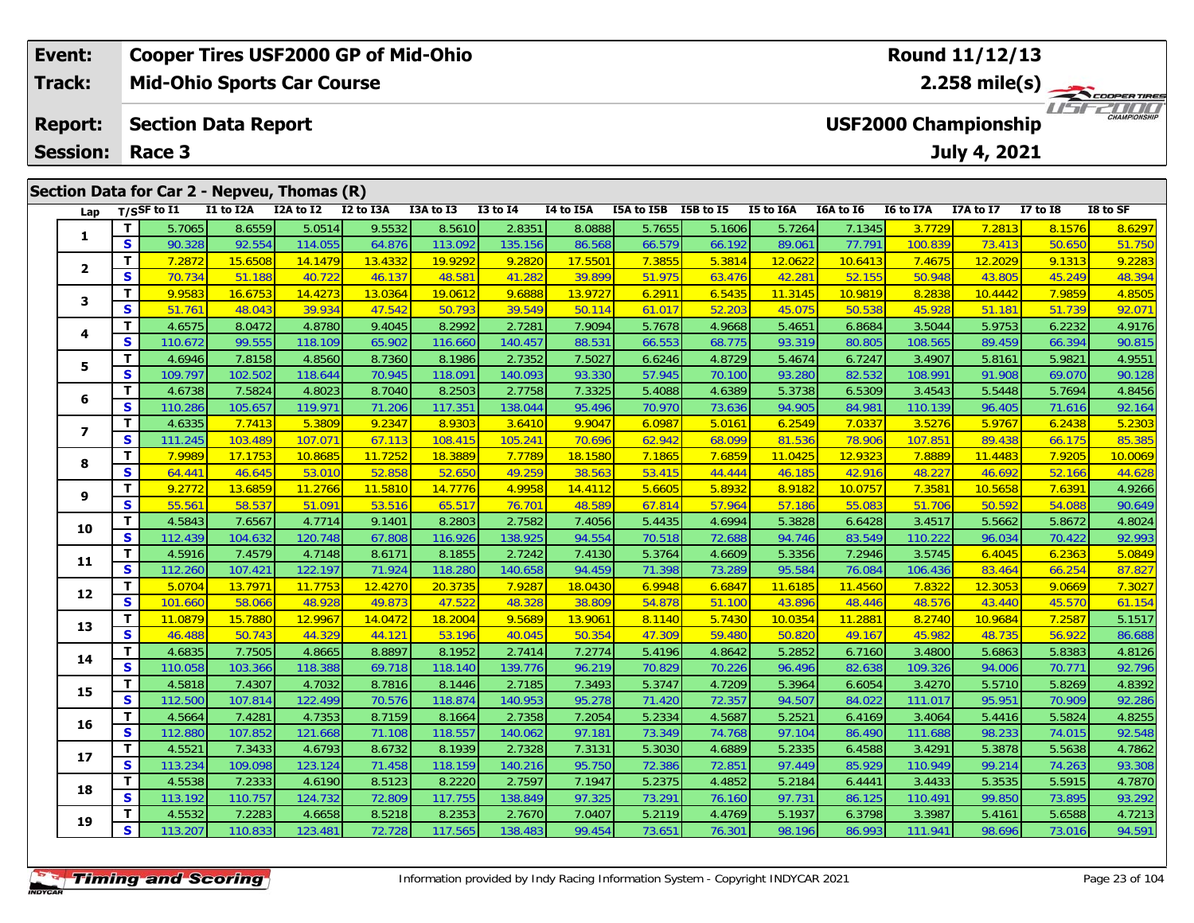| Event: | Cooper Tires USF2000 GP of Mid-Ohio | Round 11/12/13 |
|---|---|---|
| Track: | Mid-Ohio Sports Car Course | 2.258 mile(s) |
| Report: | Section Data Report | USF2000 Championship |
| Session: | Race 3 | July 4, 2021 |

## Section Data for Car 2 - Nepveu, Thomas (R)

| Lap | T/S | SF to I1 | I1 to I2A | I2A to I2 | I2 to I3A | I3A to I3 | I3 to I4 | I4 to I5A | I5A to I5B | I5B to I5 | I5 to I6A | I6A to I6 | I6 to I7A | I7A to I7 | I7 to I8 | I8 to SF |
|---|---|---|---|---|---|---|---|---|---|---|---|---|---|---|---|---|
| 1 | T | 5.7065 | 8.6559 | 5.0514 | 9.5532 | 8.5610 | 2.8351 | 8.0888 | 5.7655 | 5.1606 | 5.7264 | 7.1345 | 3.7729 | 7.2813 | 8.1576 | 8.6297 |
| | S | 90.328 | 92.554 | 114.055 | 64.876 | 113.092 | 135.156 | 86.568 | 66.579 | 66.192 | 89.061 | 77.791 | 100.839 | 73.413 | 50.650 | 51.750 |
| 2 | T | 7.2872 | 15.6508 | 14.1479 | 13.4332 | 19.9292 | 9.2820 | 17.5501 | 7.3855 | 5.3814 | 12.0622 | 10.6413 | 7.4675 | 12.2029 | 9.1313 | 9.2283 |
| | S | 70.734 | 51.188 | 40.722 | 46.137 | 48.581 | 41.282 | 39.899 | 51.975 | 63.476 | 42.281 | 52.155 | 50.948 | 43.805 | 45.249 | 48.394 |
| 3 | T | 9.9583 | 16.6753 | 14.4273 | 13.0364 | 19.0612 | 9.6888 | 13.9727 | 6.2911 | 6.5435 | 11.3145 | 10.9819 | 8.2838 | 10.4442 | 7.9859 | 4.8505 |
| | S | 51.761 | 48.043 | 39.934 | 47.542 | 50.793 | 39.549 | 50.114 | 61.017 | 52.203 | 45.075 | 50.538 | 45.928 | 51.181 | 51.739 | 92.071 |
| 4 | T | 4.6575 | 8.0472 | 4.8780 | 9.4045 | 8.2992 | 2.7281 | 7.9094 | 5.7678 | 4.9668 | 5.4651 | 6.8684 | 3.5044 | 5.9753 | 6.2232 | 4.9176 |
| | S | 110.672 | 99.555 | 118.109 | 65.902 | 116.660 | 140.457 | 88.531 | 66.553 | 68.775 | 93.319 | 80.805 | 108.565 | 89.459 | 66.394 | 90.815 |
| 5 | T | 4.6946 | 7.8158 | 4.8560 | 8.7360 | 8.1986 | 2.7352 | 7.5027 | 6.6246 | 4.8729 | 5.4674 | 6.7247 | 3.4907 | 5.8161 | 5.9821 | 4.9551 |
| | S | 109.797 | 102.502 | 118.644 | 70.945 | 118.091 | 140.093 | 93.330 | 57.945 | 70.100 | 93.280 | 82.532 | 108.991 | 91.908 | 69.070 | 90.128 |
| 6 | T | 4.6738 | 7.5824 | 4.8023 | 8.7040 | 8.2503 | 2.7758 | 7.3325 | 5.4088 | 4.6389 | 5.3738 | 6.5309 | 3.4543 | 5.5448 | 5.7694 | 4.8456 |
| | S | 110.286 | 105.657 | 119.971 | 71.206 | 117.351 | 138.044 | 95.496 | 70.970 | 73.636 | 94.905 | 84.981 | 110.139 | 96.405 | 71.616 | 92.164 |
| 7 | T | 4.6335 | 7.7413 | 5.3809 | 9.2347 | 8.9303 | 3.6410 | 9.9047 | 6.0987 | 5.0161 | 6.2549 | 7.0337 | 3.5276 | 5.9767 | 6.2438 | 5.2303 |
| | S | 111.245 | 103.489 | 107.071 | 67.113 | 108.415 | 105.241 | 70.696 | 62.942 | 68.099 | 81.536 | 78.906 | 107.851 | 89.438 | 66.175 | 85.385 |
| 8 | T | 7.9989 | 17.1753 | 10.8685 | 11.7252 | 18.3889 | 7.7789 | 18.1580 | 7.1865 | 7.6859 | 11.0425 | 12.9323 | 7.8889 | 11.4483 | 7.9205 | 10.0069 |
| | S | 64.441 | 46.645 | 53.010 | 52.858 | 52.650 | 49.259 | 38.563 | 53.415 | 44.444 | 46.185 | 42.916 | 48.227 | 46.692 | 52.166 | 44.628 |
| 9 | T | 9.2772 | 13.6859 | 11.2766 | 11.5810 | 14.7776 | 4.9958 | 14.4112 | 5.6605 | 5.8932 | 8.9182 | 10.0757 | 7.3581 | 10.5658 | 7.6391 | 4.9266 |
| | S | 55.561 | 58.537 | 51.091 | 53.516 | 65.517 | 76.701 | 48.589 | 67.814 | 57.964 | 57.186 | 55.083 | 51.706 | 50.592 | 54.088 | 90.649 |
| 10 | T | 4.5843 | 7.6567 | 4.7714 | 9.1401 | 8.2803 | 2.7582 | 7.4056 | 5.4435 | 4.6994 | 5.3828 | 6.6428 | 3.4517 | 5.5662 | 5.8672 | 4.8024 |
| | S | 112.439 | 104.632 | 120.748 | 67.808 | 116.926 | 138.925 | 94.554 | 70.518 | 72.688 | 94.746 | 83.549 | 110.222 | 96.034 | 70.422 | 92.993 |
| 11 | T | 4.5916 | 7.4579 | 4.7148 | 8.6171 | 8.1855 | 2.7242 | 7.4130 | 5.3764 | 4.6609 | 5.3356 | 7.2946 | 3.5745 | 6.4045 | 6.2363 | 5.0849 |
| | S | 112.260 | 107.421 | 122.197 | 71.924 | 118.280 | 140.658 | 94.459 | 71.398 | 73.289 | 95.584 | 76.084 | 106.436 | 83.464 | 66.254 | 87.827 |
| 12 | T | 5.0704 | 13.7971 | 11.7753 | 12.4270 | 20.3735 | 7.9287 | 18.0430 | 6.9948 | 6.6847 | 11.6185 | 11.4560 | 7.8322 | 12.3053 | 9.0669 | 7.3027 |
| | S | 101.660 | 58.066 | 48.928 | 49.873 | 47.522 | 48.328 | 38.809 | 54.878 | 51.100 | 43.896 | 48.446 | 48.576 | 43.440 | 45.570 | 61.154 |
| 13 | T | 11.0879 | 15.7880 | 12.9967 | 14.0472 | 18.2004 | 9.5689 | 13.9061 | 8.1140 | 5.7430 | 10.0354 | 11.2881 | 8.2740 | 10.9684 | 7.2587 | 5.1517 |
| | S | 46.488 | 50.743 | 44.329 | 44.121 | 53.196 | 40.045 | 50.354 | 47.309 | 59.480 | 50.820 | 49.167 | 45.982 | 48.735 | 56.922 | 86.688 |
| 14 | T | 4.6835 | 7.7505 | 4.8665 | 8.8897 | 8.1952 | 2.7414 | 7.2774 | 5.4196 | 4.8642 | 5.2852 | 6.7160 | 3.4800 | 5.6863 | 5.8383 | 4.8126 |
| | S | 110.058 | 103.366 | 118.388 | 69.718 | 118.140 | 139.776 | 96.219 | 70.829 | 70.226 | 96.496 | 82.638 | 109.326 | 94.006 | 70.771 | 92.796 |
| 15 | T | 4.5818 | 7.4307 | 4.7032 | 8.7816 | 8.1446 | 2.7185 | 7.3493 | 5.3747 | 4.7209 | 5.3964 | 6.6054 | 3.4270 | 5.5710 | 5.8269 | 4.8392 |
| | S | 112.500 | 107.814 | 122.499 | 70.576 | 118.874 | 140.953 | 95.278 | 71.420 | 72.357 | 94.507 | 84.022 | 111.017 | 95.951 | 70.909 | 92.286 |
| 16 | T | 4.5664 | 7.4281 | 4.7353 | 8.7159 | 8.1664 | 2.7358 | 7.2054 | 5.2334 | 4.5687 | 5.2521 | 6.4169 | 3.4064 | 5.4416 | 5.5824 | 4.8255 |
| | S | 112.880 | 107.852 | 121.668 | 71.108 | 118.557 | 140.062 | 97.181 | 73.349 | 74.768 | 97.104 | 86.490 | 111.688 | 98.233 | 74.015 | 92.548 |
| 17 | T | 4.5521 | 7.3433 | 4.6793 | 8.6732 | 8.1939 | 2.7328 | 7.3131 | 5.3030 | 4.6889 | 5.2335 | 6.4588 | 3.4291 | 5.3878 | 5.5638 | 4.7862 |
| | S | 113.234 | 109.098 | 123.124 | 71.458 | 118.159 | 140.216 | 95.750 | 72.386 | 72.851 | 97.449 | 85.929 | 110.949 | 99.214 | 74.263 | 93.308 |
| 18 | T | 4.5538 | 7.2333 | 4.6190 | 8.5123 | 8.2220 | 2.7597 | 7.1947 | 5.2375 | 4.4852 | 5.2184 | 6.4441 | 3.4433 | 5.3535 | 5.5915 | 4.7870 |
| | S | 113.192 | 110.757 | 124.732 | 72.809 | 117.755 | 138.849 | 97.325 | 73.291 | 76.160 | 97.731 | 86.125 | 110.491 | 99.850 | 73.895 | 93.292 |
| 19 | T | 4.5532 | 7.2283 | 4.6658 | 8.5218 | 8.2353 | 2.7670 | 7.0407 | 5.2119 | 4.4769 | 5.1937 | 6.3798 | 3.3987 | 5.4161 | 5.6588 | 4.7213 |
| | S | 113.207 | 110.833 | 123.481 | 72.728 | 117.565 | 138.483 | 99.454 | 73.651 | 76.301 | 98.196 | 86.993 | 111.941 | 98.696 | 73.016 | 94.591 |

Information provided by Indy Racing Information System - Copyright INDYCAR 2021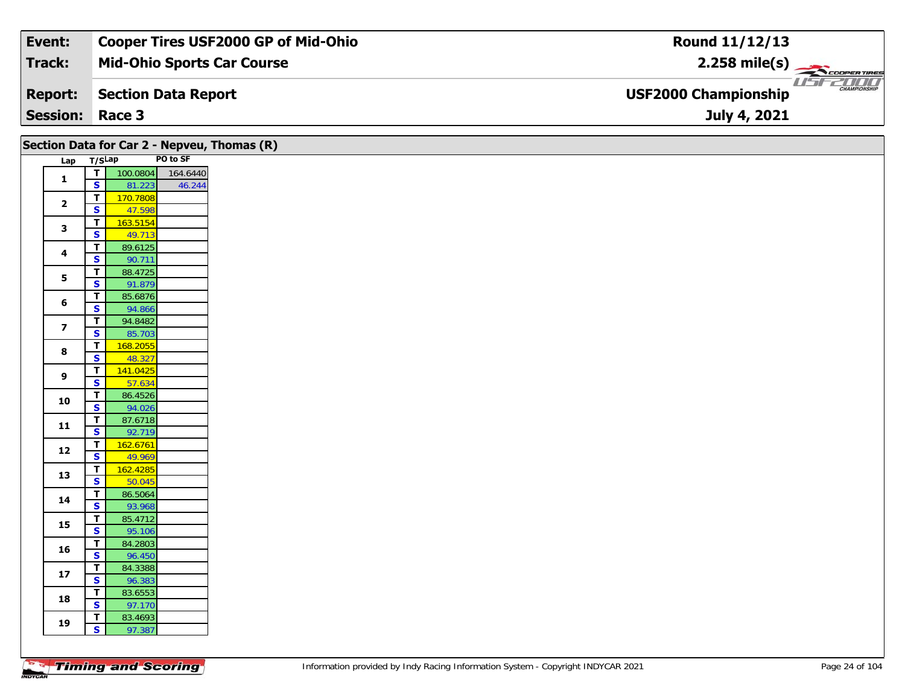| Event: | Cooper Tires USF2000 GP of Mid-Ohio | Round 11/12/13 |
|---|---|---|
| Track: | Mid-Ohio Sports Car Course | 2.258 mile(s) |
| Report: | Section Data Report | USF2000 Championship |
| Session: | Race 3 | July 4, 2021 |

## Section Data for Car 2 - Nepveu, Thomas (R)

| Lap | T/S | Lap | PO to SF |
|---|---|---|---|
| 1 | T | 100.0804 | 164.6440 |
| | S | 81.223 | 46.244 |
| 2 | T | 170.7808 | |
| | S | 47.598 | |
| 3 | T | 163.5154 | |
| | S | 49.713 | |
| 4 | T | 89.6125 | |
| | S | 90.711 | |
| 5 | T | 88.4725 | |
| | S | 91.879 | |
| 6 | T | 85.6876 | |
| | S | 94.866 | |
| 7 | T | 94.8482 | |
| | S | 85.703 | |
| 8 | T | 168.2055 | |
| | S | 48.327 | |
| 9 | T | 141.0425 | |
| | S | 57.634 | |
| 10 | T | 86.4526 | |
| | S | 94.026 | |
| 11 | T | 87.6718 | |
| | S | 92.719 | |
| 12 | T | 162.6761 | |
| | S | 49.969 | |
| 13 | T | 162.4285 | |
| | S | 50.045 | |
| 14 | T | 86.5064 | |
| | S | 93.968 | |
| 15 | T | 85.4712 | |
| | S | 95.106 | |
| 16 | T | 84.2803 | |
| | S | 96.450 | |
| 17 | T | 84.3388 | |
| | S | 96.383 | |
| 18 | T | 83.6553 | |
| | S | 97.170 | |
| 19 | T | 83.4693 | |
| | S | 97.387 | |

Information provided by Indy Racing Information System - Copyright INDYCAR 2021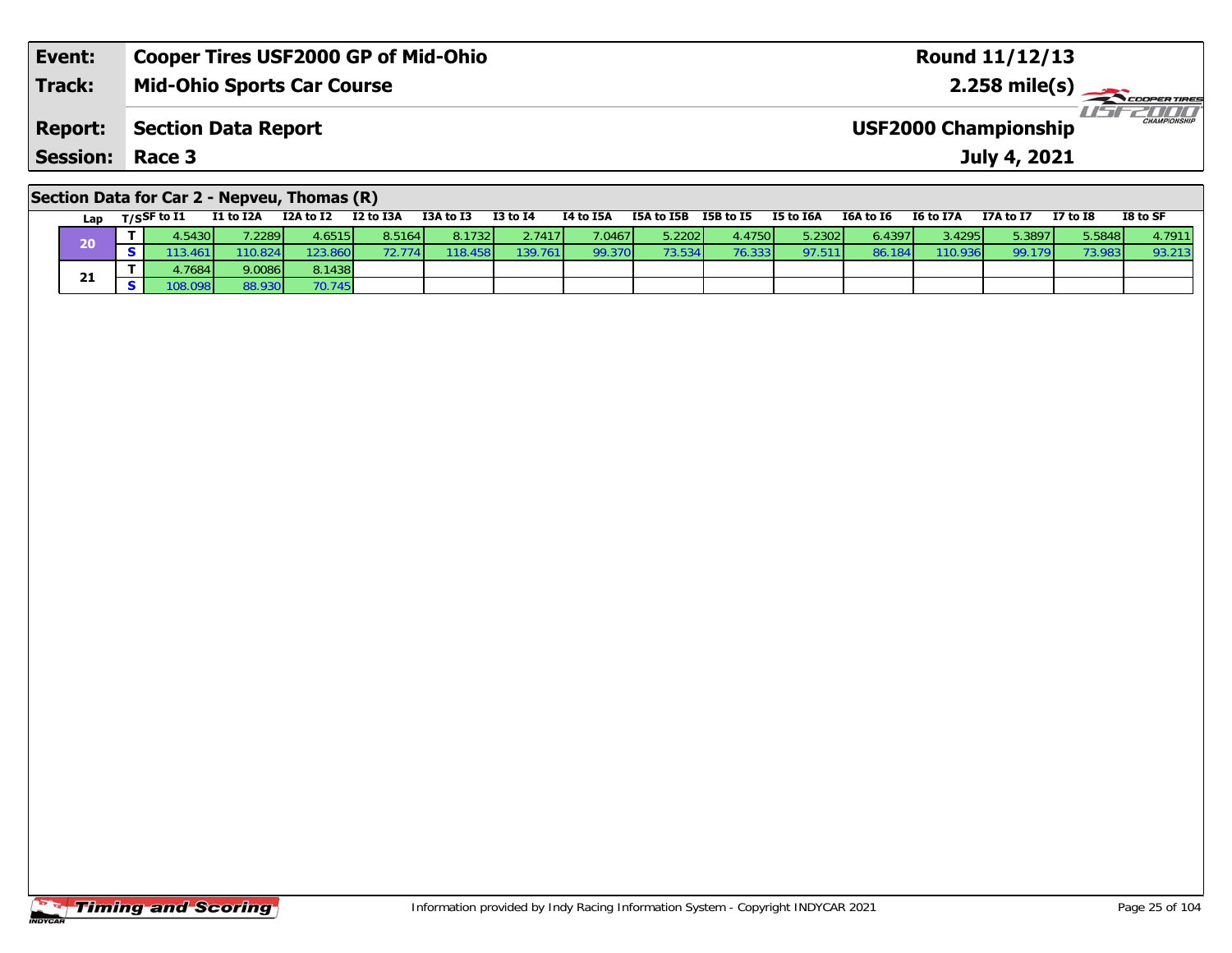| Event: | Cooper Tires USF2000 GP of Mid-Ohio | Round 11/12/13 |
|---|---|---|
| Track: | Mid-Ohio Sports Car Course | 2.258 mile(s) |
| Report: | Section Data Report | USF2000 Championship |
| Session: | Race 3 | July 4, 2021 |

## Section Data for Car 2 - Nepveu, Thomas (R)

| Lap | T/S | SF to I1 | I1 to I2A | I2A to I2 | I2 to I3A | I3A to I3 | I3 to I4 | I4 to I5A | I5A to I5B | I5B to I5 | I5 to I6A | I6A to I6 | I6 to I7A | I7A to I7 | I7 to I8 | I8 to SF |
|---|---|---|---|---|---|---|---|---|---|---|---|---|---|---|---|---|
| 20 | T | 4.5430 | 7.2289 | 4.6515 | 8.5164 | 8.1732 | 2.7417 | 7.0467 | 5.2202 | 4.4750 | 5.2302 | 6.4397 | 3.4295 | 5.3897 | 5.5848 | 4.7911 |
| | S | 113.461 | 110.824 | 123.860 | 72.774 | 118.458 | 139.761 | 99.370 | 73.534 | 76.333 | 97.511 | 86.184 | 110.936 | 99.179 | 73.983 | 93.213 |
| 21 | T | 4.7684 | 9.0086 | 8.1438 | | | | | | | | | | | | |
| | S | 108.098 | 88.930 | 70.745 | | | | | | | | | | | | |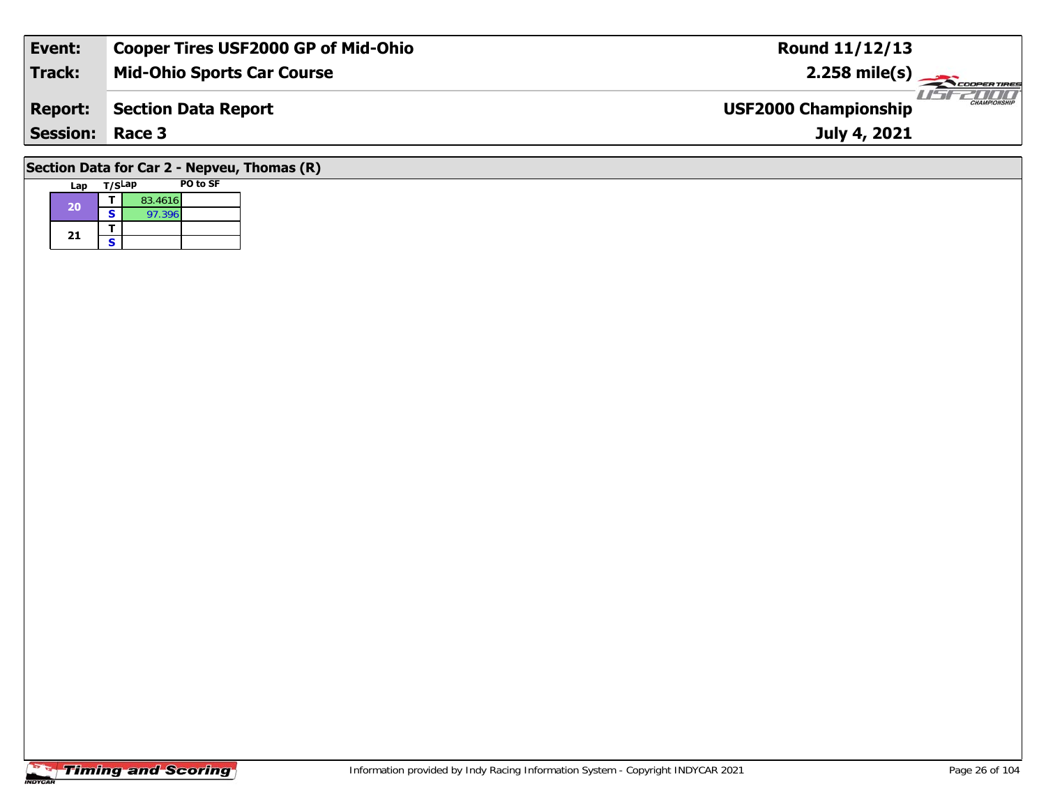| Event: | Cooper Tires USF2000 GP of Mid-Ohio | Round 11/12/13 |
|---|---|---|
| Track: | Mid-Ohio Sports Car Course | 2.258 mile(s) |
| Report: | Section Data Report | USF2000 Championship |
| Session: | Race 3 | July 4, 2021 |

## Section Data for Car 2 - Nepveu, Thomas (R)

| Lap | T/S | Lap | PO to SF |
|---|---|---|---|
| 20 | T | 83.4616 | |
| | S | 97.396 | |
| 21 | T | | |
| | S | | |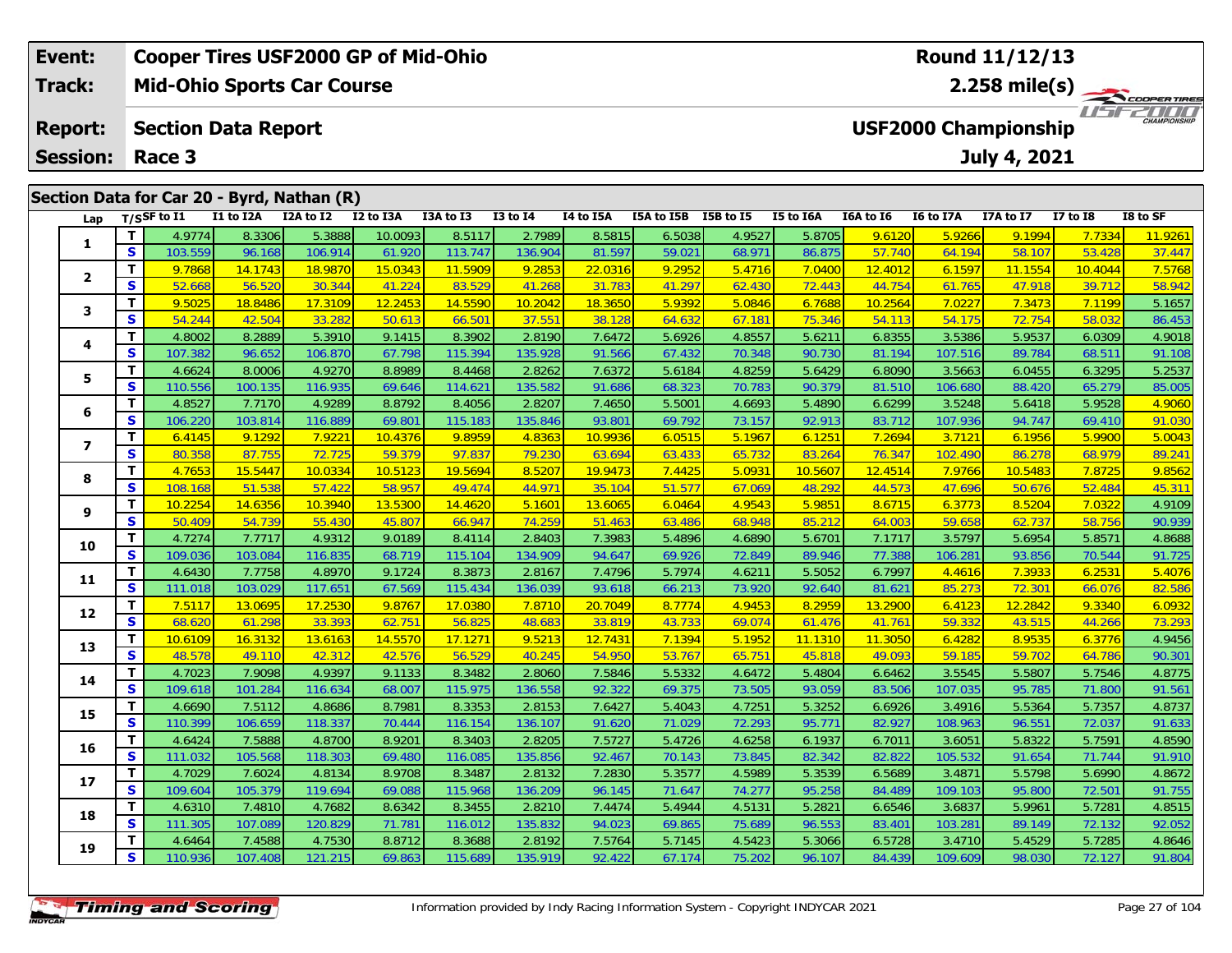| Event: | Cooper Tires USF2000 GP of Mid-Ohio | Round 11/12/13 |
|---|---|---|
| Track: | Mid-Ohio Sports Car Course | 2.258 mile(s) |
| Report: | Section Data Report | USF2000 Championship |
| Session: | Race 3 | July 4, 2021 |

## Section Data for Car 20 - Byrd, Nathan (R)

| Lap | T/S | SF to I1 | I1 to I2A | I2A to I2 | I2 to I3A | I3A to I3 | I3 to I4 | I4 to I5A | I5A to I5B | I5B to I5 | I5 to I6A | I6A to I6 | I6 to I7A | I7A to I7 | I7 to I8 | I8 to SF |
|---|---|---|---|---|---|---|---|---|---|---|---|---|---|---|---|---|
| 1 | T | 4.9774 | 8.3306 | 5.3888 | 10.0093 | 8.5117 | 2.7989 | 8.5815 | 6.5038 | 4.9527 | 5.8705 | 9.6120 | 5.9266 | 9.1994 | 7.7334 | 11.9261 |
| | S | 103.559 | 96.168 | 106.914 | 61.920 | 113.747 | 136.904 | 81.597 | 59.021 | 68.971 | 86.875 | 57.740 | 64.194 | 58.107 | 53.428 | 37.447 |
| 2 | T | 9.7868 | 14.1743 | 18.9870 | 15.0343 | 11.5909 | 9.2853 | 22.0316 | 9.2952 | 5.4716 | 7.0400 | 12.4012 | 6.1597 | 11.1554 | 10.4044 | 7.5768 |
| | S | 52.668 | 56.520 | 30.344 | 41.224 | 83.529 | 41.268 | 31.783 | 41.297 | 62.430 | 72.443 | 44.754 | 61.765 | 47.918 | 39.712 | 58.942 |
| 3 | T | 9.5025 | 18.8486 | 17.3109 | 12.2453 | 14.5590 | 10.2042 | 18.3650 | 5.9392 | 5.0846 | 6.7688 | 10.2564 | 7.0227 | 7.3473 | 7.1199 | 5.1657 |
| | S | 54.244 | 42.504 | 33.282 | 50.613 | 66.501 | 37.551 | 38.128 | 64.632 | 67.181 | 75.346 | 54.113 | 54.175 | 72.754 | 58.032 | 86.453 |
| 4 | T | 4.8002 | 8.2889 | 5.3910 | 9.1415 | 8.3902 | 2.8190 | 7.6472 | 5.6926 | 4.8557 | 5.6211 | 6.8355 | 3.5386 | 5.9537 | 6.0309 | 4.9018 |
| | S | 107.382 | 96.652 | 106.870 | 67.798 | 115.394 | 135.928 | 91.566 | 67.432 | 70.348 | 90.730 | 81.194 | 107.516 | 89.784 | 68.511 | 91.108 |
| 5 | T | 4.6624 | 8.0006 | 4.9270 | 8.8989 | 8.4468 | 2.8262 | 7.6372 | 5.6184 | 4.8259 | 5.6429 | 6.8090 | 3.5663 | 6.0455 | 6.3295 | 5.2537 |
| | S | 110.556 | 100.135 | 116.935 | 69.646 | 114.621 | 135.582 | 91.686 | 68.323 | 70.783 | 90.379 | 81.510 | 106.680 | 88.420 | 65.279 | 85.005 |
| 6 | T | 4.8527 | 7.7170 | 4.9289 | 8.8792 | 8.4056 | 2.8207 | 7.4650 | 5.5001 | 4.6693 | 5.4890 | 6.6299 | 3.5248 | 5.6418 | 5.9528 | 4.9060 |
| | S | 106.220 | 103.814 | 116.889 | 69.801 | 115.183 | 135.846 | 93.801 | 69.792 | 73.157 | 92.913 | 83.712 | 107.936 | 94.747 | 69.410 | 91.030 |
| 7 | T | 6.4145 | 9.1292 | 7.9221 | 10.4376 | 9.8959 | 4.8363 | 10.9936 | 6.0515 | 5.1967 | 6.1251 | 7.2694 | 3.7121 | 6.1956 | 5.9900 | 5.0043 |
| | S | 80.358 | 87.755 | 72.725 | 59.379 | 97.837 | 79.230 | 63.694 | 63.433 | 65.732 | 83.264 | 76.347 | 102.490 | 86.278 | 68.979 | 89.241 |
| 8 | T | 4.7653 | 15.5447 | 10.0334 | 10.5123 | 19.5694 | 8.5207 | 19.9473 | 7.4425 | 5.0931 | 10.5607 | 12.4514 | 7.9766 | 10.5483 | 7.8725 | 9.8562 |
| | S | 108.168 | 51.538 | 57.422 | 58.957 | 49.474 | 44.971 | 35.104 | 51.577 | 67.069 | 48.292 | 44.573 | 47.696 | 50.676 | 52.484 | 45.311 |
| 9 | T | 10.2254 | 14.6356 | 10.3940 | 13.5300 | 14.4620 | 5.1601 | 13.6065 | 6.0464 | 4.9543 | 5.9851 | 8.6715 | 6.3773 | 8.5204 | 7.0322 | 4.9109 |
| | S | 50.409 | 54.739 | 55.430 | 45.807 | 66.947 | 74.259 | 51.463 | 63.486 | 68.948 | 85.212 | 64.003 | 59.658 | 62.737 | 58.756 | 90.939 |
| 10 | T | 4.7274 | 7.7717 | 4.9312 | 9.0189 | 8.4114 | 2.8403 | 7.3983 | 5.4896 | 4.6890 | 5.6701 | 7.1717 | 3.5797 | 5.6954 | 5.8571 | 4.8688 |
| | S | 109.036 | 103.084 | 116.835 | 68.719 | 115.104 | 134.909 | 94.647 | 69.926 | 72.849 | 89.946 | 77.388 | 106.281 | 93.856 | 70.544 | 91.725 |
| 11 | T | 4.6430 | 7.7758 | 4.8970 | 9.1724 | 8.3873 | 2.8167 | 7.4796 | 5.7974 | 4.6211 | 5.5052 | 6.7997 | 4.4616 | 7.3933 | 6.2531 | 5.4076 |
| | S | 111.018 | 103.029 | 117.651 | 67.569 | 115.434 | 136.039 | 93.618 | 66.213 | 73.920 | 92.640 | 81.621 | 85.273 | 72.301 | 66.076 | 82.586 |
| 12 | T | 7.5117 | 13.0695 | 17.2530 | 9.8767 | 17.0380 | 7.8710 | 20.7049 | 8.7774 | 4.9453 | 8.2959 | 13.2900 | 6.4123 | 12.2842 | 9.3340 | 6.0932 |
| | S | 68.620 | 61.298 | 33.393 | 62.751 | 56.825 | 48.683 | 33.819 | 43.733 | 69.074 | 61.476 | 41.761 | 59.332 | 43.515 | 44.266 | 73.293 |
| 13 | T | 10.6109 | 16.3132 | 13.6163 | 14.5570 | 17.1271 | 9.5213 | 12.7431 | 7.1394 | 5.1952 | 11.1310 | 11.3050 | 6.4282 | 8.9535 | 6.3776 | 4.9456 |
| | S | 48.578 | 49.110 | 42.312 | 42.576 | 56.529 | 40.245 | 54.950 | 53.767 | 65.751 | 45.818 | 49.093 | 59.185 | 59.702 | 64.786 | 90.301 |
| 14 | T | 4.7023 | 7.9098 | 4.9397 | 9.1133 | 8.3482 | 2.8060 | 7.5846 | 5.5332 | 4.6472 | 5.4804 | 6.6462 | 3.5545 | 5.5807 | 5.7546 | 4.8775 |
| | S | 109.618 | 101.284 | 116.634 | 68.007 | 115.975 | 136.558 | 92.322 | 69.375 | 73.505 | 93.059 | 83.506 | 107.035 | 95.785 | 71.800 | 91.561 |
| 15 | T | 4.6690 | 7.5112 | 4.8686 | 8.7981 | 8.3353 | 2.8153 | 7.6427 | 5.4043 | 4.7251 | 5.3252 | 6.6926 | 3.4916 | 5.5364 | 5.7357 | 4.8737 |
| | S | 110.399 | 106.659 | 118.337 | 70.444 | 116.154 | 136.107 | 91.620 | 71.029 | 72.293 | 95.771 | 82.927 | 108.963 | 96.551 | 72.037 | 91.633 |
| 16 | T | 4.6424 | 7.5888 | 4.8700 | 8.9201 | 8.3403 | 2.8205 | 7.5727 | 5.4726 | 4.6258 | 6.1937 | 6.7011 | 3.6051 | 5.8322 | 5.7591 | 4.8590 |
| | S | 111.032 | 105.568 | 118.303 | 69.480 | 116.085 | 135.856 | 92.467 | 70.143 | 73.845 | 82.342 | 82.822 | 105.532 | 91.654 | 71.744 | 91.910 |
| 17 | T | 4.7029 | 7.6024 | 4.8134 | 8.9708 | 8.3487 | 2.8132 | 7.2830 | 5.3577 | 4.5989 | 5.3539 | 6.5689 | 3.4871 | 5.5798 | 5.6990 | 4.8672 |
| | S | 109.604 | 105.379 | 119.694 | 69.088 | 115.968 | 136.209 | 96.145 | 71.647 | 74.277 | 95.258 | 84.489 | 109.103 | 95.800 | 72.501 | 91.755 |
| 18 | T | 4.6310 | 7.4810 | 4.7682 | 8.6342 | 8.3455 | 2.8210 | 7.4474 | 5.4944 | 4.5131 | 5.2821 | 6.6546 | 3.6837 | 5.9961 | 5.7281 | 4.8515 |
| | S | 111.305 | 107.089 | 120.829 | 71.781 | 116.012 | 135.832 | 94.023 | 69.865 | 75.689 | 96.553 | 83.401 | 103.281 | 89.149 | 72.132 | 92.052 |
| 19 | T | 4.6464 | 7.4588 | 4.7530 | 8.8712 | 8.3688 | 2.8192 | 7.5764 | 5.7145 | 4.5423 | 5.3066 | 6.5728 | 3.4710 | 5.4529 | 5.7285 | 4.8646 |
| | S | 110.936 | 107.408 | 121.215 | 69.863 | 115.689 | 135.919 | 92.422 | 67.174 | 75.202 | 96.107 | 84.439 | 109.609 | 98.030 | 72.127 | 91.804 |

Information provided by Indy Racing Information System - Copyright INDYCAR 2021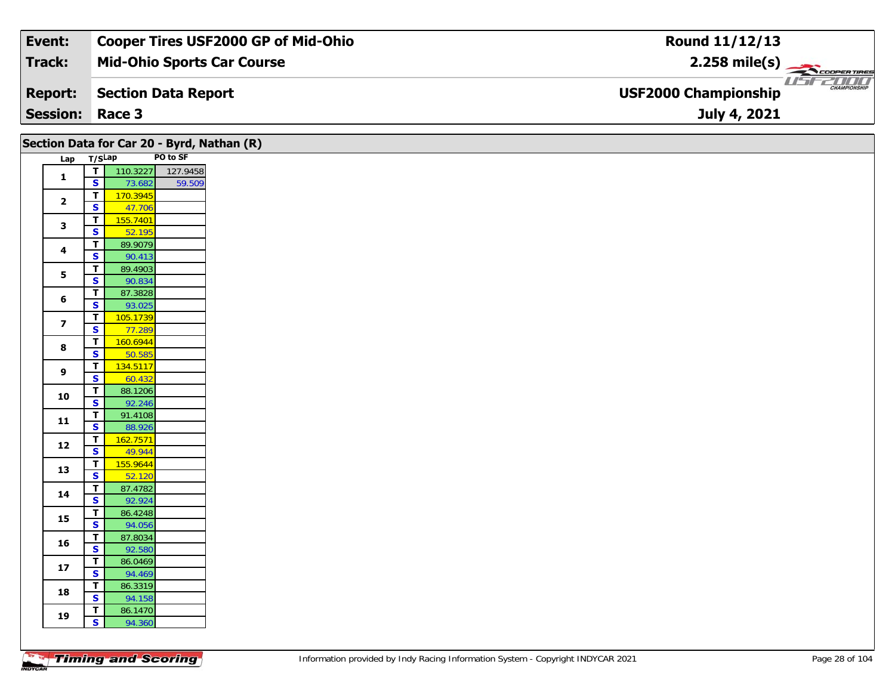| Event: | Cooper Tires USF2000 GP of Mid-Ohio | Round 11/12/13 |
|---|---|---|
| Track: | Mid-Ohio Sports Car Course | 2.258 mile(s) |
| Report: | Section Data Report | USF2000 Championship |
| Session: | Race 3 | July 4, 2021 |

## Section Data for Car 20 - Byrd, Nathan (R)

| Lap | T/S | Lap | PO to SF |
|---|---|---|---|
| 1 | T | 110.3227 | 127.9458 |
| | S | 73.682 | 59.509 |
| 2 | T | 170.3945 | |
| | S | 47.706 | |
| 3 | T | 155.7401 | |
| | S | 52.195 | |
| 4 | T | 89.9079 | |
| | S | 90.413 | |
| 5 | T | 89.4903 | |
| | S | 90.834 | |
| 6 | T | 87.3828 | |
| | S | 93.025 | |
| 7 | T | 105.1739 | |
| | S | 77.289 | |
| 8 | T | 160.6944 | |
| | S | 50.585 | |
| 9 | T | 134.5117 | |
| | S | 60.432 | |
| 10 | T | 88.1206 | |
| | S | 92.246 | |
| 11 | T | 91.4108 | |
| | S | 88.926 | |
| 12 | T | 162.7571 | |
| | S | 49.944 | |
| 13 | T | 155.9644 | |
| | S | 52.120 | |
| 14 | T | 87.4782 | |
| | S | 92.924 | |
| 15 | T | 86.4248 | |
| | S | 94.056 | |
| 16 | T | 87.8034 | |
| | S | 92.580 | |
| 17 | T | 86.0469 | |
| | S | 94.469 | |
| 18 | T | 86.3319 | |
| | S | 94.158 | |
| 19 | T | 86.1470 | |
| | S | 94.360 | |

Information provided by Indy Racing Information System - Copyright INDYCAR 2021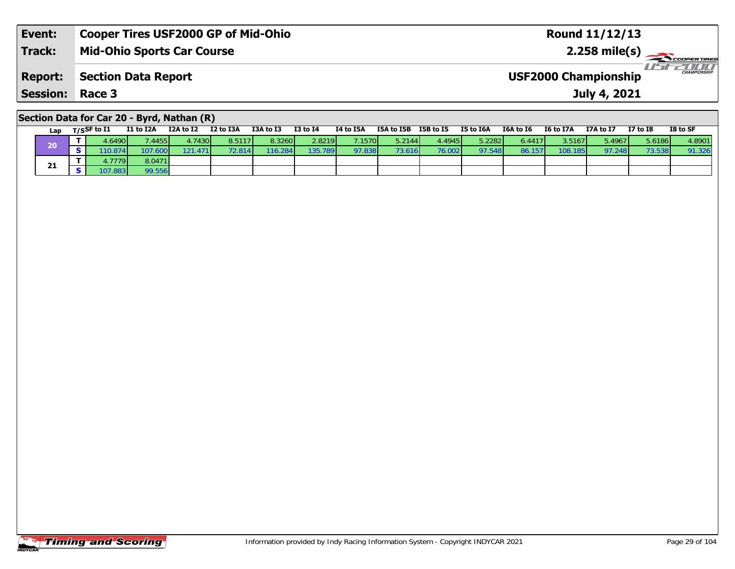| Event: | Cooper Tires USF2000 GP of Mid-Ohio | Round 11/12/13 |
|---|---|---|
| Track: | Mid-Ohio Sports Car Course | 2.258 mile(s) |
| Report: | Section Data Report | USF2000 Championship |
| Session: | Race 3 | July 4, 2021 |

## Section Data for Car 20 - Byrd, Nathan (R)

| Lap | T/S | SF to I1 | I1 to I2A | I2A to I2 | I2 to I3A | I3A to I3 | I3 to I4 | I4 to I5A | I5A to I5B | I5B to I5 | I5 to I6A | I6A to I6 | I6 to I7A | I7A to I7 | I7 to I8 | I8 to SF |
|---|---|---|---|---|---|---|---|---|---|---|---|---|---|---|---|---|
| 20 | T | 4.6490 | 7.4455 | 4.7430 | 8.5117 | 8.3260 | 2.8219 | 7.1570 | 5.2144 | 4.4945 | 5.2282 | 6.4417 | 3.5167 | 5.4967 | 5.6186 | 4.8901 |
| | S | 110.874 | 107.600 | 121.471 | 72.814 | 116.284 | 135.789 | 97.838 | 73.616 | 76.002 | 97.548 | 86.157 | 108.185 | 97.248 | 73.538 | 91.326 |
| 21 | T | 4.7779 | 8.0471 | | | | | | | | | | | | | |
| | S | 107.883 | 99.556 | | | | | | | | | | | | | |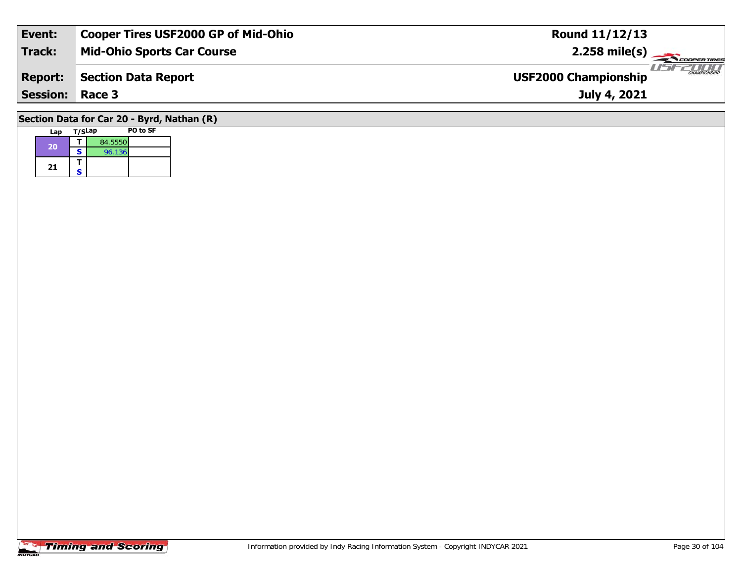| Event: | Cooper Tires USF2000 GP of Mid-Ohio | Round 11/12/13 |
|---|---|---|
| Track: | Mid-Ohio Sports Car Course | 2.258 mile(s) |
| Report: | Section Data Report | USF2000 Championship |
| Session: | Race 3 | July 4, 2021 |

## Section Data for Car 20 - Byrd, Nathan (R)

| Lap | T/S | Lap | PO to SF |
|---|---|---|---|
| 20 | T | 84.5550 | |
| | S | 96.136 | |
| 21 | T | | |
| | S | | |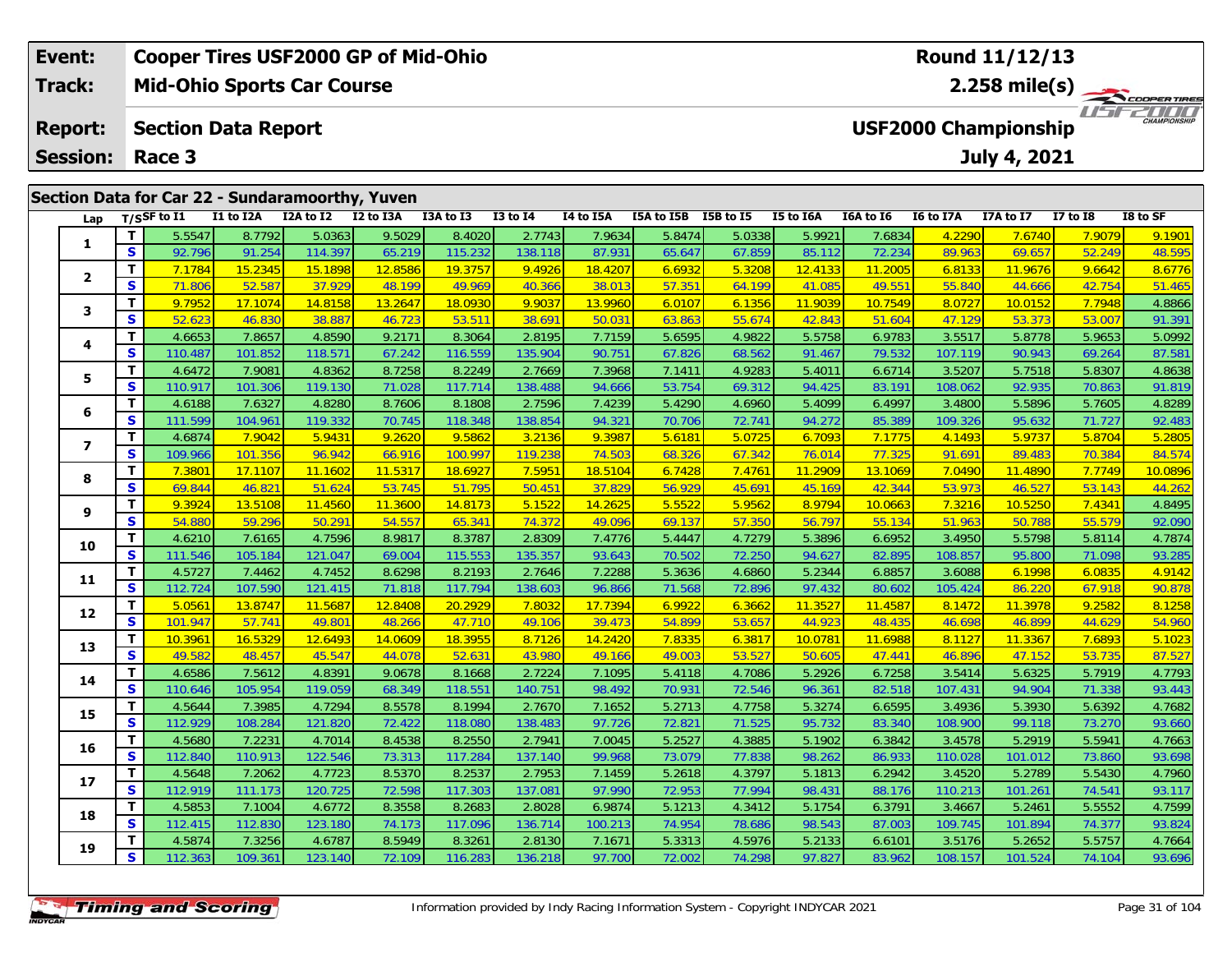| Event: | Cooper Tires USF2000 GP of Mid-Ohio | Round 11/12/13 |
|---|---|---|
| Track: | Mid-Ohio Sports Car Course | 2.258 mile(s) |
| Report: | Section Data Report | USF2000 Championship |
| Session: | Race 3 | July 4, 2021 |

## Section Data for Car 22 - Sundaramoorthy, Yuven

| Lap | T/S | SF to I1 | I1 to I2A | I2A to I2 | I2 to I3A | I3A to I3 | I3 to I4 | I4 to I5A | I5A to I5B | I5B to I5 | I5 to I6A | I6A to I6 | I6 to I7A | I7A to I7 | I7 to I8 | I8 to SF |
|---|---|---|---|---|---|---|---|---|---|---|---|---|---|---|---|---|
| 1 | T | 5.5547 | 8.7792 | 5.0363 | 9.5029 | 8.4020 | 2.7743 | 7.9634 | 5.8474 | 5.0338 | 5.9921 | 7.6834 | 4.2290 | 7.6740 | 7.9079 | 9.1901 |
| | S | 92.796 | 91.254 | 114.397 | 65.219 | 115.232 | 138.118 | 87.931 | 65.647 | 67.859 | 85.112 | 72.234 | 89.963 | 69.657 | 52.249 | 48.595 |
| 2 | T | 7.1784 | 15.2345 | 15.1898 | 12.8586 | 19.3757 | 9.4926 | 18.4207 | 6.6932 | 5.3208 | 12.4133 | 11.2005 | 6.8133 | 11.9676 | 9.6642 | 8.6776 |
| | S | 71.806 | 52.587 | 37.929 | 48.199 | 49.969 | 40.366 | 38.013 | 57.351 | 64.199 | 41.085 | 49.551 | 55.840 | 44.666 | 42.754 | 51.465 |
| 3 | T | 9.7952 | 17.1074 | 14.8158 | 13.2647 | 18.0930 | 9.9037 | 13.9960 | 6.0107 | 6.1356 | 11.9039 | 10.7549 | 8.0727 | 10.0152 | 7.7948 | 4.8866 |
| | S | 52.623 | 46.830 | 38.887 | 46.723 | 53.511 | 38.691 | 50.031 | 63.863 | 55.674 | 42.843 | 51.604 | 47.129 | 53.373 | 53.007 | 91.391 |
| 4 | T | 4.6653 | 7.8657 | 4.8590 | 9.2171 | 8.3064 | 2.8195 | 7.7159 | 5.6595 | 4.9822 | 5.5758 | 6.9783 | 3.5517 | 5.8778 | 5.9653 | 5.0992 |
| | S | 110.487 | 101.852 | 118.571 | 67.242 | 116.559 | 135.904 | 90.751 | 67.826 | 68.562 | 91.467 | 79.532 | 107.119 | 90.943 | 69.264 | 87.581 |
| 5 | T | 4.6472 | 7.9081 | 4.8362 | 8.7258 | 8.2249 | 2.7669 | 7.3968 | 7.1411 | 4.9283 | 5.4011 | 6.6714 | 3.5207 | 5.7518 | 5.8307 | 4.8638 |
| | S | 110.917 | 101.306 | 119.130 | 71.028 | 117.714 | 138.488 | 94.666 | 53.754 | 69.312 | 94.425 | 83.191 | 108.062 | 92.935 | 70.863 | 91.819 |
| 6 | T | 4.6188 | 7.6327 | 4.8280 | 8.7606 | 8.1808 | 2.7596 | 7.4239 | 5.4290 | 4.6960 | 5.4099 | 6.4997 | 3.4800 | 5.5896 | 5.7605 | 4.8289 |
| | S | 111.599 | 104.961 | 119.332 | 70.745 | 118.348 | 138.854 | 94.321 | 70.706 | 72.741 | 94.272 | 85.389 | 109.326 | 95.632 | 71.727 | 92.483 |
| 7 | T | 4.6874 | 7.9042 | 5.9431 | 9.2620 | 9.5862 | 3.2136 | 9.3987 | 5.6181 | 5.0725 | 6.7093 | 7.1775 | 4.1493 | 5.9737 | 5.8704 | 5.2805 |
| | S | 109.966 | 101.356 | 96.942 | 66.916 | 100.997 | 119.238 | 74.503 | 68.326 | 67.342 | 76.014 | 77.325 | 91.691 | 89.483 | 70.384 | 84.574 |
| 8 | T | 7.3801 | 17.1107 | 11.1602 | 11.5317 | 18.6927 | 7.5951 | 18.5104 | 6.7428 | 7.4761 | 11.2909 | 13.1069 | 7.0490 | 11.4890 | 7.7749 | 10.0896 |
| | S | 69.844 | 46.821 | 51.624 | 53.745 | 51.795 | 50.451 | 37.829 | 56.929 | 45.691 | 45.169 | 42.344 | 53.973 | 46.527 | 53.143 | 44.262 |
| 9 | T | 9.3924 | 13.5108 | 11.4560 | 11.3600 | 14.8173 | 5.1522 | 14.2625 | 5.5522 | 5.9562 | 8.9794 | 10.0663 | 7.3216 | 10.5250 | 7.4341 | 4.8495 |
| | S | 54.880 | 59.296 | 50.291 | 54.557 | 65.341 | 74.372 | 49.096 | 69.137 | 57.350 | 56.797 | 55.134 | 51.963 | 50.788 | 55.579 | 92.090 |
| 10 | T | 4.6210 | 7.6165 | 4.7596 | 8.9817 | 8.3787 | 2.8309 | 7.4776 | 5.4447 | 4.7279 | 5.3896 | 6.6952 | 3.4950 | 5.5798 | 5.8114 | 4.7874 |
| | S | 111.546 | 105.184 | 121.047 | 69.004 | 115.553 | 135.357 | 93.643 | 70.502 | 72.250 | 94.627 | 82.895 | 108.857 | 95.800 | 71.098 | 93.285 |
| 11 | T | 4.5727 | 7.4462 | 4.7452 | 8.6298 | 8.2193 | 2.7646 | 7.2288 | 5.3636 | 4.6860 | 5.2344 | 6.8857 | 3.6088 | 6.1998 | 6.0835 | 4.9142 |
| | S | 112.724 | 107.590 | 121.415 | 71.818 | 117.794 | 138.603 | 96.866 | 71.568 | 72.896 | 97.432 | 80.602 | 105.424 | 86.220 | 67.918 | 90.878 |
| 12 | T | 5.0561 | 13.8747 | 11.5687 | 12.8408 | 20.2929 | 7.8032 | 17.7394 | 6.9922 | 6.3662 | 11.3527 | 11.4587 | 8.1472 | 11.3978 | 9.2582 | 8.1258 |
| | S | 101.947 | 57.741 | 49.801 | 48.266 | 47.710 | 49.106 | 39.473 | 54.899 | 53.657 | 44.923 | 48.435 | 46.698 | 46.899 | 44.629 | 54.960 |
| 13 | T | 10.3961 | 16.5329 | 12.6493 | 14.0609 | 18.3955 | 8.7126 | 14.2420 | 7.8335 | 6.3817 | 10.0781 | 11.6988 | 8.1127 | 11.3367 | 7.6893 | 5.1023 |
| | S | 49.582 | 48.457 | 45.547 | 44.078 | 52.631 | 43.980 | 49.166 | 49.003 | 53.527 | 50.605 | 47.441 | 46.896 | 47.152 | 53.735 | 87.527 |
| 14 | T | 4.6586 | 7.5612 | 4.8391 | 9.0678 | 8.1668 | 2.7224 | 7.1095 | 5.4118 | 4.7086 | 5.2926 | 6.7258 | 3.5414 | 5.6325 | 5.7919 | 4.7793 |
| | S | 110.646 | 105.954 | 119.059 | 68.349 | 118.551 | 140.751 | 98.492 | 70.931 | 72.546 | 96.361 | 82.518 | 107.431 | 94.904 | 71.338 | 93.443 |
| 15 | T | 4.5644 | 7.3985 | 4.7294 | 8.5578 | 8.1994 | 2.7670 | 7.1652 | 5.2713 | 4.7758 | 5.3274 | 6.6595 | 3.4936 | 5.3930 | 5.6392 | 4.7682 |
| | S | 112.929 | 108.284 | 121.820 | 72.422 | 118.080 | 138.483 | 97.726 | 72.821 | 71.525 | 95.732 | 83.340 | 108.900 | 99.118 | 73.270 | 93.660 |
| 16 | T | 4.5680 | 7.2231 | 4.7014 | 8.4538 | 8.2550 | 2.7941 | 7.0045 | 5.2527 | 4.3885 | 5.1902 | 6.3842 | 3.4578 | 5.2919 | 5.5941 | 4.7663 |
| | S | 112.840 | 110.913 | 122.546 | 73.313 | 117.284 | 137.140 | 99.968 | 73.079 | 77.838 | 98.262 | 86.933 | 110.028 | 101.012 | 73.860 | 93.698 |
| 17 | T | 4.5648 | 7.2062 | 4.7723 | 8.5370 | 8.2537 | 2.7953 | 7.1459 | 5.2618 | 4.3797 | 5.1813 | 6.2942 | 3.4520 | 5.2789 | 5.5430 | 4.7960 |
| | S | 112.919 | 111.173 | 120.725 | 72.598 | 117.303 | 137.081 | 97.990 | 72.953 | 77.994 | 98.431 | 88.176 | 110.213 | 101.261 | 74.541 | 93.117 |
| 18 | T | 4.5853 | 7.1004 | 4.6772 | 8.3558 | 8.2683 | 2.8028 | 6.9874 | 5.1213 | 4.3412 | 5.1754 | 6.3791 | 3.4667 | 5.2461 | 5.5552 | 4.7599 |
| | S | 112.415 | 112.830 | 123.180 | 74.173 | 117.096 | 136.714 | 100.213 | 74.954 | 78.686 | 98.543 | 87.003 | 109.745 | 101.894 | 74.377 | 93.824 |
| 19 | T | 4.5874 | 7.3256 | 4.6787 | 8.5949 | 8.3261 | 2.8130 | 7.1671 | 5.3313 | 4.5976 | 5.2133 | 6.6101 | 3.5176 | 5.2652 | 5.5757 | 4.7664 |
| | S | 112.363 | 109.361 | 123.140 | 72.109 | 116.283 | 136.218 | 97.700 | 72.002 | 74.298 | 97.827 | 83.962 | 108.157 | 101.524 | 74.104 | 93.696 |

Information provided by Indy Racing Information System - Copyright INDYCAR 2021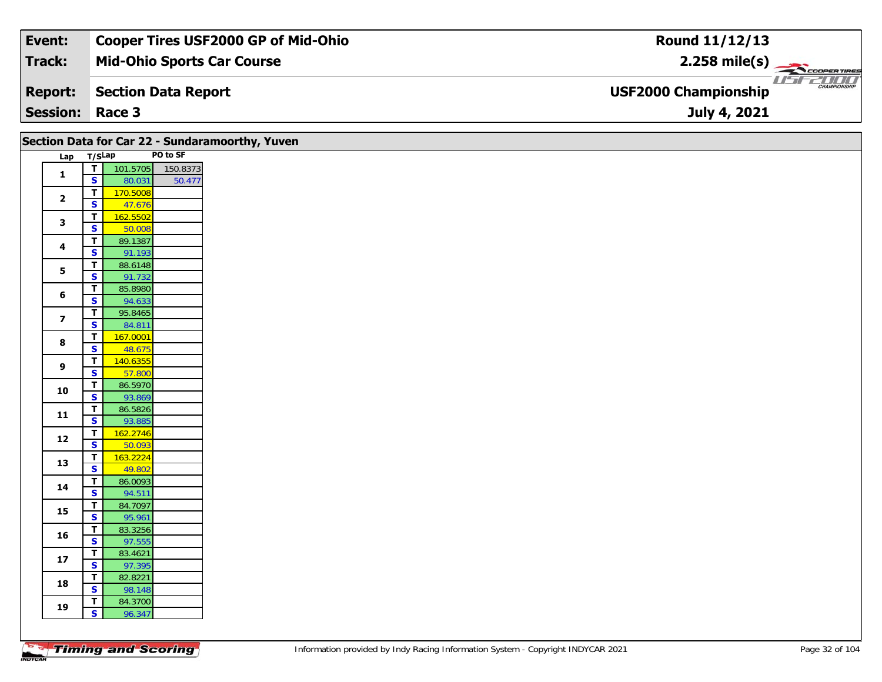| Event: | Cooper Tires USF2000 GP of Mid-Ohio | Round 11/12/13 |
|---|---|---|
| Track: | Mid-Ohio Sports Car Course | 2.258 mile(s) |
| Report: | Section Data Report | USF2000 Championship |
| Session: | Race 3 | July 4, 2021 |

## Section Data for Car 22 - Sundaramoorthy, Yuven

| Lap | T/S | Lap | PO to SF |
|---|---|---|---|
| 1 | T | 101.5705 | 150.8373 |
| | S | 80.031 | 50.477 |
| 2 | T | 170.5008 | |
| | S | 47.676 | |
| 3 | T | 162.5502 | |
| | S | 50.008 | |
| 4 | T | 89.1387 | |
| | S | 91.193 | |
| 5 | T | 88.6148 | |
| | S | 91.732 | |
| 6 | T | 85.8980 | |
| | S | 94.633 | |
| 7 | T | 95.8465 | |
| | S | 84.811 | |
| 8 | T | 167.0001 | |
| | S | 48.675 | |
| 9 | T | 140.6355 | |
| | S | 57.800 | |
| 10 | T | 86.5970 | |
| | S | 93.869 | |
| 11 | T | 86.5826 | |
| | S | 93.885 | |
| 12 | T | 162.2746 | |
| | S | 50.093 | |
| 13 | T | 163.2224 | |
| | S | 49.802 | |
| 14 | T | 86.0093 | |
| | S | 94.511 | |
| 15 | T | 84.7097 | |
| | S | 95.961 | |
| 16 | T | 83.3256 | |
| | S | 97.555 | |
| 17 | T | 83.4621 | |
| | S | 97.395 | |
| 18 | T | 82.8221 | |
| | S | 98.148 | |
| 19 | T | 84.3700 | |
| | S | 96.347 | |

Information provided by Indy Racing Information System - Copyright INDYCAR 2021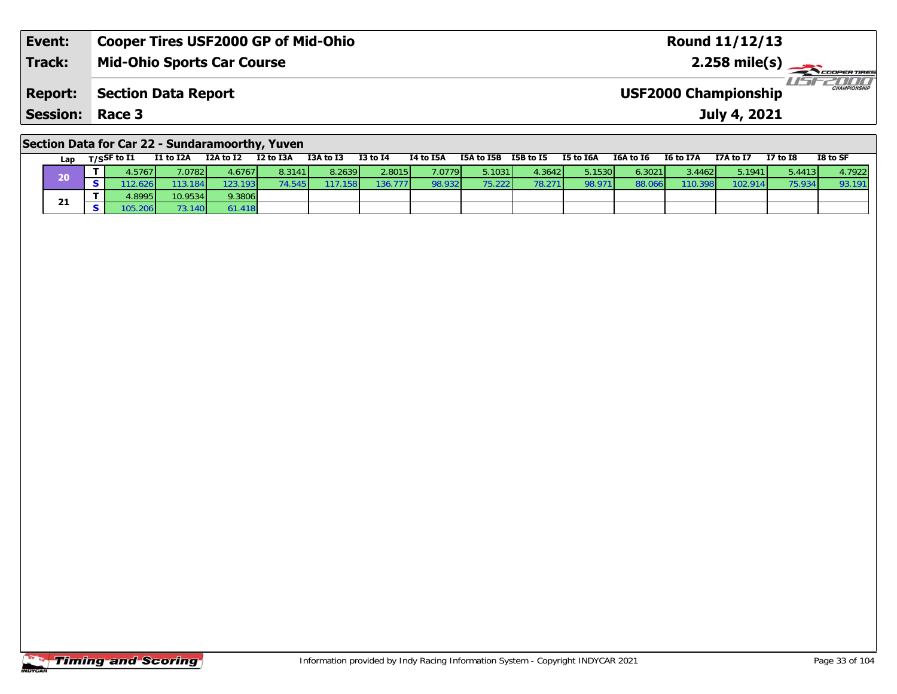| Event: | Cooper Tires USF2000 GP of Mid-Ohio | Round 11/12/13 |
|---|---|---|
| Track: | Mid-Ohio Sports Car Course | 2.258 mile(s) |
| Report: | Section Data Report | USF2000 Championship |
| Session: | Race 3 | July 4, 2021 |

## Section Data for Car 22 - Sundaramoorthy, Yuven

| Lap | T/S | SF to I1 | I1 to I2A | I2A to I2 | I2 to I3A | I3A to I3 | I3 to I4 | I4 to I5A | I5A to I5B | I5B to I5 | I5 to I6A | I6A to I6 | I6 to I7A | I7A to I7 | I7 to I8 | I8 to SF |
|---|---|---|---|---|---|---|---|---|---|---|---|---|---|---|---|---|
| 20 | T | 4.5767 | 7.0782 | 4.6767 | 8.3141 | 8.2639 | 2.8015 | 7.0779 | 5.1031 | 4.3642 | 5.1530 | 6.3021 | 3.4462 | 5.1941 | 5.4413 | 4.7922 |
| | S | 112.626 | 113.184 | 123.193 | 74.545 | 117.158 | 136.777 | 98.932 | 75.222 | 78.271 | 98.971 | 88.066 | 110.398 | 102.914 | 75.934 | 93.191 |
| 21 | T | 4.8995 | 10.9534 | 9.3806 | | | | | | | | | | | | |
| | S | 105.206 | 73.140 | 61.418 | | | | | | | | | | | | |

Timing and Scoring

Information provided by Indy Racing Information System - Copyright INDYCAR 2021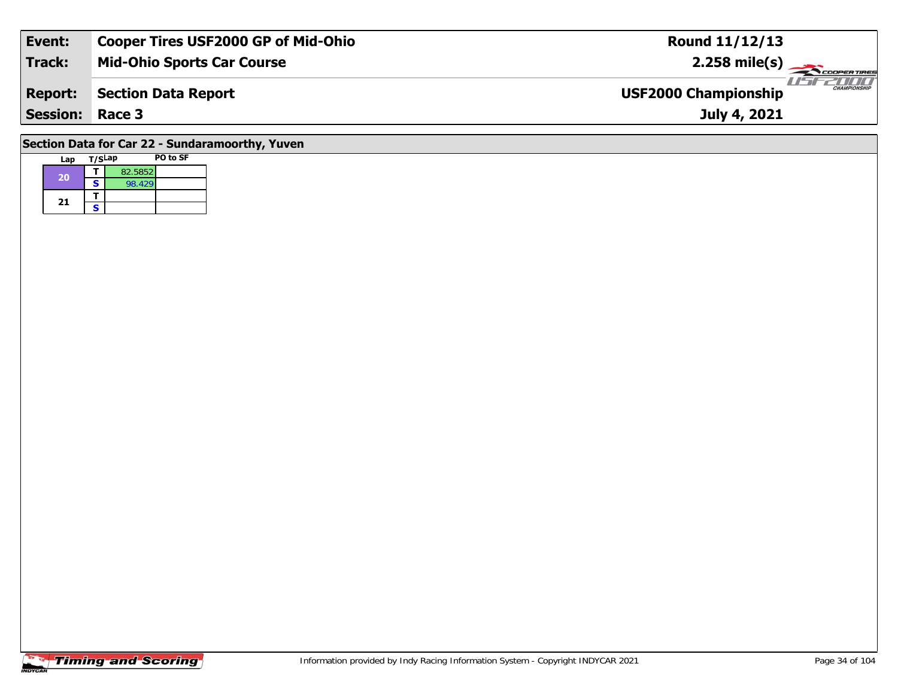| Event: | Cooper Tires USF2000 GP of Mid-Ohio | Round 11/12/13 |
|---|---|---|
| Track: | Mid-Ohio Sports Car Course | 2.258 mile(s) |
| Report: | Section Data Report | USF2000 Championship |
| Session: | Race 3 | July 4, 2021 |

## Section Data for Car 22 - Sundaramoorthy, Yuven

| Lap | T/S | Lap | PO to SF |
|---|---|---|---|
| 20 | T | 82.5852 | |
| | S | 98.429 | |
| 21 | T | | |
| | S | | |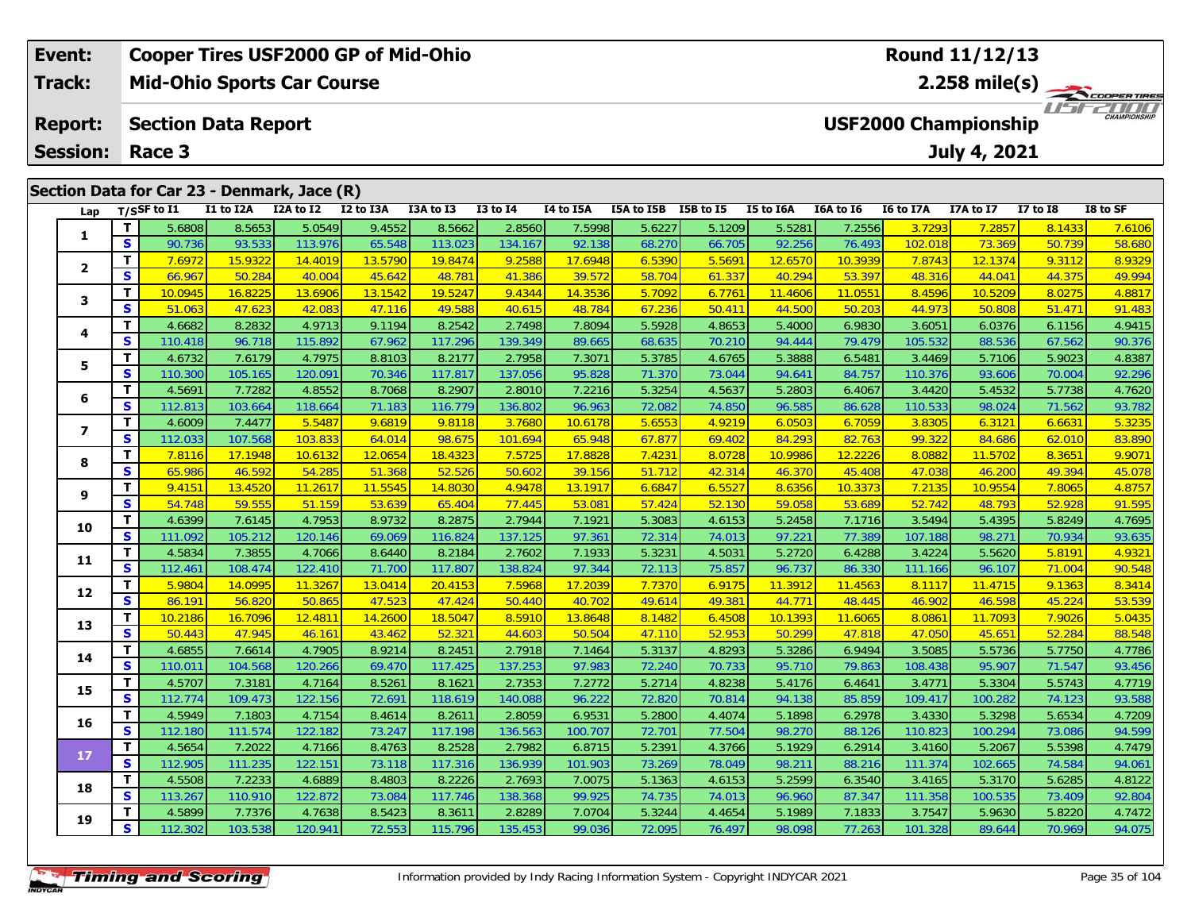| Event: | Cooper Tires USF2000 GP of Mid-Ohio | Round 11/12/13 |
|---|---|---|
| Track: | Mid-Ohio Sports Car Course | 2.258 mile(s) |
| Report: | Section Data Report | USF2000 Championship |
| Session: | Race 3 | July 4, 2021 |

## Section Data for Car 23 - Denmark, Jace (R)

| Lap | T/S | SF to I1 | I1 to I2A | I2A to I2 | I2 to I3A | I3A to I3 | I3 to I4 | I4 to I5A | I5A to I5B | I5B to I5 | I5 to I6A | I6A to I6 | I6 to I7A | I7A to I7 | I7 to I8 | I8 to SF |
|---|---|---|---|---|---|---|---|---|---|---|---|---|---|---|---|---|
| 1 | T | 5.6808 | 8.5653 | 5.0549 | 9.4552 | 8.5662 | 2.8560 | 7.5998 | 5.6227 | 5.1209 | 5.5281 | 7.2556 | 3.7293 | 7.2857 | 8.1433 | 7.6106 |
| | S | 90.736 | 93.533 | 113.976 | 65.548 | 113.023 | 134.167 | 92.138 | 68.270 | 66.705 | 92.256 | 76.493 | 102.018 | 73.369 | 50.739 | 58.680 |
| 2 | T | 7.6972 | 15.9322 | 14.4019 | 13.5790 | 19.8474 | 9.2588 | 17.6948 | 6.5390 | 5.5691 | 12.6570 | 10.3939 | 7.8743 | 12.1374 | 9.3112 | 8.9329 |
| | S | 66.967 | 50.284 | 40.004 | 45.642 | 48.781 | 41.386 | 39.572 | 58.704 | 61.337 | 40.294 | 53.397 | 48.316 | 44.041 | 44.375 | 49.994 |
| 3 | T | 10.0945 | 16.8225 | 13.6906 | 13.1542 | 19.5247 | 9.4344 | 14.3536 | 5.7092 | 6.7761 | 11.4606 | 11.0551 | 8.4596 | 10.5209 | 8.0275 | 4.8817 |
| | S | 51.063 | 47.623 | 42.083 | 47.116 | 49.588 | 40.615 | 48.784 | 67.236 | 50.411 | 44.500 | 50.203 | 44.973 | 50.808 | 51.471 | 91.483 |
| 4 | T | 4.6682 | 8.2832 | 4.9713 | 9.1194 | 8.2542 | 2.7498 | 7.8094 | 5.5928 | 4.8653 | 5.4000 | 6.9830 | 3.6051 | 6.0376 | 6.1156 | 4.9415 |
| | S | 110.418 | 96.718 | 115.892 | 67.962 | 117.296 | 139.349 | 89.665 | 68.635 | 70.210 | 94.444 | 79.479 | 105.532 | 88.536 | 67.562 | 90.376 |
| 5 | T | 4.6732 | 7.6179 | 4.7975 | 8.8103 | 8.2177 | 2.7958 | 7.3071 | 5.3785 | 4.6765 | 5.3888 | 6.5481 | 3.4469 | 5.7106 | 5.9023 | 4.8387 |
| | S | 110.300 | 105.165 | 120.091 | 70.346 | 117.817 | 137.056 | 95.828 | 71.370 | 73.044 | 94.641 | 84.757 | 110.376 | 93.606 | 70.004 | 92.296 |
| 6 | T | 4.5691 | 7.7282 | 4.8552 | 8.7068 | 8.2907 | 2.8010 | 7.2216 | 5.3254 | 4.5637 | 5.2803 | 6.4067 | 3.4420 | 5.4532 | 5.7738 | 4.7620 |
| | S | 112.813 | 103.664 | 118.664 | 71.183 | 116.779 | 136.802 | 96.963 | 72.082 | 74.850 | 96.585 | 86.628 | 110.533 | 98.024 | 71.562 | 93.782 |
| 7 | T | 4.6009 | 7.4477 | 5.5487 | 9.6819 | 9.8118 | 3.7680 | 10.6178 | 5.6553 | 4.9219 | 6.0503 | 6.7059 | 3.8305 | 6.3121 | 6.6631 | 5.3235 |
| | S | 112.033 | 107.568 | 103.833 | 64.014 | 98.675 | 101.694 | 65.948 | 67.877 | 69.402 | 84.293 | 82.763 | 99.322 | 84.686 | 62.010 | 83.890 |
| 8 | T | 7.8116 | 17.1948 | 10.6132 | 12.0654 | 18.4323 | 7.5725 | 17.8828 | 7.4231 | 8.0728 | 10.9986 | 12.2226 | 8.0882 | 11.5702 | 8.3651 | 9.9071 |
| | S | 65.986 | 46.592 | 54.285 | 51.368 | 52.526 | 50.602 | 39.156 | 51.712 | 42.314 | 46.370 | 45.408 | 47.038 | 46.200 | 49.394 | 45.078 |
| 9 | T | 9.4151 | 13.4520 | 11.2617 | 11.5545 | 14.8030 | 4.9478 | 13.1917 | 6.6847 | 6.5527 | 8.6356 | 10.3373 | 7.2135 | 10.9554 | 7.8065 | 4.8757 |
| | S | 54.748 | 59.555 | 51.159 | 53.639 | 65.404 | 77.445 | 53.081 | 57.424 | 52.130 | 59.058 | 53.689 | 52.742 | 48.793 | 52.928 | 91.595 |
| 10 | T | 4.6399 | 7.6145 | 4.7953 | 8.9732 | 8.2875 | 2.7944 | 7.1921 | 5.3083 | 4.6153 | 5.2458 | 7.1716 | 3.5494 | 5.4395 | 5.8249 | 4.7695 |
| | S | 111.092 | 105.212 | 120.146 | 69.069 | 116.824 | 137.125 | 97.361 | 72.314 | 74.013 | 97.221 | 77.389 | 107.188 | 98.271 | 70.934 | 93.635 |
| 11 | T | 4.5834 | 7.3855 | 4.7066 | 8.6440 | 8.2184 | 2.7602 | 7.1933 | 5.3231 | 4.5031 | 5.2720 | 6.4288 | 3.4224 | 5.5620 | 5.8191 | 4.9321 |
| | S | 112.461 | 108.474 | 122.410 | 71.700 | 117.807 | 138.824 | 97.344 | 72.113 | 75.857 | 96.737 | 86.330 | 111.166 | 96.107 | 71.004 | 90.548 |
| 12 | T | 5.9804 | 14.0995 | 11.3267 | 13.0414 | 20.4153 | 7.5968 | 17.2039 | 7.7370 | 6.9175 | 11.3912 | 11.4563 | 8.1117 | 11.4715 | 9.1363 | 8.3414 |
| | S | 86.191 | 56.820 | 50.865 | 47.523 | 47.424 | 50.440 | 40.702 | 49.614 | 49.381 | 44.771 | 48.445 | 46.902 | 46.598 | 45.224 | 53.539 |
| 13 | T | 10.2186 | 16.7096 | 12.4811 | 14.2600 | 18.5047 | 8.5910 | 13.8648 | 8.1482 | 6.4508 | 10.1393 | 11.6065 | 8.0861 | 11.7093 | 7.9026 | 5.0435 |
| | S | 50.443 | 47.945 | 46.161 | 43.462 | 52.321 | 44.603 | 50.504 | 47.110 | 52.953 | 50.299 | 47.818 | 47.050 | 45.651 | 52.284 | 88.548 |
| 14 | T | 4.6855 | 7.6614 | 4.7905 | 8.9214 | 8.2451 | 2.7918 | 7.1464 | 5.3137 | 4.8293 | 5.3286 | 6.9494 | 3.5085 | 5.5736 | 5.7750 | 4.7786 |
| | S | 110.011 | 104.568 | 120.266 | 69.470 | 117.425 | 137.253 | 97.983 | 72.240 | 70.733 | 95.710 | 79.863 | 108.438 | 95.907 | 71.547 | 93.456 |
| 15 | T | 4.5707 | 7.3181 | 4.7164 | 8.5261 | 8.1621 | 2.7353 | 7.2772 | 5.2714 | 4.8238 | 5.4176 | 6.4641 | 3.4771 | 5.3304 | 5.5743 | 4.7719 |
| | S | 112.774 | 109.473 | 122.156 | 72.691 | 118.619 | 140.088 | 96.222 | 72.820 | 70.814 | 94.138 | 85.859 | 109.417 | 100.282 | 74.123 | 93.588 |
| 16 | T | 4.5949 | 7.1803 | 4.7154 | 8.4614 | 8.2611 | 2.8059 | 6.9531 | 5.2800 | 4.4074 | 5.1898 | 6.2978 | 3.4330 | 5.3298 | 5.6534 | 4.7209 |
| | S | 112.180 | 111.574 | 122.182 | 73.247 | 117.198 | 136.563 | 100.707 | 72.701 | 77.504 | 98.270 | 88.126 | 110.823 | 100.294 | 73.086 | 94.599 |
| 17 | T | 4.5654 | 7.2022 | 4.7166 | 8.4763 | 8.2528 | 2.7982 | 6.8715 | 5.2391 | 4.3766 | 5.1929 | 6.2914 | 3.4160 | 5.2067 | 5.5398 | 4.7479 |
| | S | 112.905 | 111.235 | 122.151 | 73.118 | 117.316 | 136.939 | 101.903 | 73.269 | 78.049 | 98.211 | 88.216 | 111.374 | 102.665 | 74.584 | 94.061 |
| 18 | T | 4.5508 | 7.2233 | 4.6889 | 8.4803 | 8.2226 | 2.7693 | 7.0075 | 5.1363 | 4.6153 | 5.2599 | 6.3540 | 3.4165 | 5.3170 | 5.6285 | 4.8122 |
| | S | 113.267 | 110.910 | 122.872 | 73.084 | 117.746 | 138.368 | 99.925 | 74.735 | 74.013 | 96.960 | 87.347 | 111.358 | 100.535 | 73.409 | 92.804 |
| 19 | T | 4.5899 | 7.7376 | 4.7638 | 8.5423 | 8.3611 | 2.8289 | 7.0704 | 5.3244 | 4.4654 | 5.1989 | 7.1833 | 3.7547 | 5.9630 | 5.8220 | 4.7472 |
| | S | 112.302 | 103.538 | 120.941 | 72.553 | 115.796 | 135.453 | 99.036 | 72.095 | 76.497 | 98.098 | 77.263 | 101.328 | 89.644 | 70.969 | 94.075 |

Information provided by Indy Racing Information System - Copyright INDYCAR 2021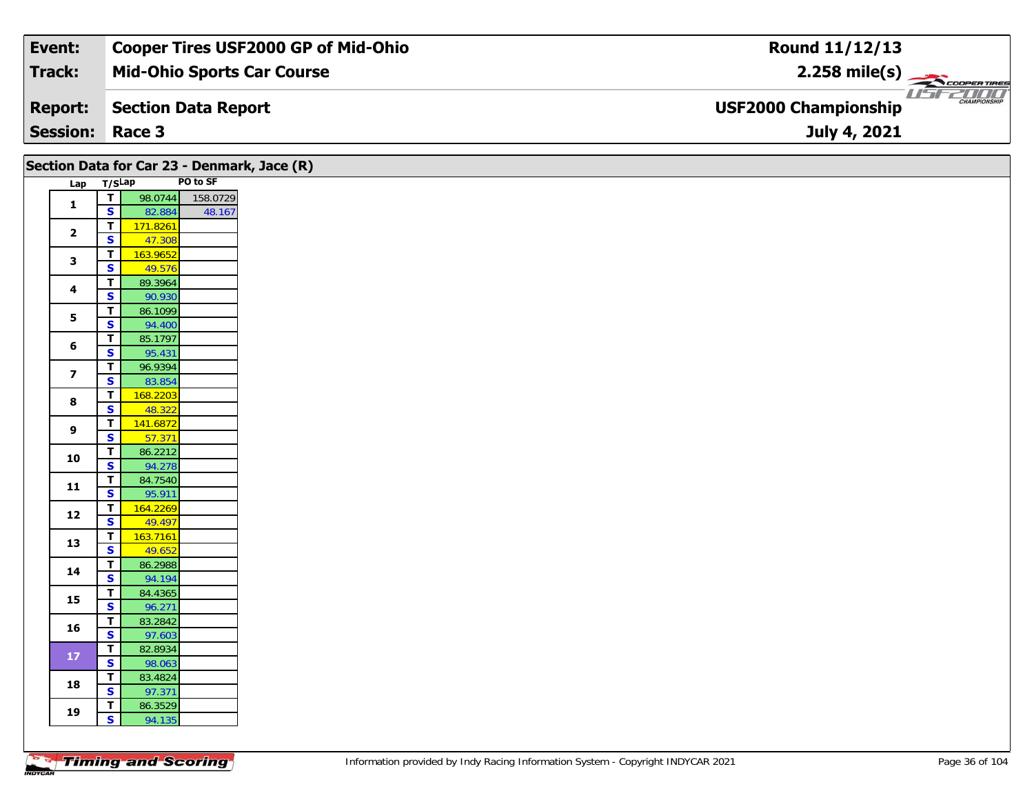| Event: | Cooper Tires USF2000 GP of Mid-Ohio | Round 11/12/13 |
|---|---|---|
| Track: | Mid-Ohio Sports Car Course | 2.258 mile(s) |
| Report: | Section Data Report | USF2000 Championship |
| Session: | Race 3 | July 4, 2021 |

## Section Data for Car 23 - Denmark, Jace (R)

| Lap | T/S | Lap | PO to SF |
|---|---|---|---|
| 1 | T | 98.0744 | 158.0729 |
| | S | 82.884 | 48.167 |
| 2 | T | 171.8261 | |
| | S | 47.308 | |
| 3 | T | 163.9652 | |
| | S | 49.576 | |
| 4 | T | 89.3964 | |
| | S | 90.930 | |
| 5 | T | 86.1099 | |
| | S | 94.400 | |
| 6 | T | 85.1797 | |
| | S | 95.431 | |
| 7 | T | 96.9394 | |
| | S | 83.854 | |
| 8 | T | 168.2203 | |
| | S | 48.322 | |
| 9 | T | 141.6872 | |
| | S | 57.371 | |
| 10 | T | 86.2212 | |
| | S | 94.278 | |
| 11 | T | 84.7540 | |
| | S | 95.911 | |
| 12 | T | 164.2269 | |
| | S | 49.497 | |
| 13 | T | 163.7161 | |
| | S | 49.652 | |
| 14 | T | 86.2988 | |
| | S | 94.194 | |
| 15 | T | 84.4365 | |
| | S | 96.271 | |
| 16 | T | 83.2842 | |
| | S | 97.603 | |
| 17 | T | 82.8934 | |
| | S | 98.063 | |
| 18 | T | 83.4824 | |
| | S | 97.371 | |
| 19 | T | 86.3529 | |
| | S | 94.135 | |

Information provided by Indy Racing Information System - Copyright INDYCAR 2021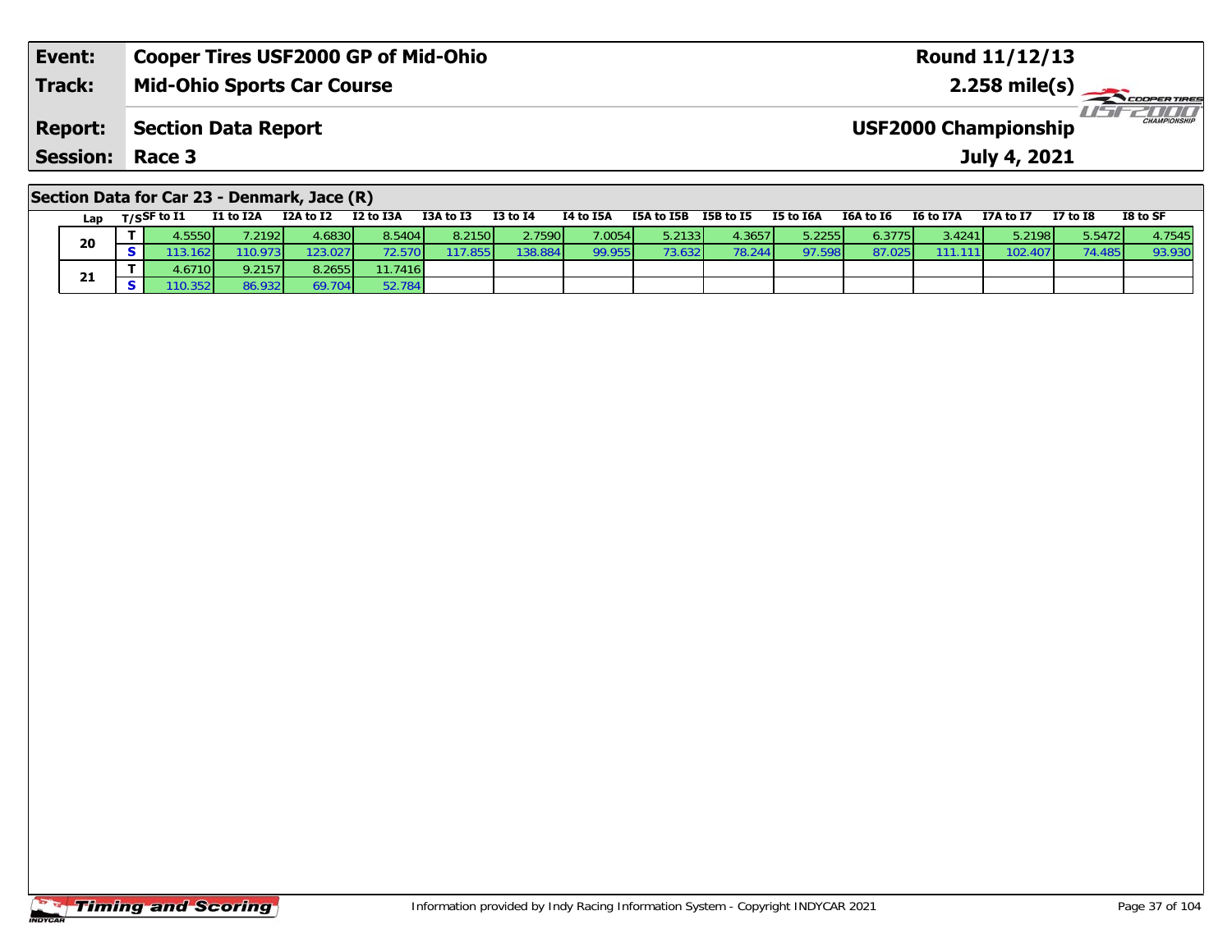| **Event:** | **Cooper Tires USF2000 GP of Mid-Ohio** | **Round 11/12/13** |
|---|---|---|
| **Track:** | **Mid-Ohio Sports Car Course** | **2.258 mile(s)** |
| **Report:** | **Section Data Report** | **USF2000 Championship** |
| **Session:** | **Race 3** | **July 4, 2021** |

## Section Data for Car 23 - Denmark, Jace (R)

| Lap | T/S | SF to I1 | I1 to I2A | I2A to I2 | I2 to I3A | I3A to I3 | I3 to I4 | I4 to I5A | I5A to I5B | I5B to I5 | I5 to I6A | I6A to I6 | I6 to I7A | I7A to I7 | I7 to I8 | I8 to SF |
|---|---|---|---|---|---|---|---|---|---|---|---|---|---|---|---|---|
| 20 | T | 4.5550 | 7.2192 | 4.6830 | 8.5404 | 8.2150 | 2.7590 | 7.0054 | 5.2133 | 4.3657 | 5.2255 | 6.3775 | 3.4241 | 5.2198 | 5.5472 | 4.7545 |
| | S | 113.162 | 110.973 | 123.027 | 72.570 | 117.855 | 138.884 | 99.955 | 73.632 | 78.244 | 97.598 | 87.025 | 111.111 | 102.407 | 74.485 | 93.930 |
| 21 | T | 4.6710 | 9.2157 | 8.2655 | 11.7416 | | | | | | | | | | | |
| | S | 110.352 | 86.932 | 69.704 | 52.784 | | | | | | | | | | | |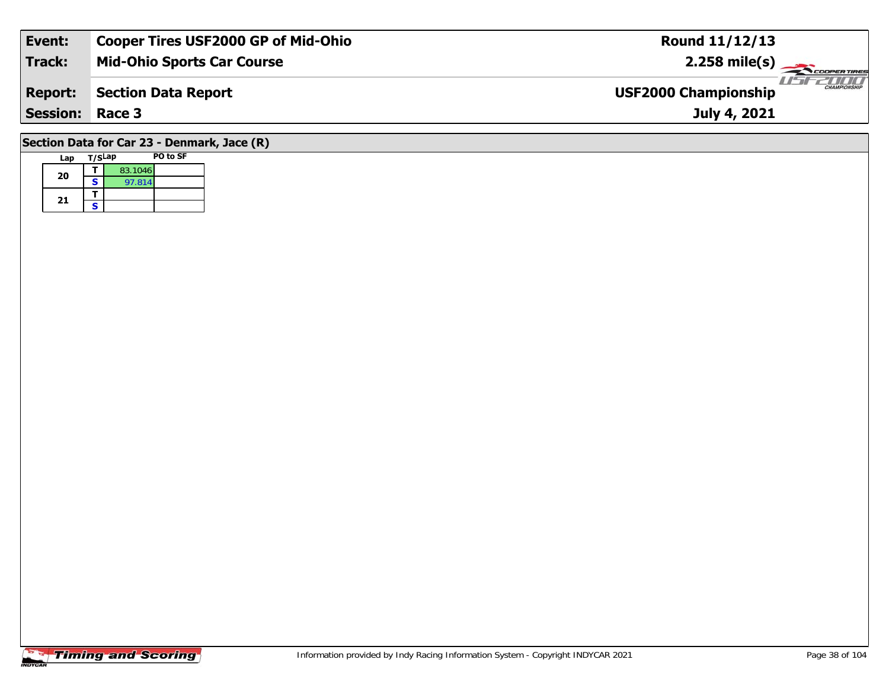| Event: | Cooper Tires USF2000 GP of Mid-Ohio | Round 11/12/13 |
|---|---|---|
| Track: | Mid-Ohio Sports Car Course | 2.258 mile(s) |
| Report: | Section Data Report | USF2000 Championship |
| Session: | Race 3 | July 4, 2021 |

## Section Data for Car 23 - Denmark, Jace (R)

| Lap | T/S | Lap | PO to SF |
|---|---|---|---|
| 20 | T | 83.1046 | |
| | S | 97.814 | |
| 21 | T | | |
| | S | | |

Information provided by Indy Racing Information System - Copyright INDYCAR 2021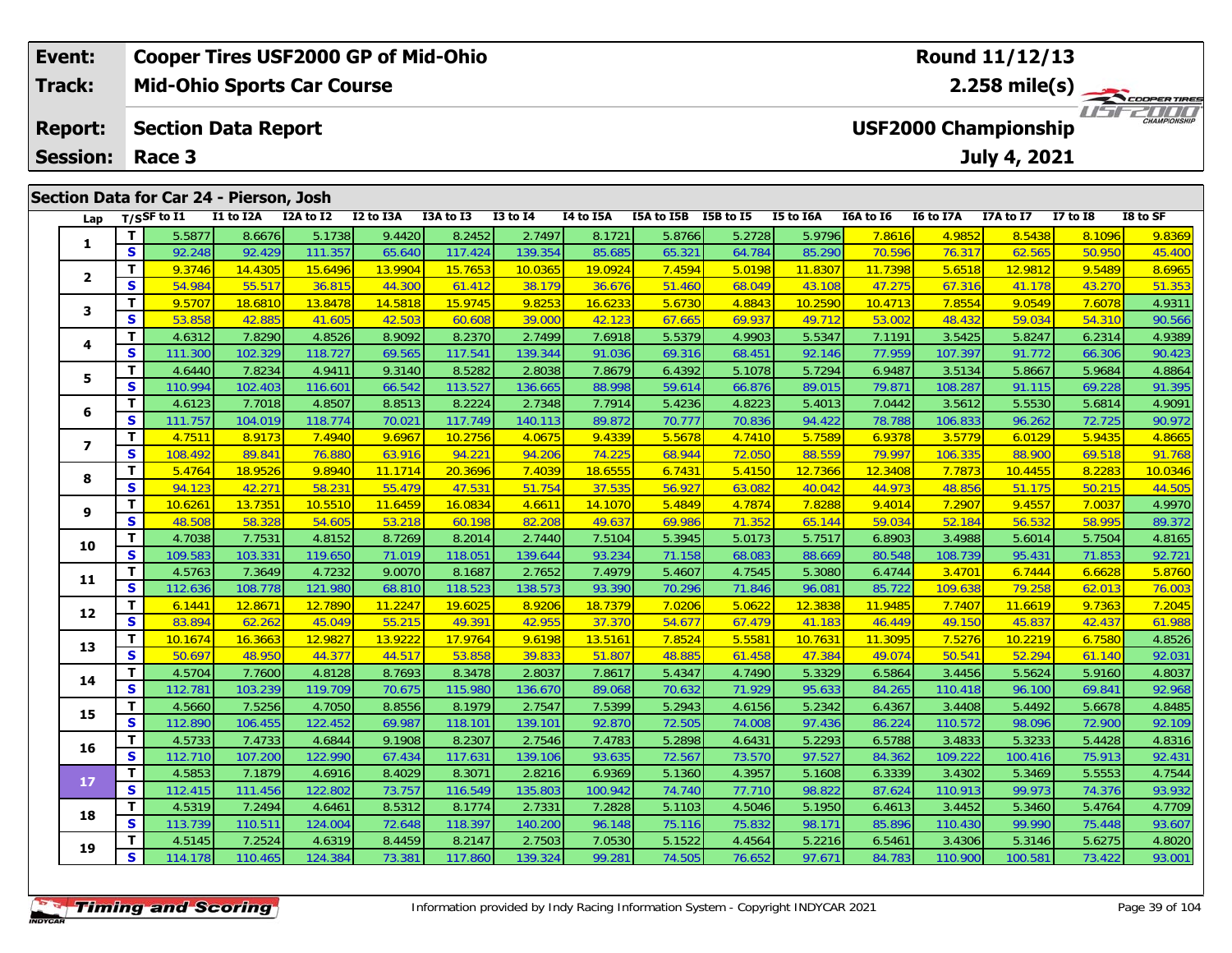| Event: | Cooper Tires USF2000 GP of Mid-Ohio | Round 11/12/13 |
|---|---|---|
| Track: | Mid-Ohio Sports Car Course | 2.258 mile(s) |
| Report: | Section Data Report | USF2000 Championship |
| Session: | Race 3 | July 4, 2021 |

## Section Data for Car 24 - Pierson, Josh

| Lap | T/S | SF to I1 | I1 to I2A | I2A to I2 | I2 to I3A | I3A to I3 | I3 to I4 | I4 to I5A | I5A to I5B | I5B to I5 | I5 to I6A | I6A to I6 | I6 to I7A | I7A to I7 | I7 to I8 | I8 to SF |
|---|---|---|---|---|---|---|---|---|---|---|---|---|---|---|---|---|
| 1 | T | 5.5877 | 8.6676 | 5.1738 | 9.4420 | 8.2452 | 2.7497 | 8.1721 | 5.8766 | 5.2728 | 5.9796 | 7.8616 | 4.9852 | 8.5438 | 8.1096 | 9.8369 |
| | S | 92.248 | 92.429 | 111.357 | 65.640 | 117.424 | 139.354 | 85.685 | 65.321 | 64.784 | 85.290 | 70.596 | 76.317 | 62.565 | 50.950 | 45.400 |
| 2 | T | 9.3746 | 14.4305 | 15.6496 | 13.9904 | 15.7653 | 10.0365 | 19.0924 | 7.4594 | 5.0198 | 11.8307 | 11.7398 | 5.6518 | 12.9812 | 9.5489 | 8.6965 |
| | S | 54.984 | 55.517 | 36.815 | 44.300 | 61.412 | 38.179 | 36.676 | 51.460 | 68.049 | 43.108 | 47.275 | 67.316 | 41.178 | 43.270 | 51.353 |
| 3 | T | 9.5707 | 18.6810 | 13.8478 | 14.5818 | 15.9745 | 9.8253 | 16.6233 | 5.6730 | 4.8843 | 10.2590 | 10.4713 | 7.8554 | 9.0549 | 7.6078 | 4.9311 |
| | S | 53.858 | 42.885 | 41.605 | 42.503 | 60.608 | 39.000 | 42.123 | 67.665 | 69.937 | 49.712 | 53.002 | 48.432 | 59.034 | 54.310 | 90.566 |
| 4 | T | 4.6312 | 7.8290 | 4.8526 | 8.9092 | 8.2370 | 2.7499 | 7.6918 | 5.5379 | 4.9903 | 5.5347 | 7.1191 | 3.5425 | 5.8247 | 6.2314 | 4.9389 |
| | S | 111.300 | 102.329 | 118.727 | 69.565 | 117.541 | 139.344 | 91.036 | 69.316 | 68.451 | 92.146 | 77.959 | 107.397 | 91.772 | 66.306 | 90.423 |
| 5 | T | 4.6440 | 7.8234 | 4.9411 | 9.3140 | 8.5282 | 2.8038 | 7.8679 | 6.4392 | 5.1078 | 5.7294 | 6.9487 | 3.5134 | 5.8667 | 5.9684 | 4.8864 |
| | S | 110.994 | 102.403 | 116.601 | 66.542 | 113.527 | 136.665 | 88.998 | 59.614 | 66.876 | 89.015 | 79.871 | 108.287 | 91.115 | 69.228 | 91.395 |
| 6 | T | 4.6123 | 7.7018 | 4.8507 | 8.8513 | 8.2224 | 2.7348 | 7.7914 | 5.4236 | 4.8223 | 5.4013 | 7.0442 | 3.5612 | 5.5530 | 5.6814 | 4.9091 |
| | S | 111.757 | 104.019 | 118.774 | 70.021 | 117.749 | 140.113 | 89.872 | 70.777 | 70.836 | 94.422 | 78.788 | 106.833 | 96.262 | 72.725 | 90.972 |
| 7 | T | 4.7511 | 8.9173 | 7.4940 | 9.6967 | 10.2756 | 4.0675 | 9.4339 | 5.5678 | 4.7410 | 5.7589 | 6.9378 | 3.5779 | 6.0129 | 5.9435 | 4.8665 |
| | S | 108.492 | 89.841 | 76.880 | 63.916 | 94.221 | 94.206 | 74.225 | 68.944 | 72.050 | 88.559 | 79.997 | 106.335 | 88.900 | 69.518 | 91.768 |
| 8 | T | 5.4764 | 18.9526 | 9.8940 | 11.1714 | 20.3696 | 7.4039 | 18.6555 | 6.7431 | 5.4150 | 12.7366 | 12.3408 | 7.7873 | 10.4455 | 8.2283 | 10.0346 |
| | S | 94.123 | 42.271 | 58.231 | 55.479 | 47.531 | 51.754 | 37.535 | 56.927 | 63.082 | 40.042 | 44.973 | 48.856 | 51.175 | 50.215 | 44.505 |
| 9 | T | 10.6261 | 13.7351 | 10.5510 | 11.6459 | 16.0834 | 4.6611 | 14.1070 | 5.4849 | 4.7874 | 7.8288 | 9.4014 | 7.2907 | 9.4557 | 7.0037 | 4.9970 |
| | S | 48.508 | 58.328 | 54.605 | 53.218 | 60.198 | 82.208 | 49.637 | 69.986 | 71.352 | 65.144 | 59.034 | 52.184 | 56.532 | 58.995 | 89.372 |
| 10 | T | 4.7038 | 7.7531 | 4.8152 | 8.7269 | 8.2014 | 2.7440 | 7.5104 | 5.3945 | 5.0173 | 5.7517 | 6.8903 | 3.4988 | 5.6014 | 5.7504 | 4.8165 |
| | S | 109.583 | 103.331 | 119.650 | 71.019 | 118.051 | 139.644 | 93.234 | 71.158 | 68.083 | 88.669 | 80.548 | 108.739 | 95.431 | 71.853 | 92.721 |
| 11 | T | 4.5763 | 7.3649 | 4.7232 | 9.0070 | 8.1687 | 2.7652 | 7.4979 | 5.4607 | 4.7545 | 5.3080 | 6.4744 | 3.4701 | 6.7444 | 6.6628 | 5.8760 |
| | S | 112.636 | 108.778 | 121.980 | 68.810 | 118.523 | 138.573 | 93.390 | 70.296 | 71.846 | 96.081 | 85.722 | 109.638 | 79.258 | 62.013 | 76.003 |
| 12 | T | 6.1441 | 12.8671 | 12.7890 | 11.2247 | 19.6025 | 8.9206 | 18.7379 | 7.0206 | 5.0622 | 12.3838 | 11.9485 | 7.7407 | 11.6619 | 9.7363 | 7.2045 |
| | S | 83.894 | 62.262 | 45.049 | 55.215 | 49.391 | 42.955 | 37.370 | 54.677 | 67.479 | 41.183 | 46.449 | 49.150 | 45.837 | 42.437 | 61.988 |
| 13 | T | 10.1674 | 16.3663 | 12.9827 | 13.9222 | 17.9764 | 9.6198 | 13.5161 | 7.8524 | 5.5581 | 10.7631 | 11.3095 | 7.5276 | 10.2219 | 6.7580 | 4.8526 |
| | S | 50.697 | 48.950 | 44.377 | 44.517 | 53.858 | 39.833 | 51.807 | 48.885 | 61.458 | 47.384 | 49.074 | 50.541 | 52.294 | 61.140 | 92.031 |
| 14 | T | 4.5704 | 7.7600 | 4.8128 | 8.7693 | 8.3478 | 2.8037 | 7.8617 | 5.4347 | 4.7490 | 5.3329 | 6.5864 | 3.4456 | 5.5624 | 5.9160 | 4.8037 |
| | S | 112.781 | 103.239 | 119.709 | 70.675 | 115.980 | 136.670 | 89.068 | 70.632 | 71.929 | 95.633 | 84.265 | 110.418 | 96.100 | 69.841 | 92.968 |
| 15 | T | 4.5660 | 7.5256 | 4.7050 | 8.8556 | 8.1979 | 2.7547 | 7.5399 | 5.2943 | 4.6156 | 5.2342 | 6.4367 | 3.4408 | 5.4492 | 5.6678 | 4.8485 |
| | S | 112.890 | 106.455 | 122.452 | 69.987 | 118.101 | 139.101 | 92.870 | 72.505 | 74.008 | 97.436 | 86.224 | 110.572 | 98.096 | 72.900 | 92.109 |
| 16 | T | 4.5733 | 7.4733 | 4.6844 | 9.1908 | 8.2307 | 2.7546 | 7.4783 | 5.2898 | 4.6431 | 5.2293 | 6.5788 | 3.4833 | 5.3233 | 5.4428 | 4.8316 |
| | S | 112.710 | 107.200 | 122.990 | 67.434 | 117.631 | 139.106 | 93.635 | 72.567 | 73.570 | 97.527 | 84.362 | 109.222 | 100.416 | 75.913 | 92.431 |
| 17 | T | 4.5853 | 7.1879 | 4.6916 | 8.4029 | 8.3071 | 2.8216 | 6.9369 | 5.1360 | 4.3957 | 5.1608 | 6.3339 | 3.4302 | 5.3469 | 5.5553 | 4.7544 |
| | S | 112.415 | 111.456 | 122.802 | 73.757 | 116.549 | 135.803 | 100.942 | 74.740 | 77.710 | 98.822 | 87.624 | 110.913 | 99.973 | 74.376 | 93.932 |
| 18 | T | 4.5319 | 7.2494 | 4.6461 | 8.5312 | 8.1774 | 2.7331 | 7.2828 | 5.1103 | 4.5046 | 5.1950 | 6.4613 | 3.4452 | 5.3460 | 5.4764 | 4.7709 |
| | S | 113.739 | 110.511 | 124.004 | 72.648 | 118.397 | 140.200 | 96.148 | 75.116 | 75.832 | 98.171 | 85.896 | 110.430 | 99.990 | 75.448 | 93.607 |
| 19 | T | 4.5145 | 7.2524 | 4.6319 | 8.4459 | 8.2147 | 2.7503 | 7.0530 | 5.1522 | 4.4564 | 5.2216 | 6.5461 | 3.4306 | 5.3146 | 5.6275 | 4.8020 |
| | S | 114.178 | 110.465 | 124.384 | 73.381 | 117.860 | 139.324 | 99.281 | 74.505 | 76.652 | 97.671 | 84.783 | 110.900 | 100.581 | 73.422 | 93.001 |

Information provided by Indy Racing Information System - Copyright INDYCAR 2021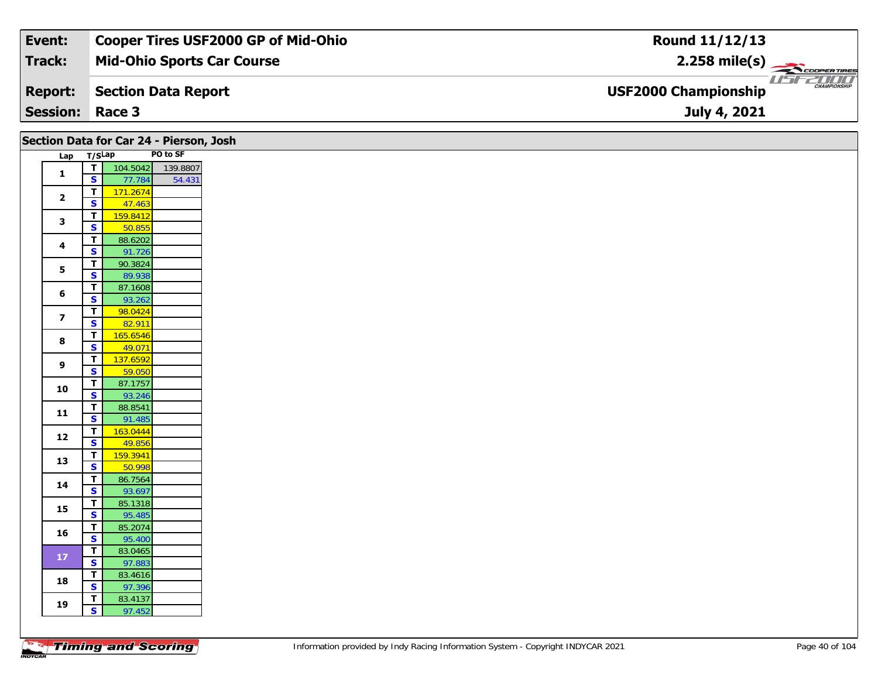| Event: | Cooper Tires USF2000 GP of Mid-Ohio | Round 11/12/13 |
|---|---|---|
| Track: | Mid-Ohio Sports Car Course | 2.258 mile(s) |
| Report: | Section Data Report | USF2000 Championship |
| Session: | Race 3 | July 4, 2021 |

## Section Data for Car 24 - Pierson, Josh

| Lap | T/S | Lap | PO to SF |
|---|---|---|---|
| 1 | T | 104.5042 | 139.8807 |
| | S | 77.784 | 54.431 |
| 2 | T | 171.2674 | |
| | S | 47.463 | |
| 3 | T | 159.8412 | |
| | S | 50.855 | |
| 4 | T | 88.6202 | |
| | S | 91.726 | |
| 5 | T | 90.3824 | |
| | S | 89.938 | |
| 6 | T | 87.1608 | |
| | S | 93.262 | |
| 7 | T | 98.0424 | |
| | S | 82.911 | |
| 8 | T | 165.6546 | |
| | S | 49.071 | |
| 9 | T | 137.6592 | |
| | S | 59.050 | |
| 10 | T | 87.1757 | |
| | S | 93.246 | |
| 11 | T | 88.8541 | |
| | S | 91.485 | |
| 12 | T | 163.0444 | |
| | S | 49.856 | |
| 13 | T | 159.3941 | |
| | S | 50.998 | |
| 14 | T | 86.7564 | |
| | S | 93.697 | |
| 15 | T | 85.1318 | |
| | S | 95.485 | |
| 16 | T | 85.2074 | |
| | S | 95.400 | |
| 17 | T | 83.0465 | |
| | S | 97.883 | |
| 18 | T | 83.4616 | |
| | S | 97.396 | |
| 19 | T | 83.4137 | |
| | S | 97.452 | |

Information provided by Indy Racing Information System - Copyright INDYCAR 2021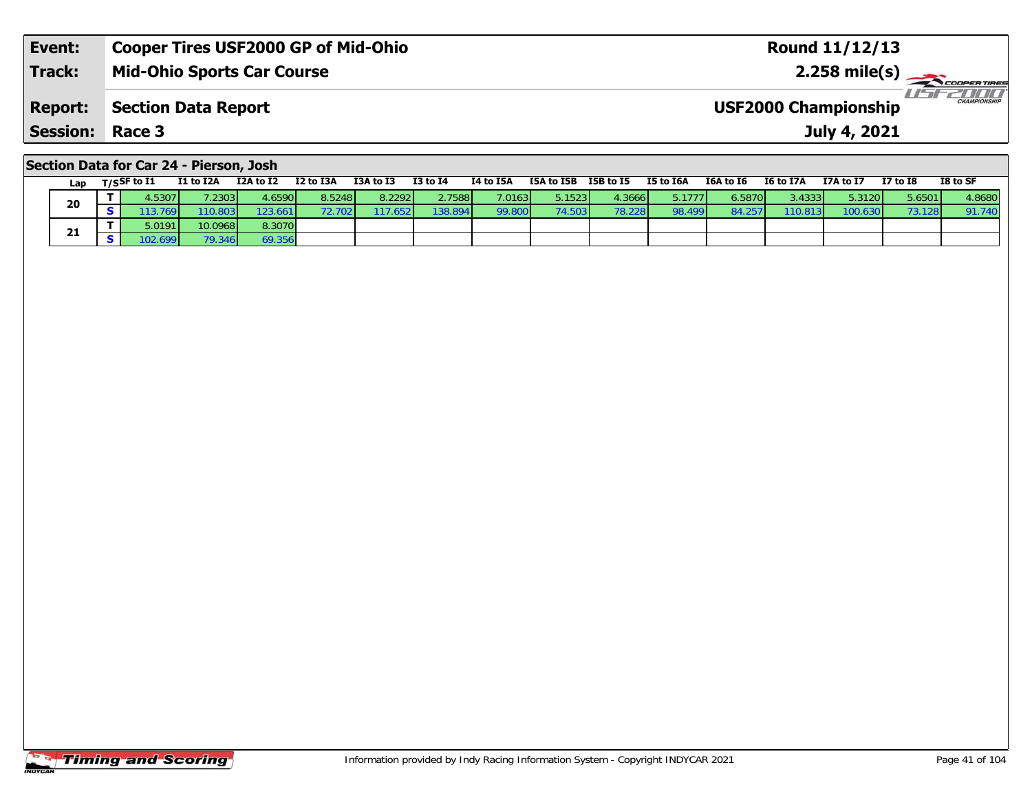| Event: | Cooper Tires USF2000 GP of Mid-Ohio | Round 11/12/13 |
|---|---|---|
| Track: | Mid-Ohio Sports Car Course | 2.258 mile(s) |
| Report: | Section Data Report | USF2000 Championship |
| Session: | Race 3 | July 4, 2021 |

## Section Data for Car 24 - Pierson, Josh

| Lap | T/S | SF to I1 | I1 to I2A | I2A to I2 | I2 to I3A | I3A to I3 | I3 to I4 | I4 to I5A | I5A to I5B | I5B to I5 | I5 to I6A | I6A to I6 | I6 to I7A | I7A to I7 | I7 to I8 | I8 to SF |
|---|---|---|---|---|---|---|---|---|---|---|---|---|---|---|---|---|
| 20 | T | 4.5307 | 7.2303 | 4.6590 | 8.5248 | 8.2292 | 2.7588 | 7.0163 | 5.1523 | 4.3666 | 5.1777 | 6.5870 | 3.4333 | 5.3120 | 5.6501 | 4.8680 |
| | S | 113.769 | 110.803 | 123.661 | 72.702 | 117.652 | 138.894 | 99.800 | 74.503 | 78.228 | 98.499 | 84.257 | 110.813 | 100.630 | 73.128 | 91.740 |
| 21 | T | 5.0191 | 10.0968 | 8.3070 | | | | | | | | | | | | |
| | S | 102.699 | 79.346 | 69.356 | | | | | | | | | | | | |

Information provided by Indy Racing Information System - Copyright INDYCAR 2021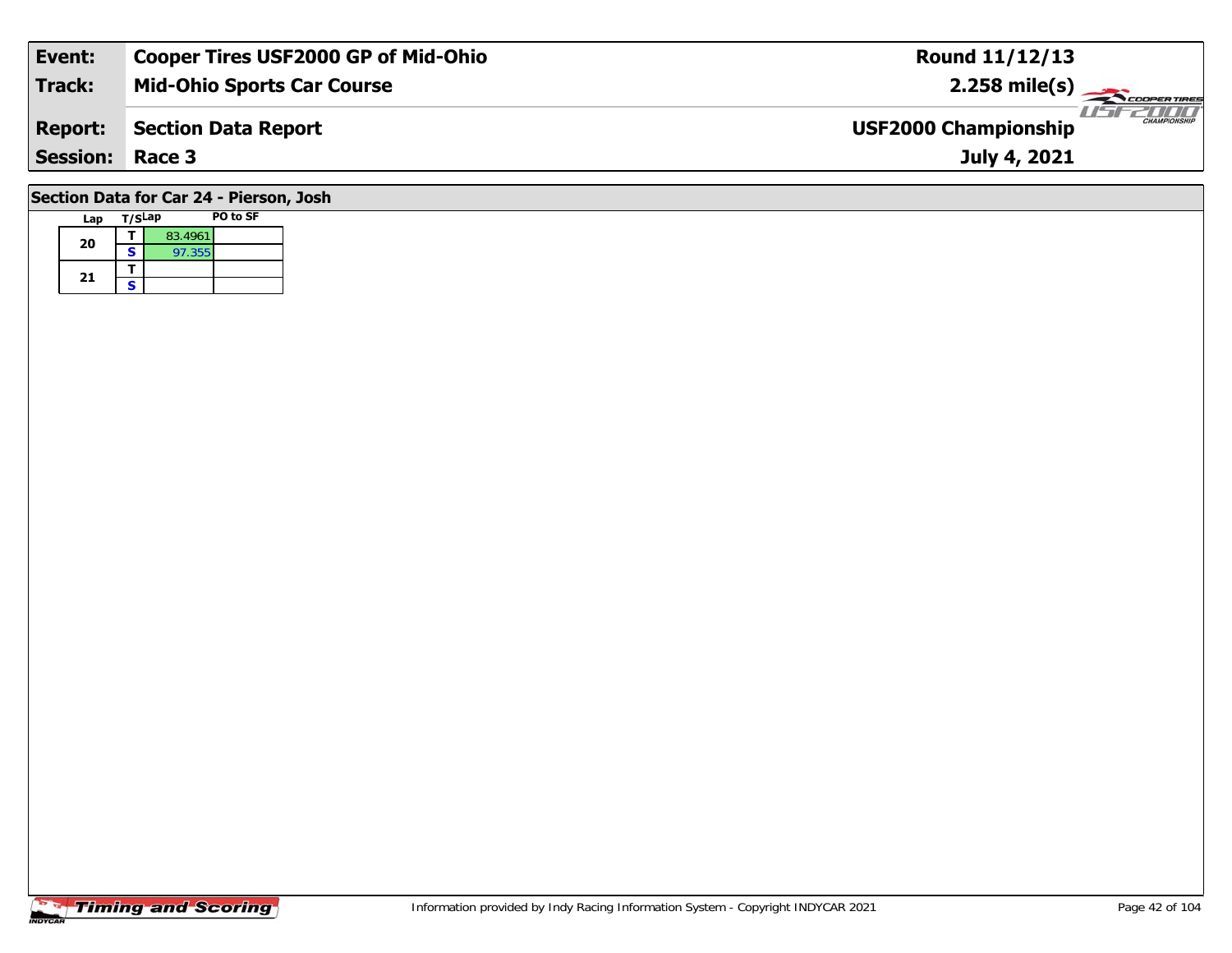| Event: | Cooper Tires USF2000 GP of Mid-Ohio | Round 11/12/13 |
|---|---|---|
| Track: | Mid-Ohio Sports Car Course | 2.258 mile(s) |
| Report: | Section Data Report | USF2000 Championship |
| Session: | Race 3 | July 4, 2021 |

## Section Data for Car 24 - Pierson, Josh

| Lap | T/S | Lap | PO to SF |
|---|---|---|---|
| 20 | T | 83.4961 | |
| | S | 97.355 | |
| 21 | T | | |
| | S | | |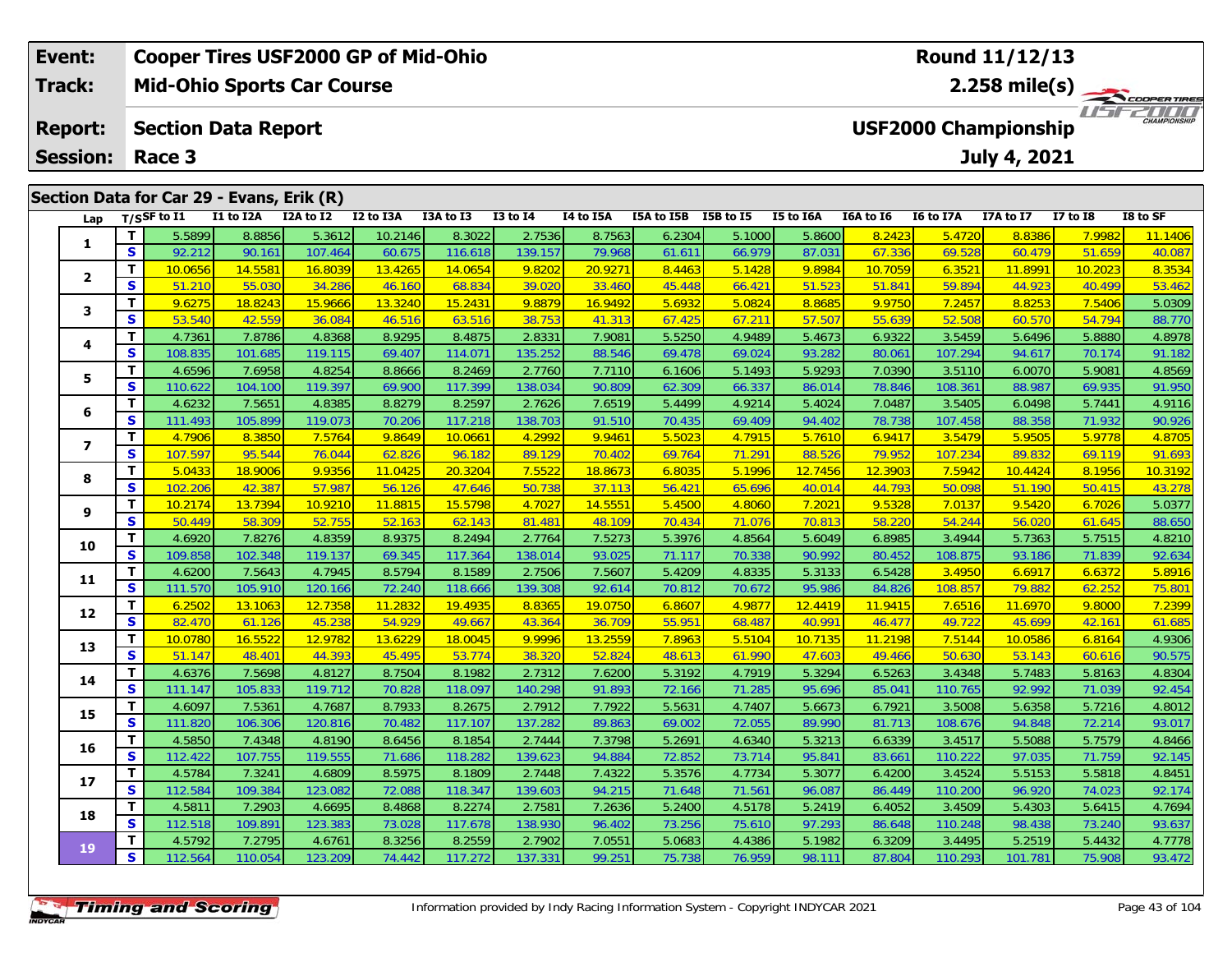| Event: | Cooper Tires USF2000 GP of Mid-Ohio | Round 11/12/13 |
|---|---|---|
| Track: | Mid-Ohio Sports Car Course | 2.258 mile(s) |
| Report: | Section Data Report | USF2000 Championship |
| Session: | Race 3 | July 4, 2021 |

## Section Data for Car 29 - Evans, Erik (R)

| Lap | T/S | SF to I1 | I1 to I2A | I2A to I2 | I2 to I3A | I3A to I3 | I3 to I4 | I4 to I5A | I5A to I5B | I5B to I5 | I5 to I6A | I6A to I6 | I6 to I7A | I7A to I7 | I7 to I8 | I8 to SF |
|---|---|---|---|---|---|---|---|---|---|---|---|---|---|---|---|---|
| 1 | T | 5.5899 | 8.8856 | 5.3612 | 10.2146 | 8.3022 | 2.7536 | 8.7563 | 6.2304 | 5.1000 | 5.8600 | 8.2423 | 5.4720 | 8.8386 | 7.9982 | 11.1406 |
| | S | 92.212 | 90.161 | 107.464 | 60.675 | 116.618 | 139.157 | 79.968 | 61.611 | 66.979 | 87.031 | 67.336 | 69.528 | 60.479 | 51.659 | 40.087 |
| 2 | T | 10.0656 | 14.5581 | 16.8039 | 13.4265 | 14.0654 | 9.8202 | 20.9271 | 8.4463 | 5.1428 | 9.8984 | 10.7059 | 6.3521 | 11.8991 | 10.2023 | 8.3534 |
| | S | 51.210 | 55.030 | 34.286 | 46.160 | 68.834 | 39.020 | 33.460 | 45.448 | 66.421 | 51.523 | 51.841 | 59.894 | 44.923 | 40.499 | 53.462 |
| 3 | T | 9.6275 | 18.8243 | 15.9666 | 13.3240 | 15.2431 | 9.8879 | 16.9492 | 5.6932 | 5.0824 | 8.8685 | 9.9750 | 7.2457 | 8.8253 | 7.5406 | 5.0309 |
| | S | 53.540 | 42.559 | 36.084 | 46.516 | 63.516 | 38.753 | 41.313 | 67.425 | 67.211 | 57.507 | 55.639 | 52.508 | 60.570 | 54.794 | 88.770 |
| 4 | T | 4.7361 | 7.8786 | 4.8368 | 8.9295 | 8.4875 | 2.8331 | 7.9081 | 5.5250 | 4.9489 | 5.4673 | 6.9322 | 3.5459 | 5.6496 | 5.8880 | 4.8978 |
| | S | 108.835 | 101.685 | 119.115 | 69.407 | 114.071 | 135.252 | 88.546 | 69.478 | 69.024 | 93.282 | 80.061 | 107.294 | 94.617 | 70.174 | 91.182 |
| 5 | T | 4.6596 | 7.6958 | 4.8254 | 8.8666 | 8.2469 | 2.7760 | 7.7110 | 6.1606 | 5.1493 | 5.9293 | 7.0390 | 3.5110 | 6.0070 | 5.9081 | 4.8569 |
| | S | 110.622 | 104.100 | 119.397 | 69.900 | 117.399 | 138.034 | 90.809 | 62.309 | 66.337 | 86.014 | 78.846 | 108.361 | 88.987 | 69.935 | 91.950 |
| 6 | T | 4.6232 | 7.5651 | 4.8385 | 8.8279 | 8.2597 | 2.7626 | 7.6519 | 5.4499 | 4.9214 | 5.4024 | 7.0487 | 3.5405 | 6.0498 | 5.7441 | 4.9116 |
| | S | 111.493 | 105.899 | 119.073 | 70.206 | 117.218 | 138.703 | 91.510 | 70.435 | 69.409 | 94.402 | 78.738 | 107.458 | 88.358 | 71.932 | 90.926 |
| 7 | T | 4.7906 | 8.3850 | 7.5764 | 9.8649 | 10.0661 | 4.2992 | 9.9461 | 5.5023 | 4.7915 | 5.7610 | 6.9417 | 3.5479 | 5.9505 | 5.9778 | 4.8705 |
| | S | 107.597 | 95.544 | 76.044 | 62.826 | 96.182 | 89.129 | 70.402 | 69.764 | 71.291 | 88.526 | 79.952 | 107.234 | 89.832 | 69.119 | 91.693 |
| 8 | T | 5.0433 | 18.9006 | 9.9356 | 11.0425 | 20.3204 | 7.5522 | 18.8673 | 6.8035 | 5.1996 | 12.7456 | 12.3903 | 7.5942 | 10.4424 | 8.1956 | 10.3192 |
| | S | 102.206 | 42.387 | 57.987 | 56.126 | 47.646 | 50.738 | 37.113 | 56.421 | 65.696 | 40.014 | 44.793 | 50.098 | 51.190 | 50.415 | 43.278 |
| 9 | T | 10.2174 | 13.7394 | 10.9210 | 11.8815 | 15.5798 | 4.7027 | 14.5551 | 5.4500 | 4.8060 | 7.2021 | 9.5328 | 7.0137 | 9.5420 | 6.7026 | 5.0377 |
| | S | 50.449 | 58.309 | 52.755 | 52.163 | 62.143 | 81.481 | 48.109 | 70.434 | 71.076 | 70.813 | 58.220 | 54.244 | 56.020 | 61.645 | 88.650 |
| 10 | T | 4.6920 | 7.8276 | 4.8359 | 8.9375 | 8.2494 | 2.7764 | 7.5273 | 5.3976 | 4.8564 | 5.6049 | 6.8985 | 3.4944 | 5.7363 | 5.7515 | 4.8210 |
| | S | 109.858 | 102.348 | 119.137 | 69.345 | 117.364 | 138.014 | 93.025 | 71.117 | 70.338 | 90.992 | 80.452 | 108.875 | 93.186 | 71.839 | 92.634 |
| 11 | T | 4.6200 | 7.5643 | 4.7945 | 8.5794 | 8.1589 | 2.7506 | 7.5607 | 5.4209 | 4.8335 | 5.3133 | 6.5428 | 3.4950 | 6.6917 | 6.6372 | 5.8916 |
| | S | 111.570 | 105.910 | 120.166 | 72.240 | 118.666 | 139.308 | 92.614 | 70.812 | 70.672 | 95.986 | 84.826 | 108.857 | 79.882 | 62.252 | 75.801 |
| 12 | T | 6.2502 | 13.1063 | 12.7358 | 11.2832 | 19.4935 | 8.8365 | 19.0750 | 6.8607 | 4.9877 | 12.4419 | 11.9415 | 7.6516 | 11.6970 | 9.8000 | 7.2399 |
| | S | 82.470 | 61.126 | 45.238 | 54.929 | 49.667 | 43.364 | 36.709 | 55.951 | 68.487 | 40.991 | 46.477 | 49.722 | 45.699 | 42.161 | 61.685 |
| 13 | T | 10.0780 | 16.5522 | 12.9782 | 13.6229 | 18.0045 | 9.9996 | 13.2559 | 7.8963 | 5.5104 | 10.7135 | 11.2198 | 7.5144 | 10.0586 | 6.8164 | 4.9306 |
| | S | 51.147 | 48.401 | 44.393 | 45.495 | 53.774 | 38.320 | 52.824 | 48.613 | 61.990 | 47.603 | 49.466 | 50.630 | 53.143 | 60.616 | 90.575 |
| 14 | T | 4.6376 | 7.5698 | 4.8127 | 8.7504 | 8.1982 | 2.7312 | 7.6200 | 5.3192 | 4.7919 | 5.3294 | 6.5263 | 3.4348 | 5.7483 | 5.8163 | 4.8304 |
| | S | 111.147 | 105.833 | 119.712 | 70.828 | 118.097 | 140.298 | 91.893 | 72.166 | 71.285 | 95.696 | 85.041 | 110.765 | 92.992 | 71.039 | 92.454 |
| 15 | T | 4.6097 | 7.5361 | 4.7687 | 8.7933 | 8.2675 | 2.7912 | 7.7922 | 5.5631 | 4.7407 | 5.6673 | 6.7921 | 3.5008 | 5.6358 | 5.7216 | 4.8012 |
| | S | 111.820 | 106.306 | 120.816 | 70.482 | 117.107 | 137.282 | 89.863 | 69.002 | 72.055 | 89.990 | 81.713 | 108.676 | 94.848 | 72.214 | 93.017 |
| 16 | T | 4.5850 | 7.4348 | 4.8190 | 8.6456 | 8.1854 | 2.7444 | 7.3798 | 5.2691 | 4.6340 | 5.3213 | 6.6339 | 3.4517 | 5.5088 | 5.7579 | 4.8466 |
| | S | 112.422 | 107.755 | 119.555 | 71.686 | 118.282 | 139.623 | 94.884 | 72.852 | 73.714 | 95.841 | 83.661 | 110.222 | 97.035 | 71.759 | 92.145 |
| 17 | T | 4.5784 | 7.3241 | 4.6809 | 8.5975 | 8.1809 | 2.7448 | 7.4322 | 5.3576 | 4.7734 | 5.3077 | 6.4200 | 3.4524 | 5.5153 | 5.5818 | 4.8451 |
| | S | 112.584 | 109.384 | 123.082 | 72.088 | 118.347 | 139.603 | 94.215 | 71.648 | 71.561 | 96.087 | 86.449 | 110.200 | 96.920 | 74.023 | 92.174 |
| 18 | T | 4.5811 | 7.2903 | 4.6695 | 8.4868 | 8.2274 | 2.7581 | 7.2636 | 5.2400 | 4.5178 | 5.2419 | 6.4052 | 3.4509 | 5.4303 | 5.6415 | 4.7694 |
| | S | 112.518 | 109.891 | 123.383 | 73.028 | 117.678 | 138.930 | 96.402 | 73.256 | 75.610 | 97.293 | 86.648 | 110.248 | 98.438 | 73.240 | 93.637 |
| 19 | T | 4.5792 | 7.2795 | 4.6761 | 8.3256 | 8.2559 | 2.7902 | 7.0551 | 5.0683 | 4.4386 | 5.1982 | 6.3209 | 3.4495 | 5.2519 | 5.4432 | 4.7778 |
| | S | 112.564 | 110.054 | 123.209 | 74.442 | 117.272 | 137.331 | 99.251 | 75.738 | 76.959 | 98.111 | 87.804 | 110.293 | 101.781 | 75.908 | 93.472 |

Information provided by Indy Racing Information System - Copyright INDYCAR 2021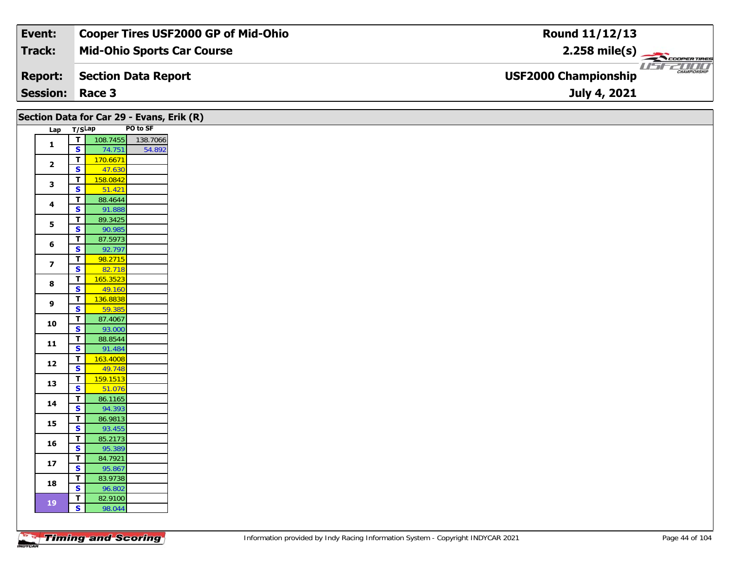| Event: | Cooper Tires USF2000 GP of Mid-Ohio | Round 11/12/13 |
|---|---|---|
| Track: | Mid-Ohio Sports Car Course | 2.258 mile(s) |
| Report: | Section Data Report | USF2000 Championship |
| Session: | Race 3 | July 4, 2021 |

## Section Data for Car 29 - Evans, Erik (R)

| Lap | T/S | Lap | PO to SF |
|---|---|---|---|
| 1 | T | 108.7455 | 138.7066 |
| | S | 74.751 | 54.892 |
| 2 | T | 170.6671 | |
| | S | 47.630 | |
| 3 | T | 158.0842 | |
| | S | 51.421 | |
| 4 | T | 88.4644 | |
| | S | 91.888 | |
| 5 | T | 89.3425 | |
| | S | 90.985 | |
| 6 | T | 87.5973 | |
| | S | 92.797 | |
| 7 | T | 98.2715 | |
| | S | 82.718 | |
| 8 | T | 165.3523 | |
| | S | 49.160 | |
| 9 | T | 136.8838 | |
| | S | 59.385 | |
| 10 | T | 87.4067 | |
| | S | 93.000 | |
| 11 | T | 88.8544 | |
| | S | 91.484 | |
| 12 | T | 163.4008 | |
| | S | 49.748 | |
| 13 | T | 159.1513 | |
| | S | 51.076 | |
| 14 | T | 86.1165 | |
| | S | 94.393 | |
| 15 | T | 86.9813 | |
| | S | 93.455 | |
| 16 | T | 85.2173 | |
| | S | 95.389 | |
| 17 | T | 84.7921 | |
| | S | 95.867 | |
| 18 | T | 83.9738 | |
| | S | 96.802 | |
| 19 | T | 82.9100 | |
| | S | 98.044 | |

Information provided by Indy Racing Information System - Copyright INDYCAR 2021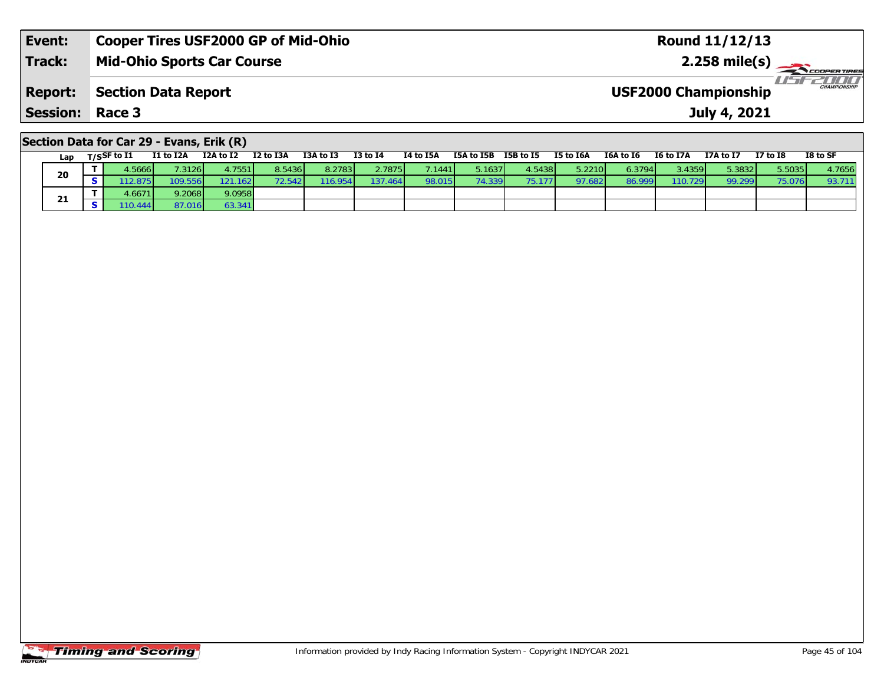| Event: | Cooper Tires USF2000 GP of Mid-Ohio | Round 11/12/13 |
|---|---|---|
| Track: | Mid-Ohio Sports Car Course | 2.258 mile(s) |
| Report: | Section Data Report | USF2000 Championship |
| Session: | Race 3 | July 4, 2021 |

## Section Data for Car 29 - Evans, Erik (R)

| Lap | T/S | SF to I1 | I1 to I2A | I2A to I2 | I2 to I3A | I3A to I3 | I3 to I4 | I4 to I5A | I5A to I5B | I5B to I5 | I5 to I6A | I6A to I6 | I6 to I7A | I7A to I7 | I7 to I8 | I8 to SF |
|---|---|---|---|---|---|---|---|---|---|---|---|---|---|---|---|---|
| 20 | T | 4.5666 | 7.3126 | 4.7551 | 8.5436 | 8.2783 | 2.7875 | 7.1441 | 5.1637 | 4.5438 | 5.2210 | 6.3794 | 3.4359 | 5.3832 | 5.5035 | 4.7656 |
| | S | 112.875 | 109.556 | 121.162 | 72.542 | 116.954 | 137.464 | 98.015 | 74.339 | 75.177 | 97.682 | 86.999 | 110.729 | 99.299 | 75.076 | 93.711 |
| 21 | T | 4.6671 | 9.2068 | 9.0958 | | | | | | | | | | | | |
| | S | 110.444 | 87.016 | 63.341 | | | | | | | | | | | | |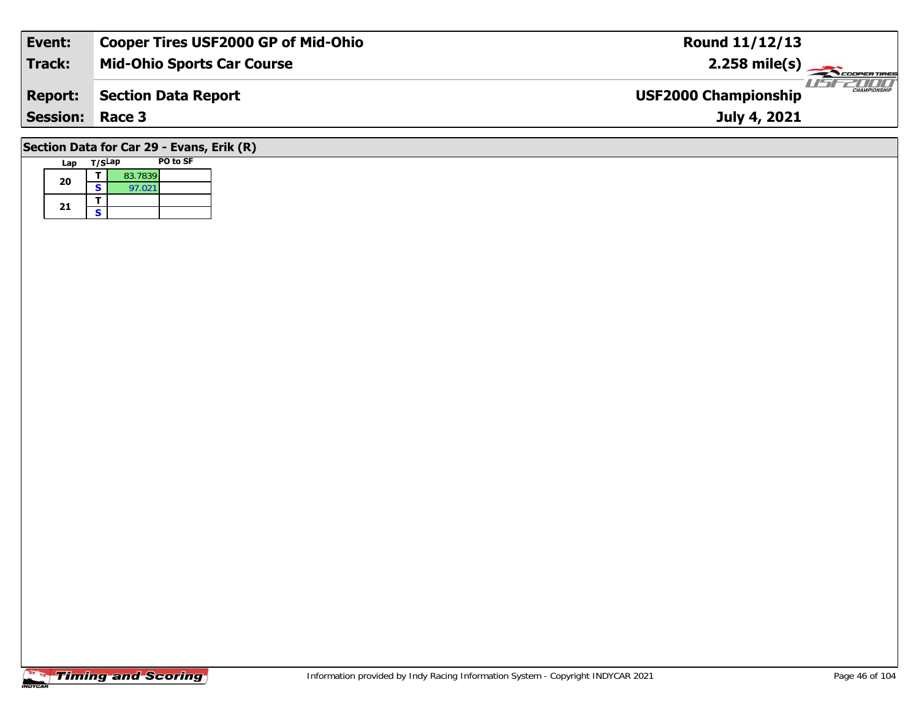| **Event:** | **Cooper Tires USF2000 GP of Mid-Ohio** | **Round 11/12/13** |
|---|---|---|
| **Track:** | **Mid-Ohio Sports Car Course** | **2.258 mile(s)** |
| **Report:** | **Section Data Report** | **USF2000 Championship** |
| **Session:** | **Race 3** | **July 4, 2021** |

## Section Data for Car 29 - Evans, Erik (R)

| Lap | T/S | Lap | PO to SF |
|---|---|---|---|
| 20 | T | 83.7839 | |
| | S | 97.021 | |
| 21 | T | | |
| | S | | |

Information provided by Indy Racing Information System - Copyright INDYCAR 2021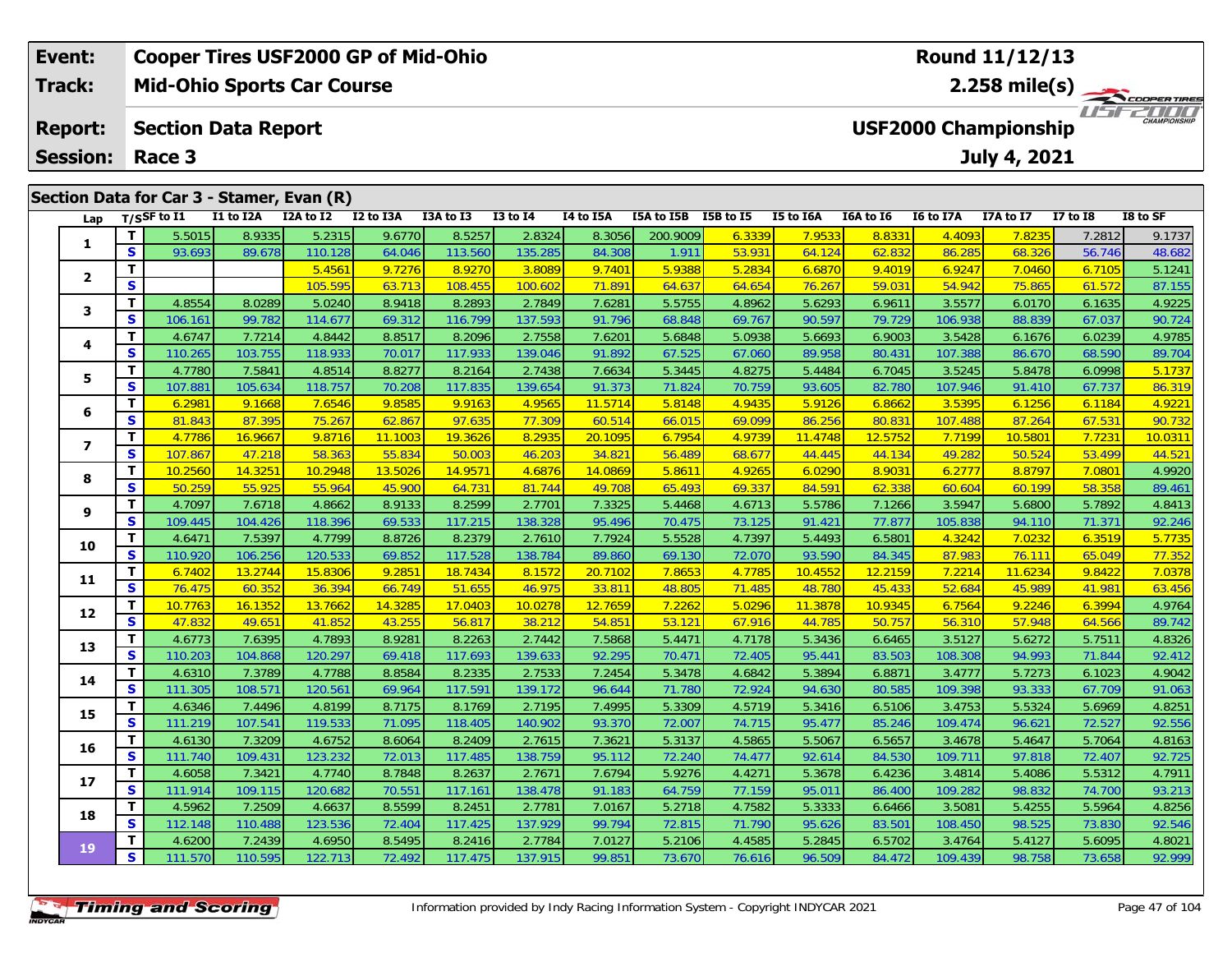| Event: | Cooper Tires USF2000 GP of Mid-Ohio | Round 11/12/13 |
|---|---|---|
| Track: | Mid-Ohio Sports Car Course | 2.258 mile(s) |
| Report: | Section Data Report | USF2000 Championship |
| Session: | Race 3 | July 4, 2021 |

## Section Data for Car 3 - Stamer, Evan (R)

| Lap | T/S | SF to I1 | I1 to I2A | I2A to I2 | I2 to I3A | I3A to I3 | I3 to I4 | I4 to I5A | I5A to I5B | I5B to I5 | I5 to I6A | I6A to I6 | I6 to I7A | I7A to I7 | I7 to I8 | I8 to SF |
|---|---|---|---|---|---|---|---|---|---|---|---|---|---|---|---|---|
| 1 | T | 5.5015 | 8.9335 | 5.2315 | 9.6770 | 8.5257 | 2.8324 | 8.3056 | 200.9009 | 6.3339 | 7.9533 | 8.8331 | 4.4093 | 7.8235 | 7.2812 | 9.1737 |
| | S | 93.693 | 89.678 | 110.128 | 64.046 | 113.560 | 135.285 | 84.308 | 1.911 | 53.931 | 64.124 | 62.832 | 86.285 | 68.326 | 56.746 | 48.682 |
| 2 | T | | | 5.4561 | 9.7276 | 8.9270 | 3.8089 | 9.7401 | 5.9388 | 5.2834 | 6.6870 | 9.4019 | 6.9247 | 7.0460 | 6.7105 | 5.1241 |
| | S | | | 105.595 | 63.713 | 108.455 | 100.602 | 71.891 | 64.637 | 64.654 | 76.267 | 59.031 | 54.942 | 75.865 | 61.572 | 87.155 |
| 3 | T | 4.8554 | 8.0289 | 5.0240 | 8.9418 | 8.2893 | 2.7849 | 7.6281 | 5.5755 | 4.8962 | 5.6293 | 6.9611 | 3.5577 | 6.0170 | 6.1635 | 4.9225 |
| | S | 106.161 | 99.782 | 114.677 | 69.312 | 116.799 | 137.593 | 91.796 | 68.848 | 69.767 | 90.597 | 79.729 | 106.938 | 88.839 | 67.037 | 90.724 |
| 4 | T | 4.6747 | 7.7214 | 4.8442 | 8.8517 | 8.2096 | 2.7558 | 7.6201 | 5.6848 | 5.0938 | 5.6693 | 6.9003 | 3.5428 | 6.1676 | 6.0239 | 4.9785 |
| | S | 110.265 | 103.755 | 118.933 | 70.017 | 117.933 | 139.046 | 91.892 | 67.525 | 67.060 | 89.958 | 80.431 | 107.388 | 86.670 | 68.590 | 89.704 |
| 5 | T | 4.7780 | 7.5841 | 4.8514 | 8.8277 | 8.2164 | 2.7438 | 7.6634 | 5.3445 | 4.8275 | 5.4484 | 6.7045 | 3.5245 | 5.8478 | 6.0998 | 5.1737 |
| | S | 107.881 | 105.634 | 118.757 | 70.208 | 117.835 | 139.654 | 91.373 | 71.824 | 70.759 | 93.605 | 82.780 | 107.946 | 91.410 | 67.737 | 86.319 |
| 6 | T | 6.2981 | 9.1668 | 7.6546 | 9.8585 | 9.9163 | 4.9565 | 11.5714 | 5.8148 | 4.9435 | 5.9126 | 6.8662 | 3.5395 | 6.1256 | 6.1184 | 4.9221 |
| | S | 81.843 | 87.395 | 75.267 | 62.867 | 97.635 | 77.309 | 60.514 | 66.015 | 69.099 | 86.256 | 80.831 | 107.488 | 87.264 | 67.531 | 90.732 |
| 7 | T | 4.7786 | 16.9667 | 9.8716 | 11.1003 | 19.3626 | 8.2935 | 20.1095 | 6.7954 | 4.9739 | 11.4748 | 12.5752 | 7.7199 | 10.5801 | 7.7231 | 10.0311 |
| | S | 107.867 | 47.218 | 58.363 | 55.834 | 50.003 | 46.203 | 34.821 | 56.489 | 68.677 | 44.445 | 44.134 | 49.282 | 50.524 | 53.499 | 44.521 |
| 8 | T | 10.2560 | 14.3251 | 10.2948 | 13.5026 | 14.9571 | 4.6876 | 14.0869 | 5.8611 | 4.9265 | 6.0290 | 8.9031 | 6.2777 | 8.8797 | 7.0801 | 4.9920 |
| | S | 50.259 | 55.925 | 55.964 | 45.900 | 64.731 | 81.744 | 49.708 | 65.493 | 69.337 | 84.591 | 62.338 | 60.604 | 60.199 | 58.358 | 89.461 |
| 9 | T | 4.7097 | 7.6718 | 4.8662 | 8.9133 | 8.2599 | 2.7701 | 7.3325 | 5.4468 | 4.6713 | 5.5786 | 7.1266 | 3.5947 | 5.6800 | 5.7892 | 4.8413 |
| | S | 109.445 | 104.426 | 118.396 | 69.533 | 117.215 | 138.328 | 95.496 | 70.475 | 73.125 | 91.421 | 77.877 | 105.838 | 94.110 | 71.371 | 92.246 |
| 10 | T | 4.6471 | 7.5397 | 4.7799 | 8.8726 | 8.2379 | 2.7610 | 7.7924 | 5.5528 | 4.7397 | 5.4493 | 6.5801 | 4.3242 | 7.0232 | 6.3519 | 5.7735 |
| | S | 110.920 | 106.256 | 120.533 | 69.852 | 117.528 | 138.784 | 89.860 | 69.130 | 72.070 | 93.590 | 84.345 | 87.983 | 76.111 | 65.049 | 77.352 |
| 11 | T | 6.7402 | 13.2744 | 15.8306 | 9.2851 | 18.7434 | 8.1572 | 20.7102 | 7.8653 | 4.7785 | 10.4552 | 12.2159 | 7.2214 | 11.6234 | 9.8422 | 7.0378 |
| | S | 76.475 | 60.352 | 36.394 | 66.749 | 51.655 | 46.975 | 33.811 | 48.805 | 71.485 | 48.780 | 45.433 | 52.684 | 45.989 | 41.981 | 63.456 |
| 12 | T | 10.7763 | 16.1352 | 13.7662 | 14.3285 | 17.0403 | 10.0278 | 12.7659 | 7.2262 | 5.0296 | 11.3878 | 10.9345 | 6.7564 | 9.2246 | 6.3994 | 4.9764 |
| | S | 47.832 | 49.651 | 41.852 | 43.255 | 56.817 | 38.212 | 54.851 | 53.121 | 67.916 | 44.785 | 50.757 | 56.310 | 57.948 | 64.566 | 89.742 |
| 13 | T | 4.6773 | 7.6395 | 4.7893 | 8.9281 | 8.2263 | 2.7442 | 7.5868 | 5.4471 | 4.7178 | 5.3436 | 6.6465 | 3.5127 | 5.6272 | 5.7511 | 4.8326 |
| | S | 110.203 | 104.868 | 120.297 | 69.418 | 117.693 | 139.633 | 92.295 | 70.471 | 72.405 | 95.441 | 83.503 | 108.308 | 94.993 | 71.844 | 92.412 |
| 14 | T | 4.6310 | 7.3789 | 4.7788 | 8.8584 | 8.2335 | 2.7533 | 7.2454 | 5.3478 | 4.6842 | 5.3894 | 6.8871 | 3.4777 | 5.7273 | 6.1023 | 4.9042 |
| | S | 111.305 | 108.571 | 120.561 | 69.964 | 117.591 | 139.172 | 96.644 | 71.780 | 72.924 | 94.630 | 80.585 | 109.398 | 93.333 | 67.709 | 91.063 |
| 15 | T | 4.6346 | 7.4496 | 4.8199 | 8.7175 | 8.1769 | 2.7195 | 7.4995 | 5.3309 | 4.5719 | 5.3416 | 6.5106 | 3.4753 | 5.5324 | 5.6969 | 4.8251 |
| | S | 111.219 | 107.541 | 119.533 | 71.095 | 118.405 | 140.902 | 93.370 | 72.007 | 74.715 | 95.477 | 85.246 | 109.474 | 96.621 | 72.527 | 92.556 |
| 16 | T | 4.6130 | 7.3209 | 4.6752 | 8.6064 | 8.2409 | 2.7615 | 7.3621 | 5.3137 | 4.5865 | 5.5067 | 6.5657 | 3.4678 | 5.4647 | 5.7064 | 4.8163 |
| | S | 111.740 | 109.431 | 123.232 | 72.013 | 117.485 | 138.759 | 95.112 | 72.240 | 74.477 | 92.614 | 84.530 | 109.711 | 97.818 | 72.407 | 92.725 |
| 17 | T | 4.6058 | 7.3421 | 4.7740 | 8.7848 | 8.2637 | 2.7671 | 7.6794 | 5.9276 | 4.4271 | 5.3678 | 6.4236 | 3.4814 | 5.4086 | 5.5312 | 4.7911 |
| | S | 111.914 | 109.115 | 120.682 | 70.551 | 117.161 | 138.478 | 91.183 | 64.759 | 77.159 | 95.011 | 86.400 | 109.282 | 98.832 | 74.700 | 93.213 |
| 18 | T | 4.5962 | 7.2509 | 4.6637 | 8.5599 | 8.2451 | 2.7781 | 7.0167 | 5.2718 | 4.7582 | 5.3333 | 6.4466 | 3.5081 | 5.4255 | 5.5964 | 4.8256 |
| | S | 112.148 | 110.488 | 123.536 | 72.404 | 117.425 | 137.929 | 99.794 | 72.815 | 71.790 | 95.626 | 83.501 | 108.450 | 98.525 | 73.830 | 92.546 |
| 19 | T | 4.6200 | 7.2439 | 4.6950 | 8.5495 | 8.2416 | 2.7784 | 7.0127 | 5.2106 | 4.4585 | 5.2845 | 6.5702 | 3.4764 | 5.4127 | 5.6095 | 4.8021 |
| | S | 111.570 | 110.595 | 122.713 | 72.492 | 117.475 | 137.915 | 99.851 | 73.670 | 76.616 | 96.509 | 84.472 | 109.439 | 98.758 | 73.658 | 92.999 |

Information provided by Indy Racing Information System - Copyright INDYCAR 2021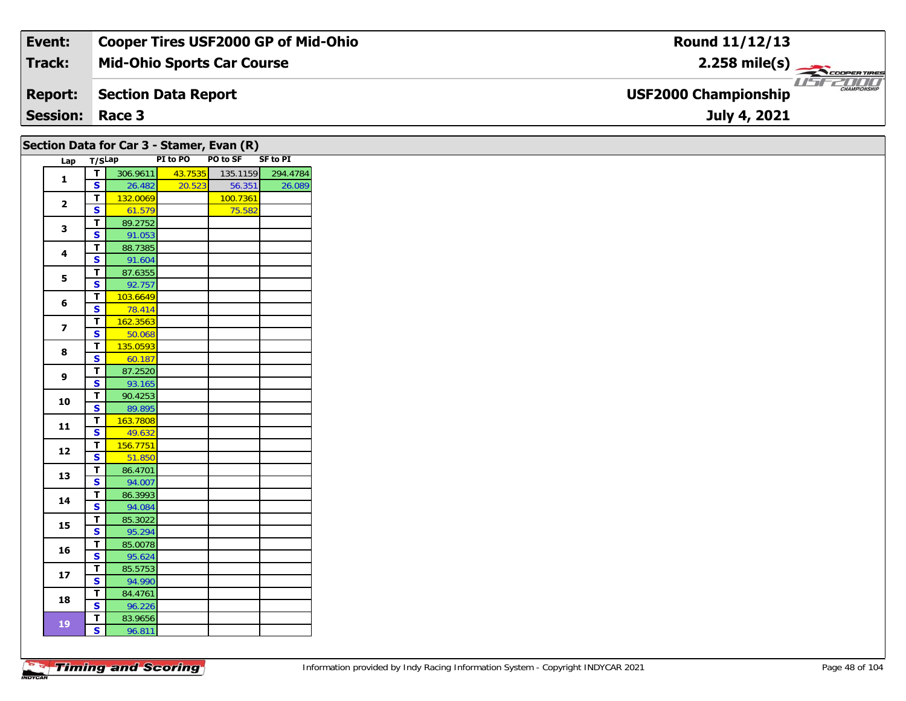| Event: | Cooper Tires USF2000 GP of Mid-Ohio | Round 11/12/13 |
|---|---|---|
| Track: | Mid-Ohio Sports Car Course | 2.258 mile(s) |
| Report: | Section Data Report | USF2000 Championship |
| Session: | Race 3 | July 4, 2021 |

## Section Data for Car 3 - Stamer, Evan (R)

| Lap | T/S | Lap | PI to PO | PO to SF | SF to PI |
|---|---|---|---|---|---|
| 1 | T | 306.9611 | 43.7535 | 135.1159 | 294.4784 |
| | S | 26.482 | 20.523 | 56.351 | 26.089 |
| 2 | T | 132.0069 | | 100.7361 | |
| | S | 61.579 | | 75.582 | |
| 3 | T | 89.2752 | | | |
| | S | 91.053 | | | |
| 4 | T | 88.7385 | | | |
| | S | 91.604 | | | |
| 5 | T | 87.6355 | | | |
| | S | 92.757 | | | |
| 6 | T | 103.6649 | | | |
| | S | 78.414 | | | |
| 7 | T | 162.3563 | | | |
| | S | 50.068 | | | |
| 8 | T | 135.0593 | | | |
| | S | 60.187 | | | |
| 9 | T | 87.2520 | | | |
| | S | 93.165 | | | |
| 10 | T | 90.4253 | | | |
| | S | 89.895 | | | |
| 11 | T | 163.7808 | | | |
| | S | 49.632 | | | |
| 12 | T | 156.7751 | | | |
| | S | 51.850 | | | |
| 13 | T | 86.4701 | | | |
| | S | 94.007 | | | |
| 14 | T | 86.3993 | | | |
| | S | 94.084 | | | |
| 15 | T | 85.3022 | | | |
| | S | 95.294 | | | |
| 16 | T | 85.0078 | | | |
| | S | 95.624 | | | |
| 17 | T | 85.5753 | | | |
| | S | 94.990 | | | |
| 18 | T | 84.4761 | | | |
| | S | 96.226 | | | |
| 19 | T | 83.9656 | | | |
| | S | 96.811 | | | |

Information provided by Indy Racing Information System - Copyright INDYCAR 2021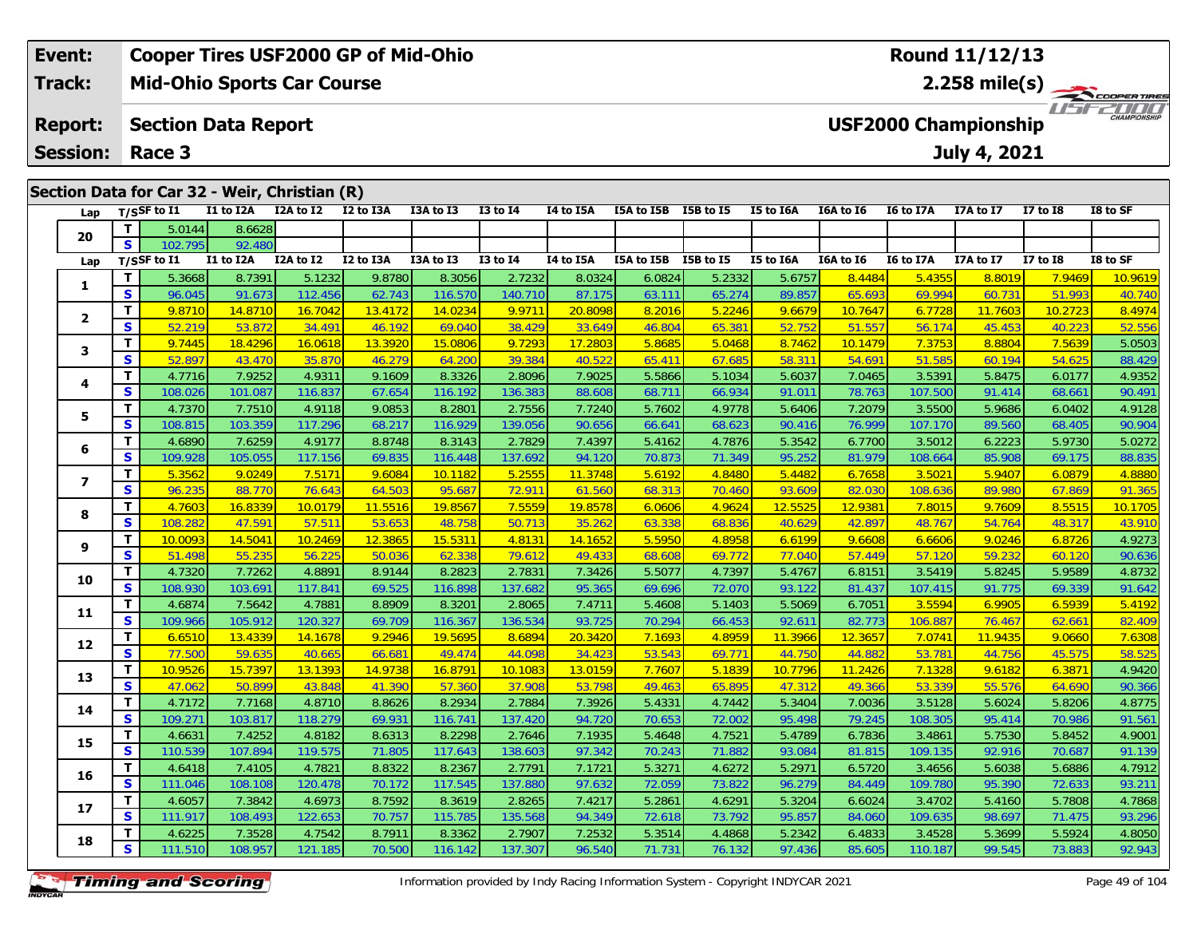| Event: | Cooper Tires USF2000 GP of Mid-Ohio | Round 11/12/13 |
|---|---|---|
| Track: | Mid-Ohio Sports Car Course | 2.258 mile(s) |
| Report: | Section Data Report | USF2000 Championship |
| Session: | Race 3 | July 4, 2021 |

## Section Data for Car 32 - Weir, Christian (R)

| Lap | T/S | SF to I1 | I1 to I2A | I2A to I2 | I2 to I3A | I3A to I3 | I3 to I4 | I4 to I5A | I5A to I5B | I5B to I5 | I5 to I6A | I6A to I6 | I6 to I7A | I7A to I7 | I7 to I8 | I8 to SF |
|---|---|---|---|---|---|---|---|---|---|---|---|---|---|---|---|---|
| 20 | T | 5.0144 | 8.6628 | | | | | | | | | | | | | |
| | S | 102.795 | 92.480 | | | | | | | | | | | | | |
| 1 | T | 5.3668 | 8.7391 | 5.1232 | 9.8780 | 8.3056 | 2.7232 | 8.0324 | 6.0824 | 5.2332 | 5.6757 | 8.4484 | 5.4355 | 8.8019 | 7.9469 | 10.9619 |
| | S | 96.045 | 91.673 | 112.456 | 62.743 | 116.570 | 140.710 | 87.175 | 63.111 | 65.274 | 89.857 | 65.693 | 69.994 | 60.731 | 51.993 | 40.740 |
| 2 | T | 9.8710 | 14.8710 | 16.7042 | 13.4172 | 14.0234 | 9.9711 | 20.8098 | 8.2016 | 5.2246 | 9.6679 | 10.7647 | 6.7728 | 11.7603 | 10.2723 | 8.4974 |
| | S | 52.219 | 53.872 | 34.491 | 46.192 | 69.040 | 38.429 | 33.649 | 46.804 | 65.381 | 52.752 | 51.557 | 56.174 | 45.453 | 40.223 | 52.556 |
| 3 | T | 9.7445 | 18.4296 | 16.0618 | 13.3920 | 15.0806 | 9.7293 | 17.2803 | 5.8685 | 5.0468 | 8.7462 | 10.1479 | 7.3753 | 8.8804 | 7.5639 | 5.0503 |
| | S | 52.897 | 43.470 | 35.870 | 46.279 | 64.200 | 39.384 | 40.522 | 65.411 | 67.685 | 58.311 | 54.691 | 51.585 | 60.194 | 54.625 | 88.429 |
| 4 | T | 4.7716 | 7.9252 | 4.9311 | 9.1609 | 8.3326 | 2.8096 | 7.9025 | 5.5866 | 5.1034 | 5.6037 | 7.0465 | 3.5391 | 5.8475 | 6.0177 | 4.9352 |
| | S | 108.026 | 101.087 | 116.837 | 67.654 | 116.192 | 136.383 | 88.608 | 68.711 | 66.934 | 91.011 | 78.763 | 107.500 | 91.414 | 68.661 | 90.491 |
| 5 | T | 4.7370 | 7.7510 | 4.9118 | 9.0853 | 8.2801 | 2.7556 | 7.7240 | 5.7602 | 4.9778 | 5.6406 | 7.2079 | 3.5500 | 5.9686 | 6.0402 | 4.9128 |
| | S | 108.815 | 103.359 | 117.296 | 68.217 | 116.929 | 139.056 | 90.656 | 66.641 | 68.623 | 90.416 | 76.999 | 107.170 | 89.560 | 68.405 | 90.904 |
| 6 | T | 4.6890 | 7.6259 | 4.9177 | 8.8748 | 8.3143 | 2.7829 | 7.4397 | 5.4162 | 4.7876 | 5.3542 | 6.7700 | 3.5012 | 6.2223 | 5.9730 | 5.0272 |
| | S | 109.928 | 105.055 | 117.156 | 69.835 | 116.448 | 137.692 | 94.120 | 70.873 | 71.349 | 95.252 | 81.979 | 108.664 | 85.908 | 69.175 | 88.835 |
| 7 | T | 5.3562 | 9.0249 | 7.5171 | 9.6084 | 10.1182 | 5.2555 | 11.3748 | 5.6192 | 4.8480 | 5.4482 | 6.7658 | 3.5021 | 5.9407 | 6.0879 | 4.8880 |
| | S | 96.235 | 88.770 | 76.643 | 64.503 | 95.687 | 72.911 | 61.560 | 68.313 | 70.460 | 93.609 | 82.030 | 108.636 | 89.980 | 67.869 | 91.365 |
| 8 | T | 4.7603 | 16.8339 | 10.0179 | 11.5516 | 19.8567 | 7.5559 | 19.8578 | 6.0606 | 4.9624 | 12.5525 | 12.9381 | 7.8015 | 9.7609 | 8.5515 | 10.1705 |
| | S | 108.282 | 47.591 | 57.511 | 53.653 | 48.758 | 50.713 | 35.262 | 63.338 | 68.836 | 40.629 | 42.897 | 48.767 | 54.764 | 48.317 | 43.910 |
| 9 | T | 10.0093 | 14.5041 | 10.2469 | 12.3865 | 15.5311 | 4.8131 | 14.1652 | 5.5950 | 4.8958 | 6.6199 | 9.6608 | 6.6606 | 9.0246 | 6.8726 | 4.9273 |
| | S | 51.498 | 55.235 | 56.225 | 50.036 | 62.338 | 79.612 | 49.433 | 68.608 | 69.772 | 77.040 | 57.449 | 57.120 | 59.232 | 60.120 | 90.636 |
| 10 | T | 4.7320 | 7.7262 | 4.8891 | 8.9144 | 8.2823 | 2.7831 | 7.3426 | 5.5077 | 4.7397 | 5.4767 | 6.8151 | 3.5419 | 5.8245 | 5.9589 | 4.8732 |
| | S | 108.930 | 103.691 | 117.841 | 69.525 | 116.898 | 137.682 | 95.365 | 69.696 | 72.070 | 93.122 | 81.437 | 107.415 | 91.775 | 69.339 | 91.642 |
| 11 | T | 4.6874 | 7.5642 | 4.7881 | 8.8909 | 8.3201 | 2.8065 | 7.4711 | 5.4608 | 5.1403 | 5.5069 | 6.7051 | 3.5594 | 6.9905 | 6.5939 | 5.4192 |
| | S | 109.966 | 105.912 | 120.327 | 69.709 | 116.367 | 136.534 | 93.725 | 70.294 | 66.453 | 92.611 | 82.773 | 106.887 | 76.467 | 62.661 | 82.409 |
| 12 | T | 6.6510 | 13.4339 | 14.1678 | 9.2946 | 19.5695 | 8.6894 | 20.3420 | 7.1693 | 4.8959 | 11.3966 | 12.3657 | 7.0741 | 11.9435 | 9.0660 | 7.6308 |
| | S | 77.500 | 59.635 | 40.665 | 66.681 | 49.474 | 44.098 | 34.423 | 53.543 | 69.771 | 44.750 | 44.882 | 53.781 | 44.756 | 45.575 | 58.525 |
| 13 | T | 10.9526 | 15.7397 | 13.1393 | 14.9738 | 16.8791 | 10.1083 | 13.0159 | 7.7607 | 5.1839 | 10.7796 | 11.2426 | 7.1328 | 9.6182 | 6.3871 | 4.9420 |
| | S | 47.062 | 50.899 | 43.848 | 41.390 | 57.360 | 37.908 | 53.798 | 49.463 | 65.895 | 47.312 | 49.366 | 53.339 | 55.576 | 64.690 | 90.366 |
| 14 | T | 4.7172 | 7.7168 | 4.8710 | 8.8626 | 8.2934 | 2.7884 | 7.3926 | 5.4331 | 4.7442 | 5.3404 | 7.0036 | 3.5128 | 5.6024 | 5.8206 | 4.8775 |
| | S | 109.271 | 103.817 | 118.279 | 69.931 | 116.741 | 137.420 | 94.720 | 70.653 | 72.002 | 95.498 | 79.245 | 108.305 | 95.414 | 70.986 | 91.561 |
| 15 | T | 4.6631 | 7.4252 | 4.8182 | 8.6313 | 8.2298 | 2.7646 | 7.1935 | 5.4648 | 4.7521 | 5.4789 | 6.7836 | 3.4861 | 5.7530 | 5.8452 | 4.9001 |
| | S | 110.539 | 107.894 | 119.575 | 71.805 | 117.643 | 138.603 | 97.342 | 70.243 | 71.882 | 93.084 | 81.815 | 109.135 | 92.916 | 70.687 | 91.139 |
| 16 | T | 4.6418 | 7.4105 | 4.7821 | 8.8322 | 8.2367 | 2.7791 | 7.1721 | 5.3271 | 4.6272 | 5.2971 | 6.5720 | 3.4656 | 5.6038 | 5.6886 | 4.7912 |
| | S | 111.046 | 108.108 | 120.478 | 70.172 | 117.545 | 137.880 | 97.632 | 72.059 | 73.822 | 96.279 | 84.449 | 109.780 | 95.390 | 72.633 | 93.211 |
| 17 | T | 4.6057 | 7.3842 | 4.6973 | 8.7592 | 8.3619 | 2.8265 | 7.4217 | 5.2861 | 4.6291 | 5.3204 | 6.6024 | 3.4702 | 5.4160 | 5.7808 | 4.7868 |
| | S | 111.917 | 108.493 | 122.653 | 70.757 | 115.785 | 135.568 | 94.349 | 72.618 | 73.792 | 95.857 | 84.060 | 109.635 | 98.697 | 71.475 | 93.296 |
| 18 | T | 4.6225 | 7.3528 | 4.7542 | 8.7911 | 8.3362 | 2.7907 | 7.2532 | 5.3514 | 4.4868 | 5.2342 | 6.4833 | 3.4528 | 5.3699 | 5.5924 | 4.8050 |
| | S | 111.510 | 108.957 | 121.185 | 70.500 | 116.142 | 137.307 | 96.540 | 71.731 | 76.132 | 97.436 | 85.605 | 110.187 | 99.545 | 73.883 | 92.943 |

Information provided by Indy Racing Information System - Copyright INDYCAR 2021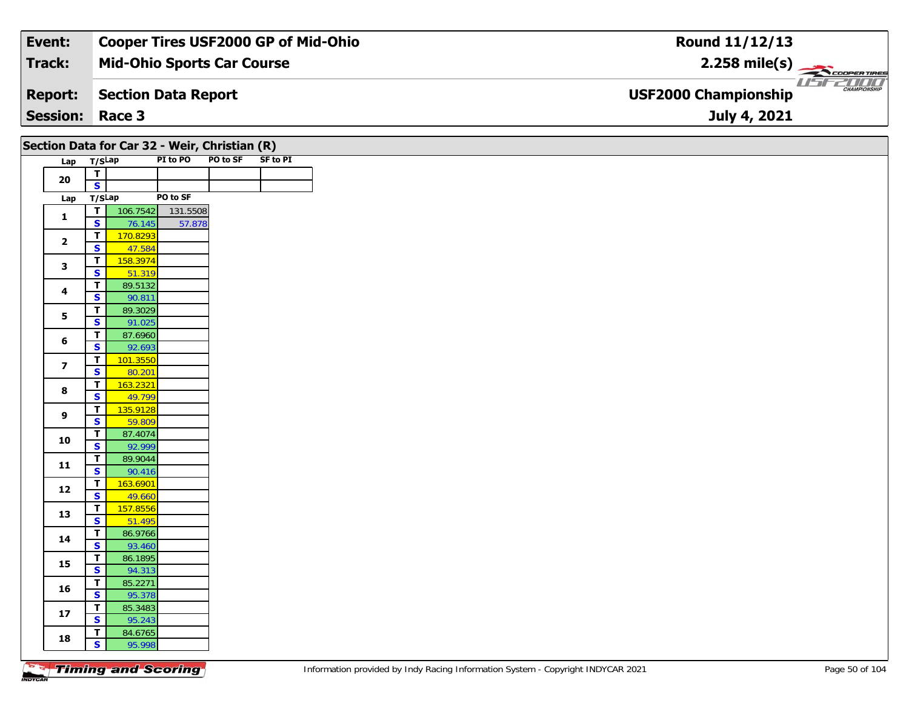| Event: | Cooper Tires USF2000 GP of Mid-Ohio | Round 11/12/13 |
|---|---|---|
| Track: | Mid-Ohio Sports Car Course | 2.258 mile(s) |
| Report: | Section Data Report | USF2000 Championship |
| Session: | Race 3 | July 4, 2021 |

## Section Data for Car 32 - Weir, Christian (R)

| Lap | T/S | Lap | PI to PO | PO to SF | SF to PI |
|---|---|---|---|---|---|
| 20 | T | | | | |
| | S | | | | |

| Lap | T/S | Lap | PO to SF |
|---|---|---|---|
| 1 | T | 106.7542 | 131.5508 |
| | S | 76.145 | 57.878 |
| 2 | T | 170.8293 | |
| | S | 47.584 | |
| 3 | T | 158.3974 | |
| | S | 51.319 | |
| 4 | T | 89.5132 | |
| | S | 90.811 | |
| 5 | T | 89.3029 | |
| | S | 91.025 | |
| 6 | T | 87.6960 | |
| | S | 92.693 | |
| 7 | T | 101.3550 | |
| | S | 80.201 | |
| 8 | T | 163.2321 | |
| | S | 49.799 | |
| 9 | T | 135.9128 | |
| | S | 59.809 | |
| 10 | T | 87.4074 | |
| | S | 92.999 | |
| 11 | T | 89.9044 | |
| | S | 90.416 | |
| 12 | T | 163.6901 | |
| | S | 49.660 | |
| 13 | T | 157.8556 | |
| | S | 51.495 | |
| 14 | T | 86.9766 | |
| | S | 93.460 | |
| 15 | T | 86.1895 | |
| | S | 94.313 | |
| 16 | T | 85.2271 | |
| | S | 95.378 | |
| 17 | T | 85.3483 | |
| | S | 95.243 | |
| 18 | T | 84.6765 | |
| | S | 95.998 | |

Information provided by Indy Racing Information System - Copyright INDYCAR 2021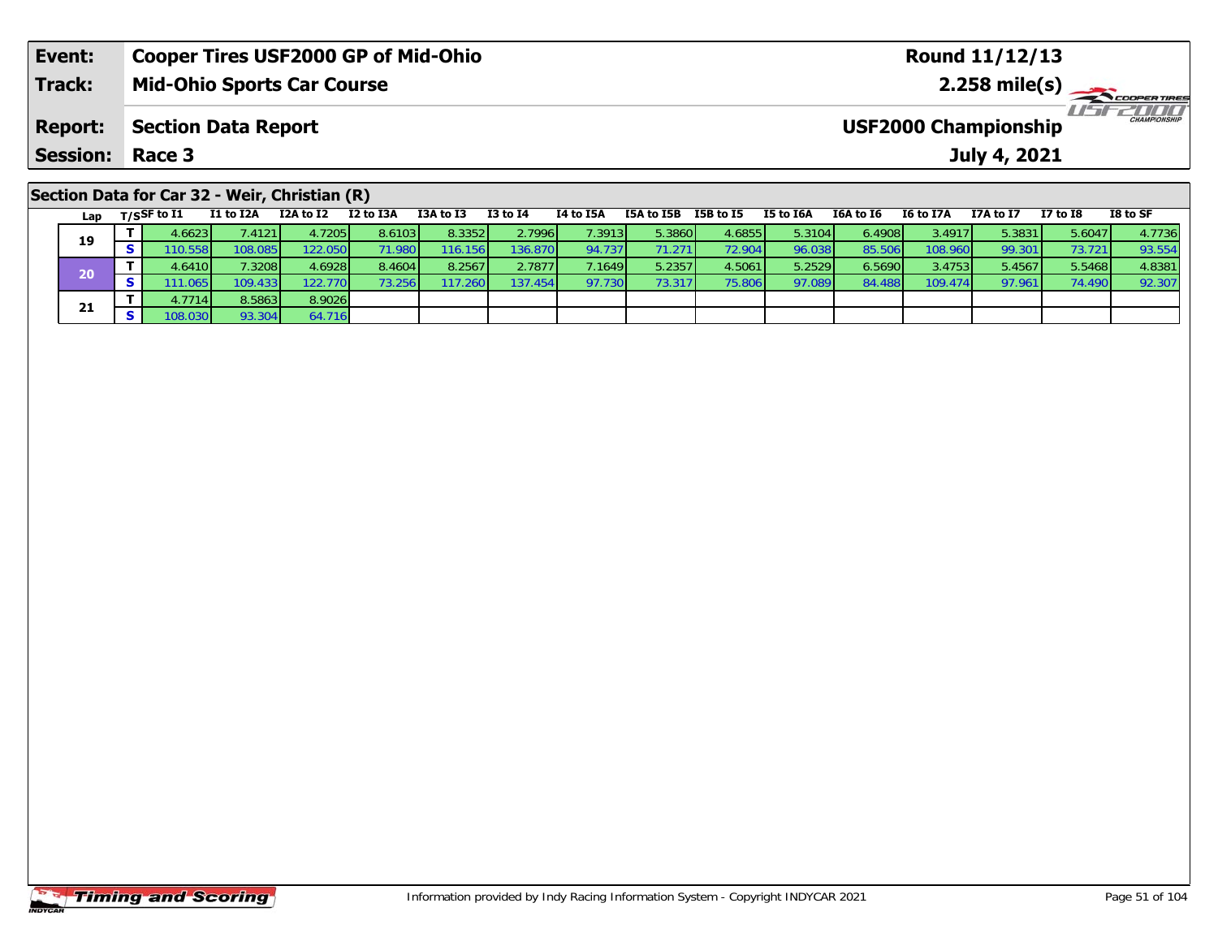| Event: | Cooper Tires USF2000 GP of Mid-Ohio | Round 11/12/13 |
|---|---|---|
| Track: | Mid-Ohio Sports Car Course | 2.258 mile(s) |
| Report: | Section Data Report | USF2000 Championship |
| Session: | Race 3 | July 4, 2021 |

## Section Data for Car 32 - Weir, Christian (R)

| Lap | T/S | SF to I1 | I1 to I2A | I2A to I2 | I2 to I3A | I3A to I3 | I3 to I4 | I4 to I5A | I5A to I5B | I5B to I5 | I5 to I6A | I6A to I6 | I6 to I7A | I7A to I7 | I7 to I8 | I8 to SF |
|---|---|---|---|---|---|---|---|---|---|---|---|---|---|---|---|---|
| 19 | T | 4.6623 | 7.4121 | 4.7205 | 8.6103 | 8.3352 | 2.7996 | 7.3913 | 5.3860 | 4.6855 | 5.3104 | 6.4908 | 3.4917 | 5.3831 | 5.6047 | 4.7736 |
| | S | 110.558 | 108.085 | 122.050 | 71.980 | 116.156 | 136.870 | 94.737 | 71.271 | 72.904 | 96.038 | 85.506 | 108.960 | 99.301 | 73.721 | 93.554 |
| 20 | T | 4.6410 | 7.3208 | 4.6928 | 8.4604 | 8.2567 | 2.7877 | 7.1649 | 5.2357 | 4.5061 | 5.2529 | 6.5690 | 3.4753 | 5.4567 | 5.5468 | 4.8381 |
| | S | 111.065 | 109.433 | 122.770 | 73.256 | 117.260 | 137.454 | 97.730 | 73.317 | 75.806 | 97.089 | 84.488 | 109.474 | 97.961 | 74.490 | 92.307 |
| 21 | T | 4.7714 | 8.5863 | 8.9026 | | | | | | | | | | | | |
| | S | 108.030 | 93.304 | 64.716 | | | | | | | | | | | | |

Information provided by Indy Racing Information System - Copyright INDYCAR 2021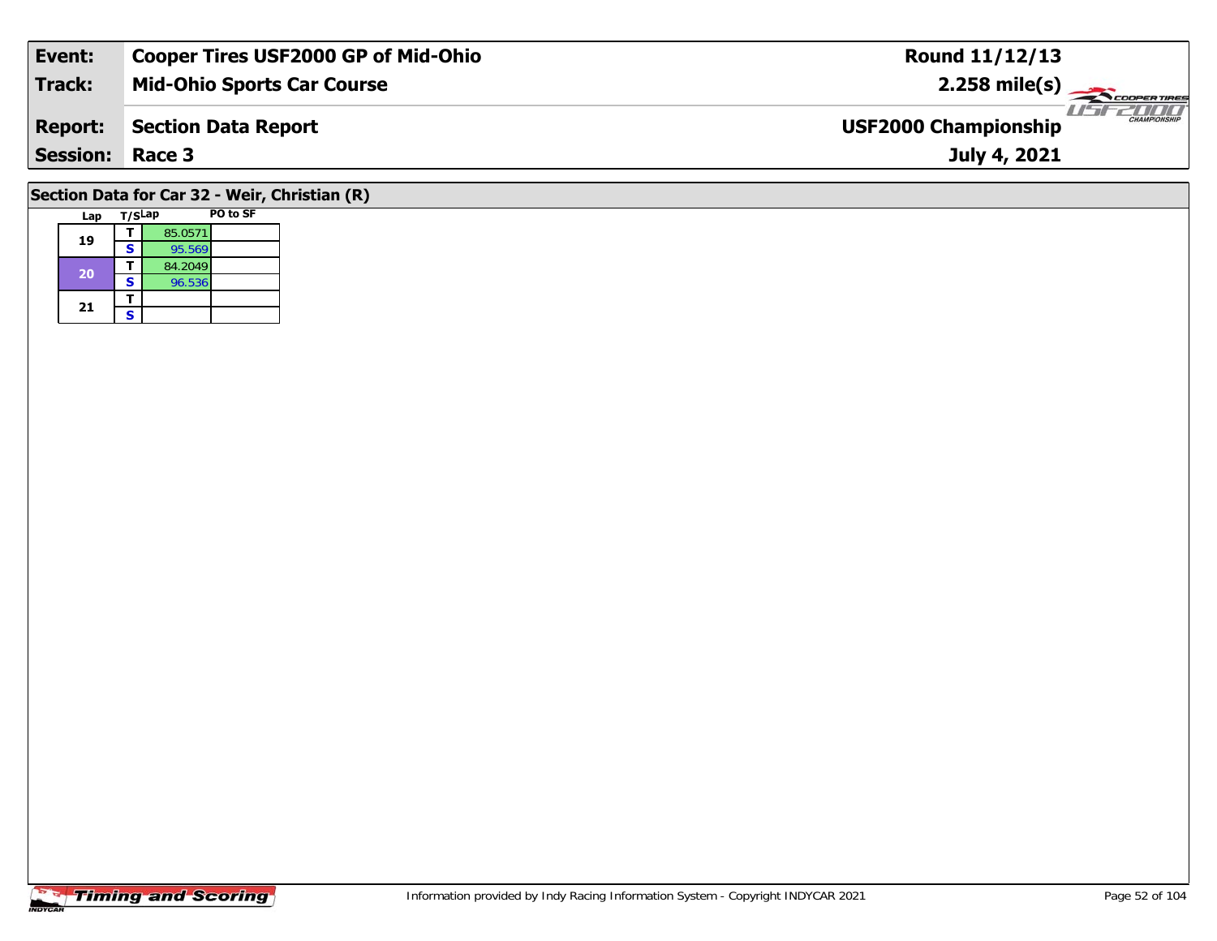| Event: | Cooper Tires USF2000 GP of Mid-Ohio | Round 11/12/13 |
|---|---|---|
| Track: | Mid-Ohio Sports Car Course | 2.258 mile(s) |
| Report: | Section Data Report | USF2000 Championship |
| Session: | Race 3 | July 4, 2021 |

## Section Data for Car 32 - Weir, Christian (R)

| Lap | T/S | Lap | PO to SF |
|---|---|---|---|
| 19 | T | 85.0571 | |
| | S | 95.569 | |
| 20 | T | 84.2049 | |
| | S | 96.536 | |
| 21 | T | | |
| | S | | |

Information provided by Indy Racing Information System - Copyright INDYCAR 2021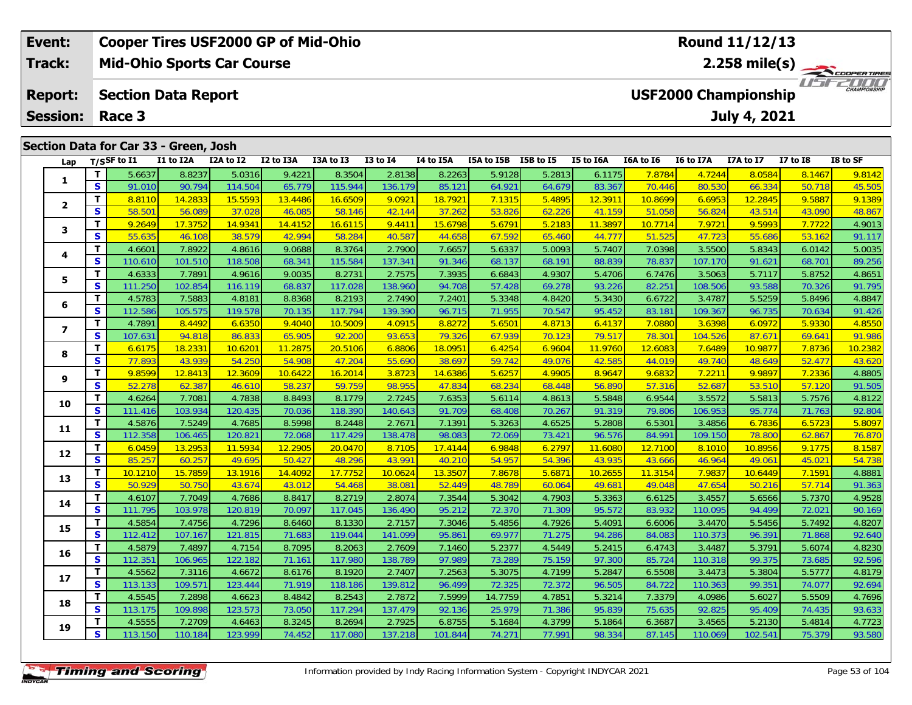| Event: | Cooper Tires USF2000 GP of Mid-Ohio | Round 11/12/13 |
|---|---|---|
| Track: | Mid-Ohio Sports Car Course | 2.258 mile(s) |
| Report: | Section Data Report | USF2000 Championship |
| Session: | Race 3 | July 4, 2021 |

## Section Data for Car 33 - Green, Josh

| Lap | T/S | SF to I1 | I1 to I2A | I2A to I2 | I2 to I3A | I3A to I3 | I3 to I4 | I4 to I5A | I5A to I5B | I5B to I5 | I5 to I6A | I6A to I6 | I6 to I7A | I7A to I7 | I7 to I8 | I8 to SF |
|---|---|---|---|---|---|---|---|---|---|---|---|---|---|---|---|---|
| 1 | T | 5.6637 | 8.8237 | 5.0316 | 9.4221 | 8.3504 | 2.8138 | 8.2263 | 5.9128 | 5.2813 | 6.1175 | 7.8784 | 4.7244 | 8.0584 | 8.1467 | 9.8142 |
| | S | 91.010 | 90.794 | 114.504 | 65.779 | 115.944 | 136.179 | 85.121 | 64.921 | 64.679 | 83.367 | 70.446 | 80.530 | 66.334 | 50.718 | 45.505 |
| 2 | T | 8.8110 | 14.2833 | 15.5593 | 13.4486 | 16.6509 | 9.0921 | 18.7921 | 7.1315 | 5.4895 | 12.3911 | 10.8699 | 6.6953 | 12.2845 | 9.5887 | 9.1389 |
| | S | 58.501 | 56.089 | 37.028 | 46.085 | 58.146 | 42.144 | 37.262 | 53.826 | 62.226 | 41.159 | 51.058 | 56.824 | 43.514 | 43.090 | 48.867 |
| 3 | T | 9.2649 | 17.3752 | 14.9341 | 14.4152 | 16.6115 | 9.4411 | 15.6798 | 5.6791 | 5.2183 | 11.3897 | 10.7714 | 7.9721 | 9.5993 | 7.7722 | 4.9013 |
| | S | 55.635 | 46.108 | 38.579 | 42.994 | 58.284 | 40.587 | 44.658 | 67.592 | 65.460 | 44.777 | 51.525 | 47.723 | 55.686 | 53.162 | 91.117 |
| 4 | T | 4.6601 | 7.8922 | 4.8616 | 9.0688 | 8.3764 | 2.7900 | 7.6657 | 5.6337 | 5.0093 | 5.7407 | 7.0398 | 3.5500 | 5.8343 | 6.0142 | 5.0035 |
| | S | 110.610 | 101.510 | 118.508 | 68.341 | 115.584 | 137.341 | 91.346 | 68.137 | 68.191 | 88.839 | 78.837 | 107.170 | 91.621 | 68.701 | 89.256 |
| 5 | T | 4.6333 | 7.7891 | 4.9616 | 9.0035 | 8.2731 | 2.7575 | 7.3935 | 6.6843 | 4.9307 | 5.4706 | 6.7476 | 3.5063 | 5.7117 | 5.8752 | 4.8651 |
| | S | 111.250 | 102.854 | 116.119 | 68.837 | 117.028 | 138.960 | 94.708 | 57.428 | 69.278 | 93.226 | 82.251 | 108.506 | 93.588 | 70.326 | 91.795 |
| 6 | T | 4.5783 | 7.5883 | 4.8181 | 8.8368 | 8.2193 | 2.7490 | 7.2401 | 5.3348 | 4.8420 | 5.3430 | 6.6722 | 3.4787 | 5.5259 | 5.8496 | 4.8847 |
| | S | 112.586 | 105.575 | 119.578 | 70.135 | 117.794 | 139.390 | 96.715 | 71.955 | 70.547 | 95.452 | 83.181 | 109.367 | 96.735 | 70.634 | 91.426 |
| 7 | T | 4.7891 | 8.4492 | 6.6350 | 9.4040 | 10.5009 | 4.0915 | 8.8272 | 5.6501 | 4.8713 | 6.4137 | 7.0880 | 3.6398 | 6.0972 | 5.9330 | 4.8550 |
| | S | 107.631 | 94.818 | 86.833 | 65.905 | 92.200 | 93.653 | 79.326 | 67.939 | 70.123 | 79.517 | 78.301 | 104.526 | 87.671 | 69.641 | 91.986 |
| 8 | T | 6.6175 | 18.2331 | 10.6201 | 11.2875 | 20.5106 | 6.8806 | 18.0951 | 6.4254 | 6.9604 | 11.9760 | 12.6083 | 7.6489 | 10.9877 | 7.8736 | 10.2382 |
| | S | 77.893 | 43.939 | 54.250 | 54.908 | 47.204 | 55.690 | 38.697 | 59.742 | 49.076 | 42.585 | 44.019 | 49.740 | 48.649 | 52.477 | 43.620 |
| 9 | T | 9.8599 | 12.8413 | 12.3609 | 10.6422 | 16.2014 | 3.8723 | 14.6386 | 5.6257 | 4.9905 | 8.9647 | 9.6832 | 7.2211 | 9.9897 | 7.2336 | 4.8805 |
| | S | 52.278 | 62.387 | 46.610 | 58.237 | 59.759 | 98.955 | 47.834 | 68.234 | 68.448 | 56.890 | 57.316 | 52.687 | 53.510 | 57.120 | 91.505 |
| 10 | T | 4.6264 | 7.7081 | 4.7838 | 8.8493 | 8.1779 | 2.7245 | 7.6353 | 5.6114 | 4.8613 | 5.5848 | 6.9544 | 3.5572 | 5.5813 | 5.7576 | 4.8122 |
| | S | 111.416 | 103.934 | 120.435 | 70.036 | 118.390 | 140.643 | 91.709 | 68.408 | 70.267 | 91.319 | 79.806 | 106.953 | 95.774 | 71.763 | 92.804 |
| 11 | T | 4.5876 | 7.5249 | 4.7685 | 8.5998 | 8.2448 | 2.7671 | 7.1391 | 5.3263 | 4.6525 | 5.2808 | 6.5301 | 3.4856 | 6.7836 | 6.5723 | 5.8097 |
| | S | 112.358 | 106.465 | 120.821 | 72.068 | 117.429 | 138.478 | 98.083 | 72.069 | 73.421 | 96.576 | 84.991 | 109.150 | 78.800 | 62.867 | 76.870 |
| 12 | T | 6.0459 | 13.2953 | 11.5934 | 12.2905 | 20.0470 | 8.7105 | 17.4144 | 6.9848 | 6.2797 | 11.6080 | 12.7100 | 8.1010 | 10.8956 | 9.1775 | 8.1587 |
| | S | 85.257 | 60.257 | 49.695 | 50.427 | 48.296 | 43.991 | 40.210 | 54.957 | 54.396 | 43.935 | 43.666 | 46.964 | 49.061 | 45.021 | 54.738 |
| 13 | T | 10.1210 | 15.7859 | 13.1916 | 14.4092 | 17.7752 | 10.0624 | 13.3507 | 7.8678 | 5.6871 | 10.2655 | 11.3154 | 7.9837 | 10.6449 | 7.1591 | 4.8881 |
| | S | 50.929 | 50.750 | 43.674 | 43.012 | 54.468 | 38.081 | 52.449 | 48.789 | 60.064 | 49.681 | 49.048 | 47.654 | 50.216 | 57.714 | 91.363 |
| 14 | T | 4.6107 | 7.7049 | 4.7686 | 8.8417 | 8.2719 | 2.8074 | 7.3544 | 5.3042 | 4.7903 | 5.3363 | 6.6125 | 3.4557 | 5.6566 | 5.7370 | 4.9528 |
| | S | 111.795 | 103.978 | 120.819 | 70.097 | 117.045 | 136.490 | 95.212 | 72.370 | 71.309 | 95.572 | 83.932 | 110.095 | 94.499 | 72.021 | 90.169 |
| 15 | T | 4.5854 | 7.4756 | 4.7296 | 8.6460 | 8.1330 | 2.7157 | 7.3046 | 5.4856 | 4.7926 | 5.4091 | 6.6006 | 3.4470 | 5.5456 | 5.7492 | 4.8207 |
| | S | 112.412 | 107.167 | 121.815 | 71.683 | 119.044 | 141.099 | 95.861 | 69.977 | 71.275 | 94.286 | 84.083 | 110.373 | 96.391 | 71.868 | 92.640 |
| 16 | T | 4.5879 | 7.4897 | 4.7154 | 8.7095 | 8.2063 | 2.7609 | 7.1460 | 5.2377 | 4.5449 | 5.2415 | 6.4743 | 3.4487 | 5.3791 | 5.6074 | 4.8230 |
| | S | 112.351 | 106.965 | 122.182 | 71.161 | 117.980 | 138.789 | 97.989 | 73.289 | 75.159 | 97.300 | 85.724 | 110.318 | 99.375 | 73.685 | 92.596 |
| 17 | T | 4.5562 | 7.3116 | 4.6672 | 8.6176 | 8.1920 | 2.7407 | 7.2563 | 5.3075 | 4.7199 | 5.2847 | 6.5508 | 3.4473 | 5.3804 | 5.5777 | 4.8179 |
| | S | 113.133 | 109.571 | 123.444 | 71.919 | 118.186 | 139.812 | 96.499 | 72.325 | 72.372 | 96.505 | 84.722 | 110.363 | 99.351 | 74.077 | 92.694 |
| 18 | T | 4.5545 | 7.2898 | 4.6623 | 8.4842 | 8.2543 | 2.7872 | 7.5999 | 14.7759 | 4.7851 | 5.3214 | 7.3379 | 4.0986 | 5.6027 | 5.5509 | 4.7696 |
| | S | 113.175 | 109.898 | 123.573 | 73.050 | 117.294 | 137.479 | 92.136 | 25.979 | 71.386 | 95.839 | 75.635 | 92.825 | 95.409 | 74.435 | 93.633 |
| 19 | T | 4.5555 | 7.2709 | 4.6463 | 8.3245 | 8.2694 | 2.7925 | 6.8755 | 5.1684 | 4.3799 | 5.1864 | 6.3687 | 3.4565 | 5.2130 | 5.4814 | 4.7723 |
| | S | 113.150 | 110.184 | 123.999 | 74.452 | 117.080 | 137.218 | 101.844 | 74.271 | 77.991 | 98.334 | 87.145 | 110.069 | 102.541 | 75.379 | 93.580 |

Information provided by Indy Racing Information System - Copyright INDYCAR 2021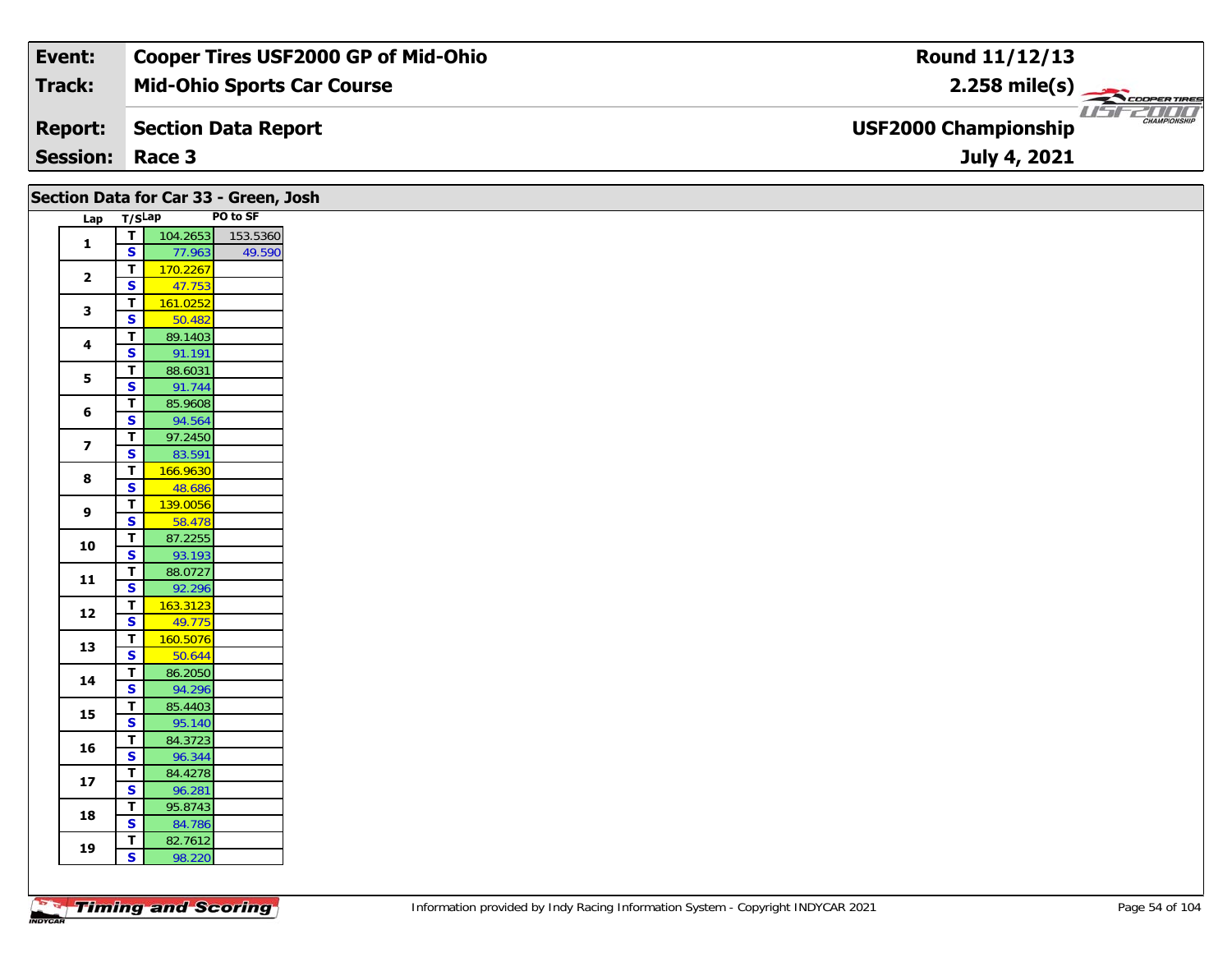| Event: | Cooper Tires USF2000 GP of Mid-Ohio | Round 11/12/13 |
|---|---|---|
| Track: | Mid-Ohio Sports Car Course | 2.258 mile(s) |
| Report: | Section Data Report | USF2000 Championship |
| Session: | Race 3 | July 4, 2021 |

## Section Data for Car 33 - Green, Josh

| Lap | T/S | Lap | PO to SF |
|---|---|---|---|
| 1 | T | 104.2653 | 153.5360 |
| | S | 77.963 | 49.590 |
| 2 | T | 170.2267 | |
| | S | 47.753 | |
| 3 | T | 161.0252 | |
| | S | 50.482 | |
| 4 | T | 89.1403 | |
| | S | 91.191 | |
| 5 | T | 88.6031 | |
| | S | 91.744 | |
| 6 | T | 85.9608 | |
| | S | 94.564 | |
| 7 | T | 97.2450 | |
| | S | 83.591 | |
| 8 | T | 166.9630 | |
| | S | 48.686 | |
| 9 | T | 139.0056 | |
| | S | 58.478 | |
| 10 | T | 87.2255 | |
| | S | 93.193 | |
| 11 | T | 88.0727 | |
| | S | 92.296 | |
| 12 | T | 163.3123 | |
| | S | 49.775 | |
| 13 | T | 160.5076 | |
| | S | 50.644 | |
| 14 | T | 86.2050 | |
| | S | 94.296 | |
| 15 | T | 85.4403 | |
| | S | 95.140 | |
| 16 | T | 84.3723 | |
| | S | 96.344 | |
| 17 | T | 84.4278 | |
| | S | 96.281 | |
| 18 | T | 95.8743 | |
| | S | 84.786 | |
| 19 | T | 82.7612 | |
| | S | 98.220 | |

Information provided by Indy Racing Information System - Copyright INDYCAR 2021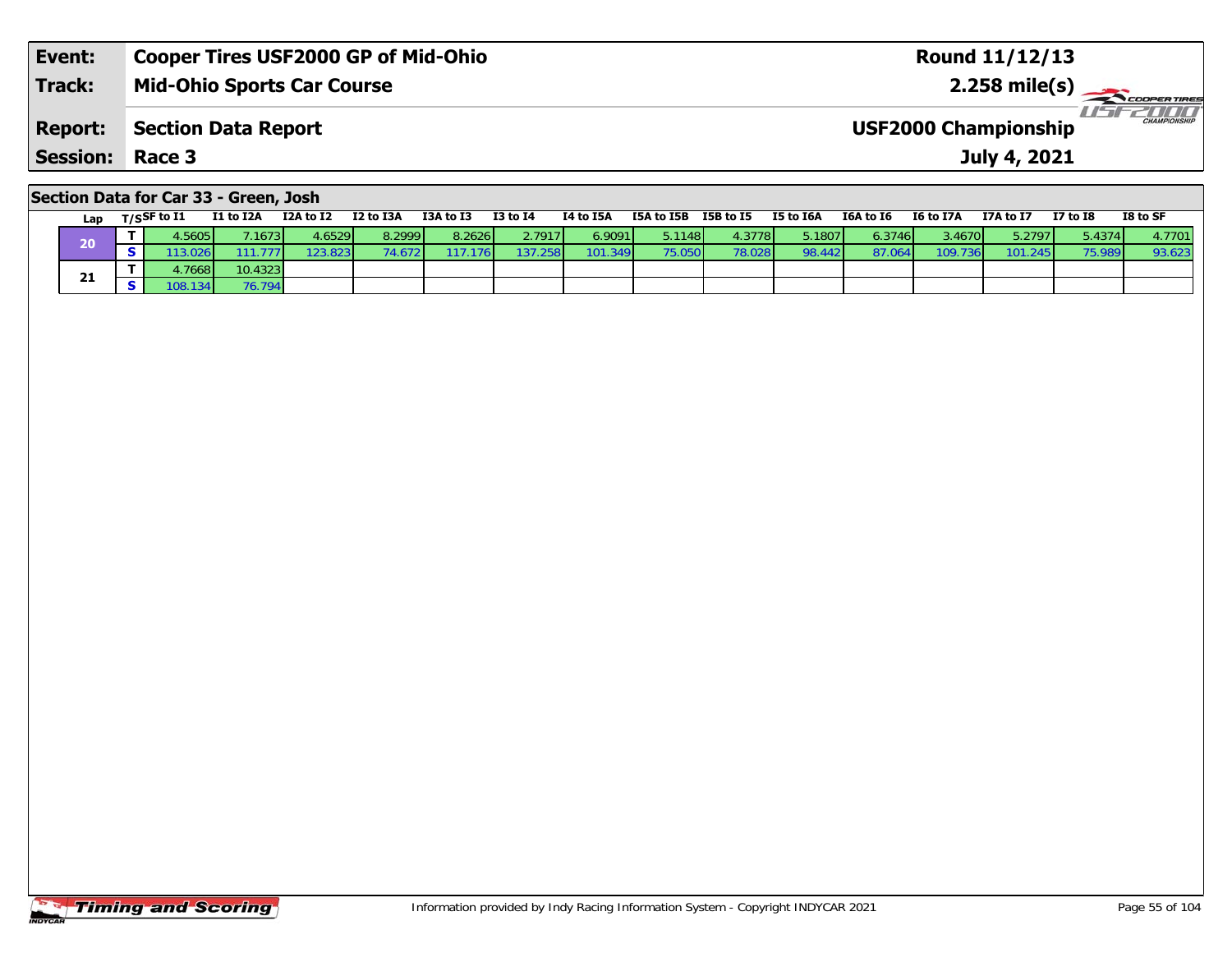| Event: | Cooper Tires USF2000 GP of Mid-Ohio | Round 11/12/13 |
|---|---|---|
| Track: | Mid-Ohio Sports Car Course | 2.258 mile(s) |
| Report: | Section Data Report | USF2000 Championship |
| Session: | Race 3 | July 4, 2021 |

## Section Data for Car 33 - Green, Josh

| Lap | T/S | SF to I1 | I1 to I2A | I2A to I2 | I2 to I3A | I3A to I3 | I3 to I4 | I4 to I5A | I5A to I5B | I5B to I5 | I5 to I6A | I6A to I6 | I6 to I7A | I7A to I7 | I7 to I8 | I8 to SF |
|---|---|---|---|---|---|---|---|---|---|---|---|---|---|---|---|---|
| 20 | T | 4.5605 | 7.1673 | 4.6529 | 8.2999 | 8.2626 | 2.7917 | 6.9091 | 5.1148 | 4.3778 | 5.1807 | 6.3746 | 3.4670 | 5.2797 | 5.4374 | 4.7701 |
| | S | 113.026 | 111.777 | 123.823 | 74.672 | 117.176 | 137.258 | 101.349 | 75.050 | 78.028 | 98.442 | 87.064 | 109.736 | 101.245 | 75.989 | 93.623 |
| 21 | T | 4.7668 | 10.4323 | | | | | | | | | | | | | |
| | S | 108.134 | 76.794 | | | | | | | | | | | | | |

Information provided by Indy Racing Information System - Copyright INDYCAR 2021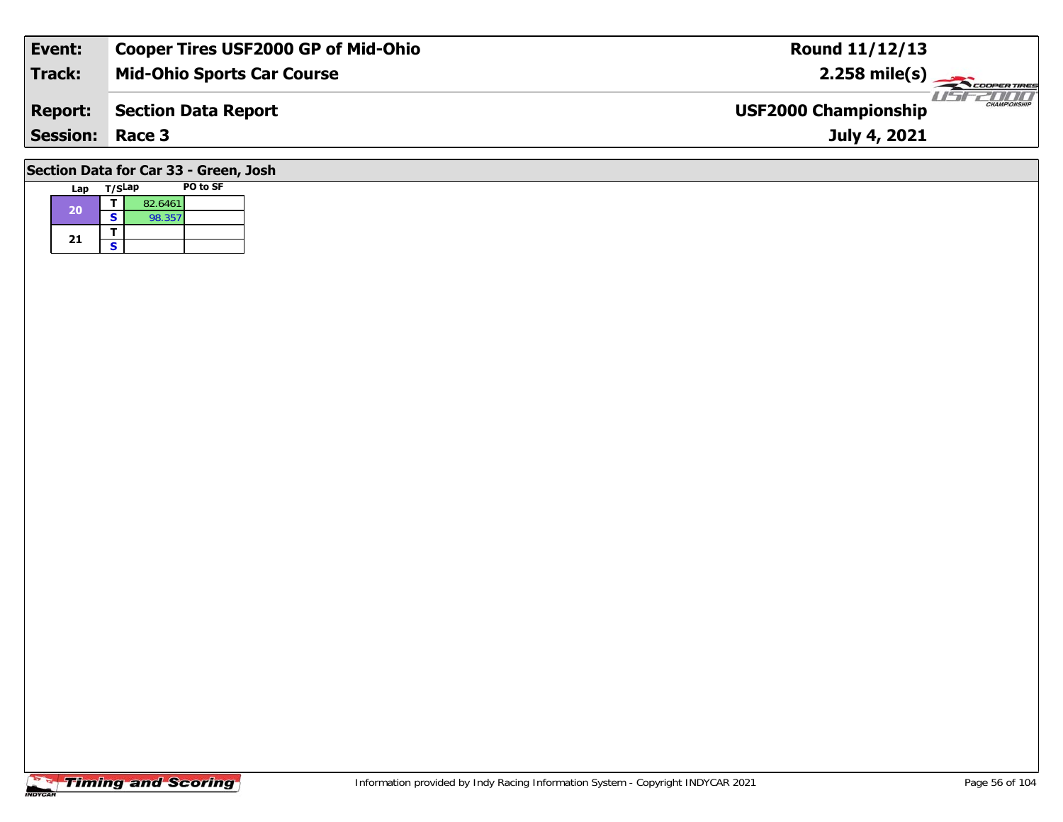| Event: | Cooper Tires USF2000 GP of Mid-Ohio | Round 11/12/13 |
| --- | --- | --- |
| Track: | Mid-Ohio Sports Car Course | 2.258 mile(s) |
| Report: | Section Data Report | USF2000 Championship |
| Session: | Race 3 | July 4, 2021 |

## Section Data for Car 33 - Green, Josh

| Lap | T/S | Lap | PO to SF |
| --- | --- | --- | --- |
| 20 | T | 82.6461 | |
| | S | 98.357 | |
| 21 | T | | |
| | S | | |

Information provided by Indy Racing Information System - Copyright INDYCAR 2021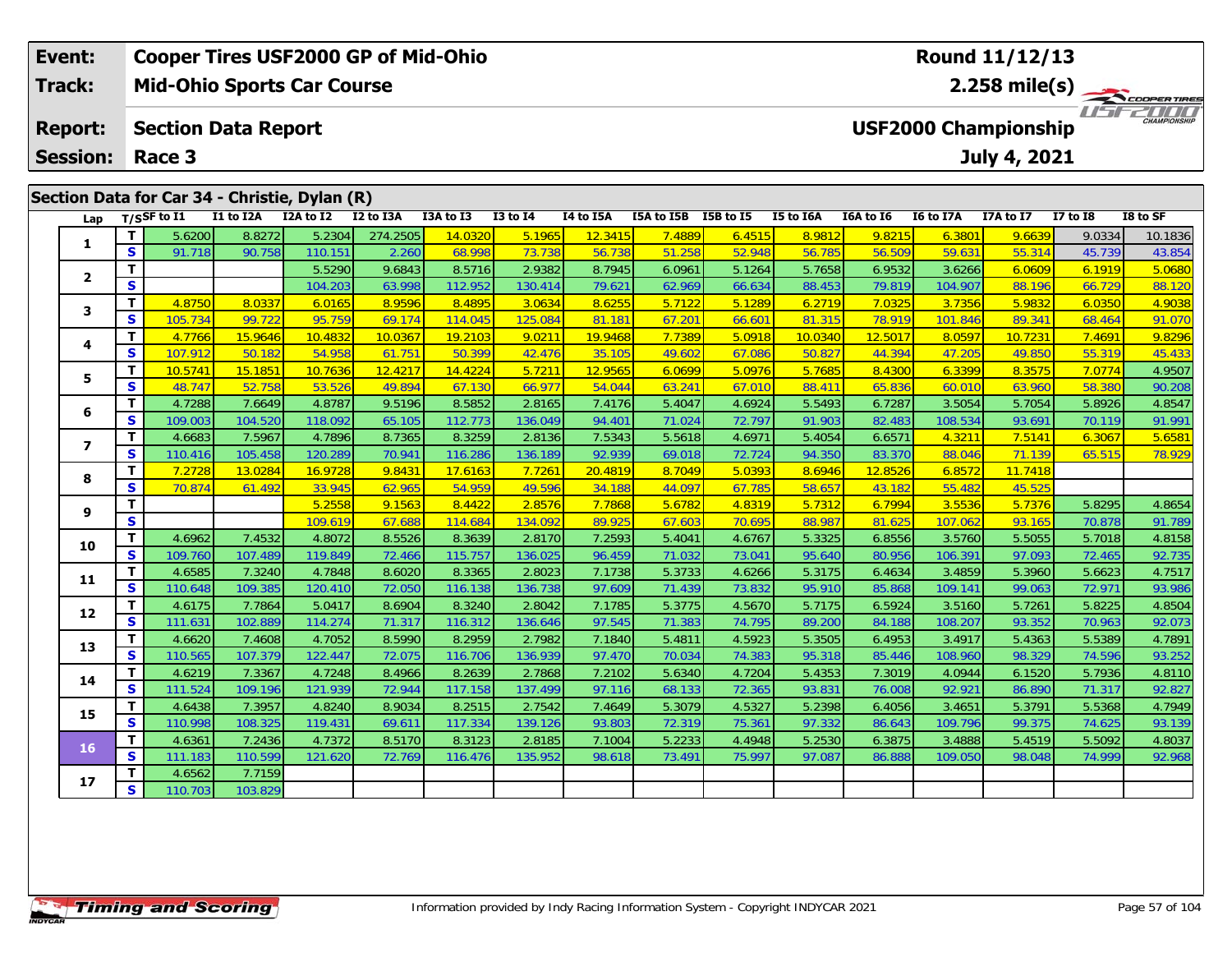| Event: | Cooper Tires USF2000 GP of Mid-Ohio | Round 11/12/13 |
|---|---|---|
| Track: | Mid-Ohio Sports Car Course | 2.258 mile(s) |
| Report: | Section Data Report | USF2000 Championship |
| Session: | Race 3 | July 4, 2021 |

## Section Data for Car 34 - Christie, Dylan (R)

| Lap | T/S | SF to I1 | I1 to I2A | I2A to I2 | I2 to I3A | I3A to I3 | I3 to I4 | I4 to I5A | I5A to I5B | I5B to I5 | I5 to I6A | I6A to I6 | I6 to I7A | I7A to I7 | I7 to I8 | I8 to SF |
|---|---|---|---|---|---|---|---|---|---|---|---|---|---|---|---|---|
| 1 | T | 5.6200 | 8.8272 | 5.2304 | 274.2505 | 14.0320 | 5.1965 | 12.3415 | 7.4889 | 6.4515 | 8.9812 | 9.8215 | 6.3801 | 9.6639 | 9.0334 | 10.1836 |
| | S | 91.718 | 90.758 | 110.151 | 2.260 | 68.998 | 73.738 | 56.738 | 51.258 | 52.948 | 56.785 | 56.509 | 59.631 | 55.314 | 45.739 | 43.854 |
| 2 | T | | | 5.5290 | 9.6843 | 8.5716 | 2.9382 | 8.7945 | 6.0961 | 5.1264 | 5.7658 | 6.9532 | 3.6266 | 6.0609 | 6.1919 | 5.0680 |
| | S | | | 104.203 | 63.998 | 112.952 | 130.414 | 79.621 | 62.969 | 66.634 | 88.453 | 79.819 | 104.907 | 88.196 | 66.729 | 88.120 |
| 3 | T | 4.8750 | 8.0337 | 6.0165 | 8.9596 | 8.4895 | 3.0634 | 8.6255 | 5.7122 | 5.1289 | 6.2719 | 7.0325 | 3.7356 | 5.9832 | 6.0350 | 4.9038 |
| | S | 105.734 | 99.722 | 95.759 | 69.174 | 114.045 | 125.084 | 81.181 | 67.201 | 66.601 | 81.315 | 78.919 | 101.846 | 89.341 | 68.464 | 91.070 |
| 4 | T | 4.7766 | 15.9646 | 10.4832 | 10.0367 | 19.2103 | 9.0211 | 19.9468 | 7.7389 | 5.0918 | 10.0340 | 12.5017 | 8.0597 | 10.7231 | 7.4691 | 9.8296 |
| | S | 107.912 | 50.182 | 54.958 | 61.751 | 50.399 | 42.476 | 35.105 | 49.602 | 67.086 | 50.827 | 44.394 | 47.205 | 49.850 | 55.319 | 45.433 |
| 5 | T | 10.5741 | 15.1851 | 10.7636 | 12.4217 | 14.4224 | 5.7211 | 12.9565 | 6.0699 | 5.0976 | 5.7685 | 8.4300 | 6.3399 | 8.3575 | 7.0774 | 4.9507 |
| | S | 48.747 | 52.758 | 53.526 | 49.894 | 67.130 | 66.977 | 54.044 | 63.241 | 67.010 | 88.411 | 65.836 | 60.010 | 63.960 | 58.380 | 90.208 |
| 6 | T | 4.7288 | 7.6649 | 4.8787 | 9.5196 | 8.5852 | 2.8165 | 7.4176 | 5.4047 | 4.6924 | 5.5493 | 6.7287 | 3.5054 | 5.7054 | 5.8926 | 4.8547 |
| | S | 109.003 | 104.520 | 118.092 | 65.105 | 112.773 | 136.049 | 94.401 | 71.024 | 72.797 | 91.903 | 82.483 | 108.534 | 93.691 | 70.119 | 91.991 |
| 7 | T | 4.6683 | 7.5967 | 4.7896 | 8.7365 | 8.3259 | 2.8136 | 7.5343 | 5.5618 | 4.6971 | 5.4054 | 6.6571 | 4.3211 | 7.5141 | 6.3067 | 5.6581 |
| | S | 110.416 | 105.458 | 120.289 | 70.941 | 116.286 | 136.189 | 92.939 | 69.018 | 72.724 | 94.350 | 83.370 | 88.046 | 71.139 | 65.515 | 78.929 |
| 8 | T | 7.2728 | 13.0284 | 16.9728 | 9.8431 | 17.6163 | 7.7261 | 20.4819 | 8.7049 | 5.0393 | 8.6946 | 12.8526 | 6.8572 | 11.7418 | | |
| | S | 70.874 | 61.492 | 33.945 | 62.965 | 54.959 | 49.596 | 34.188 | 44.097 | 67.785 | 58.657 | 43.182 | 55.482 | 45.525 | | |
| 9 | T | | | 5.2558 | 9.1563 | 8.4422 | 2.8576 | 7.7868 | 5.6782 | 4.8319 | 5.7312 | 6.7994 | 3.5536 | 5.7376 | 5.8295 | 4.8654 |
| | S | | | 109.619 | 67.688 | 114.684 | 134.092 | 89.925 | 67.603 | 70.695 | 88.987 | 81.625 | 107.062 | 93.165 | 70.878 | 91.789 |
| 10 | T | 4.6962 | 7.4532 | 4.8072 | 8.5526 | 8.3639 | 2.8170 | 7.2593 | 5.4041 | 4.6767 | 5.3325 | 6.8556 | 3.5760 | 5.5055 | 5.7018 | 4.8158 |
| | S | 109.760 | 107.489 | 119.849 | 72.466 | 115.757 | 136.025 | 96.459 | 71.032 | 73.041 | 95.640 | 80.956 | 106.391 | 97.093 | 72.465 | 92.735 |
| 11 | T | 4.6585 | 7.3240 | 4.7848 | 8.6020 | 8.3365 | 2.8023 | 7.1738 | 5.3733 | 4.6266 | 5.3175 | 6.4634 | 3.4859 | 5.3960 | 5.6623 | 4.7517 |
| | S | 110.648 | 109.385 | 120.410 | 72.050 | 116.138 | 136.738 | 97.609 | 71.439 | 73.832 | 95.910 | 85.868 | 109.141 | 99.063 | 72.971 | 93.986 |
| 12 | T | 4.6175 | 7.7864 | 5.0417 | 8.6904 | 8.3240 | 2.8042 | 7.1785 | 5.3775 | 4.5670 | 5.7175 | 6.5924 | 3.5160 | 5.7261 | 5.8225 | 4.8504 |
| | S | 111.631 | 102.889 | 114.274 | 71.317 | 116.312 | 136.646 | 97.545 | 71.383 | 74.795 | 89.200 | 84.188 | 108.207 | 93.352 | 70.963 | 92.073 |
| 13 | T | 4.6620 | 7.4608 | 4.7052 | 8.5990 | 8.2959 | 2.7982 | 7.1840 | 5.4811 | 4.5923 | 5.3505 | 6.4953 | 3.4917 | 5.4363 | 5.5389 | 4.7891 |
| | S | 110.565 | 107.379 | 122.447 | 72.075 | 116.706 | 136.939 | 97.470 | 70.034 | 74.383 | 95.318 | 85.446 | 108.960 | 98.329 | 74.596 | 93.252 |
| 14 | T | 4.6219 | 7.3367 | 4.7248 | 8.4966 | 8.2639 | 2.7868 | 7.2102 | 5.6340 | 4.7204 | 5.4353 | 7.3019 | 4.0944 | 6.1520 | 5.7936 | 4.8110 |
| | S | 111.524 | 109.196 | 121.939 | 72.944 | 117.158 | 137.499 | 97.116 | 68.133 | 72.365 | 93.831 | 76.008 | 92.921 | 86.890 | 71.317 | 92.827 |
| 15 | T | 4.6438 | 7.3957 | 4.8240 | 8.9034 | 8.2515 | 2.7542 | 7.4649 | 5.3079 | 4.5327 | 5.2398 | 6.4056 | 3.4651 | 5.3791 | 5.5368 | 4.7949 |
| | S | 110.998 | 108.325 | 119.431 | 69.611 | 117.334 | 139.126 | 93.803 | 72.319 | 75.361 | 97.332 | 86.643 | 109.796 | 99.375 | 74.625 | 93.139 |
| 16 | T | 4.6361 | 7.2436 | 4.7372 | 8.5170 | 8.3123 | 2.8185 | 7.1004 | 5.2233 | 4.4948 | 5.2530 | 6.3875 | 3.4888 | 5.4519 | 5.5092 | 4.8037 |
| | S | 111.183 | 110.599 | 121.620 | 72.769 | 116.476 | 135.952 | 98.618 | 73.491 | 75.997 | 97.087 | 86.888 | 109.050 | 98.048 | 74.999 | 92.968 |
| 17 | T | 4.6562 | 7.7159 | | | | | | | | | | | | | |
| | S | 110.703 | 103.829 | | | | | | | | | | | | | |

Information provided by Indy Racing Information System - Copyright INDYCAR 2021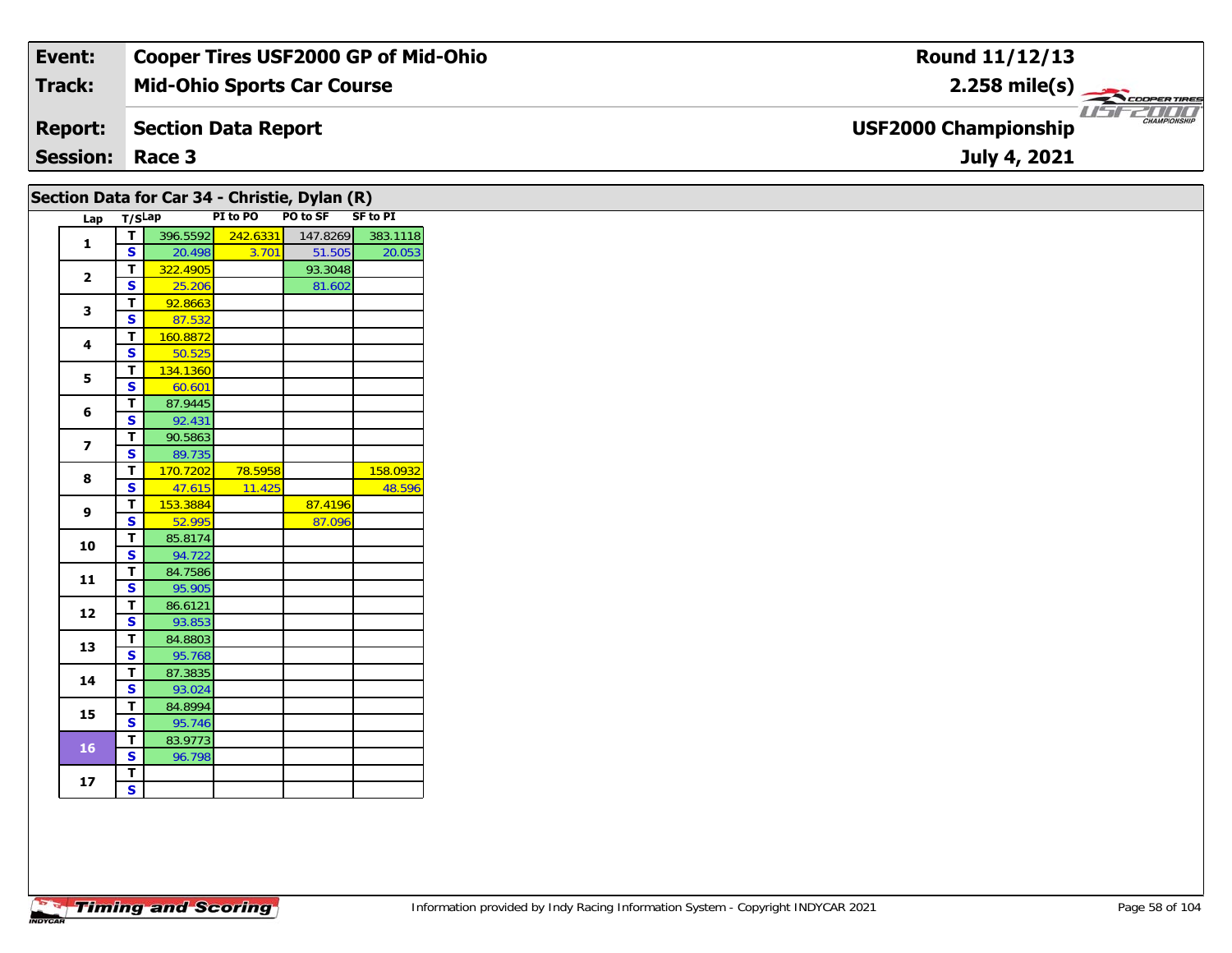**Event:** Cooper Tires USF2000 GP of Mid-Ohio
**Track:** Mid-Ohio Sports Car Course
**Report:** Section Data Report
**Session:** Race 3

**Round 11/12/13**
**2.258 mile(s)**
**USF2000 Championship**
**July 4, 2021**

## Section Data for Car 34 - Christie, Dylan (R)

| Lap | T/S | Lap | PI to PO | PO to SF | SF to PI |
|---|---|---|---|---|---|
| 1 | T | 396.5592 | 242.6331 | 147.8269 | 383.1118 |
| | S | 20.498 | 3.701 | 51.505 | 20.053 |
| 2 | T | 322.4905 | | 93.3048 | |
| | S | 25.206 | | 81.602 | |
| 3 | T | 92.8663 | | | |
| | S | 87.532 | | | |
| 4 | T | 160.8872 | | | |
| | S | 50.525 | | | |
| 5 | T | 134.1360 | | | |
| | S | 60.601 | | | |
| 6 | T | 87.9445 | | | |
| | S | 92.431 | | | |
| 7 | T | 90.5863 | | | |
| | S | 89.735 | | | |
| 8 | T | 170.7202 | 78.5958 | | 158.0932 |
| | S | 47.615 | 11.425 | | 48.596 |
| 9 | T | 153.3884 | | 87.4196 | |
| | S | 52.995 | | 87.096 | |
| 10 | T | 85.8174 | | | |
| | S | 94.722 | | | |
| 11 | T | 84.7586 | | | |
| | S | 95.905 | | | |
| 12 | T | 86.6121 | | | |
| | S | 93.853 | | | |
| 13 | T | 84.8803 | | | |
| | S | 95.768 | | | |
| 14 | T | 87.3835 | | | |
| | S | 93.024 | | | |
| 15 | T | 84.8994 | | | |
| | S | 95.746 | | | |
| 16 | T | 83.9773 | | | |
| | S | 96.798 | | | |
| 17 | T | | | | |
| | S | | | | |

Information provided by Indy Racing Information System - Copyright INDYCAR 2021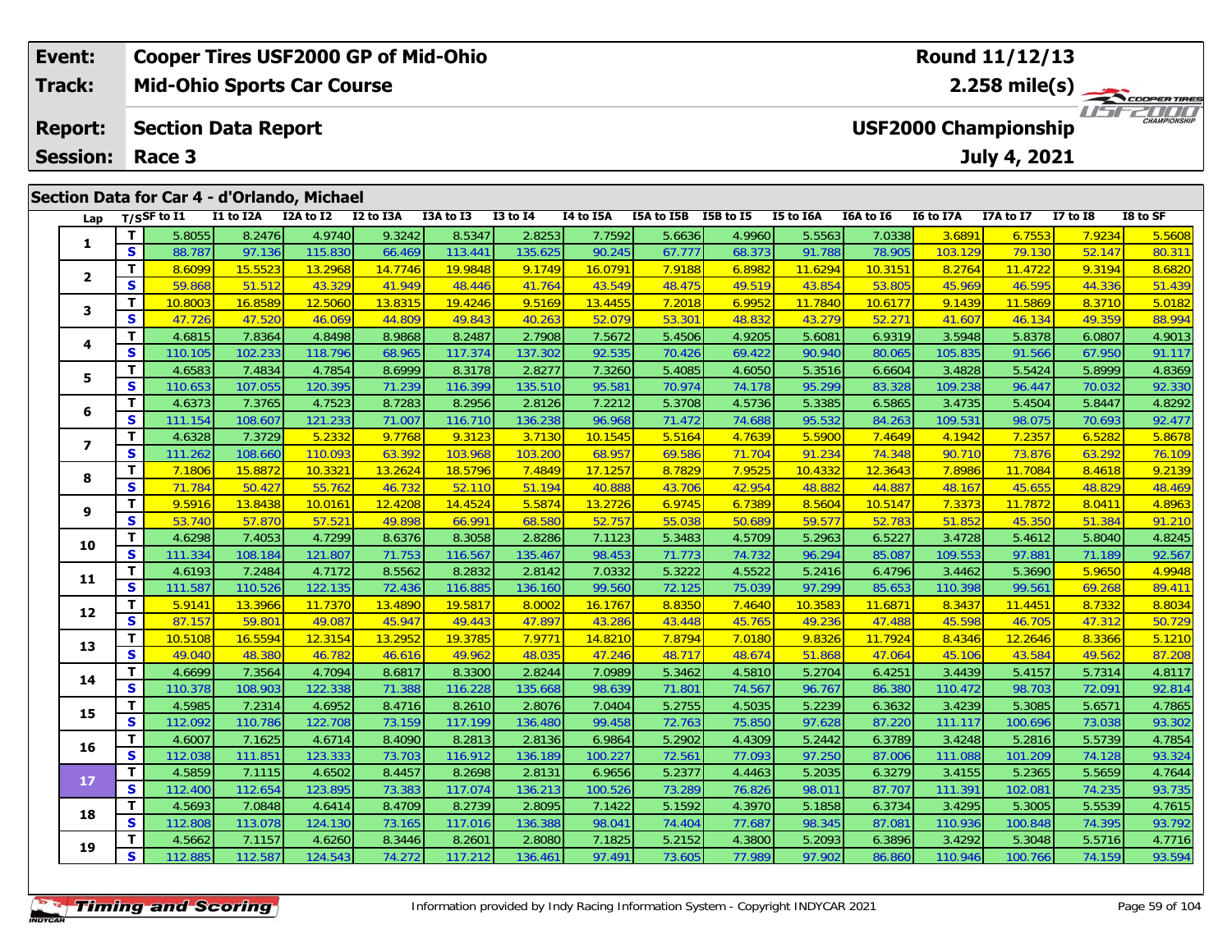| Event: | Cooper Tires USF2000 GP of Mid-Ohio | Round 11/12/13 |
|---|---|---|
| Track: | Mid-Ohio Sports Car Course | 2.258 mile(s) |
| Report: | Section Data Report | USF2000 Championship |
| Session: | Race 3 | July 4, 2021 |

## Section Data for Car 4 - d'Orlando, Michael

| Lap | T/S | SF to I1 | I1 to I2A | I2A to I2 | I2 to I3A | I3A to I3 | I3 to I4 | I4 to I5A | I5A to I5B | I5B to I5 | I5 to I6A | I6A to I6 | I6 to I7A | I7A to I7 | I7 to I8 | I8 to SF |
|---|---|---|---|---|---|---|---|---|---|---|---|---|---|---|---|---|
| 1 | T | 5.8055 | 8.2476 | 4.9740 | 9.3242 | 8.5347 | 2.8253 | 7.7592 | 5.6636 | 4.9960 | 5.5563 | 7.0338 | 3.6891 | 6.7553 | 7.9234 | 5.5608 |
| | S | 88.787 | 97.136 | 115.830 | 66.469 | 113.441 | 135.625 | 90.245 | 67.777 | 68.373 | 91.788 | 78.905 | 103.129 | 79.130 | 52.147 | 80.311 |
| 2 | T | 8.6099 | 15.5523 | 13.2968 | 14.7746 | 19.9848 | 9.1749 | 16.0791 | 7.9188 | 6.8982 | 11.6294 | 10.3151 | 8.2764 | 11.4722 | 9.3194 | 8.6820 |
| | S | 59.868 | 51.512 | 43.329 | 41.949 | 48.446 | 41.764 | 43.549 | 48.475 | 49.519 | 43.854 | 53.805 | 45.969 | 46.595 | 44.336 | 51.439 |
| 3 | T | 10.8003 | 16.8589 | 12.5060 | 13.8315 | 19.4246 | 9.5169 | 13.4455 | 7.2018 | 6.9952 | 11.7840 | 10.6177 | 9.1439 | 11.5869 | 8.3710 | 5.0182 |
| | S | 47.726 | 47.520 | 46.069 | 44.809 | 49.843 | 40.263 | 52.079 | 53.301 | 48.832 | 43.279 | 52.271 | 41.607 | 46.134 | 49.359 | 88.994 |
| 4 | T | 4.6815 | 7.8364 | 4.8498 | 8.9868 | 8.2487 | 2.7908 | 7.5672 | 5.4506 | 4.9205 | 5.6081 | 6.9319 | 3.5948 | 5.8378 | 6.0807 | 4.9013 |
| | S | 110.105 | 102.233 | 118.796 | 68.965 | 117.374 | 137.302 | 92.535 | 70.426 | 69.422 | 90.940 | 80.065 | 105.835 | 91.566 | 67.950 | 91.117 |
| 5 | T | 4.6583 | 7.4834 | 4.7854 | 8.6999 | 8.3178 | 2.8277 | 7.3260 | 5.4085 | 4.6050 | 5.3516 | 6.6604 | 3.4828 | 5.5424 | 5.8999 | 4.8369 |
| | S | 110.653 | 107.055 | 120.395 | 71.239 | 116.399 | 135.510 | 95.581 | 70.974 | 74.178 | 95.299 | 83.328 | 109.238 | 96.447 | 70.032 | 92.330 |
| 6 | T | 4.6373 | 7.3765 | 4.7523 | 8.7283 | 8.2956 | 2.8126 | 7.2212 | 5.3708 | 4.5736 | 5.3385 | 6.5865 | 3.4735 | 5.4504 | 5.8447 | 4.8292 |
| | S | 111.154 | 108.607 | 121.233 | 71.007 | 116.710 | 136.238 | 96.968 | 71.472 | 74.688 | 95.532 | 84.263 | 109.531 | 98.075 | 70.693 | 92.477 |
| 7 | T | 4.6328 | 7.3729 | 5.2332 | 9.7768 | 9.3123 | 3.7130 | 10.1545 | 5.5164 | 4.7639 | 5.5900 | 7.4649 | 4.1942 | 7.2357 | 6.5282 | 5.8678 |
| | S | 111.262 | 108.660 | 110.093 | 63.392 | 103.968 | 103.200 | 68.957 | 69.586 | 71.704 | 91.234 | 74.348 | 90.710 | 73.876 | 63.292 | 76.109 |
| 8 | T | 7.1806 | 15.8872 | 10.3321 | 13.2624 | 18.5796 | 7.4849 | 17.1257 | 8.7829 | 7.9525 | 10.4332 | 12.3643 | 7.8986 | 11.7084 | 8.4618 | 9.2139 |
| | S | 71.784 | 50.427 | 55.762 | 46.732 | 52.110 | 51.194 | 40.888 | 43.706 | 42.954 | 48.882 | 44.887 | 48.167 | 45.655 | 48.829 | 48.469 |
| 9 | T | 9.5916 | 13.8438 | 10.0161 | 12.4208 | 14.4524 | 5.5874 | 13.2726 | 6.9745 | 6.7389 | 8.5604 | 10.5147 | 7.3373 | 11.7872 | 8.0411 | 4.8963 |
| | S | 53.740 | 57.870 | 57.521 | 49.898 | 66.991 | 68.580 | 52.757 | 55.038 | 50.689 | 59.577 | 52.783 | 51.852 | 45.350 | 51.384 | 91.210 |
| 10 | T | 4.6298 | 7.4053 | 4.7299 | 8.6376 | 8.3058 | 2.8286 | 7.1123 | 5.3483 | 4.5709 | 5.2963 | 6.5227 | 3.4728 | 5.4612 | 5.8040 | 4.8245 |
| | S | 111.334 | 108.184 | 121.807 | 71.753 | 116.567 | 135.467 | 98.453 | 71.773 | 74.732 | 96.294 | 85.087 | 109.553 | 97.881 | 71.189 | 92.567 |
| 11 | T | 4.6193 | 7.2484 | 4.7172 | 8.5562 | 8.2832 | 2.8142 | 7.0332 | 5.3222 | 4.5522 | 5.2416 | 6.4796 | 3.4462 | 5.3690 | 5.9650 | 4.9948 |
| | S | 111.587 | 110.526 | 122.135 | 72.436 | 116.885 | 136.160 | 99.560 | 72.125 | 75.039 | 97.299 | 85.653 | 110.398 | 99.561 | 69.268 | 89.411 |
| 12 | T | 5.9141 | 13.3966 | 11.7370 | 13.4890 | 19.5817 | 8.0002 | 16.1767 | 8.8350 | 7.4640 | 10.3583 | 11.6871 | 8.3437 | 11.4451 | 8.7332 | 8.8034 |
| | S | 87.157 | 59.801 | 49.087 | 45.947 | 49.443 | 47.897 | 43.286 | 43.448 | 45.765 | 49.236 | 47.488 | 45.598 | 46.705 | 47.312 | 50.729 |
| 13 | T | 10.5108 | 16.5594 | 12.3154 | 13.2952 | 19.3785 | 7.9771 | 14.8210 | 7.8794 | 7.0180 | 9.8326 | 11.7924 | 8.4346 | 12.2646 | 8.3366 | 5.1210 |
| | S | 49.040 | 48.380 | 46.782 | 46.616 | 49.962 | 48.035 | 47.246 | 48.717 | 48.674 | 51.868 | 47.064 | 45.106 | 43.584 | 49.562 | 87.208 |
| 14 | T | 4.6699 | 7.3564 | 4.7094 | 8.6817 | 8.3300 | 2.8244 | 7.0989 | 5.3462 | 4.5810 | 5.2704 | 6.4251 | 3.4439 | 5.4157 | 5.7314 | 4.8117 |
| | S | 110.378 | 108.903 | 122.338 | 71.388 | 116.228 | 135.668 | 98.639 | 71.801 | 74.567 | 96.767 | 86.380 | 110.472 | 98.703 | 72.091 | 92.814 |
| 15 | T | 4.5985 | 7.2314 | 4.6952 | 8.4716 | 8.2610 | 2.8076 | 7.0404 | 5.2755 | 4.5035 | 5.2239 | 6.3632 | 3.4239 | 5.3085 | 5.6571 | 4.7865 |
| | S | 112.092 | 110.786 | 122.708 | 73.159 | 117.199 | 136.480 | 99.458 | 72.763 | 75.850 | 97.628 | 87.220 | 111.117 | 100.696 | 73.038 | 93.302 |
| 16 | T | 4.6007 | 7.1625 | 4.6714 | 8.4090 | 8.2813 | 2.8136 | 6.9864 | 5.2902 | 4.4309 | 5.2442 | 6.3789 | 3.4248 | 5.2816 | 5.5739 | 4.7854 |
| | S | 112.038 | 111.851 | 123.333 | 73.703 | 116.912 | 136.189 | 100.227 | 72.561 | 77.093 | 97.250 | 87.006 | 111.088 | 101.209 | 74.128 | 93.324 |
| 17 | T | 4.5859 | 7.1115 | 4.6502 | 8.4457 | 8.2698 | 2.8131 | 6.9656 | 5.2377 | 4.4463 | 5.2035 | 6.3279 | 3.4155 | 5.2365 | 5.5659 | 4.7644 |
| | S | 112.400 | 112.654 | 123.895 | 73.383 | 117.074 | 136.213 | 100.526 | 73.289 | 76.826 | 98.011 | 87.707 | 111.391 | 102.081 | 74.235 | 93.735 |
| 18 | T | 4.5693 | 7.0848 | 4.6414 | 8.4709 | 8.2739 | 2.8095 | 7.1422 | 5.1592 | 4.3970 | 5.1858 | 6.3734 | 3.4295 | 5.3005 | 5.5539 | 4.7615 |
| | S | 112.808 | 113.078 | 124.130 | 73.165 | 117.016 | 136.388 | 98.041 | 74.404 | 77.687 | 98.345 | 87.081 | 110.936 | 100.848 | 74.395 | 93.792 |
| 19 | T | 4.5662 | 7.1157 | 4.6260 | 8.3446 | 8.2601 | 2.8080 | 7.1825 | 5.2152 | 4.3800 | 5.2093 | 6.3896 | 3.4292 | 5.3048 | 5.5716 | 4.7716 |
| | S | 112.885 | 112.587 | 124.543 | 74.272 | 117.212 | 136.461 | 97.491 | 73.605 | 77.989 | 97.902 | 86.860 | 110.946 | 100.766 | 74.159 | 93.594 |

Information provided by Indy Racing Information System - Copyright INDYCAR 2021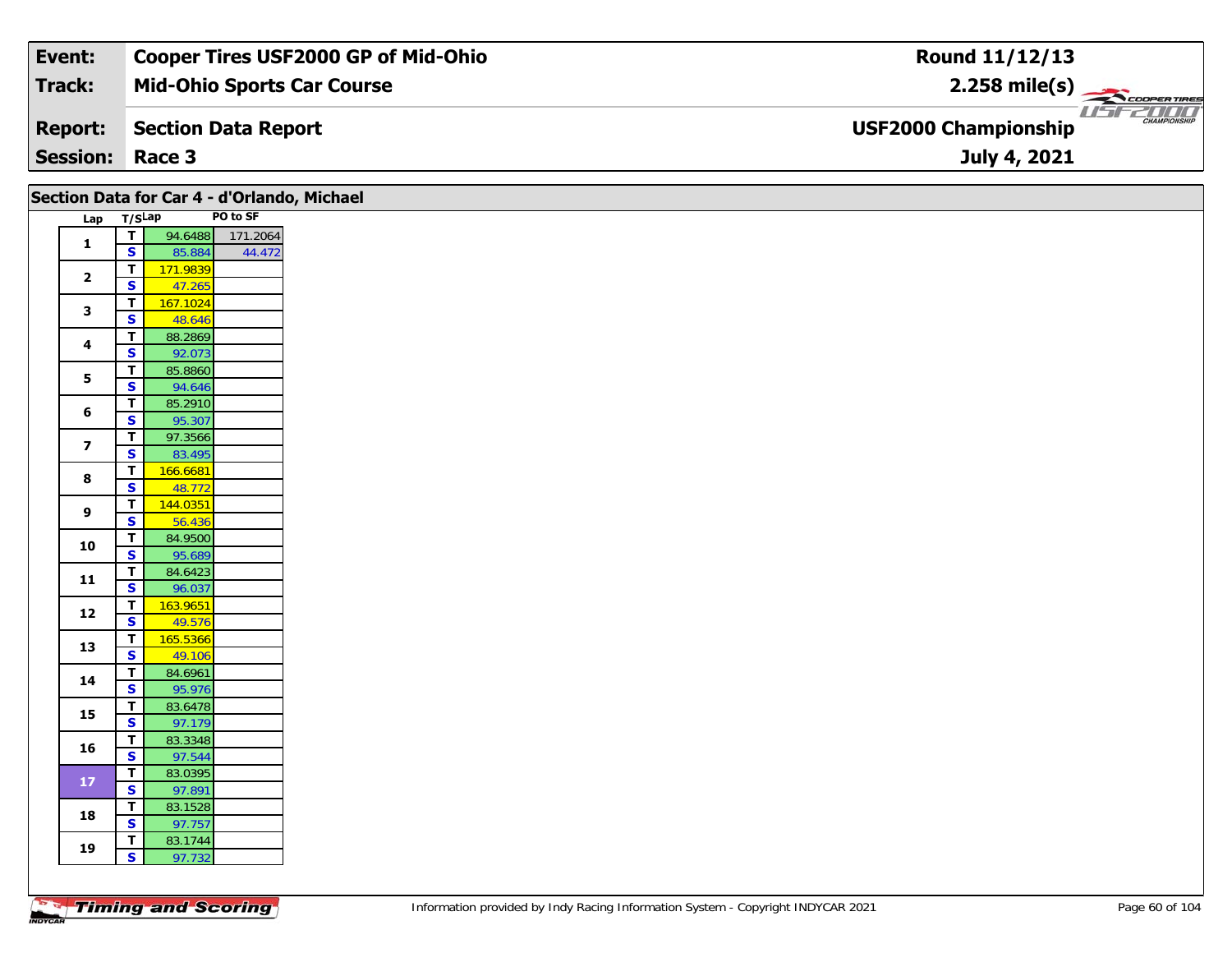| Event: | Cooper Tires USF2000 GP of Mid-Ohio | Round 11/12/13 |
|---|---|---|
| Track: | Mid-Ohio Sports Car Course | 2.258 mile(s) |
| Report: | Section Data Report | USF2000 Championship |
| Session: | Race 3 | July 4, 2021 |

## Section Data for Car 4 - d'Orlando, Michael

| Lap | T/S | Lap | PO to SF |
|---|---|---|---|
| 1 | T | 94.6488 | 171.2064 |
| | S | 85.884 | 44.472 |
| 2 | T | 171.9839 | |
| | S | 47.265 | |
| 3 | T | 167.1024 | |
| | S | 48.646 | |
| 4 | T | 88.2869 | |
| | S | 92.073 | |
| 5 | T | 85.8860 | |
| | S | 94.646 | |
| 6 | T | 85.2910 | |
| | S | 95.307 | |
| 7 | T | 97.3566 | |
| | S | 83.495 | |
| 8 | T | 166.6681 | |
| | S | 48.772 | |
| 9 | T | 144.0351 | |
| | S | 56.436 | |
| 10 | T | 84.9500 | |
| | S | 95.689 | |
| 11 | T | 84.6423 | |
| | S | 96.037 | |
| 12 | T | 163.9651 | |
| | S | 49.576 | |
| 13 | T | 165.5366 | |
| | S | 49.106 | |
| 14 | T | 84.6961 | |
| | S | 95.976 | |
| 15 | T | 83.6478 | |
| | S | 97.179 | |
| 16 | T | 83.3348 | |
| | S | 97.544 | |
| 17 | T | 83.0395 | |
| | S | 97.891 | |
| 18 | T | 83.1528 | |
| | S | 97.757 | |
| 19 | T | 83.1744 | |
| | S | 97.732 | |

Information provided by Indy Racing Information System - Copyright INDYCAR 2021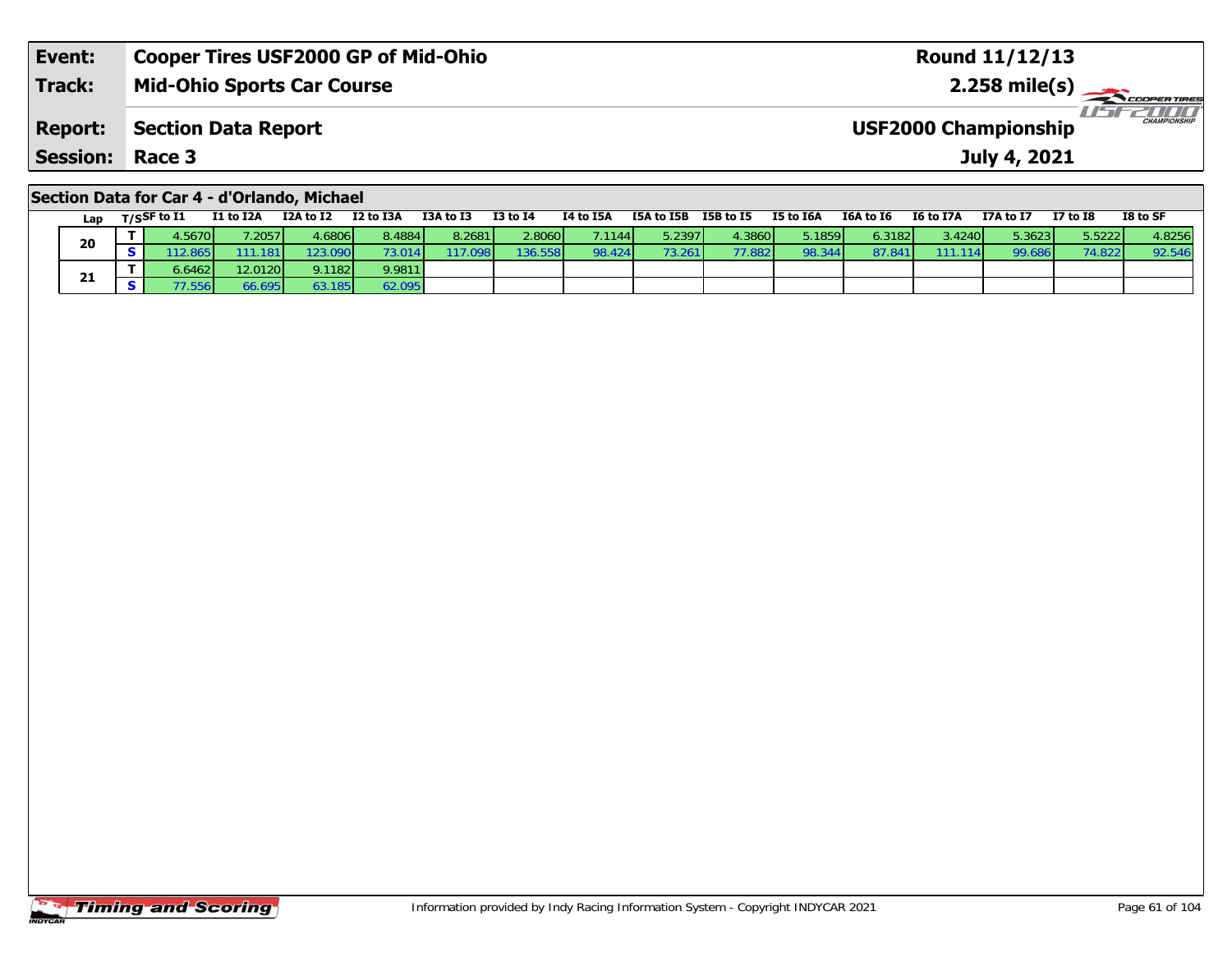| Event: | Cooper Tires USF2000 GP of Mid-Ohio | Round 11/12/13 |
|---|---|---|
| Track: | Mid-Ohio Sports Car Course | 2.258 mile(s) |
| Report: | Section Data Report | USF2000 Championship |
| Session: | Race 3 | July 4, 2021 |

## Section Data for Car 4 - d'Orlando, Michael

| Lap | T/S | SF to I1 | I1 to I2A | I2A to I2 | I2 to I3A | I3A to I3 | I3 to I4 | I4 to I5A | I5A to I5B | I5B to I5 | I5 to I6A | I6A to I6 | I6 to I7A | I7A to I7 | I7 to I8 | I8 to SF |
|---|---|---|---|---|---|---|---|---|---|---|---|---|---|---|---|---|
| 20 | T | 4.5670 | 7.2057 | 4.6806 | 8.4884 | 8.2681 | 2.8060 | 7.1144 | 5.2397 | 4.3860 | 5.1859 | 6.3182 | 3.4240 | 5.3623 | 5.5222 | 4.8256 |
| | S | 112.865 | 111.181 | 123.090 | 73.014 | 117.098 | 136.558 | 98.424 | 73.261 | 77.882 | 98.344 | 87.841 | 111.114 | 99.686 | 74.822 | 92.546 |
| 21 | T | 6.6462 | 12.0120 | 9.1182 | 9.9811 | | | | | | | | | | | |
| | S | 77.556 | 66.695 | 63.185 | 62.095 | | | | | | | | | | | |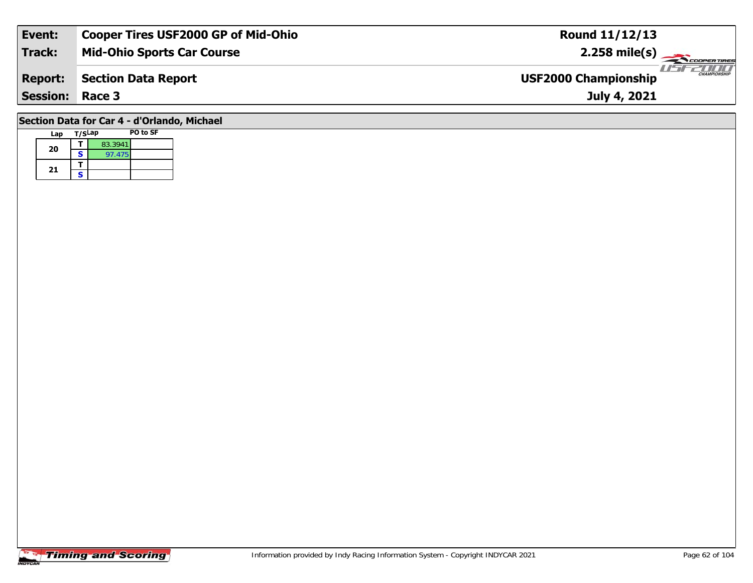| Event: | Cooper Tires USF2000 GP of Mid-Ohio | Round 11/12/13 |
| --- | --- | --- |
| Track: | Mid-Ohio Sports Car Course | 2.258 mile(s) |
| Report: | Section Data Report | USF2000 Championship |
| Session: | Race 3 | July 4, 2021 |

## Section Data for Car 4 - d'Orlando, Michael

| Lap | T/S | Lap | PO to SF |
| --- | --- | --- | --- |
| 20 | T | 83.3941 | |
| | S | 97.475 | |
| 21 | T | | |
| | S | | |

Information provided by Indy Racing Information System - Copyright INDYCAR 2021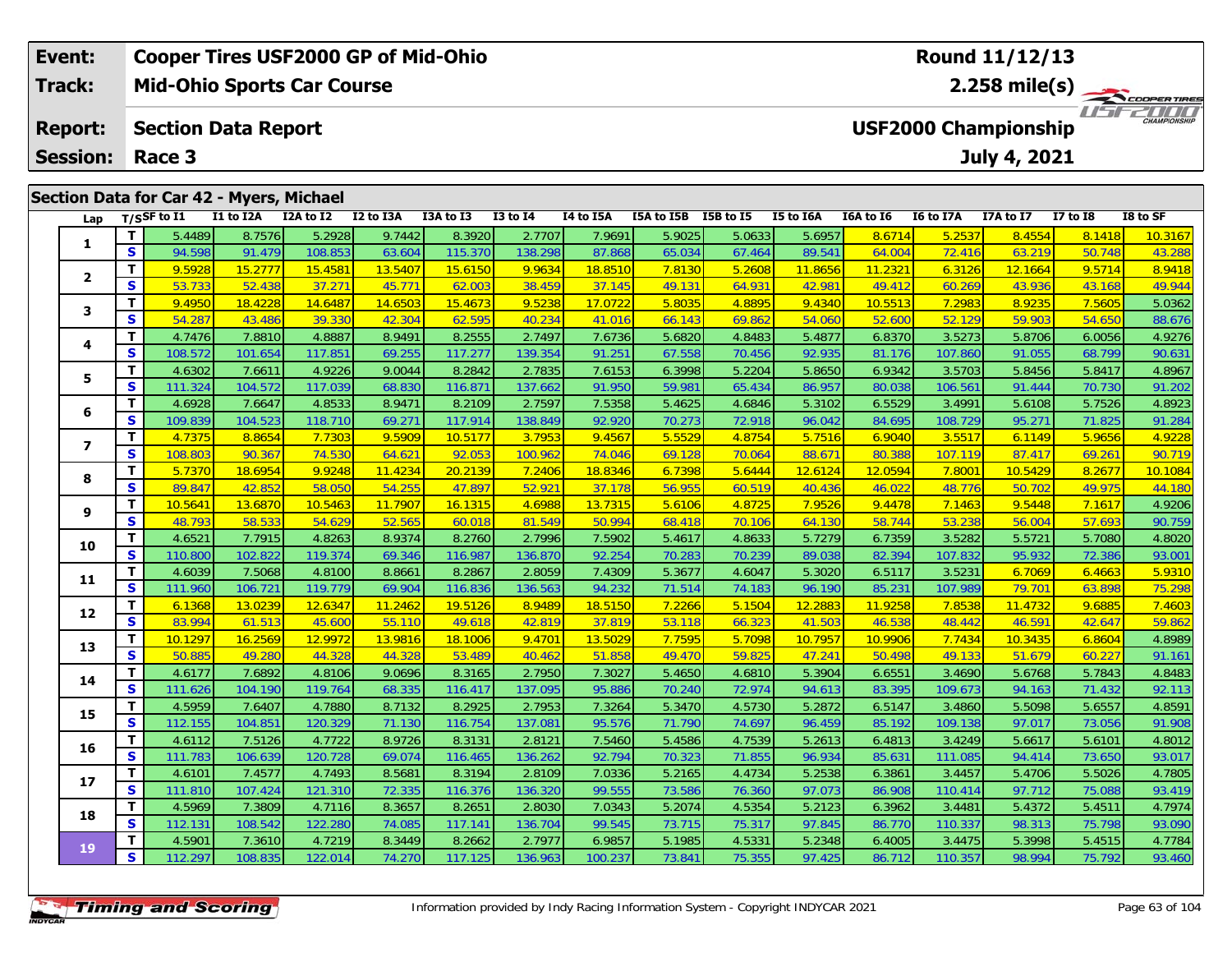| Event: | Cooper Tires USF2000 GP of Mid-Ohio | Round 11/12/13 |
|---|---|---|
| Track: | Mid-Ohio Sports Car Course | 2.258 mile(s) |
| Report: | Section Data Report | USF2000 Championship |
| Session: | Race 3 | July 4, 2021 |

## Section Data for Car 42 - Myers, Michael

| Lap | T/S | SF to I1 | I1 to I2A | I2A to I2 | I2 to I3A | I3A to I3 | I3 to I4 | I4 to I5A | I5A to I5B | I5B to I5 | I5 to I6A | I6A to I6 | I6 to I7A | I7A to I7 | I7 to I8 | I8 to SF |
|---|---|---|---|---|---|---|---|---|---|---|---|---|---|---|---|---|
| 1 | T | 5.4489 | 8.7576 | 5.2928 | 9.7442 | 8.3920 | 2.7707 | 7.9691 | 5.9025 | 5.0633 | 5.6957 | 8.6714 | 5.2537 | 8.4554 | 8.1418 | 10.3167 |
|  | S | 94.598 | 91.479 | 108.853 | 63.604 | 115.370 | 138.298 | 87.868 | 65.034 | 67.464 | 89.541 | 64.004 | 72.416 | 63.219 | 50.748 | 43.288 |
| 2 | T | 9.5928 | 15.2777 | 15.4581 | 13.5407 | 15.6150 | 9.9634 | 18.8510 | 7.8130 | 5.2608 | 11.8656 | 11.2321 | 6.3126 | 12.1664 | 9.5714 | 8.9418 |
|  | S | 53.733 | 52.438 | 37.271 | 45.771 | 62.003 | 38.459 | 37.145 | 49.131 | 64.931 | 42.981 | 49.412 | 60.269 | 43.936 | 43.168 | 49.944 |
| 3 | T | 9.4950 | 18.4228 | 14.6487 | 14.6503 | 15.4673 | 9.5238 | 17.0722 | 5.8035 | 4.8895 | 9.4340 | 10.5513 | 7.2983 | 8.9235 | 7.5605 | 5.0362 |
|  | S | 54.287 | 43.486 | 39.330 | 42.304 | 62.595 | 40.234 | 41.016 | 66.143 | 69.862 | 54.060 | 52.600 | 52.129 | 59.903 | 54.650 | 88.676 |
| 4 | T | 4.7476 | 7.8810 | 4.8887 | 8.9491 | 8.2555 | 2.7497 | 7.6736 | 5.6820 | 4.8483 | 5.4877 | 6.8370 | 3.5273 | 5.8706 | 6.0056 | 4.9276 |
|  | S | 108.572 | 101.654 | 117.851 | 69.255 | 117.277 | 139.354 | 91.251 | 67.558 | 70.456 | 92.935 | 81.176 | 107.860 | 91.055 | 68.799 | 90.631 |
| 5 | T | 4.6302 | 7.6611 | 4.9226 | 9.0044 | 8.2842 | 2.7835 | 7.6153 | 6.3998 | 5.2204 | 5.8650 | 6.9342 | 3.5703 | 5.8456 | 5.8417 | 4.8967 |
|  | S | 111.324 | 104.572 | 117.039 | 68.830 | 116.871 | 137.662 | 91.950 | 59.981 | 65.434 | 86.957 | 80.038 | 106.561 | 91.444 | 70.730 | 91.202 |
| 6 | T | 4.6928 | 7.6647 | 4.8533 | 8.9471 | 8.2109 | 2.7597 | 7.5358 | 5.4625 | 4.6846 | 5.3102 | 6.5529 | 3.4991 | 5.6108 | 5.7526 | 4.8923 |
|  | S | 109.839 | 104.523 | 118.710 | 69.271 | 117.914 | 138.849 | 92.920 | 70.273 | 72.918 | 96.042 | 84.695 | 108.729 | 95.271 | 71.825 | 91.284 |
| 7 | T | 4.7375 | 8.8654 | 7.7303 | 9.5909 | 10.5177 | 3.7953 | 9.4567 | 5.5529 | 4.8754 | 5.7516 | 6.9040 | 3.5517 | 6.1149 | 5.9656 | 4.9228 |
|  | S | 108.803 | 90.367 | 74.530 | 64.621 | 92.053 | 100.962 | 74.046 | 69.128 | 70.064 | 88.671 | 80.388 | 107.119 | 87.417 | 69.261 | 90.719 |
| 8 | T | 5.7370 | 18.6954 | 9.9248 | 11.4234 | 20.2139 | 7.2406 | 18.8346 | 6.7398 | 5.6444 | 12.6124 | 12.0594 | 7.8001 | 10.5429 | 8.2677 | 10.1084 |
|  | S | 89.847 | 42.852 | 58.050 | 54.255 | 47.897 | 52.921 | 37.178 | 56.955 | 60.519 | 40.436 | 46.022 | 48.776 | 50.702 | 49.975 | 44.180 |
| 9 | T | 10.5641 | 13.6870 | 10.5463 | 11.7907 | 16.1315 | 4.6988 | 13.7315 | 5.6106 | 4.8725 | 7.9526 | 9.4478 | 7.1463 | 9.5448 | 7.1617 | 4.9206 |
|  | S | 48.793 | 58.533 | 54.629 | 52.565 | 60.018 | 81.549 | 50.994 | 68.418 | 70.106 | 64.130 | 58.744 | 53.238 | 56.004 | 57.693 | 90.759 |
| 10 | T | 4.6521 | 7.7915 | 4.8263 | 8.9374 | 8.2760 | 2.7996 | 7.5902 | 5.4617 | 4.8633 | 5.7279 | 6.7359 | 3.5282 | 5.5721 | 5.7080 | 4.8020 |
|  | S | 110.800 | 102.822 | 119.374 | 69.346 | 116.987 | 136.870 | 92.254 | 70.283 | 70.239 | 89.038 | 82.394 | 107.832 | 95.932 | 72.386 | 93.001 |
| 11 | T | 4.6039 | 7.5068 | 4.8100 | 8.8661 | 8.2867 | 2.8059 | 7.4309 | 5.3677 | 4.6047 | 5.3020 | 6.5117 | 3.5231 | 6.7069 | 6.4663 | 5.9310 |
|  | S | 111.960 | 106.721 | 119.779 | 69.904 | 116.836 | 136.563 | 94.232 | 71.514 | 74.183 | 96.190 | 85.231 | 107.989 | 79.701 | 63.898 | 75.298 |
| 12 | T | 6.1368 | 13.0239 | 12.6347 | 11.2462 | 19.5126 | 8.9489 | 18.5150 | 7.2266 | 5.1504 | 12.2883 | 11.9258 | 7.8538 | 11.4732 | 9.6885 | 7.4603 |
|  | S | 83.994 | 61.513 | 45.600 | 55.110 | 49.618 | 42.819 | 37.819 | 53.118 | 66.323 | 41.503 | 46.538 | 48.442 | 46.591 | 42.647 | 59.862 |
| 13 | T | 10.1297 | 16.2569 | 12.9972 | 13.9816 | 18.1006 | 9.4701 | 13.5029 | 7.7595 | 5.7098 | 10.7957 | 10.9906 | 7.7434 | 10.3435 | 6.8604 | 4.8989 |
|  | S | 50.885 | 49.280 | 44.328 | 44.328 | 53.489 | 40.462 | 51.858 | 49.470 | 59.825 | 47.241 | 50.498 | 49.133 | 51.679 | 60.227 | 91.161 |
| 14 | T | 4.6177 | 7.6892 | 4.8106 | 9.0696 | 8.3165 | 2.7950 | 7.3027 | 5.4650 | 4.6810 | 5.3904 | 6.6551 | 3.4690 | 5.6768 | 5.7843 | 4.8483 |
|  | S | 111.626 | 104.190 | 119.764 | 68.335 | 116.417 | 137.095 | 95.886 | 70.240 | 72.974 | 94.613 | 83.395 | 109.673 | 94.163 | 71.432 | 92.113 |
| 15 | T | 4.5959 | 7.6407 | 4.7880 | 8.7132 | 8.2925 | 2.7953 | 7.3264 | 5.3470 | 4.5730 | 5.2872 | 6.5147 | 3.4860 | 5.5098 | 5.6557 | 4.8591 |
|  | S | 112.155 | 104.851 | 120.329 | 71.130 | 116.754 | 137.081 | 95.576 | 71.790 | 74.697 | 96.459 | 85.192 | 109.138 | 97.017 | 73.056 | 91.908 |
| 16 | T | 4.6112 | 7.5126 | 4.7722 | 8.9726 | 8.3131 | 2.8121 | 7.5460 | 5.4586 | 4.7539 | 5.2613 | 6.4813 | 3.4249 | 5.6617 | 5.6101 | 4.8012 |
|  | S | 111.783 | 106.639 | 120.728 | 69.074 | 116.465 | 136.262 | 92.794 | 70.323 | 71.855 | 96.934 | 85.631 | 111.085 | 94.414 | 73.650 | 93.017 |
| 17 | T | 4.6101 | 7.4577 | 4.7493 | 8.5681 | 8.3194 | 2.8109 | 7.0336 | 5.2165 | 4.4734 | 5.2538 | 6.3861 | 3.4457 | 5.4706 | 5.5026 | 4.7805 |
|  | S | 111.810 | 107.424 | 121.310 | 72.335 | 116.376 | 136.320 | 99.555 | 73.586 | 76.360 | 97.073 | 86.908 | 110.414 | 97.712 | 75.088 | 93.419 |
| 18 | T | 4.5969 | 7.3809 | 4.7116 | 8.3657 | 8.2651 | 2.8030 | 7.0343 | 5.2074 | 4.5354 | 5.2123 | 6.3962 | 3.4481 | 5.4372 | 5.4511 | 4.7974 |
|  | S | 112.131 | 108.542 | 122.280 | 74.085 | 117.141 | 136.704 | 99.545 | 73.715 | 75.317 | 97.845 | 86.770 | 110.337 | 98.313 | 75.798 | 93.090 |
| 19 | T | 4.5901 | 7.3610 | 4.7219 | 8.3449 | 8.2662 | 2.7977 | 6.9857 | 5.1985 | 4.5331 | 5.2348 | 6.4005 | 3.4475 | 5.3998 | 5.4515 | 4.7784 |
|  | S | 112.297 | 108.835 | 122.014 | 74.270 | 117.125 | 136.963 | 100.237 | 73.841 | 75.355 | 97.425 | 86.712 | 110.357 | 98.994 | 75.792 | 93.460 |

Information provided by Indy Racing Information System - Copyright INDYCAR 2021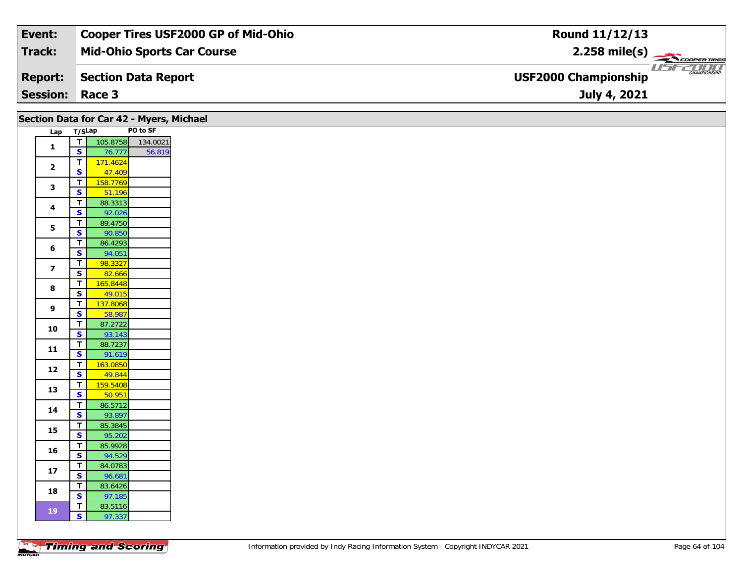| Event: | Cooper Tires USF2000 GP of Mid-Ohio | Round 11/12/13 |
|---|---|---|
| Track: | Mid-Ohio Sports Car Course | 2.258 mile(s) |
| Report: | Section Data Report | USF2000 Championship |
| Session: | Race 3 | July 4, 2021 |

## Section Data for Car 42 - Myers, Michael

| Lap | T/S | Lap | PO to SF |
|---|---|---|---|
| 1 | T | 105.8758 | 134.0021 |
| | S | 76.777 | 56.819 |
| 2 | T | 171.4624 | |
| | S | 47.409 | |
| 3 | T | 158.7769 | |
| | S | 51.196 | |
| 4 | T | 88.3313 | |
| | S | 92.026 | |
| 5 | T | 89.4750 | |
| | S | 90.850 | |
| 6 | T | 86.4293 | |
| | S | 94.051 | |
| 7 | T | 98.3327 | |
| | S | 82.666 | |
| 8 | T | 165.8448 | |
| | S | 49.015 | |
| 9 | T | 137.8068 | |
| | S | 58.987 | |
| 10 | T | 87.2722 | |
| | S | 93.143 | |
| 11 | T | 88.7237 | |
| | S | 91.619 | |
| 12 | T | 163.0850 | |
| | S | 49.844 | |
| 13 | T | 159.5408 | |
| | S | 50.951 | |
| 14 | T | 86.5712 | |
| | S | 93.897 | |
| 15 | T | 85.3845 | |
| | S | 95.202 | |
| 16 | T | 85.9928 | |
| | S | 94.529 | |
| 17 | T | 84.0783 | |
| | S | 96.681 | |
| 18 | T | 83.6426 | |
| | S | 97.185 | |
| 19 | T | 83.5116 | |
| | S | 97.337 | |

Information provided by Indy Racing Information System - Copyright INDYCAR 2021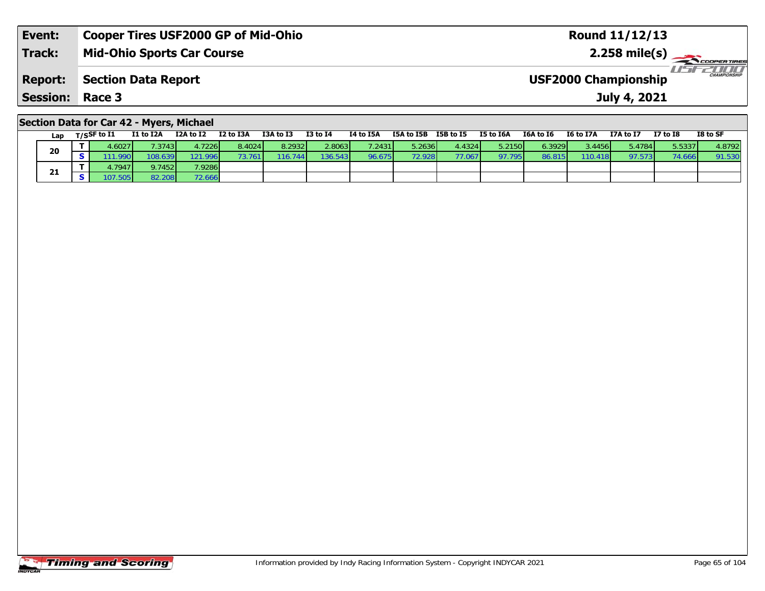| **Event:** | **Cooper Tires USF2000 GP of Mid-Ohio** | **Round 11/12/13** |
|---|---|---|
| **Track:** | **Mid-Ohio Sports Car Course** | **2.258 mile(s)** |
| **Report:** | **Section Data Report** | **USF2000 Championship** |
| **Session:** | **Race 3** | **July 4, 2021** |

## Section Data for Car 42 - Myers, Michael

| Lap | T/S | SF to I1 | I1 to I2A | I2A to I2 | I2 to I3A | I3A to I3 | I3 to I4 | I4 to I5A | I5A to I5B | I5B to I5 | I5 to I6A | I6A to I6 | I6 to I7A | I7A to I7 | I7 to I8 | I8 to SF |
|---|---|---|---|---|---|---|---|---|---|---|---|---|---|---|---|---|
| 20 | T | 4.6027 | 7.3743 | 4.7226 | 8.4024 | 8.2932 | 2.8063 | 7.2431 | 5.2636 | 4.4324 | 5.2150 | 6.3929 | 3.4456 | 5.4784 | 5.5337 | 4.8792 |
| | S | 111.990 | 108.639 | 121.996 | 73.761 | 116.744 | 136.543 | 96.675 | 72.928 | 77.067 | 97.795 | 86.815 | 110.418 | 97.573 | 74.666 | 91.530 |
| 21 | T | 4.7947 | 9.7452 | 7.9286 | | | | | | | | | | | | |
| | S | 107.505 | 82.208 | 72.666 | | | | | | | | | | | | |

Information provided by Indy Racing Information System - Copyright INDYCAR 2021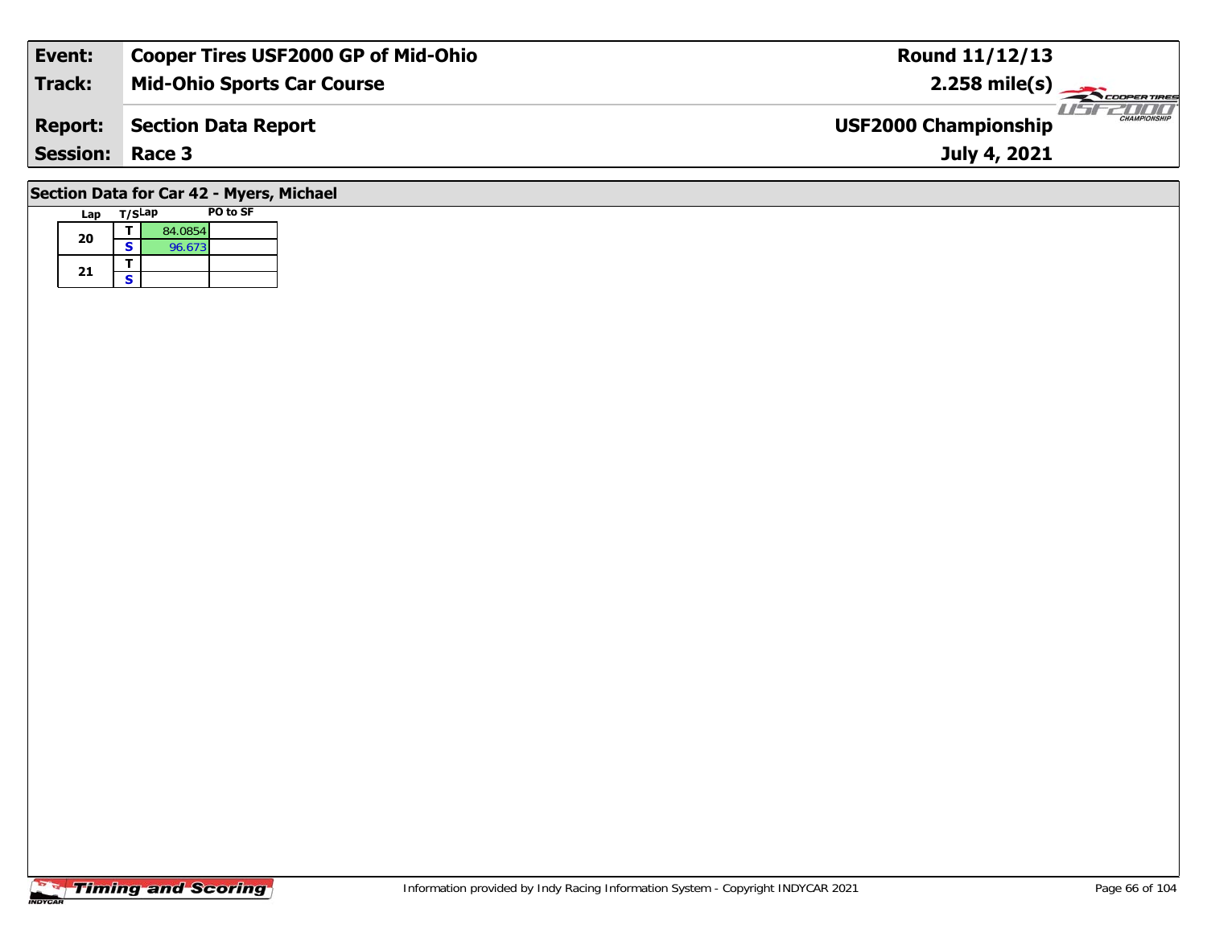| Event: | Cooper Tires USF2000 GP of Mid-Ohio | Round 11/12/13 |
|---|---|---|
| Track: | Mid-Ohio Sports Car Course | 2.258 mile(s) |
| Report: | Section Data Report | USF2000 Championship |
| Session: | Race 3 | July 4, 2021 |

## Section Data for Car 42 - Myers, Michael

| Lap | T/S | Lap | PO to SF |
|---|---|---|---|
| 20 | T | 84.0854 | |
| | S | 96.673 | |
| 21 | T | | |
| | S | | |

Information provided by Indy Racing Information System - Copyright INDYCAR 2021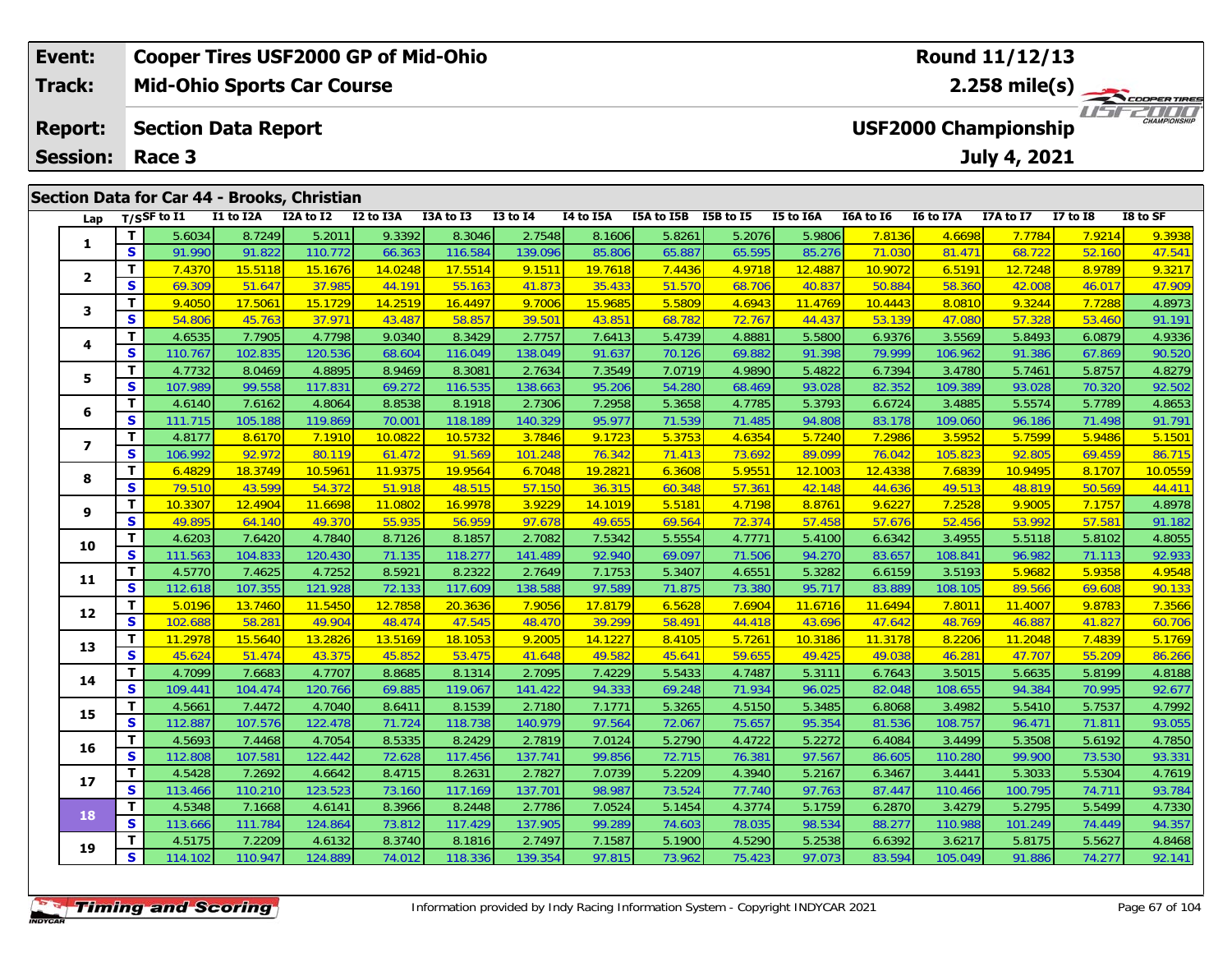| Event: | Cooper Tires USF2000 GP of Mid-Ohio | Round 11/12/13 |
|---|---|---|
| Track: | Mid-Ohio Sports Car Course | 2.258 mile(s) |
| Report: | Section Data Report | USF2000 Championship |
| Session: | Race 3 | July 4, 2021 |

## Section Data for Car 44 - Brooks, Christian

| Lap | T/S | SF to I1 | I1 to I2A | I2A to I2 | I2 to I3A | I3A to I3 | I3 to I4 | I4 to I5A | I5A to I5B | I5B to I5 | I5 to I6A | I6A to I6 | I6 to I7A | I7A to I7 | I7 to I8 | I8 to SF |
|---|---|---|---|---|---|---|---|---|---|---|---|---|---|---|---|---|
| 1 | T | 5.6034 | 8.7249 | 5.2011 | 9.3392 | 8.3046 | 2.7548 | 8.1606 | 5.8261 | 5.2076 | 5.9806 | 7.8136 | 4.6698 | 7.7784 | 7.9214 | 9.3938 |
| | S | 91.990 | 91.822 | 110.772 | 66.363 | 116.584 | 139.096 | 85.806 | 65.887 | 65.595 | 85.276 | 71.030 | 81.471 | 68.722 | 52.160 | 47.541 |
| 2 | T | 7.4370 | 15.5118 | 15.1676 | 14.0248 | 17.5514 | 9.1511 | 19.7618 | 7.4436 | 4.9718 | 12.4887 | 10.9072 | 6.5191 | 12.7248 | 8.9789 | 9.3217 |
| | S | 69.309 | 51.647 | 37.985 | 44.191 | 55.163 | 41.873 | 35.433 | 51.570 | 68.706 | 40.837 | 50.884 | 58.360 | 42.008 | 46.017 | 47.909 |
| 3 | T | 9.4050 | 17.5061 | 15.1729 | 14.2519 | 16.4497 | 9.7006 | 15.9685 | 5.5809 | 4.6943 | 11.4769 | 10.4443 | 8.0810 | 9.3244 | 7.7288 | 4.8973 |
| | S | 54.806 | 45.763 | 37.971 | 43.487 | 58.857 | 39.501 | 43.851 | 68.782 | 72.767 | 44.437 | 53.139 | 47.080 | 57.328 | 53.460 | 91.191 |
| 4 | T | 4.6535 | 7.7905 | 4.7798 | 9.0340 | 8.3429 | 2.7757 | 7.6413 | 5.4739 | 4.8881 | 5.5800 | 6.9376 | 3.5569 | 5.8493 | 6.0879 | 4.9336 |
| | S | 110.767 | 102.835 | 120.536 | 68.604 | 116.049 | 138.049 | 91.637 | 70.126 | 69.882 | 91.398 | 79.999 | 106.962 | 91.386 | 67.869 | 90.520 |
| 5 | T | 4.7732 | 8.0469 | 4.8895 | 8.9469 | 8.3081 | 2.7634 | 7.3549 | 7.0719 | 4.9890 | 5.4822 | 6.7394 | 3.4780 | 5.7461 | 5.8757 | 4.8279 |
| | S | 107.989 | 99.558 | 117.831 | 69.272 | 116.535 | 138.663 | 95.206 | 54.280 | 68.469 | 93.028 | 82.352 | 109.389 | 93.028 | 70.320 | 92.502 |
| 6 | T | 4.6140 | 7.6162 | 4.8064 | 8.8538 | 8.1918 | 2.7306 | 7.2958 | 5.3658 | 4.7785 | 5.3793 | 6.6724 | 3.4885 | 5.5574 | 5.7789 | 4.8653 |
| | S | 111.715 | 105.188 | 119.869 | 70.001 | 118.189 | 140.329 | 95.977 | 71.539 | 71.485 | 94.808 | 83.178 | 109.060 | 96.186 | 71.498 | 91.791 |
| 7 | T | 4.8177 | 8.6170 | 7.1910 | 10.0822 | 10.5732 | 3.7846 | 9.1723 | 5.3753 | 4.6354 | 5.7240 | 7.2986 | 3.5952 | 5.7599 | 5.9486 | 5.1501 |
| | S | 106.992 | 92.972 | 80.119 | 61.472 | 91.569 | 101.248 | 76.342 | 71.413 | 73.692 | 89.099 | 76.042 | 105.823 | 92.805 | 69.459 | 86.715 |
| 8 | T | 6.4829 | 18.3749 | 10.5961 | 11.9375 | 19.9564 | 6.7048 | 19.2821 | 6.3608 | 5.9551 | 12.1003 | 12.4338 | 7.6839 | 10.9495 | 8.1707 | 10.0559 |
| | S | 79.510 | 43.599 | 54.372 | 51.918 | 48.515 | 57.150 | 36.315 | 60.348 | 57.361 | 42.148 | 44.636 | 49.513 | 48.819 | 50.569 | 44.411 |
| 9 | T | 10.3307 | 12.4904 | 11.6698 | 11.0802 | 16.9978 | 3.9229 | 14.1019 | 5.5181 | 4.7198 | 8.8761 | 9.6227 | 7.2528 | 9.9005 | 7.1757 | 4.8978 |
| | S | 49.895 | 64.140 | 49.370 | 55.935 | 56.959 | 97.678 | 49.655 | 69.564 | 72.374 | 57.458 | 57.676 | 52.456 | 53.992 | 57.581 | 91.182 |
| 10 | T | 4.6203 | 7.6420 | 4.7840 | 8.7126 | 8.1857 | 2.7082 | 7.5342 | 5.5554 | 4.7771 | 5.4100 | 6.6342 | 3.4955 | 5.5118 | 5.8102 | 4.8055 |
| | S | 111.563 | 104.833 | 120.430 | 71.135 | 118.277 | 141.489 | 92.940 | 69.097 | 71.506 | 94.270 | 83.657 | 108.841 | 96.982 | 71.113 | 92.933 |
| 11 | T | 4.5770 | 7.4625 | 4.7252 | 8.5921 | 8.2322 | 2.7649 | 7.1753 | 5.3407 | 4.6551 | 5.3282 | 6.6159 | 3.5193 | 5.9682 | 5.9358 | 4.9548 |
| | S | 112.618 | 107.355 | 121.928 | 72.133 | 117.609 | 138.588 | 97.589 | 71.875 | 73.380 | 95.717 | 83.889 | 108.105 | 89.566 | 69.608 | 90.133 |
| 12 | T | 5.0196 | 13.7460 | 11.5450 | 12.7858 | 20.3636 | 7.9056 | 17.8179 | 6.5628 | 7.6904 | 11.6716 | 11.6494 | 7.8011 | 11.4007 | 9.8783 | 7.3566 |
| | S | 102.688 | 58.281 | 49.904 | 48.474 | 47.545 | 48.470 | 39.299 | 58.491 | 44.418 | 43.696 | 47.642 | 48.769 | 46.887 | 41.827 | 60.706 |
| 13 | T | 11.2978 | 15.5640 | 13.2826 | 13.5169 | 18.1053 | 9.2005 | 14.1227 | 8.4105 | 5.7261 | 10.3186 | 11.3178 | 8.2206 | 11.2048 | 7.4839 | 5.1769 |
| | S | 45.624 | 51.474 | 43.375 | 45.852 | 53.475 | 41.648 | 49.582 | 45.641 | 59.655 | 49.425 | 49.038 | 46.281 | 47.707 | 55.209 | 86.266 |
| 14 | T | 4.7099 | 7.6683 | 4.7707 | 8.8685 | 8.1314 | 2.7095 | 7.4229 | 5.5433 | 4.7487 | 5.3111 | 6.7643 | 3.5015 | 5.6635 | 5.8199 | 4.8188 |
| | S | 109.441 | 104.474 | 120.766 | 69.885 | 119.067 | 141.422 | 94.333 | 69.248 | 71.934 | 96.025 | 82.048 | 108.655 | 94.384 | 70.995 | 92.677 |
| 15 | T | 4.5661 | 7.4472 | 4.7040 | 8.6411 | 8.1539 | 2.7180 | 7.1771 | 5.3265 | 4.5150 | 5.3485 | 6.8068 | 3.4982 | 5.5410 | 5.7537 | 4.7992 |
| | S | 112.887 | 107.576 | 122.478 | 71.724 | 118.738 | 140.979 | 97.564 | 72.067 | 75.657 | 95.354 | 81.536 | 108.757 | 96.471 | 71.811 | 93.055 |
| 16 | T | 4.5693 | 7.4468 | 4.7054 | 8.5335 | 8.2429 | 2.7819 | 7.0124 | 5.2790 | 4.4722 | 5.2272 | 6.4084 | 3.4499 | 5.3508 | 5.6192 | 4.7850 |
| | S | 112.808 | 107.581 | 122.442 | 72.628 | 117.456 | 137.741 | 99.856 | 72.715 | 76.381 | 97.567 | 86.605 | 110.280 | 99.900 | 73.530 | 93.331 |
| 17 | T | 4.5428 | 7.2692 | 4.6642 | 8.4715 | 8.2631 | 2.7827 | 7.0739 | 5.2209 | 4.3940 | 5.2167 | 6.3467 | 3.4441 | 5.3033 | 5.5304 | 4.7619 |
| | S | 113.466 | 110.210 | 123.523 | 73.160 | 117.169 | 137.701 | 98.987 | 73.524 | 77.740 | 97.763 | 87.447 | 110.466 | 100.795 | 74.711 | 93.784 |
| 18 | T | 4.5348 | 7.1668 | 4.6141 | 8.3966 | 8.2448 | 2.7786 | 7.0524 | 5.1454 | 4.3774 | 5.1759 | 6.2870 | 3.4279 | 5.2795 | 5.5499 | 4.7330 |
| | S | 113.666 | 111.784 | 124.864 | 73.812 | 117.429 | 137.905 | 99.289 | 74.603 | 78.035 | 98.534 | 88.277 | 110.988 | 101.249 | 74.449 | 94.357 |
| 19 | T | 4.5175 | 7.2209 | 4.6132 | 8.3740 | 8.1816 | 2.7497 | 7.1587 | 5.1900 | 4.5290 | 5.2538 | 6.6392 | 3.6217 | 5.8175 | 5.5627 | 4.8468 |
| | S | 114.102 | 110.947 | 124.889 | 74.012 | 118.336 | 139.354 | 97.815 | 73.962 | 75.423 | 97.073 | 83.594 | 105.049 | 91.886 | 74.277 | 92.141 |

Information provided by Indy Racing Information System - Copyright INDYCAR 2021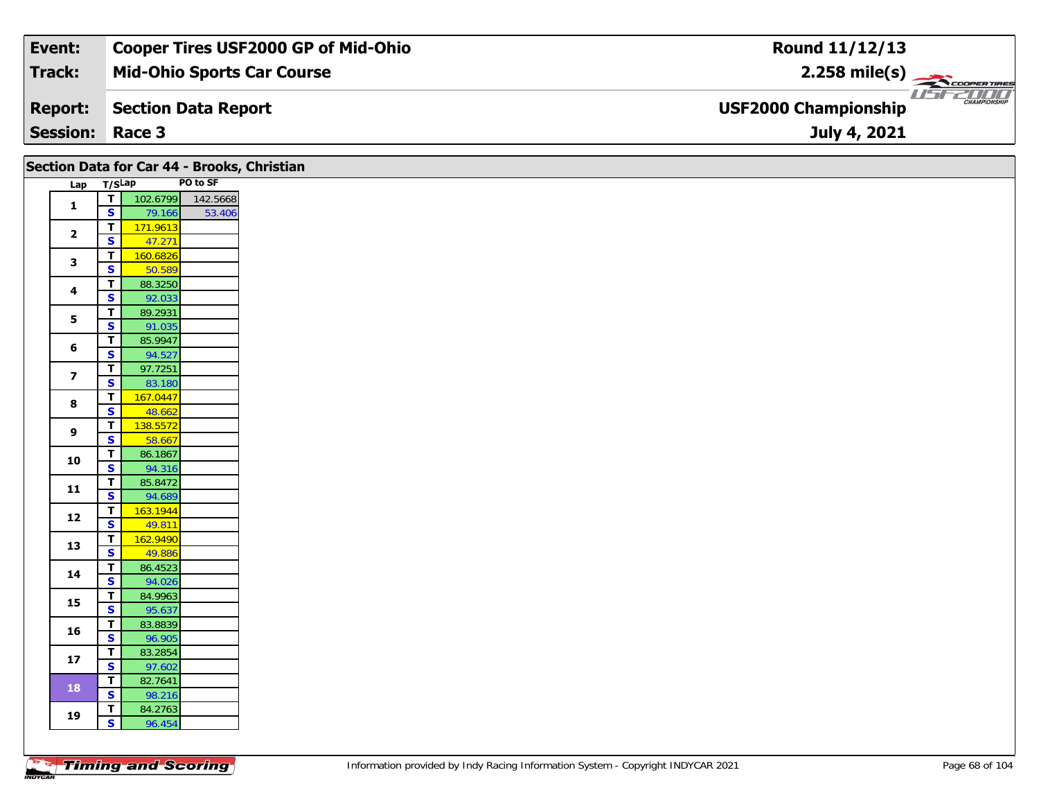| Event: | Cooper Tires USF2000 GP of Mid-Ohio | Round 11/12/13 |
|---|---|---|
| Track: | Mid-Ohio Sports Car Course | 2.258 mile(s) |
| Report: | Section Data Report | USF2000 Championship |
| Session: | Race 3 | July 4, 2021 |

## Section Data for Car 44 - Brooks, Christian

| Lap | T/S | Lap | PO to SF |
|---|---|---|---|
| 1 | T | 102.6799 | 142.5668 |
| | S | 79.166 | 53.406 |
| 2 | T | 171.9613 | |
| | S | 47.271 | |
| 3 | T | 160.6826 | |
| | S | 50.589 | |
| 4 | T | 88.3250 | |
| | S | 92.033 | |
| 5 | T | 89.2931 | |
| | S | 91.035 | |
| 6 | T | 85.9947 | |
| | S | 94.527 | |
| 7 | T | 97.7251 | |
| | S | 83.180 | |
| 8 | T | 167.0447 | |
| | S | 48.662 | |
| 9 | T | 138.5572 | |
| | S | 58.667 | |
| 10 | T | 86.1867 | |
| | S | 94.316 | |
| 11 | T | 85.8472 | |
| | S | 94.689 | |
| 12 | T | 163.1944 | |
| | S | 49.811 | |
| 13 | T | 162.9490 | |
| | S | 49.886 | |
| 14 | T | 86.4523 | |
| | S | 94.026 | |
| 15 | T | 84.9963 | |
| | S | 95.637 | |
| 16 | T | 83.8839 | |
| | S | 96.905 | |
| 17 | T | 83.2854 | |
| | S | 97.602 | |
| 18 | T | 82.7641 | |
| | S | 98.216 | |
| 19 | T | 84.2763 | |
| | S | 96.454 | |

Information provided by Indy Racing Information System - Copyright INDYCAR 2021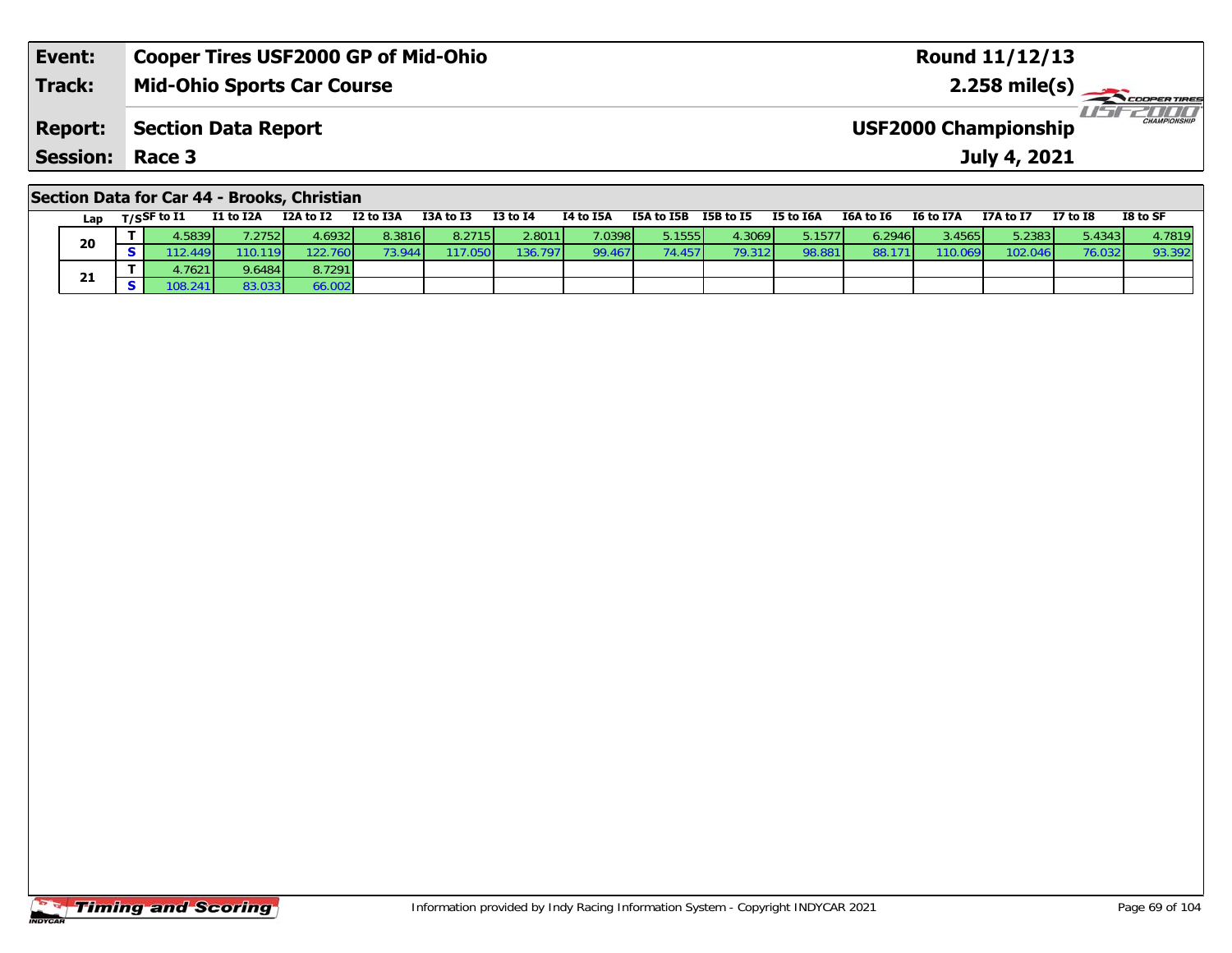| Event: | Cooper Tires USF2000 GP of Mid-Ohio | Round 11/12/13 |
|---|---|---|
| Track: | Mid-Ohio Sports Car Course | 2.258 mile(s) |
| Report: | Section Data Report | USF2000 Championship |
| Session: | Race 3 | July 4, 2021 |

## Section Data for Car 44 - Brooks, Christian

| Lap | T/S | SF to I1 | I1 to I2A | I2A to I2 | I2 to I3A | I3A to I3 | I3 to I4 | I4 to I5A | I5A to I5B | I5B to I5 | I5 to I6A | I6A to I6 | I6 to I7A | I7A to I7 | I7 to I8 | I8 to SF |
|---|---|---|---|---|---|---|---|---|---|---|---|---|---|---|---|---|
| 20 | T | 4.5839 | 7.2752 | 4.6932 | 8.3816 | 8.2715 | 2.8011 | 7.0398 | 5.1555 | 4.3069 | 5.1577 | 6.2946 | 3.4565 | 5.2383 | 5.4343 | 4.7819 |
| | S | 112.449 | 110.119 | 122.760 | 73.944 | 117.050 | 136.797 | 99.467 | 74.457 | 79.312 | 98.881 | 88.171 | 110.069 | 102.046 | 76.032 | 93.392 |
| 21 | T | 4.7621 | 9.6484 | 8.7291 | | | | | | | | | | | | |
| | S | 108.241 | 83.033 | 66.002 | | | | | | | | | | | | |

Information provided by Indy Racing Information System - Copyright INDYCAR 2021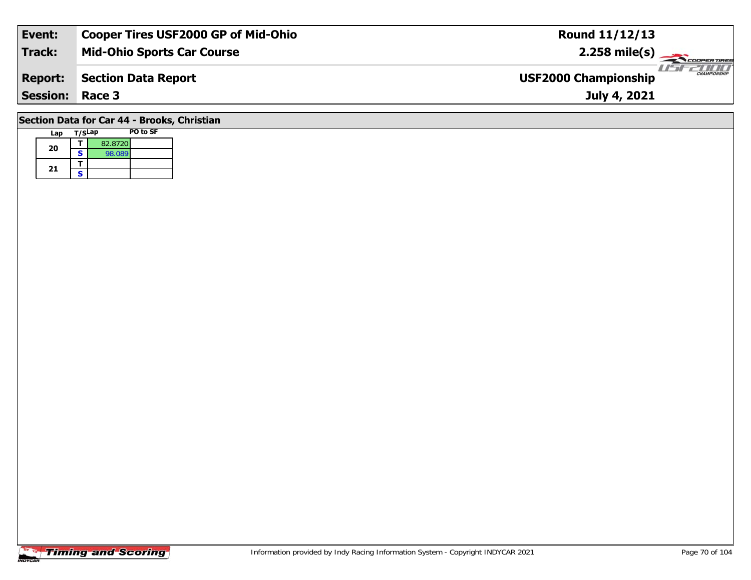| Event: | Cooper Tires USF2000 GP of Mid-Ohio | Round 11/12/13 |
|---|---|---|
| Track: | Mid-Ohio Sports Car Course | 2.258 mile(s) |
| Report: | Section Data Report | USF2000 Championship |
| Session: | Race 3 | July 4, 2021 |

## Section Data for Car 44 - Brooks, Christian

| Lap | T/S | Lap | PO to SF |
|---|---|---|---|
| 20 | T | 82.8720 | |
| | S | 98.089 | |
| 21 | T | | |
| | S | | |

Information provided by Indy Racing Information System - Copyright INDYCAR 2021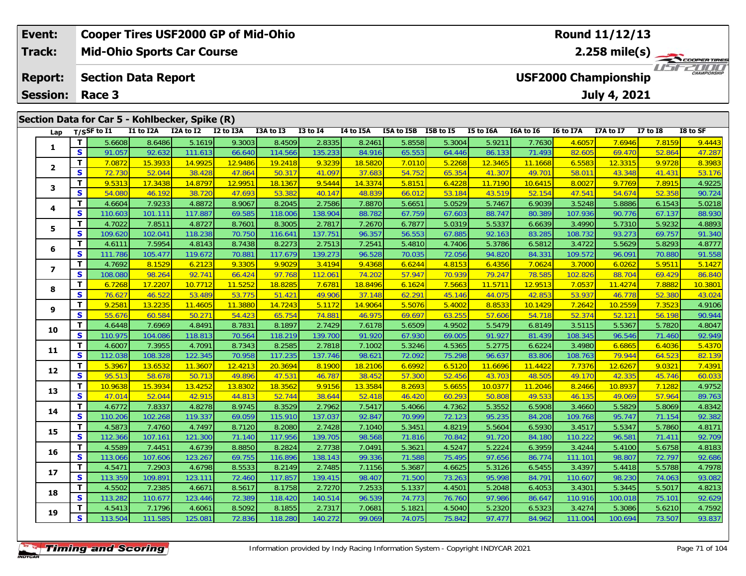| Event: | Cooper Tires USF2000 GP of Mid-Ohio | Round 11/12/13 |
|---|---|---|
| Track: | Mid-Ohio Sports Car Course | 2.258 mile(s) |
| Report: | Section Data Report | USF2000 Championship |
| Session: | Race 3 | July 4, 2021 |

## Section Data for Car 5 - Kohlbecker, Spike (R)

| Lap | T/S | SF to I1 | I1 to I2A | I2A to I2 | I2 to I3A | I3A to I3 | I3 to I4 | I4 to I5A | I5A to I5B | I5B to I5 | I5 to I6A | I6A to I6 | I6 to I7A | I7A to I7 | I7 to I8 | I8 to SF |
|---|---|---|---|---|---|---|---|---|---|---|---|---|---|---|---|---|
| 1 | T | 5.6608 | 8.6486 | 5.1619 | 9.3003 | 8.4509 | 2.8335 | 8.2461 | 5.8558 | 5.3004 | 5.9211 | 7.7630 | 4.6057 | 7.6946 | 7.8159 | 9.4443 |
| | S | 91.057 | 92.632 | 111.613 | 66.640 | 114.566 | 135.233 | 84.916 | 65.553 | 64.446 | 86.133 | 71.493 | 82.605 | 69.470 | 52.864 | 47.287 |
| 2 | T | 7.0872 | 15.3933 | 14.9925 | 12.9486 | 19.2418 | 9.3239 | 18.5820 | 7.0110 | 5.2268 | 12.3465 | 11.1668 | 6.5583 | 12.3315 | 9.9728 | 8.3983 |
| | S | 72.730 | 52.044 | 38.428 | 47.864 | 50.317 | 41.097 | 37.683 | 54.752 | 65.354 | 41.307 | 49.701 | 58.011 | 43.348 | 41.431 | 53.176 |
| 3 | T | 9.5313 | 17.3438 | 14.8797 | 12.9951 | 18.1367 | 9.5444 | 14.3374 | 5.8151 | 6.4228 | 11.7190 | 10.6415 | 8.0027 | 9.7769 | 7.8915 | 4.9225 |
| | S | 54.080 | 46.192 | 38.720 | 47.693 | 53.382 | 40.147 | 48.839 | 66.012 | 53.184 | 43.519 | 52.154 | 47.541 | 54.674 | 52.358 | 90.724 |
| 4 | T | 4.6604 | 7.9233 | 4.8872 | 8.9067 | 8.2045 | 2.7586 | 7.8870 | 5.6651 | 5.0529 | 5.7467 | 6.9039 | 3.5248 | 5.8886 | 6.1543 | 5.0218 |
| | S | 110.603 | 101.111 | 117.887 | 69.585 | 118.006 | 138.904 | 88.782 | 67.759 | 67.603 | 88.747 | 80.389 | 107.936 | 90.776 | 67.137 | 88.930 |
| 5 | T | 4.7022 | 7.8511 | 4.8727 | 8.7601 | 8.3005 | 2.7817 | 7.2670 | 6.7877 | 5.0319 | 5.5337 | 6.6639 | 3.4990 | 5.7310 | 5.9232 | 4.8893 |
| | S | 109.620 | 102.041 | 118.238 | 70.750 | 116.641 | 137.751 | 96.357 | 56.553 | 67.885 | 92.163 | 83.285 | 108.732 | 93.273 | 69.757 | 91.340 |
| 6 | T | 4.6111 | 7.5954 | 4.8143 | 8.7438 | 8.2273 | 2.7513 | 7.2541 | 5.4810 | 4.7406 | 5.3786 | 6.5812 | 3.4722 | 5.5629 | 5.8293 | 4.8777 |
| | S | 111.786 | 105.477 | 119.672 | 70.881 | 117.679 | 139.273 | 96.528 | 70.035 | 72.056 | 94.820 | 84.331 | 109.572 | 96.091 | 70.880 | 91.558 |
| 7 | T | 4.7692 | 8.1529 | 6.2123 | 9.3305 | 9.9029 | 3.4194 | 9.4368 | 6.6244 | 4.8153 | 6.4356 | 7.0624 | 3.7000 | 6.0262 | 5.9511 | 5.1427 |
| | S | 108.080 | 98.264 | 92.741 | 66.424 | 97.768 | 112.061 | 74.202 | 57.947 | 70.939 | 79.247 | 78.585 | 102.826 | 88.704 | 69.429 | 86.840 |
| 8 | T | 6.7268 | 17.2207 | 10.7712 | 11.5252 | 18.8285 | 7.6781 | 18.8496 | 6.1624 | 7.5663 | 11.5711 | 12.9513 | 7.0537 | 11.4274 | 7.8882 | 10.3801 |
| | S | 76.627 | 46.522 | 53.489 | 53.775 | 51.421 | 49.906 | 37.148 | 62.291 | 45.146 | 44.075 | 42.853 | 53.937 | 46.778 | 52.380 | 43.024 |
| 9 | T | 9.2581 | 13.2235 | 11.4605 | 11.3880 | 14.7243 | 5.1172 | 14.9064 | 5.5076 | 5.4002 | 8.8533 | 10.1429 | 7.2642 | 10.2559 | 7.3523 | 4.9106 |
| | S | 55.676 | 60.584 | 50.271 | 54.423 | 65.754 | 74.881 | 46.975 | 69.697 | 63.255 | 57.606 | 54.718 | 52.374 | 52.121 | 56.198 | 90.944 |
| 10 | T | 4.6448 | 7.6969 | 4.8491 | 8.7831 | 8.1897 | 2.7429 | 7.6178 | 5.6509 | 4.9502 | 5.5479 | 6.8149 | 3.5115 | 5.5367 | 5.7820 | 4.8047 |
| | S | 110.975 | 104.086 | 118.813 | 70.564 | 118.219 | 139.700 | 91.920 | 67.930 | 69.005 | 91.927 | 81.439 | 108.345 | 96.546 | 71.460 | 92.949 |
| 11 | T | 4.6007 | 7.3955 | 4.7091 | 8.7343 | 8.2585 | 2.7818 | 7.1002 | 5.3246 | 4.5365 | 5.2775 | 6.6224 | 3.4980 | 6.6865 | 6.4036 | 5.4370 |
| | S | 112.038 | 108.328 | 122.345 | 70.958 | 117.235 | 137.746 | 98.621 | 72.092 | 75.298 | 96.637 | 83.806 | 108.763 | 79.944 | 64.523 | 82.139 |
| 12 | T | 5.3967 | 13.6532 | 11.3607 | 12.4213 | 20.3694 | 8.1900 | 18.2106 | 6.6992 | 6.5120 | 11.6696 | 11.4422 | 7.7376 | 12.6267 | 9.0321 | 7.4391 |
| | S | 95.513 | 58.678 | 50.713 | 49.896 | 47.531 | 46.787 | 38.452 | 57.300 | 52.456 | 43.703 | 48.505 | 49.170 | 42.335 | 45.746 | 60.033 |
| 13 | T | 10.9638 | 15.3934 | 13.4252 | 13.8302 | 18.3562 | 9.9156 | 13.3584 | 8.2693 | 5.6655 | 10.0377 | 11.2046 | 8.2466 | 10.8937 | 7.1282 | 4.9752 |
| | S | 47.014 | 52.044 | 42.915 | 44.813 | 52.744 | 38.644 | 52.418 | 46.420 | 60.293 | 50.808 | 49.533 | 46.135 | 49.069 | 57.964 | 89.763 |
| 14 | T | 4.6772 | 7.8337 | 4.8278 | 8.9745 | 8.3529 | 2.7962 | 7.5417 | 5.4066 | 4.7362 | 5.3552 | 6.5908 | 3.4660 | 5.5829 | 5.8069 | 4.8342 |
| | S | 110.206 | 102.268 | 119.337 | 69.059 | 115.910 | 137.037 | 92.847 | 70.999 | 72.123 | 95.235 | 84.208 | 109.768 | 95.747 | 71.154 | 92.382 |
| 15 | T | 4.5873 | 7.4760 | 4.7497 | 8.7120 | 8.2080 | 2.7428 | 7.1040 | 5.3451 | 4.8219 | 5.5604 | 6.5930 | 3.4517 | 5.5347 | 5.7860 | 4.8171 |
| | S | 112.366 | 107.161 | 121.300 | 71.140 | 117.956 | 139.705 | 98.568 | 71.816 | 70.842 | 91.720 | 84.180 | 110.222 | 96.581 | 71.411 | 92.709 |
| 16 | T | 4.5589 | 7.4451 | 4.6739 | 8.8850 | 8.2824 | 2.7738 | 7.0491 | 5.3621 | 4.5247 | 5.2224 | 6.3959 | 3.4244 | 5.4100 | 5.6758 | 4.8183 |
| | S | 113.066 | 107.606 | 123.267 | 69.755 | 116.896 | 138.143 | 99.336 | 71.588 | 75.495 | 97.656 | 86.774 | 111.101 | 98.807 | 72.797 | 92.686 |
| 17 | T | 4.5471 | 7.2903 | 4.6798 | 8.5533 | 8.2149 | 2.7485 | 7.1156 | 5.3687 | 4.6625 | 5.3126 | 6.5455 | 3.4397 | 5.4418 | 5.5788 | 4.7978 |
| | S | 113.359 | 109.891 | 123.111 | 72.460 | 117.857 | 139.415 | 98.407 | 71.500 | 73.263 | 95.998 | 84.791 | 110.607 | 98.230 | 74.063 | 93.082 |
| 18 | T | 4.5502 | 7.2385 | 4.6671 | 8.5617 | 8.1758 | 2.7270 | 7.2533 | 5.1337 | 4.4501 | 5.2048 | 6.4053 | 3.4301 | 5.3445 | 5.5017 | 4.8213 |
| | S | 113.282 | 110.677 | 123.446 | 72.389 | 118.420 | 140.514 | 96.539 | 74.773 | 76.760 | 97.986 | 86.647 | 110.916 | 100.018 | 75.101 | 92.629 |
| 19 | T | 4.5413 | 7.1796 | 4.6061 | 8.5092 | 8.1855 | 2.7317 | 7.0681 | 5.1821 | 4.5040 | 5.2320 | 6.5323 | 3.4274 | 5.3086 | 5.6210 | 4.7592 |
| | S | 113.504 | 111.585 | 125.081 | 72.836 | 118.280 | 140.272 | 99.069 | 74.075 | 75.842 | 97.477 | 84.962 | 111.004 | 100.694 | 73.507 | 93.837 |

Information provided by Indy Racing Information System - Copyright INDYCAR 2021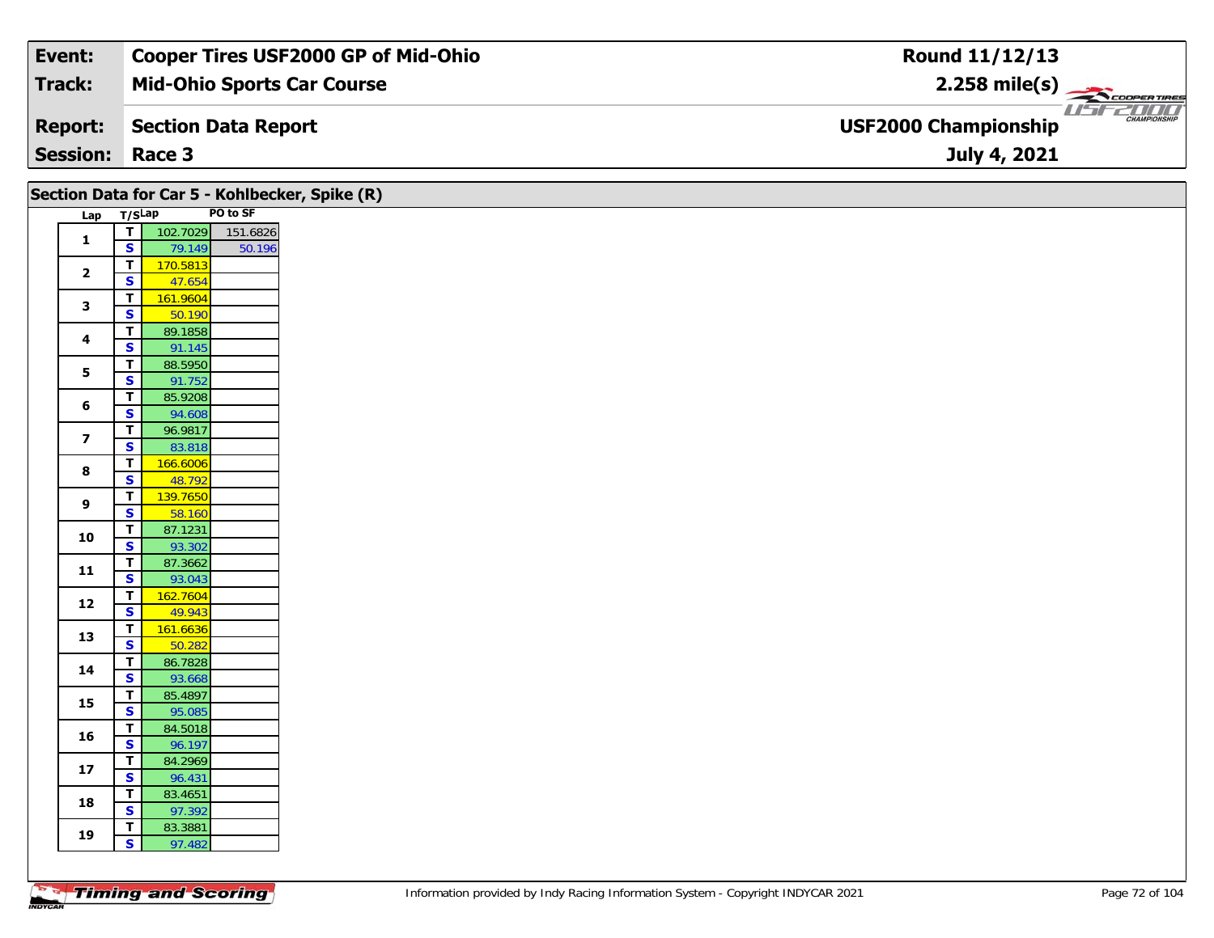| Event: | Cooper Tires USF2000 GP of Mid-Ohio | Round 11/12/13 |
|---|---|---|
| Track: | Mid-Ohio Sports Car Course | 2.258 mile(s) |
| Report: | Section Data Report | USF2000 Championship |
| Session: | Race 3 | July 4, 2021 |

## Section Data for Car 5 - Kohlbecker, Spike (R)

| Lap | T/S | Lap | PO to SF |
|---|---|---|---|
| 1 | T | 102.7029 | 151.6826 |
| | S | 79.149 | 50.196 |
| 2 | T | 170.5813 | |
| | S | 47.654 | |
| 3 | T | 161.9604 | |
| | S | 50.190 | |
| 4 | T | 89.1858 | |
| | S | 91.145 | |
| 5 | T | 88.5950 | |
| | S | 91.752 | |
| 6 | T | 85.9208 | |
| | S | 94.608 | |
| 7 | T | 96.9817 | |
| | S | 83.818 | |
| 8 | T | 166.6006 | |
| | S | 48.792 | |
| 9 | T | 139.7650 | |
| | S | 58.160 | |
| 10 | T | 87.1231 | |
| | S | 93.302 | |
| 11 | T | 87.3662 | |
| | S | 93.043 | |
| 12 | T | 162.7604 | |
| | S | 49.943 | |
| 13 | T | 161.6636 | |
| | S | 50.282 | |
| 14 | T | 86.7828 | |
| | S | 93.668 | |
| 15 | T | 85.4897 | |
| | S | 95.085 | |
| 16 | T | 84.5018 | |
| | S | 96.197 | |
| 17 | T | 84.2969 | |
| | S | 96.431 | |
| 18 | T | 83.4651 | |
| | S | 97.392 | |
| 19 | T | 83.3881 | |
| | S | 97.482 | |

Information provided by Indy Racing Information System - Copyright INDYCAR 2021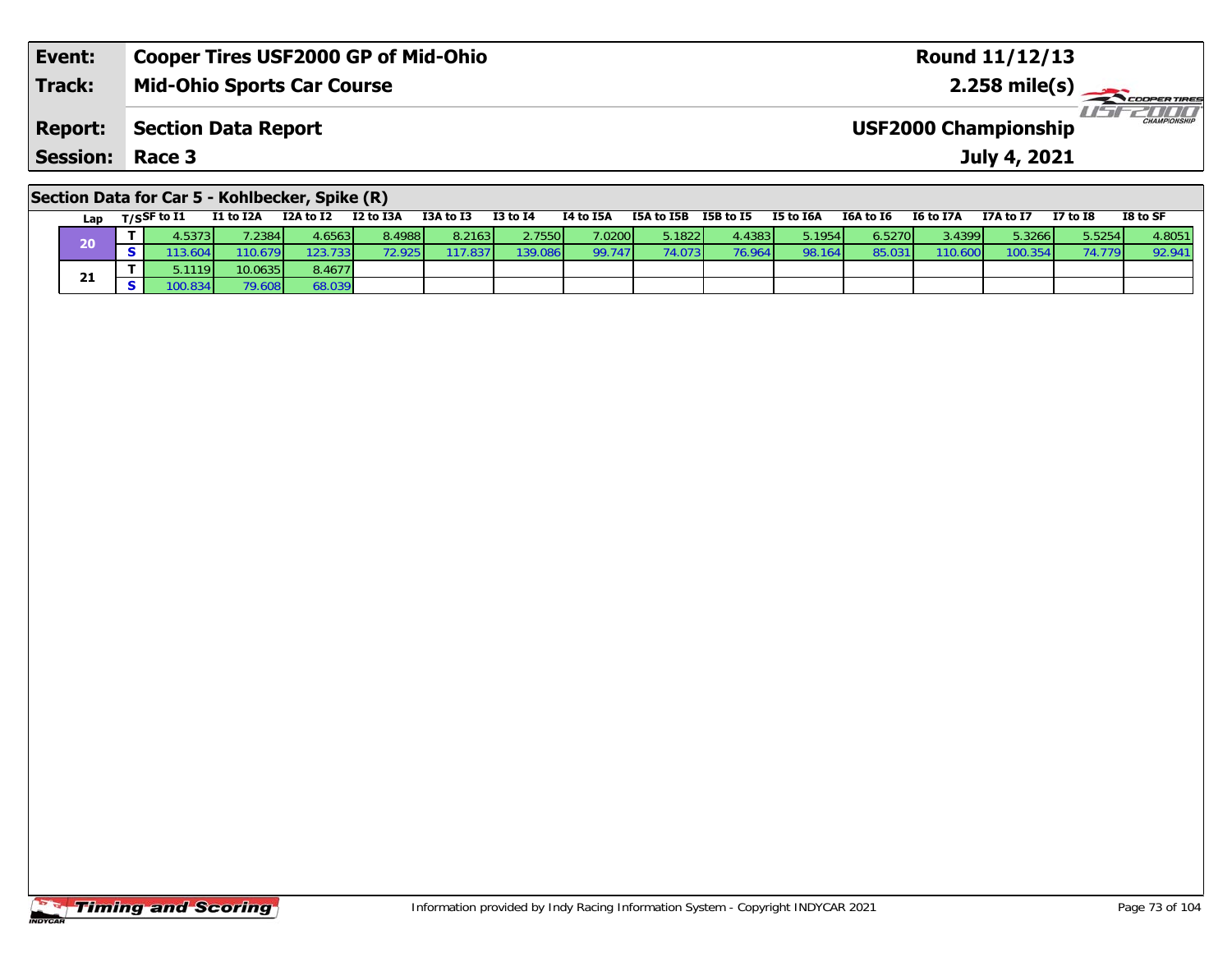| Event: | Cooper Tires USF2000 GP of Mid-Ohio | Round 11/12/13 |
|---|---|---|
| Track: | Mid-Ohio Sports Car Course | 2.258 mile(s) |
| Report: | Section Data Report | USF2000 Championship |
| Session: | Race 3 | July 4, 2021 |

## Section Data for Car 5 - Kohlbecker, Spike (R)

| Lap | T/S | SF to I1 | I1 to I2A | I2A to I2 | I2 to I3A | I3A to I3 | I3 to I4 | I4 to I5A | I5A to I5B | I5B to I5 | I5 to I6A | I6A to I6 | I6 to I7A | I7A to I7 | I7 to I8 | I8 to SF |
|---|---|---|---|---|---|---|---|---|---|---|---|---|---|---|---|---|
| 20 | T | 4.5373 | 7.2384 | 4.6563 | 8.4988 | 8.2163 | 2.7550 | 7.0200 | 5.1822 | 4.4383 | 5.1954 | 6.5270 | 3.4399 | 5.3266 | 5.5254 | 4.8051 |
| | S | 113.604 | 110.679 | 123.733 | 72.925 | 117.837 | 139.086 | 99.747 | 74.073 | 76.964 | 98.164 | 85.031 | 110.600 | 100.354 | 74.779 | 92.941 |
| 21 | T | 5.1119 | 10.0635 | 8.4677 | | | | | | | | | | | | |
| | S | 100.834 | 79.608 | 68.039 | | | | | | | | | | | | |

Information provided by Indy Racing Information System - Copyright INDYCAR 2021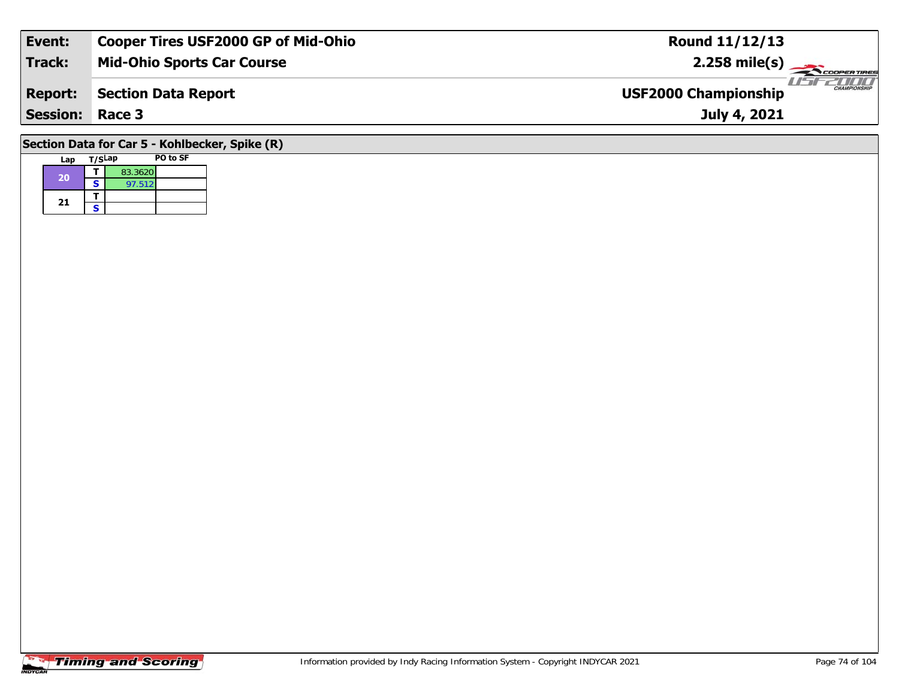| Event: | Cooper Tires USF2000 GP of Mid-Ohio | Round 11/12/13 |
|---|---|---|
| Track: | Mid-Ohio Sports Car Course | 2.258 mile(s) |
| Report: | Section Data Report | USF2000 Championship |
| Session: | Race 3 | July 4, 2021 |

## Section Data for Car 5 - Kohlbecker, Spike (R)

| Lap | T/S | Lap | PO to SF |
|---|---|---|---|
| 20 | T | 83.3620 | |
| | S | 97.512 | |
| 21 | T | | |
| | S | | |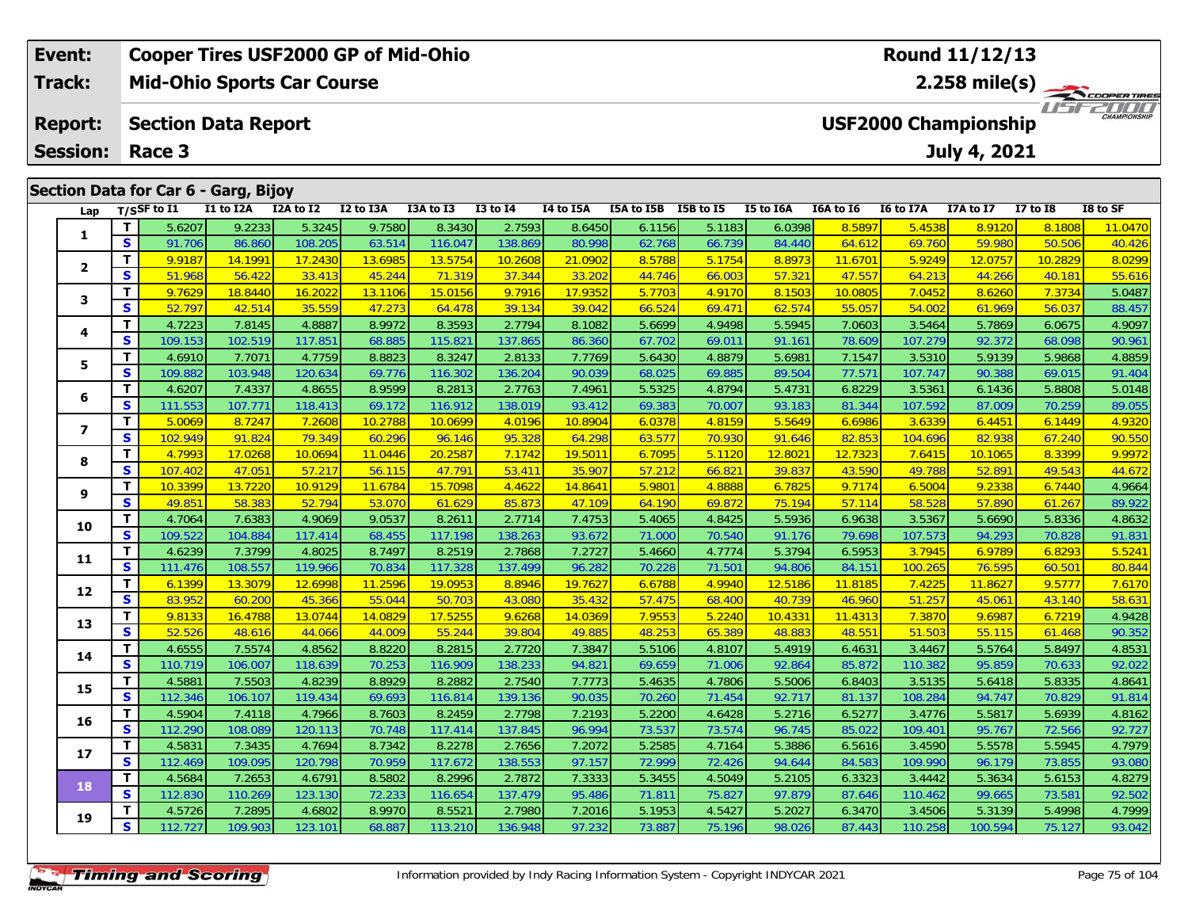| Event: | Cooper Tires USF2000 GP of Mid-Ohio | Round 11/12/13 |
|---|---|---|
| Track: | Mid-Ohio Sports Car Course | 2.258 mile(s) |
| Report: | Section Data Report | USF2000 Championship |
| Session: | Race 3 | July 4, 2021 |

## Section Data for Car 6 - Garg, Bijoy

| Lap | T/S | SF to I1 | I1 to I2A | I2A to I2 | I2 to I3A | I3A to I3 | I3 to I4 | I4 to I5A | I5A to I5B | I5B to I5 | I5 to I6A | I6A to I6 | I6 to I7A | I7A to I7 | I7 to I8 | I8 to SF |
|---|---|---|---|---|---|---|---|---|---|---|---|---|---|---|---|---|
| 1 | T | 5.6207 | 9.2233 | 5.3245 | 9.7580 | 8.3430 | 2.7593 | 8.6450 | 6.1156 | 5.1183 | 6.0398 | 8.5897 | 5.4538 | 8.9120 | 8.1808 | 11.0470 |
| | S | 91.706 | 86.860 | 108.205 | 63.514 | 116.047 | 138.869 | 80.998 | 62.768 | 66.739 | 84.440 | 64.612 | 69.760 | 59.980 | 50.506 | 40.426 |
| 2 | T | 9.9187 | 14.1991 | 17.2430 | 13.6985 | 13.5754 | 10.2608 | 21.0902 | 8.5788 | 5.1754 | 8.8973 | 11.6701 | 5.9249 | 12.0757 | 10.2829 | 8.0299 |
| | S | 51.968 | 56.422 | 33.413 | 45.244 | 71.319 | 37.344 | 33.202 | 44.746 | 66.003 | 57.321 | 47.557 | 64.213 | 44.266 | 40.181 | 55.616 |
| 3 | T | 9.7629 | 18.8440 | 16.2022 | 13.1106 | 15.0156 | 9.7916 | 17.9352 | 5.7703 | 4.9170 | 8.1503 | 10.0805 | 7.0452 | 8.6260 | 7.3734 | 5.0487 |
| | S | 52.797 | 42.514 | 35.559 | 47.273 | 64.478 | 39.134 | 39.042 | 66.524 | 69.471 | 62.574 | 55.057 | 54.002 | 61.969 | 56.037 | 88.457 |
| 4 | T | 4.7223 | 7.8145 | 4.8887 | 8.9972 | 8.3593 | 2.7794 | 8.1082 | 5.6699 | 4.9498 | 5.5945 | 7.0603 | 3.5464 | 5.7869 | 6.0675 | 4.9097 |
| | S | 109.153 | 102.519 | 117.851 | 68.885 | 115.821 | 137.865 | 86.360 | 67.702 | 69.011 | 91.161 | 78.609 | 107.279 | 92.372 | 68.098 | 90.961 |
| 5 | T | 4.6910 | 7.7071 | 4.7759 | 8.8823 | 8.3247 | 2.8133 | 7.7769 | 5.6430 | 4.8879 | 5.6981 | 7.1547 | 3.5310 | 5.9139 | 5.9868 | 4.8859 |
| | S | 109.882 | 103.948 | 120.634 | 69.776 | 116.302 | 136.204 | 90.039 | 68.025 | 69.885 | 89.504 | 77.571 | 107.747 | 90.388 | 69.015 | 91.404 |
| 6 | T | 4.6207 | 7.4337 | 4.8655 | 8.9599 | 8.2813 | 2.7763 | 7.4961 | 5.5325 | 4.8794 | 5.4731 | 6.8229 | 3.5361 | 6.1436 | 5.8808 | 5.0148 |
| | S | 111.553 | 107.771 | 118.413 | 69.172 | 116.912 | 138.019 | 93.412 | 69.383 | 70.007 | 93.183 | 81.344 | 107.592 | 87.009 | 70.259 | 89.055 |
| 7 | T | 5.0069 | 8.7247 | 7.2608 | 10.2788 | 10.0699 | 4.0196 | 10.8904 | 6.0378 | 4.8159 | 5.5649 | 6.6986 | 3.6339 | 6.4451 | 6.1449 | 4.9320 |
| | S | 102.949 | 91.824 | 79.349 | 60.296 | 96.146 | 95.328 | 64.298 | 63.577 | 70.930 | 91.646 | 82.853 | 104.696 | 82.938 | 67.240 | 90.550 |
| 8 | T | 4.7993 | 17.0268 | 10.0694 | 11.0446 | 20.2587 | 7.1742 | 19.5011 | 6.7095 | 5.1120 | 12.8021 | 12.7323 | 7.6415 | 10.1065 | 8.3399 | 9.9972 |
| | S | 107.402 | 47.051 | 57.217 | 56.115 | 47.791 | 53.411 | 35.907 | 57.212 | 66.821 | 39.837 | 43.590 | 49.788 | 52.891 | 49.543 | 44.672 |
| 9 | T | 10.3399 | 13.7220 | 10.9129 | 11.6784 | 15.7098 | 4.4622 | 14.8641 | 5.9801 | 4.8888 | 6.7825 | 9.7174 | 6.5004 | 9.2338 | 6.7440 | 4.9664 |
| | S | 49.851 | 58.383 | 52.794 | 53.070 | 61.629 | 85.873 | 47.109 | 64.190 | 69.872 | 75.194 | 57.114 | 58.528 | 57.890 | 61.267 | 89.922 |
| 10 | T | 4.7064 | 7.6383 | 4.9069 | 9.0537 | 8.2611 | 2.7714 | 7.4753 | 5.4065 | 4.8425 | 5.5936 | 6.9638 | 3.5367 | 5.6690 | 5.8336 | 4.8632 |
| | S | 109.522 | 104.884 | 117.414 | 68.455 | 117.198 | 138.263 | 93.672 | 71.000 | 70.540 | 91.176 | 79.698 | 107.573 | 94.293 | 70.828 | 91.831 |
| 11 | T | 4.6239 | 7.3799 | 4.8025 | 8.7497 | 8.2519 | 2.7868 | 7.2727 | 5.4660 | 4.7774 | 5.3794 | 6.5953 | 3.7945 | 6.9789 | 6.8293 | 5.5241 |
| | S | 111.476 | 108.557 | 119.966 | 70.834 | 117.328 | 137.499 | 96.282 | 70.228 | 71.501 | 94.806 | 84.151 | 100.265 | 76.595 | 60.501 | 80.844 |
| 12 | T | 6.1399 | 13.3079 | 12.6998 | 11.2596 | 19.0953 | 8.8946 | 19.7627 | 6.6788 | 4.9940 | 12.5186 | 11.8185 | 7.4225 | 11.8627 | 9.5777 | 7.6170 |
| | S | 83.952 | 60.200 | 45.366 | 55.044 | 50.703 | 43.080 | 35.432 | 57.475 | 68.400 | 40.739 | 46.960 | 51.257 | 45.061 | 43.140 | 58.631 |
| 13 | T | 9.8133 | 16.4788 | 13.0744 | 14.0829 | 17.5255 | 9.6268 | 14.0369 | 7.9553 | 5.2240 | 10.4331 | 11.4313 | 7.3870 | 9.6987 | 6.7219 | 4.9428 |
| | S | 52.526 | 48.616 | 44.066 | 44.009 | 55.244 | 39.804 | 49.885 | 48.253 | 65.389 | 48.883 | 48.551 | 51.503 | 55.115 | 61.468 | 90.352 |
| 14 | T | 4.6555 | 7.5574 | 4.8562 | 8.8220 | 8.2815 | 2.7720 | 7.3847 | 5.5106 | 4.8107 | 5.4919 | 6.4631 | 3.4467 | 5.5764 | 5.8497 | 4.8531 |
| | S | 110.719 | 106.007 | 118.639 | 70.253 | 116.909 | 138.233 | 94.821 | 69.659 | 71.006 | 92.864 | 85.872 | 110.382 | 95.859 | 70.633 | 92.022 |
| 15 | T | 4.5881 | 7.5503 | 4.8239 | 8.8929 | 8.2882 | 2.7540 | 7.7773 | 5.4635 | 4.7806 | 5.5006 | 6.8403 | 3.5135 | 5.6418 | 5.8335 | 4.8641 |
| | S | 112.346 | 106.107 | 119.434 | 69.693 | 116.814 | 139.136 | 90.035 | 70.260 | 71.454 | 92.717 | 81.137 | 108.284 | 94.747 | 70.829 | 91.814 |
| 16 | T | 4.5904 | 7.4118 | 4.7966 | 8.7603 | 8.2459 | 2.7798 | 7.2193 | 5.2200 | 4.6428 | 5.2716 | 6.5277 | 3.4776 | 5.5817 | 5.6939 | 4.8162 |
| | S | 112.290 | 108.089 | 120.113 | 70.748 | 117.414 | 137.845 | 96.994 | 73.537 | 73.574 | 96.745 | 85.022 | 109.401 | 95.767 | 72.566 | 92.727 |
| 17 | T | 4.5831 | 7.3435 | 4.7694 | 8.7342 | 8.2278 | 2.7656 | 7.2072 | 5.2585 | 4.7164 | 5.3886 | 6.5616 | 3.4590 | 5.5578 | 5.5945 | 4.7979 |
| | S | 112.469 | 109.095 | 120.798 | 70.959 | 117.672 | 138.553 | 97.157 | 72.999 | 72.426 | 94.644 | 84.583 | 109.990 | 96.179 | 73.855 | 93.080 |
| 18 | T | 4.5684 | 7.2653 | 4.6791 | 8.5802 | 8.2996 | 2.7872 | 7.3333 | 5.3455 | 4.5049 | 5.2105 | 6.3323 | 3.4442 | 5.3634 | 5.6153 | 4.8279 |
| | S | 112.830 | 110.269 | 123.130 | 72.233 | 116.654 | 137.479 | 95.486 | 71.811 | 75.827 | 97.879 | 87.646 | 110.462 | 99.665 | 73.581 | 92.502 |
| 19 | T | 4.5726 | 7.2895 | 4.6802 | 8.9970 | 8.5521 | 2.7980 | 7.2016 | 5.1953 | 4.5427 | 5.2027 | 6.3470 | 3.4506 | 5.3139 | 5.4998 | 4.7999 |
| | S | 112.727 | 109.903 | 123.101 | 68.887 | 113.210 | 136.948 | 97.232 | 73.887 | 75.196 | 98.026 | 87.443 | 110.258 | 100.594 | 75.127 | 93.042 |

Information provided by Indy Racing Information System - Copyright INDYCAR 2021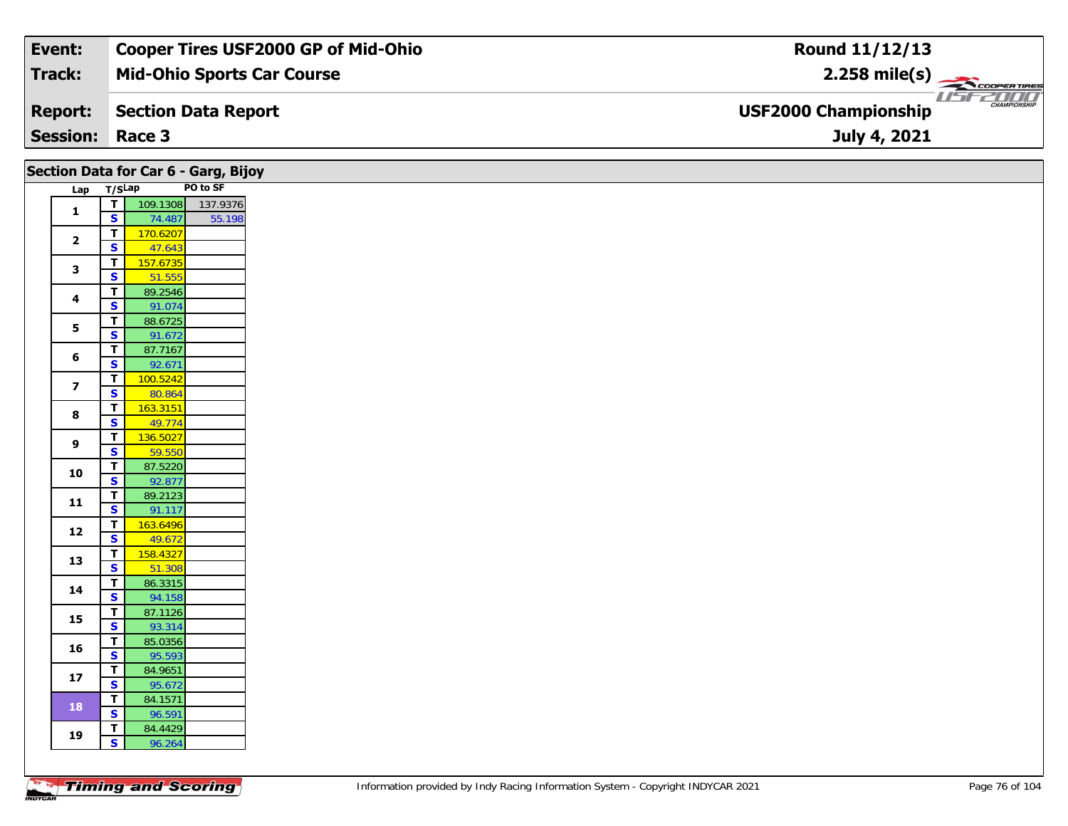| Event: | Cooper Tires USF2000 GP of Mid-Ohio | Round 11/12/13 |
|---|---|---|
| Track: | Mid-Ohio Sports Car Course | 2.258 mile(s) |
| Report: | Section Data Report | USF2000 Championship |
| Session: | Race 3 | July 4, 2021 |

## Section Data for Car 6 - Garg, Bijoy

| Lap | T/S | Lap | PO to SF |
|---|---|---|---|
| 1 | T | 109.1308 | 137.9376 |
| | S | 74.487 | 55.198 |
| 2 | T | 170.6207 | |
| | S | 47.643 | |
| 3 | T | 157.6735 | |
| | S | 51.555 | |
| 4 | T | 89.2546 | |
| | S | 91.074 | |
| 5 | T | 88.6725 | |
| | S | 91.672 | |
| 6 | T | 87.7167 | |
| | S | 92.671 | |
| 7 | T | 100.5242 | |
| | S | 80.864 | |
| 8 | T | 163.3151 | |
| | S | 49.774 | |
| 9 | T | 136.5027 | |
| | S | 59.550 | |
| 10 | T | 87.5220 | |
| | S | 92.877 | |
| 11 | T | 89.2123 | |
| | S | 91.117 | |
| 12 | T | 163.6496 | |
| | S | 49.672 | |
| 13 | T | 158.4327 | |
| | S | 51.308 | |
| 14 | T | 86.3315 | |
| | S | 94.158 | |
| 15 | T | 87.1126 | |
| | S | 93.314 | |
| 16 | T | 85.0356 | |
| | S | 95.593 | |
| 17 | T | 84.9651 | |
| | S | 95.672 | |
| 18 | T | 84.1571 | |
| | S | 96.591 | |
| 19 | T | 84.4429 | |
| | S | 96.264 | |

Information provided by Indy Racing Information System - Copyright INDYCAR 2021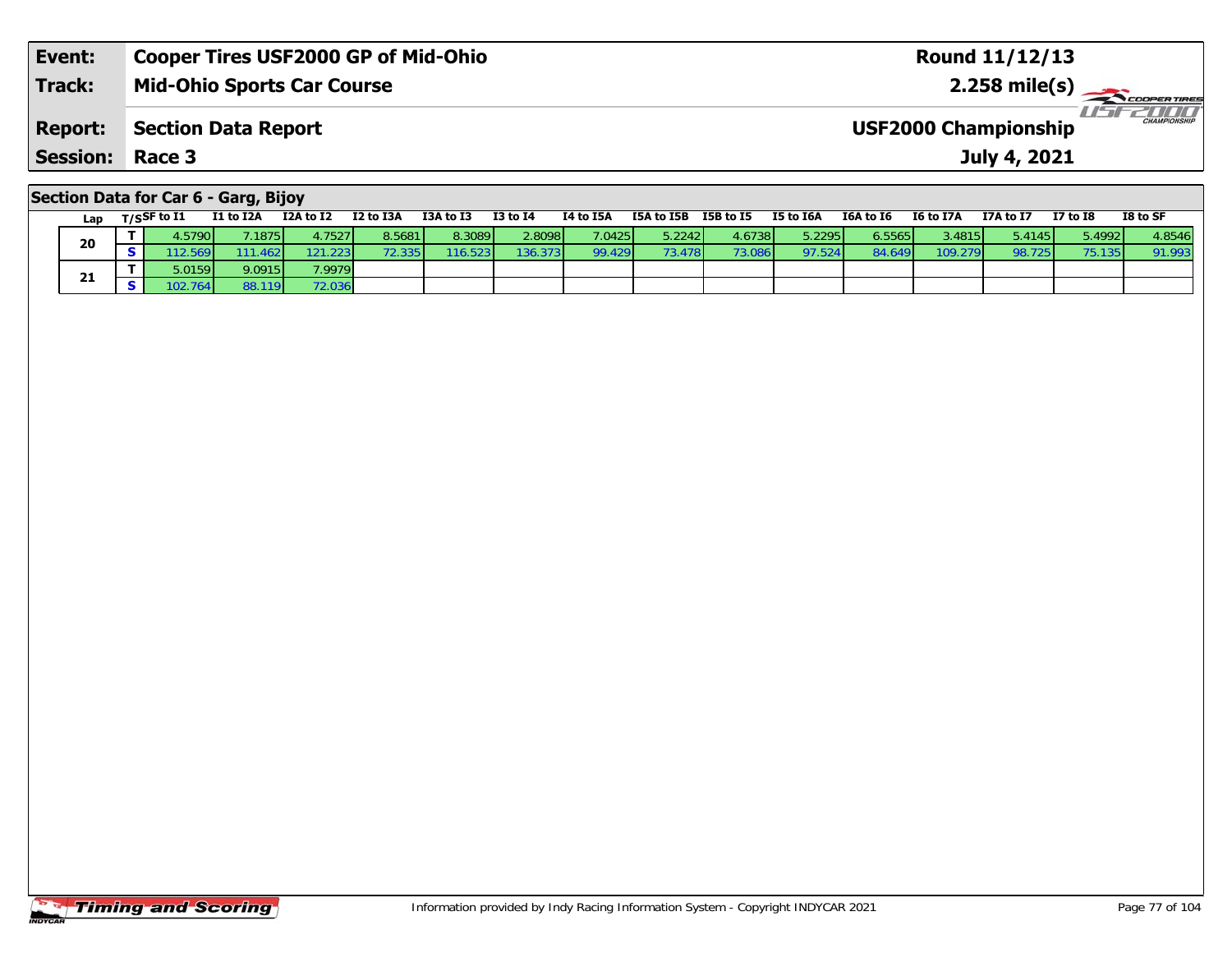| Event: | Cooper Tires USF2000 GP of Mid-Ohio | Round 11/12/13 |
|---|---|---|
| Track: | Mid-Ohio Sports Car Course | 2.258 mile(s) |
| Report: | Section Data Report | USF2000 Championship |
| Session: | Race 3 | July 4, 2021 |

## Section Data for Car 6 - Garg, Bijoy

| Lap | T/S | SF to I1 | I1 to I2A | I2A to I2 | I2 to I3A | I3A to I3 | I3 to I4 | I4 to I5A | I5A to I5B | I5B to I5 | I5 to I6A | I6A to I6 | I6 to I7A | I7A to I7 | I7 to I8 | I8 to SF |
|---|---|---|---|---|---|---|---|---|---|---|---|---|---|---|---|---|
| 20 | T | 4.5790 | 7.1875 | 4.7527 | 8.5681 | 8.3089 | 2.8098 | 7.0425 | 5.2242 | 4.6738 | 5.2295 | 6.5565 | 3.4815 | 5.4145 | 5.4992 | 4.8546 |
| | S | 112.569 | 111.462 | 121.223 | 72.335 | 116.523 | 136.373 | 99.429 | 73.478 | 73.086 | 97.524 | 84.649 | 109.279 | 98.725 | 75.135 | 91.993 |
| 21 | T | 5.0159 | 9.0915 | 7.9979 | | | | | | | | | | | | |
| | S | 102.764 | 88.119 | 72.036 | | | | | | | | | | | | |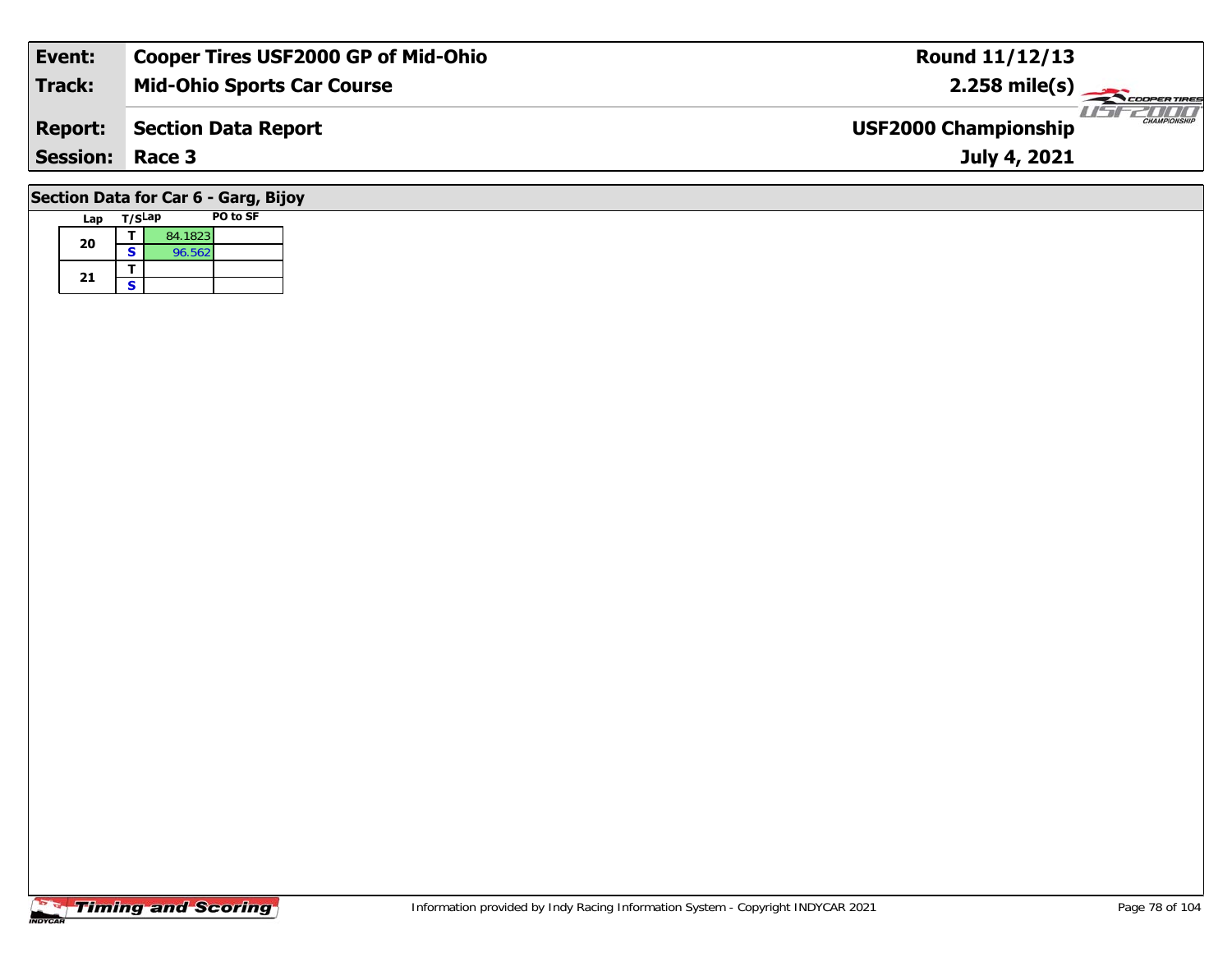| Event: | Cooper Tires USF2000 GP of Mid-Ohio | Round 11/12/13 |
|---|---|---|
| Track: | Mid-Ohio Sports Car Course | 2.258 mile(s) |
| Report: | Section Data Report | USF2000 Championship |
| Session: | Race 3 | July 4, 2021 |

## Section Data for Car 6 - Garg, Bijoy

| Lap | T/S | Lap | PO to SF |
|---|---|---|---|
| 20 | T | 84.1823 | |
| | S | 96.562 | |
| 21 | T | | |
| | S | | |

Information provided by Indy Racing Information System - Copyright INDYCAR 2021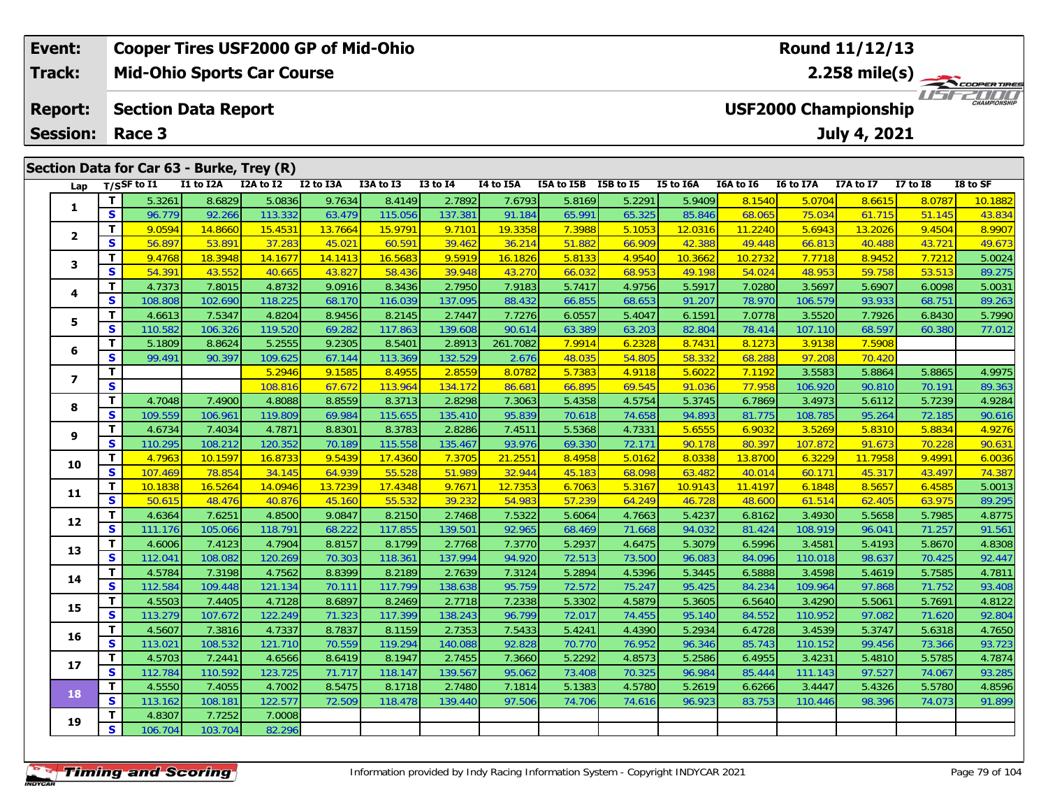| Event: | Cooper Tires USF2000 GP of Mid-Ohio | Round 11/12/13 |
|---|---|---|
| Track: | Mid-Ohio Sports Car Course | 2.258 mile(s) |
| Report: | Section Data Report | USF2000 Championship |
| Session: | Race 3 | July 4, 2021 |

## Section Data for Car 63 - Burke, Trey (R)

| Lap | T/S | SF to I1 | I1 to I2A | I2A to I2 | I2 to I3A | I3A to I3 | I3 to I4 | I4 to I5A | I5A to I5B | I5B to I5 | I5 to I6A | I6A to I6 | I6 to I7A | I7A to I7 | I7 to I8 | I8 to SF |
|---|---|---|---|---|---|---|---|---|---|---|---|---|---|---|---|---|
| 1 | T | 5.3261 | 8.6829 | 5.0836 | 9.7634 | 8.4149 | 2.7892 | 7.6793 | 5.8169 | 5.2291 | 5.9409 | 8.1540 | 5.0704 | 8.6615 | 8.0787 | 10.1882 |
| | S | 96.779 | 92.266 | 113.332 | 63.479 | 115.056 | 137.381 | 91.184 | 65.991 | 65.325 | 85.846 | 68.065 | 75.034 | 61.715 | 51.145 | 43.834 |
| 2 | T | 9.0594 | 14.8660 | 15.4531 | 13.7664 | 15.9791 | 9.7101 | 19.3358 | 7.3988 | 5.1053 | 12.0316 | 11.2240 | 5.6943 | 13.2026 | 9.4504 | 8.9907 |
| | S | 56.897 | 53.891 | 37.283 | 45.021 | 60.591 | 39.462 | 36.214 | 51.882 | 66.909 | 42.388 | 49.448 | 66.813 | 40.488 | 43.721 | 49.673 |
| 3 | T | 9.4768 | 18.3948 | 14.1677 | 14.1413 | 16.5683 | 9.5919 | 16.1826 | 5.8133 | 4.9540 | 10.3662 | 10.2732 | 7.7718 | 8.9452 | 7.7212 | 5.0024 |
| | S | 54.391 | 43.552 | 40.665 | 43.827 | 58.436 | 39.948 | 43.270 | 66.032 | 68.953 | 49.198 | 54.024 | 48.953 | 59.758 | 53.513 | 89.275 |
| 4 | T | 4.7373 | 7.8015 | 4.8732 | 9.0916 | 8.3436 | 2.7950 | 7.9183 | 5.7417 | 4.9756 | 5.5917 | 7.0280 | 3.5697 | 5.6907 | 6.0098 | 5.0031 |
| | S | 108.808 | 102.690 | 118.225 | 68.170 | 116.039 | 137.095 | 88.432 | 66.855 | 68.653 | 91.207 | 78.970 | 106.579 | 93.933 | 68.751 | 89.263 |
| 5 | T | 4.6613 | 7.5347 | 4.8204 | 8.9456 | 8.2145 | 2.7447 | 7.7276 | 6.0557 | 5.4047 | 6.1591 | 7.0778 | 3.5520 | 7.7926 | 6.8430 | 5.7990 |
| | S | 110.582 | 106.326 | 119.520 | 69.282 | 117.863 | 139.608 | 90.614 | 63.389 | 63.203 | 82.804 | 78.414 | 107.110 | 68.597 | 60.380 | 77.012 |
| 6 | T | 5.1809 | 8.8624 | 5.2555 | 9.2305 | 8.5401 | 2.8913 | 261.7082 | 7.9914 | 6.2328 | 8.7431 | 8.1273 | 3.9138 | 7.5908 | | |
| | S | 99.491 | 90.397 | 109.625 | 67.144 | 113.369 | 132.529 | 2.676 | 48.035 | 54.805 | 58.332 | 68.288 | 97.208 | 70.420 | | |
| 7 | T | | | 5.2946 | 9.1585 | 8.4955 | 2.8559 | 8.0782 | 5.7383 | 4.9118 | 5.6022 | 7.1192 | 3.5583 | 5.8864 | 5.8865 | 4.9975 |
| | S | | | 108.816 | 67.672 | 113.964 | 134.172 | 86.681 | 66.895 | 69.545 | 91.036 | 77.958 | 106.920 | 90.810 | 70.191 | 89.363 |
| 8 | T | 4.7048 | 7.4900 | 4.8088 | 8.8559 | 8.3713 | 2.8298 | 7.3063 | 5.4358 | 4.5754 | 5.3745 | 6.7869 | 3.4973 | 5.6112 | 5.7239 | 4.9284 |
| | S | 109.559 | 106.961 | 119.809 | 69.984 | 115.655 | 135.410 | 95.839 | 70.618 | 74.658 | 94.893 | 81.775 | 108.785 | 95.264 | 72.185 | 90.616 |
| 9 | T | 4.6734 | 7.4034 | 4.7871 | 8.8301 | 8.3783 | 2.8286 | 7.4511 | 5.5368 | 4.7331 | 5.6555 | 6.9032 | 3.5269 | 5.8310 | 5.8834 | 4.9276 |
| | S | 110.295 | 108.212 | 120.352 | 70.189 | 115.558 | 135.467 | 93.976 | 69.330 | 72.171 | 90.178 | 80.397 | 107.872 | 91.673 | 70.228 | 90.631 |
| 10 | T | 4.7963 | 10.1597 | 16.8733 | 9.5439 | 17.4360 | 7.3705 | 21.2551 | 8.4958 | 5.0162 | 8.0338 | 13.8700 | 6.3229 | 11.7958 | 9.4991 | 6.0036 |
| | S | 107.469 | 78.854 | 34.145 | 64.939 | 55.528 | 51.989 | 32.944 | 45.183 | 68.098 | 63.482 | 40.014 | 60.171 | 45.317 | 43.497 | 74.387 |
| 11 | T | 10.1838 | 16.5264 | 14.0946 | 13.7239 | 17.4348 | 9.7671 | 12.7353 | 6.7063 | 5.3167 | 10.9143 | 11.4197 | 6.1848 | 8.5657 | 6.4585 | 5.0013 |
| | S | 50.615 | 48.476 | 40.876 | 45.160 | 55.532 | 39.232 | 54.983 | 57.239 | 64.249 | 46.728 | 48.600 | 61.514 | 62.405 | 63.975 | 89.295 |
| 12 | T | 4.6364 | 7.6251 | 4.8500 | 9.0847 | 8.2150 | 2.7468 | 7.5322 | 5.6064 | 4.7663 | 5.4237 | 6.8162 | 3.4930 | 5.5658 | 5.7985 | 4.8775 |
| | S | 111.176 | 105.066 | 118.791 | 68.222 | 117.855 | 139.501 | 92.965 | 68.469 | 71.668 | 94.032 | 81.424 | 108.919 | 96.041 | 71.257 | 91.561 |
| 13 | T | 4.6006 | 7.4123 | 4.7904 | 8.8157 | 8.1799 | 2.7768 | 7.3770 | 5.2937 | 4.6475 | 5.3079 | 6.5996 | 3.4581 | 5.4193 | 5.8670 | 4.8308 |
| | S | 112.041 | 108.082 | 120.269 | 70.303 | 118.361 | 137.994 | 94.920 | 72.513 | 73.500 | 96.083 | 84.096 | 110.018 | 98.637 | 70.425 | 92.447 |
| 14 | T | 4.5784 | 7.3198 | 4.7562 | 8.8399 | 8.2189 | 2.7639 | 7.3124 | 5.2894 | 4.5396 | 5.3445 | 6.5888 | 3.4598 | 5.4619 | 5.7585 | 4.7811 |
| | S | 112.584 | 109.448 | 121.134 | 70.111 | 117.799 | 138.638 | 95.759 | 72.572 | 75.247 | 95.425 | 84.234 | 109.964 | 97.868 | 71.752 | 93.408 |
| 15 | T | 4.5503 | 7.4405 | 4.7128 | 8.6897 | 8.2469 | 2.7718 | 7.2338 | 5.3302 | 4.5879 | 5.3605 | 6.5640 | 3.4290 | 5.5061 | 5.7691 | 4.8122 |
| | S | 113.279 | 107.672 | 122.249 | 71.323 | 117.399 | 138.243 | 96.799 | 72.017 | 74.455 | 95.140 | 84.552 | 110.952 | 97.082 | 71.620 | 92.804 |
| 16 | T | 4.5607 | 7.3816 | 4.7337 | 8.7837 | 8.1159 | 2.7353 | 7.5433 | 5.4241 | 4.4390 | 5.2934 | 6.4728 | 3.4539 | 5.3747 | 5.6318 | 4.7650 |
| | S | 113.021 | 108.532 | 121.710 | 70.559 | 119.294 | 140.088 | 92.828 | 70.770 | 76.952 | 96.346 | 85.743 | 110.152 | 99.456 | 73.366 | 93.723 |
| 17 | T | 4.5703 | 7.2441 | 4.6566 | 8.6419 | 8.1947 | 2.7455 | 7.3660 | 5.2292 | 4.8573 | 5.2586 | 6.4955 | 3.4231 | 5.4810 | 5.5785 | 4.7874 |
| | S | 112.784 | 110.592 | 123.725 | 71.717 | 118.147 | 139.567 | 95.062 | 73.408 | 70.325 | 96.984 | 85.444 | 111.143 | 97.527 | 74.067 | 93.285 |
| 18 | T | 4.5550 | 7.4055 | 4.7002 | 8.5475 | 8.1718 | 2.7480 | 7.1814 | 5.1383 | 4.5780 | 5.2619 | 6.6266 | 3.4447 | 5.4326 | 5.5780 | 4.8596 |
| | S | 113.162 | 108.181 | 122.577 | 72.509 | 118.478 | 139.440 | 97.506 | 74.706 | 74.616 | 96.923 | 83.753 | 110.446 | 98.396 | 74.073 | 91.899 |
| 19 | T | 4.8307 | 7.7252 | 7.0008 | | | | | | | | | | | | |
| | S | 106.704 | 103.704 | 82.296 | | | | | | | | | | | | |

Information provided by Indy Racing Information System - Copyright INDYCAR 2021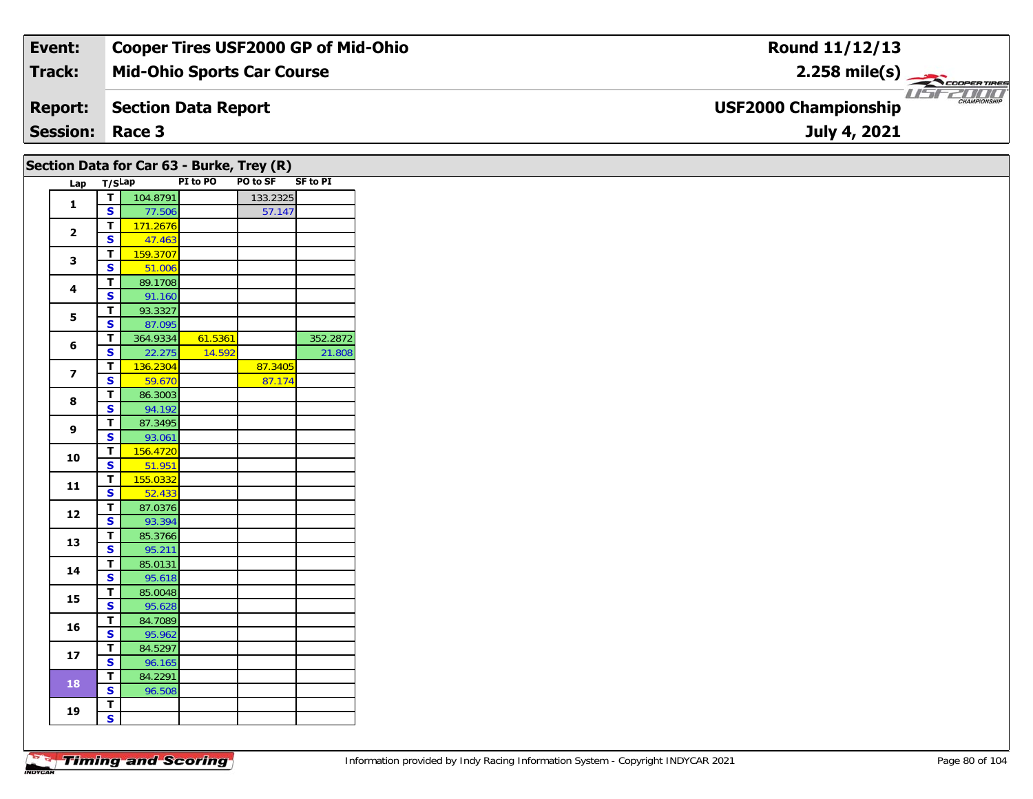| Event: | Cooper Tires USF2000 GP of Mid-Ohio | Round 11/12/13 |
|---|---|---|
| Track: | Mid-Ohio Sports Car Course | 2.258 mile(s) |
| Report: | Section Data Report | USF2000 Championship |
| Session: | Race 3 | July 4, 2021 |

## Section Data for Car 63 - Burke, Trey (R)

| Lap | T/S | Lap | PI to PO | PO to SF | SF to PI |
|---|---|---|---|---|---|
| 1 | T | 104.8791 | | 133.2325 | |
| | S | 77.506 | | 57.147 | |
| 2 | T | 171.2676 | | | |
| | S | 47.463 | | | |
| 3 | T | 159.3707 | | | |
| | S | 51.006 | | | |
| 4 | T | 89.1708 | | | |
| | S | 91.160 | | | |
| 5 | T | 93.3327 | | | |
| | S | 87.095 | | | |
| 6 | T | 364.9334 | 61.5361 | | 352.2872 |
| | S | 22.275 | 14.592 | | 21.808 |
| 7 | T | 136.2304 | | 87.3405 | |
| | S | 59.670 | | 87.174 | |
| 8 | T | 86.3003 | | | |
| | S | 94.192 | | | |
| 9 | T | 87.3495 | | | |
| | S | 93.061 | | | |
| 10 | T | 156.4720 | | | |
| | S | 51.951 | | | |
| 11 | T | 155.0332 | | | |
| | S | 52.433 | | | |
| 12 | T | 87.0376 | | | |
| | S | 93.394 | | | |
| 13 | T | 85.3766 | | | |
| | S | 95.211 | | | |
| 14 | T | 85.0131 | | | |
| | S | 95.618 | | | |
| 15 | T | 85.0048 | | | |
| | S | 95.628 | | | |
| 16 | T | 84.7089 | | | |
| | S | 95.962 | | | |
| 17 | T | 84.5297 | | | |
| | S | 96.165 | | | |
| 18 | T | 84.2291 | | | |
| | S | 96.508 | | | |
| 19 | T | | | | |
| | S | | | | |

Information provided by Indy Racing Information System - Copyright INDYCAR 2021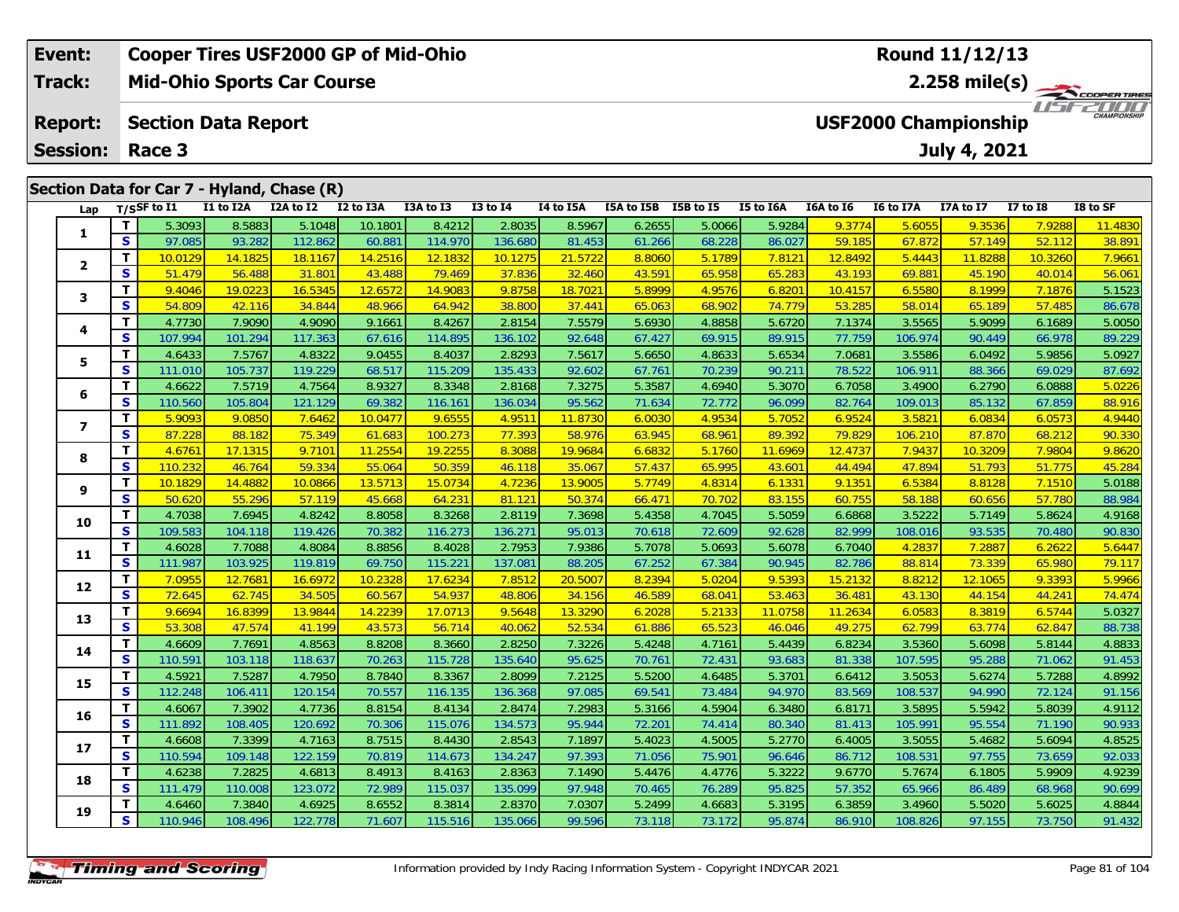| Event: | Cooper Tires USF2000 GP of Mid-Ohio | Round 11/12/13 |
|---|---|---|
| Track: | Mid-Ohio Sports Car Course | 2.258 mile(s) |
| Report: | Section Data Report | USF2000 Championship |
| Session: | Race 3 | July 4, 2021 |

## Section Data for Car 7 - Hyland, Chase (R)

| Lap | T/S | SF to I1 | I1 to I2A | I2A to I2 | I2 to I3A | I3A to I3 | I3 to I4 | I4 to I5A | I5A to I5B | I5B to I5 | I5 to I6A | I6A to I6 | I6 to I7A | I7A to I7 | I7 to I8 | I8 to SF |
|---|---|---|---|---|---|---|---|---|---|---|---|---|---|---|---|---|
| 1 | T | 5.3093 | 8.5883 | 5.1048 | 10.1801 | 8.4212 | 2.8035 | 8.5967 | 6.2655 | 5.0066 | 5.9284 | 9.3774 | 5.6055 | 9.3536 | 7.9288 | 11.4830 |
| | S | 97.085 | 93.282 | 112.862 | 60.881 | 114.970 | 136.680 | 81.453 | 61.266 | 68.228 | 86.027 | 59.185 | 67.872 | 57.149 | 52.112 | 38.891 |
| 2 | T | 10.0129 | 14.1825 | 18.1167 | 14.2516 | 12.1832 | 10.1275 | 21.5722 | 8.8060 | 5.1789 | 7.8121 | 12.8492 | 5.4443 | 11.8288 | 10.3260 | 7.9661 |
| | S | 51.479 | 56.488 | 31.801 | 43.488 | 79.469 | 37.836 | 32.460 | 43.591 | 65.958 | 65.283 | 43.193 | 69.881 | 45.190 | 40.014 | 56.061 |
| 3 | T | 9.4046 | 19.0223 | 16.5345 | 12.6572 | 14.9083 | 9.8758 | 18.7021 | 5.8999 | 4.9576 | 6.8201 | 10.4157 | 6.5580 | 8.1999 | 7.1876 | 5.1523 |
| | S | 54.809 | 42.116 | 34.844 | 48.966 | 64.942 | 38.800 | 37.441 | 65.063 | 68.902 | 74.779 | 53.285 | 58.014 | 65.189 | 57.485 | 86.678 |
| 4 | T | 4.7730 | 7.9090 | 4.9090 | 9.1661 | 8.4267 | 2.8154 | 7.5579 | 5.6930 | 4.8858 | 5.6720 | 7.1374 | 3.5565 | 5.9099 | 6.1689 | 5.0050 |
| | S | 107.994 | 101.294 | 117.363 | 67.616 | 114.895 | 136.102 | 92.648 | 67.427 | 69.915 | 89.915 | 77.759 | 106.974 | 90.449 | 66.978 | 89.229 |
| 5 | T | 4.6433 | 7.5767 | 4.8322 | 9.0455 | 8.4037 | 2.8293 | 7.5617 | 5.6650 | 4.8633 | 5.6534 | 7.0681 | 3.5586 | 6.0492 | 5.9856 | 5.0927 |
| | S | 111.010 | 105.737 | 119.229 | 68.517 | 115.209 | 135.433 | 92.602 | 67.761 | 70.239 | 90.211 | 78.522 | 106.911 | 88.366 | 69.029 | 87.692 |
| 6 | T | 4.6622 | 7.5719 | 4.7564 | 8.9327 | 8.3348 | 2.8168 | 7.3275 | 5.3587 | 4.6940 | 5.3070 | 6.7058 | 3.4900 | 6.2790 | 6.0888 | 5.0226 |
| | S | 110.560 | 105.804 | 121.129 | 69.382 | 116.161 | 136.034 | 95.562 | 71.634 | 72.772 | 96.099 | 82.764 | 109.013 | 85.132 | 67.859 | 88.916 |
| 7 | T | 5.9093 | 9.0850 | 7.6462 | 10.0477 | 9.6555 | 4.9511 | 11.8730 | 6.0030 | 4.9534 | 5.7052 | 6.9524 | 3.5821 | 6.0834 | 6.0573 | 4.9440 |
| | S | 87.228 | 88.182 | 75.349 | 61.683 | 100.273 | 77.393 | 58.976 | 63.945 | 68.961 | 89.392 | 79.829 | 106.210 | 87.870 | 68.212 | 90.330 |
| 8 | T | 4.6761 | 17.1315 | 9.7101 | 11.2554 | 19.2255 | 8.3088 | 19.9684 | 6.6832 | 5.1760 | 11.6969 | 12.4737 | 7.9437 | 10.3209 | 7.9804 | 9.8620 |
| | S | 110.232 | 46.764 | 59.334 | 55.064 | 50.359 | 46.118 | 35.067 | 57.437 | 65.995 | 43.601 | 44.494 | 47.894 | 51.793 | 51.775 | 45.284 |
| 9 | T | 10.1829 | 14.4882 | 10.0866 | 13.5713 | 15.0734 | 4.7236 | 13.9005 | 5.7749 | 4.8314 | 6.1331 | 9.1351 | 6.5384 | 8.8128 | 7.1510 | 5.0188 |
| | S | 50.620 | 55.296 | 57.119 | 45.668 | 64.231 | 81.121 | 50.374 | 66.471 | 70.702 | 83.155 | 60.755 | 58.188 | 60.656 | 57.780 | 88.984 |
| 10 | T | 4.7038 | 7.6945 | 4.8242 | 8.8058 | 8.3268 | 2.8119 | 7.3698 | 5.4358 | 4.7045 | 5.5059 | 6.6868 | 3.5222 | 5.7149 | 5.8624 | 4.9168 |
| | S | 109.583 | 104.118 | 119.426 | 70.382 | 116.273 | 136.271 | 95.013 | 70.618 | 72.609 | 92.628 | 82.999 | 108.016 | 93.535 | 70.480 | 90.830 |
| 11 | T | 4.6028 | 7.7088 | 4.8084 | 8.8856 | 8.4028 | 2.7953 | 7.9386 | 5.7078 | 5.0693 | 5.6078 | 6.7040 | 4.2837 | 7.2887 | 6.2622 | 5.6447 |
| | S | 111.987 | 103.925 | 119.819 | 69.750 | 115.221 | 137.081 | 88.205 | 67.252 | 67.384 | 90.945 | 82.786 | 88.814 | 73.339 | 65.980 | 79.117 |
| 12 | T | 7.0955 | 12.7681 | 16.6972 | 10.2328 | 17.6234 | 7.8512 | 20.5007 | 8.2394 | 5.0204 | 9.5393 | 15.2132 | 8.8212 | 12.1065 | 9.3393 | 5.9966 |
| | S | 72.645 | 62.745 | 34.505 | 60.567 | 54.937 | 48.806 | 34.156 | 46.589 | 68.041 | 53.463 | 36.481 | 43.130 | 44.154 | 44.241 | 74.474 |
| 13 | T | 9.6694 | 16.8399 | 13.9844 | 14.2239 | 17.0713 | 9.5648 | 13.3290 | 6.2028 | 5.2133 | 11.0758 | 11.2634 | 6.0583 | 8.3819 | 6.5744 | 5.0327 |
| | S | 53.308 | 47.574 | 41.199 | 43.573 | 56.714 | 40.062 | 52.534 | 61.886 | 65.523 | 46.046 | 49.275 | 62.799 | 63.774 | 62.847 | 88.738 |
| 14 | T | 4.6609 | 7.7691 | 4.8563 | 8.8208 | 8.3660 | 2.8250 | 7.3226 | 5.4248 | 4.7161 | 5.4439 | 6.8234 | 3.5360 | 5.6098 | 5.8144 | 4.8833 |
| | S | 110.591 | 103.118 | 118.637 | 70.263 | 115.728 | 135.640 | 95.625 | 70.761 | 72.431 | 93.683 | 81.338 | 107.595 | 95.288 | 71.062 | 91.453 |
| 15 | T | 4.5921 | 7.5287 | 4.7950 | 8.7840 | 8.3367 | 2.8099 | 7.2125 | 5.5200 | 4.6485 | 5.3701 | 6.6412 | 3.5053 | 5.6274 | 5.7288 | 4.8992 |
| | S | 112.248 | 106.411 | 120.154 | 70.557 | 116.135 | 136.368 | 97.085 | 69.541 | 73.484 | 94.970 | 83.569 | 108.537 | 94.990 | 72.124 | 91.156 |
| 16 | T | 4.6067 | 7.3902 | 4.7736 | 8.8154 | 8.4134 | 2.8474 | 7.2983 | 5.3166 | 4.5904 | 6.3480 | 6.8171 | 3.5895 | 5.5942 | 5.8039 | 4.9112 |
| | S | 111.892 | 108.405 | 120.692 | 70.306 | 115.076 | 134.573 | 95.944 | 72.201 | 74.414 | 80.340 | 81.413 | 105.991 | 95.554 | 71.190 | 90.933 |
| 17 | T | 4.6608 | 7.3399 | 4.7163 | 8.7515 | 8.4430 | 2.8543 | 7.1897 | 5.4023 | 4.5005 | 5.2770 | 6.4005 | 3.5055 | 5.4682 | 5.6094 | 4.8525 |
| | S | 110.594 | 109.148 | 122.159 | 70.819 | 114.673 | 134.247 | 97.393 | 71.056 | 75.901 | 96.646 | 86.712 | 108.531 | 97.755 | 73.659 | 92.033 |
| 18 | T | 4.6238 | 7.2825 | 4.6813 | 8.4913 | 8.4163 | 2.8363 | 7.1490 | 5.4476 | 4.4776 | 5.3222 | 9.6770 | 5.7674 | 6.1805 | 5.9909 | 4.9239 |
| | S | 111.479 | 110.008 | 123.072 | 72.989 | 115.037 | 135.099 | 97.948 | 70.465 | 76.289 | 95.825 | 57.352 | 65.966 | 86.489 | 68.968 | 90.699 |
| 19 | T | 4.6460 | 7.3840 | 4.6925 | 8.6552 | 8.3814 | 2.8370 | 7.0307 | 5.2499 | 4.6683 | 5.3195 | 6.3859 | 3.4960 | 5.5020 | 5.6025 | 4.8844 |
| | S | 110.946 | 108.496 | 122.778 | 71.607 | 115.516 | 135.066 | 99.596 | 73.118 | 73.172 | 95.874 | 86.910 | 108.826 | 97.155 | 73.750 | 91.432 |

Information provided by Indy Racing Information System - Copyright INDYCAR 2021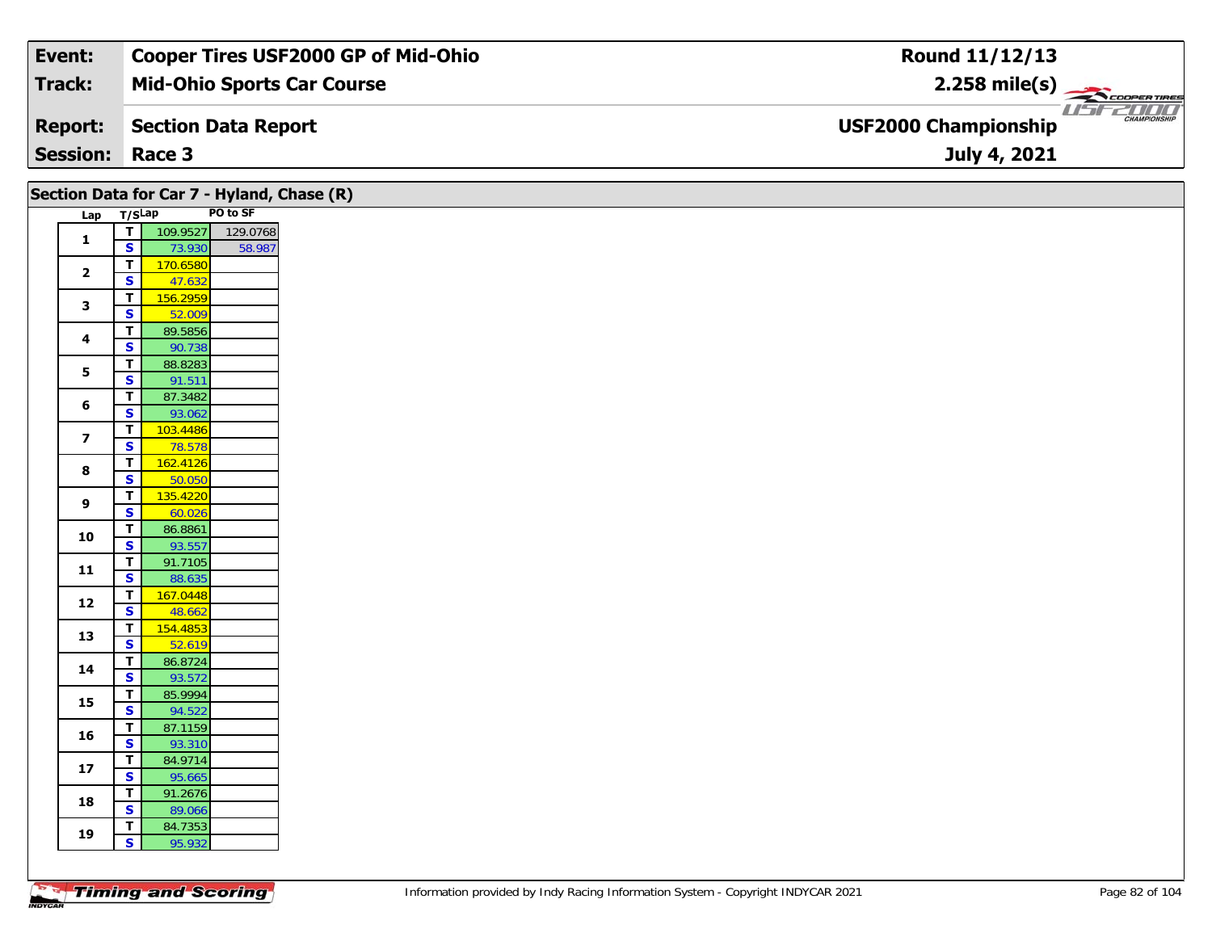| Event: | Cooper Tires USF2000 GP of Mid-Ohio | Round 11/12/13 |
|---|---|---|
| Track: | Mid-Ohio Sports Car Course | 2.258 mile(s) |
| Report: | Section Data Report | USF2000 Championship |
| Session: | Race 3 | July 4, 2021 |

## Section Data for Car 7 - Hyland, Chase (R)

| Lap | T/S | Lap | PO to SF |
|---|---|---|---|
| 1 | T | 109.9527 | 129.0768 |
|  | S | 73.930 | 58.987 |
| 2 | T | 170.6580 |  |
|  | S | 47.632 |  |
| 3 | T | 156.2959 |  |
|  | S | 52.009 |  |
| 4 | T | 89.5856 |  |
|  | S | 90.738 |  |
| 5 | T | 88.8283 |  |
|  | S | 91.511 |  |
| 6 | T | 87.3482 |  |
|  | S | 93.062 |  |
| 7 | T | 103.4486 |  |
|  | S | 78.578 |  |
| 8 | T | 162.4126 |  |
|  | S | 50.050 |  |
| 9 | T | 135.4220 |  |
|  | S | 60.026 |  |
| 10 | T | 86.8861 |  |
|  | S | 93.557 |  |
| 11 | T | 91.7105 |  |
|  | S | 88.635 |  |
| 12 | T | 167.0448 |  |
|  | S | 48.662 |  |
| 13 | T | 154.4853 |  |
|  | S | 52.619 |  |
| 14 | T | 86.8724 |  |
|  | S | 93.572 |  |
| 15 | T | 85.9994 |  |
|  | S | 94.522 |  |
| 16 | T | 87.1159 |  |
|  | S | 93.310 |  |
| 17 | T | 84.9714 |  |
|  | S | 95.665 |  |
| 18 | T | 91.2676 |  |
|  | S | 89.066 |  |
| 19 | T | 84.7353 |  |
|  | S | 95.932 |  |

Information provided by Indy Racing Information System - Copyright INDYCAR 2021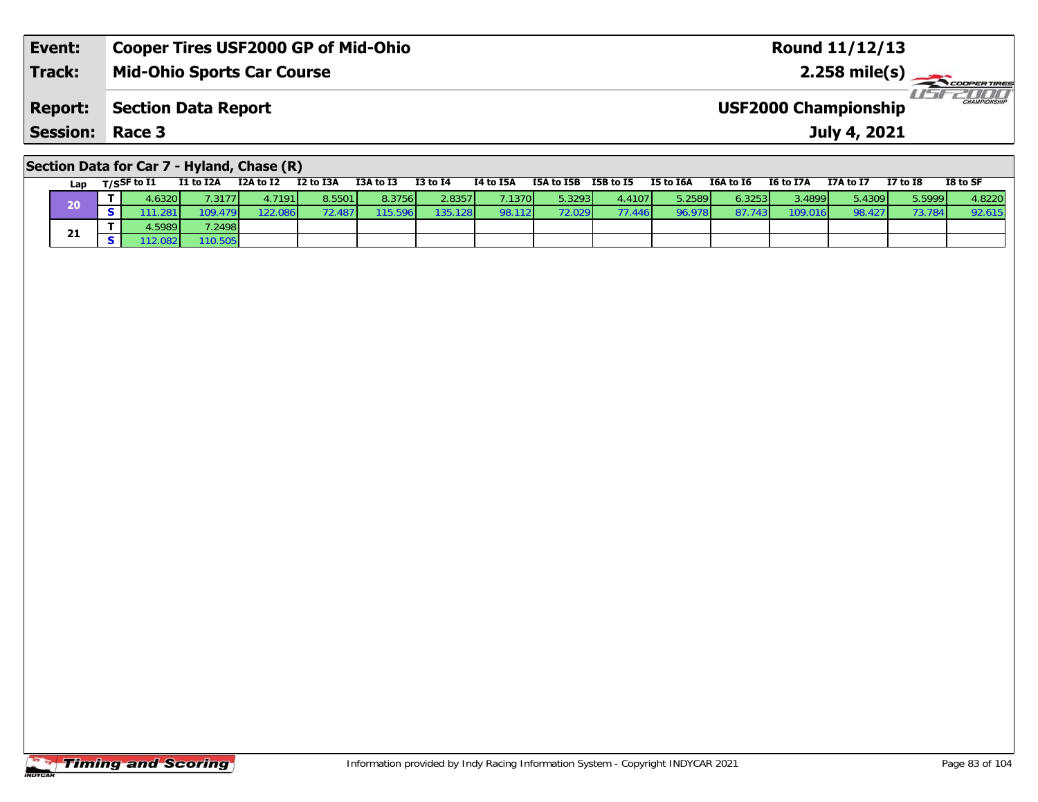| **Event:** | **Cooper Tires USF2000 GP of Mid-Ohio** | **Round 11/12/13** |
|---|---|---|
| **Track:** | **Mid-Ohio Sports Car Course** | **2.258 mile(s)** |
| **Report:** | **Section Data Report** | **USF2000 Championship** |
| **Session:** | **Race 3** | **July 4, 2021** |

## Section Data for Car 7 - Hyland, Chase (R)

| Lap | T/S | SF to I1 | I1 to I2A | I2A to I2 | I2 to I3A | I3A to I3 | I3 to I4 | I4 to I5A | I5A to I5B | I5B to I5 | I5 to I6A | I6A to I6 | I6 to I7A | I7A to I7 | I7 to I8 | I8 to SF |
|---|---|---|---|---|---|---|---|---|---|---|---|---|---|---|---|---|
| 20 | T | 4.6320 | 7.3177 | 4.7191 | 8.5501 | 8.3756 | 2.8357 | 7.1370 | 5.3293 | 4.4107 | 5.2589 | 6.3253 | 3.4899 | 5.4309 | 5.5999 | 4.8220 |
| | S | 111.281 | 109.479 | 122.086 | 72.487 | 115.596 | 135.128 | 98.112 | 72.029 | 77.446 | 96.978 | 87.743 | 109.016 | 98.427 | 73.784 | 92.615 |
| 21 | T | 4.5989 | 7.2498 | | | | | | | | | | | | | |
| | S | 112.082 | 110.505 | | | | | | | | | | | | | |

Information provided by Indy Racing Information System - Copyright INDYCAR 2021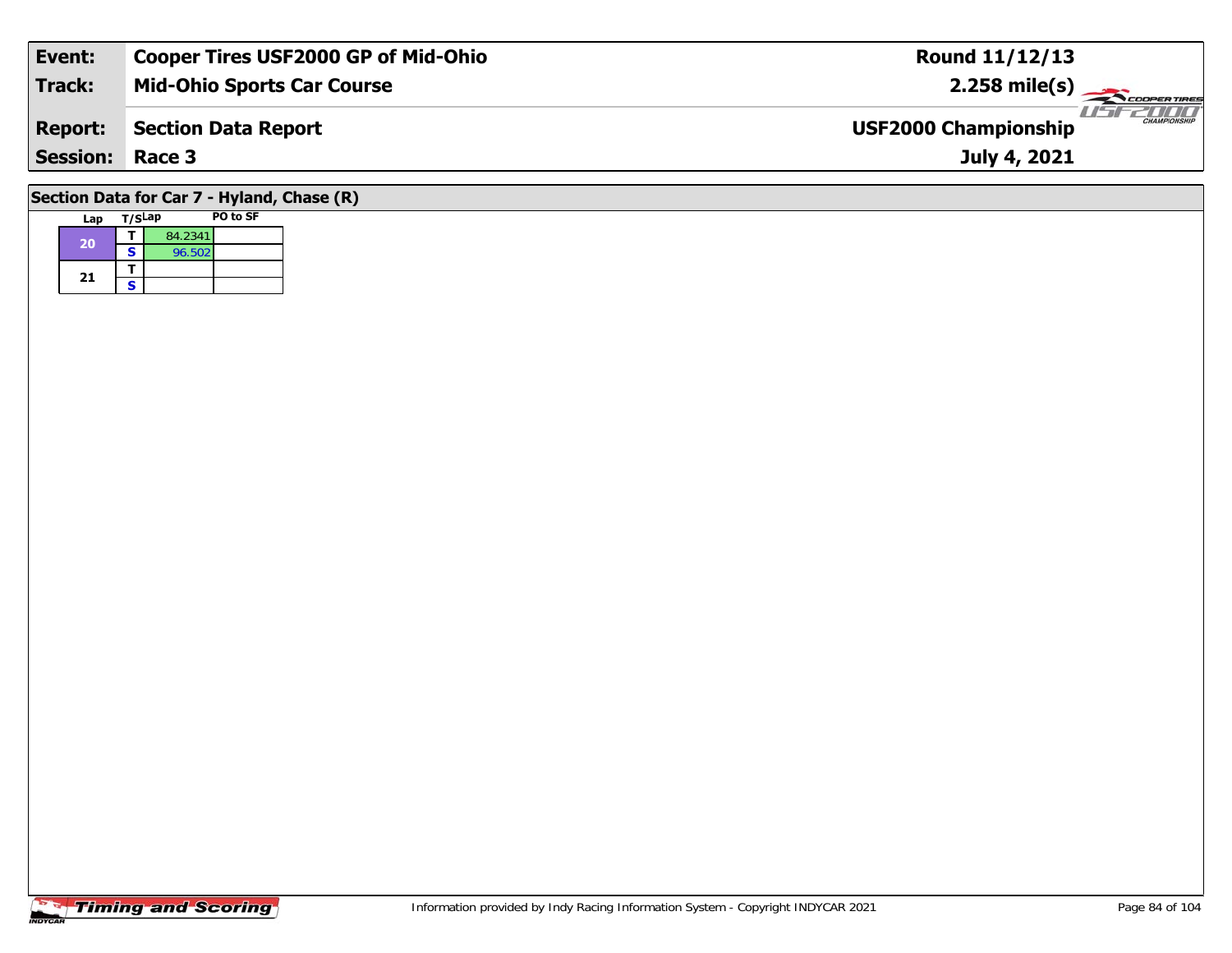| Event: | Cooper Tires USF2000 GP of Mid-Ohio | Round 11/12/13 |
| --- | --- | --- |
| Track: | Mid-Ohio Sports Car Course | 2.258 mile(s) |
| Report: | Section Data Report | USF2000 Championship |
| Session: | Race 3 | July 4, 2021 |

## Section Data for Car 7 - Hyland, Chase (R)

| Lap | T/S | Lap | PO to SF |
| --- | --- | --- | --- |
| 20 | T | 84.2341 | |
| | S | 96.502 | |
| 21 | T | | |
| | S | | |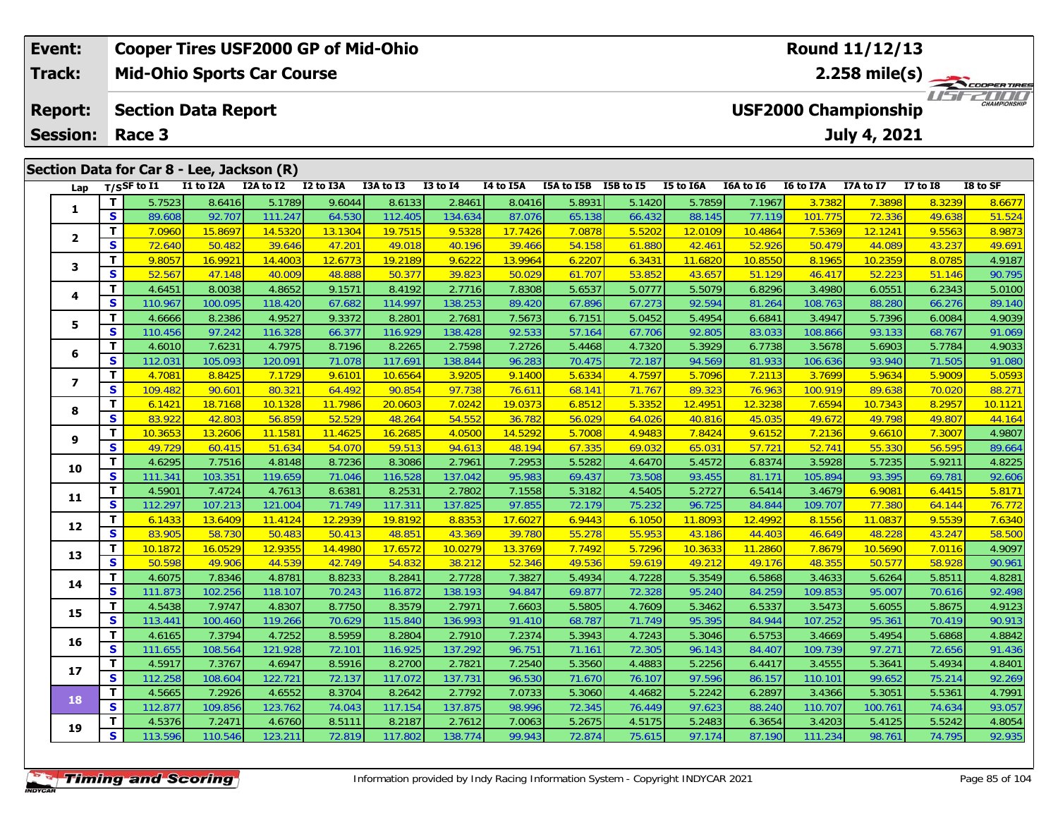| Event: | Cooper Tires USF2000 GP of Mid-Ohio | Round 11/12/13 |
|---|---|---|
| Track: | Mid-Ohio Sports Car Course | 2.258 mile(s) |
| Report: | Section Data Report | USF2000 Championship |
| Session: | Race 3 | July 4, 2021 |

## Section Data for Car 8 - Lee, Jackson (R)

| Lap | T/S | SF to I1 | I1 to I2A | I2A to I2 | I2 to I3A | I3A to I3 | I3 to I4 | I4 to I5A | I5A to I5B | I5B to I5 | I5 to I6A | I6A to I6 | I6 to I7A | I7A to I7 | I7 to I8 | I8 to SF |
|---|---|---|---|---|---|---|---|---|---|---|---|---|---|---|---|---|
| 1 | T | 5.7523 | 8.6416 | 5.1789 | 9.6044 | 8.6133 | 2.8461 | 8.0416 | 5.8931 | 5.1420 | 5.7859 | 7.1967 | 3.7382 | 7.3898 | 8.3239 | 8.6677 |
| | S | 89.608 | 92.707 | 111.247 | 64.530 | 112.405 | 134.634 | 87.076 | 65.138 | 66.432 | 88.145 | 77.119 | 101.775 | 72.336 | 49.638 | 51.524 |
| 2 | T | 7.0960 | 15.8697 | 14.5320 | 13.1304 | 19.7515 | 9.5328 | 17.7426 | 7.0878 | 5.5202 | 12.0109 | 10.4864 | 7.5369 | 12.1241 | 9.5563 | 8.9873 |
| | S | 72.640 | 50.482 | 39.646 | 47.201 | 49.018 | 40.196 | 39.466 | 54.158 | 61.880 | 42.461 | 52.926 | 50.479 | 44.089 | 43.237 | 49.691 |
| 3 | T | 9.8057 | 16.9921 | 14.4003 | 12.6773 | 19.2189 | 9.6222 | 13.9964 | 6.2207 | 6.3431 | 11.6820 | 10.8550 | 8.1965 | 10.2359 | 8.0785 | 4.9187 |
| | S | 52.567 | 47.148 | 40.009 | 48.888 | 50.377 | 39.823 | 50.029 | 61.707 | 53.852 | 43.657 | 51.129 | 46.417 | 52.223 | 51.146 | 90.795 |
| 4 | T | 4.6451 | 8.0038 | 4.8652 | 9.1571 | 8.4192 | 2.7716 | 7.8308 | 5.6537 | 5.0777 | 5.5079 | 6.8296 | 3.4980 | 6.0551 | 6.2343 | 5.0100 |
| | S | 110.967 | 100.095 | 118.420 | 67.682 | 114.997 | 138.253 | 89.420 | 67.896 | 67.273 | 92.594 | 81.264 | 108.763 | 88.280 | 66.276 | 89.140 |
| 5 | T | 4.6666 | 8.2386 | 4.9527 | 9.3372 | 8.2801 | 2.7681 | 7.5673 | 6.7151 | 5.0452 | 5.4954 | 6.6841 | 3.4947 | 5.7396 | 6.0084 | 4.9039 |
| | S | 110.456 | 97.242 | 116.328 | 66.377 | 116.929 | 138.428 | 92.533 | 57.164 | 67.706 | 92.805 | 83.033 | 108.866 | 93.133 | 68.767 | 91.069 |
| 6 | T | 4.6010 | 7.6231 | 4.7975 | 8.7196 | 8.2265 | 2.7598 | 7.2726 | 5.4468 | 4.7320 | 5.3929 | 6.7738 | 3.5678 | 5.6903 | 5.7784 | 4.9033 |
| | S | 112.031 | 105.093 | 120.091 | 71.078 | 117.691 | 138.844 | 96.283 | 70.475 | 72.187 | 94.569 | 81.933 | 106.636 | 93.940 | 71.505 | 91.080 |
| 7 | T | 4.7081 | 8.8425 | 7.1729 | 9.6101 | 10.6564 | 3.9205 | 9.1400 | 5.6334 | 4.7597 | 5.7096 | 7.2113 | 3.7699 | 5.9634 | 5.9009 | 5.0593 |
| | S | 109.482 | 90.601 | 80.321 | 64.492 | 90.854 | 97.738 | 76.611 | 68.141 | 71.767 | 89.323 | 76.963 | 100.919 | 89.638 | 70.020 | 88.271 |
| 8 | T | 6.1421 | 18.7168 | 10.1328 | 11.7986 | 20.0603 | 7.0242 | 19.0373 | 6.8512 | 5.3352 | 12.4951 | 12.3238 | 7.6594 | 10.7343 | 8.2957 | 10.1121 |
| | S | 83.922 | 42.803 | 56.859 | 52.529 | 48.264 | 54.552 | 36.782 | 56.029 | 64.026 | 40.816 | 45.035 | 49.672 | 49.798 | 49.807 | 44.164 |
| 9 | T | 10.3653 | 13.2606 | 11.1581 | 11.4625 | 16.2685 | 4.0500 | 14.5292 | 5.7008 | 4.9483 | 7.8424 | 9.6152 | 7.2136 | 9.6610 | 7.3007 | 4.9807 |
| | S | 49.729 | 60.415 | 51.634 | 54.070 | 59.513 | 94.613 | 48.194 | 67.335 | 69.032 | 65.031 | 57.721 | 52.741 | 55.330 | 56.595 | 89.664 |
| 10 | T | 4.6295 | 7.7516 | 4.8148 | 8.7236 | 8.3086 | 2.7961 | 7.2953 | 5.5282 | 4.6470 | 5.4572 | 6.8374 | 3.5928 | 5.7235 | 5.9211 | 4.8225 |
| | S | 111.341 | 103.351 | 119.659 | 71.046 | 116.528 | 137.042 | 95.983 | 69.437 | 73.508 | 93.455 | 81.171 | 105.894 | 93.395 | 69.781 | 92.606 |
| 11 | T | 4.5901 | 7.4724 | 4.7613 | 8.6381 | 8.2531 | 2.7802 | 7.1558 | 5.3182 | 4.5405 | 5.2727 | 6.5414 | 3.4679 | 6.9081 | 6.4415 | 5.8171 |
| | S | 112.297 | 107.213 | 121.004 | 71.749 | 117.311 | 137.825 | 97.855 | 72.179 | 75.232 | 96.725 | 84.844 | 109.707 | 77.380 | 64.144 | 76.772 |
| 12 | T | 6.1433 | 13.6409 | 11.4124 | 12.2939 | 19.8192 | 8.8353 | 17.6027 | 6.9443 | 6.1050 | 11.8093 | 12.4992 | 8.1556 | 11.0837 | 9.5539 | 7.6340 |
| | S | 83.905 | 58.730 | 50.483 | 50.413 | 48.851 | 43.369 | 39.780 | 55.278 | 55.953 | 43.186 | 44.403 | 46.649 | 48.228 | 43.247 | 58.500 |
| 13 | T | 10.1872 | 16.0529 | 12.9355 | 14.4980 | 17.6572 | 10.0279 | 13.3769 | 7.7492 | 5.7296 | 10.3633 | 11.2860 | 7.8679 | 10.5690 | 7.0116 | 4.9097 |
| | S | 50.598 | 49.906 | 44.539 | 42.749 | 54.832 | 38.212 | 52.346 | 49.536 | 59.619 | 49.212 | 49.176 | 48.355 | 50.577 | 58.928 | 90.961 |
| 14 | T | 4.6075 | 7.8346 | 4.8781 | 8.8233 | 8.2841 | 2.7728 | 7.3827 | 5.4934 | 4.7228 | 5.3549 | 6.5868 | 3.4633 | 5.6264 | 5.8511 | 4.8281 |
| | S | 111.873 | 102.256 | 118.107 | 70.243 | 116.872 | 138.193 | 94.847 | 69.877 | 72.328 | 95.240 | 84.259 | 109.853 | 95.007 | 70.616 | 92.498 |
| 15 | T | 4.5438 | 7.9747 | 4.8307 | 8.7750 | 8.3579 | 2.7971 | 7.6603 | 5.5805 | 4.7609 | 5.3462 | 6.5337 | 3.5473 | 5.6055 | 5.8675 | 4.9123 |
| | S | 113.441 | 100.460 | 119.266 | 70.629 | 115.840 | 136.993 | 91.410 | 68.787 | 71.749 | 95.395 | 84.944 | 107.252 | 95.361 | 70.419 | 90.913 |
| 16 | T | 4.6165 | 7.3794 | 4.7252 | 8.5959 | 8.2804 | 2.7910 | 7.2374 | 5.3943 | 4.7243 | 5.3046 | 6.5753 | 3.4669 | 5.4954 | 5.6868 | 4.8842 |
| | S | 111.655 | 108.564 | 121.928 | 72.101 | 116.925 | 137.292 | 96.751 | 71.161 | 72.305 | 96.143 | 84.407 | 109.739 | 97.271 | 72.656 | 91.436 |
| 17 | T | 4.5917 | 7.3767 | 4.6947 | 8.5916 | 8.2700 | 2.7821 | 7.2540 | 5.3560 | 4.4883 | 5.2256 | 6.4417 | 3.4555 | 5.3641 | 5.4934 | 4.8401 |
| | S | 112.258 | 108.604 | 122.721 | 72.137 | 117.072 | 137.731 | 96.530 | 71.670 | 76.107 | 97.596 | 86.157 | 110.101 | 99.652 | 75.214 | 92.269 |
| 18 | T | 4.5665 | 7.2926 | 4.6552 | 8.3704 | 8.2642 | 2.7792 | 7.0733 | 5.3060 | 4.4682 | 5.2242 | 6.2897 | 3.4366 | 5.3051 | 5.5361 | 4.7991 |
| | S | 112.877 | 109.856 | 123.762 | 74.043 | 117.154 | 137.875 | 98.996 | 72.345 | 76.449 | 97.623 | 88.240 | 110.707 | 100.761 | 74.634 | 93.057 |
| 19 | T | 4.5376 | 7.2471 | 4.6760 | 8.5111 | 8.2187 | 2.7612 | 7.0063 | 5.2675 | 4.5175 | 5.2483 | 6.3654 | 3.4203 | 5.4125 | 5.5242 | 4.8054 |
| | S | 113.596 | 110.546 | 123.211 | 72.819 | 117.802 | 138.774 | 99.943 | 72.874 | 75.615 | 97.174 | 87.190 | 111.234 | 98.761 | 74.795 | 92.935 |

Information provided by Indy Racing Information System - Copyright INDYCAR 2021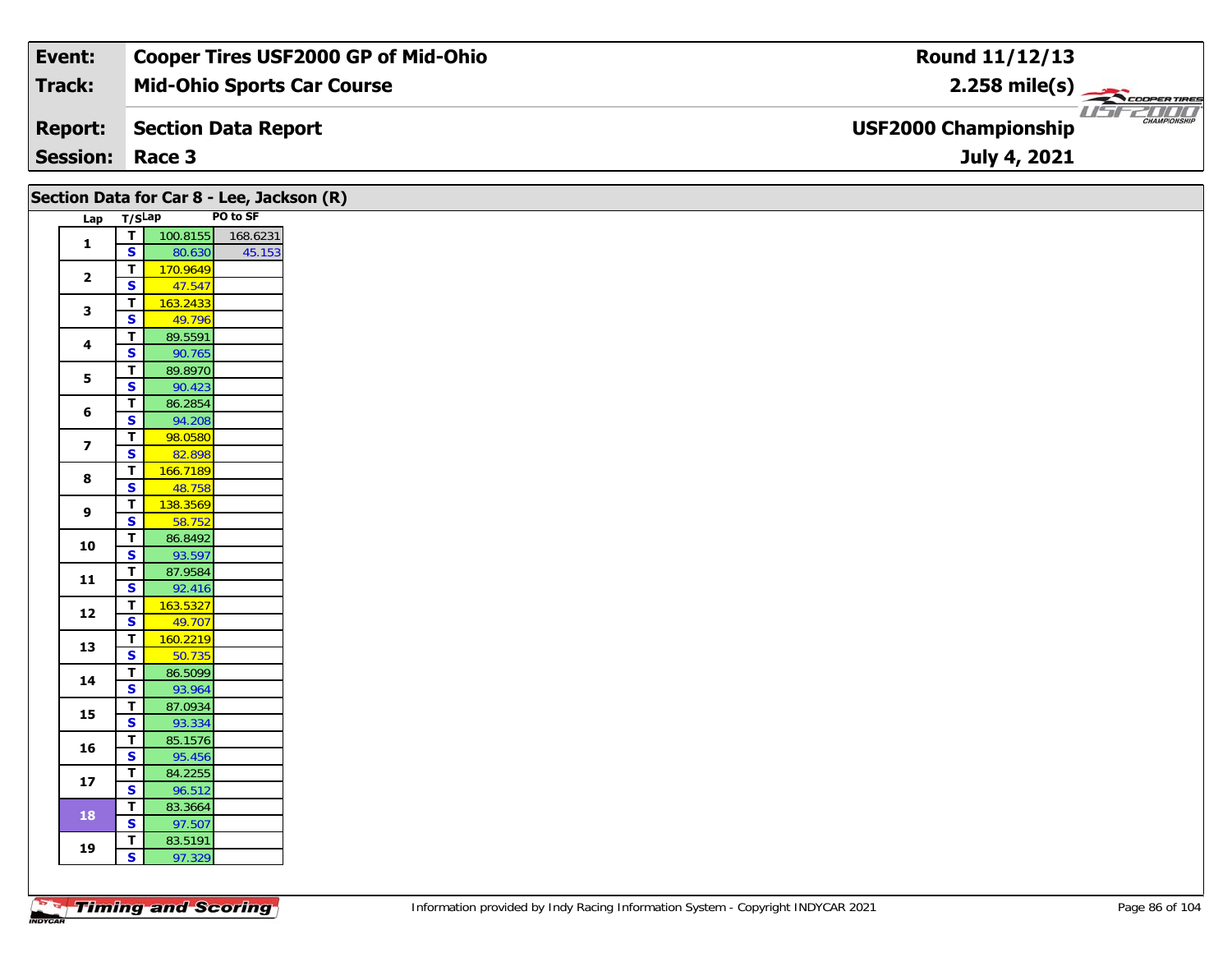| Event: | Cooper Tires USF2000 GP of Mid-Ohio | Round 11/12/13 |
|---|---|---|
| Track: | Mid-Ohio Sports Car Course | 2.258 mile(s) |
| Report: | Section Data Report | USF2000 Championship |
| Session: | Race 3 | July 4, 2021 |

## Section Data for Car 8 - Lee, Jackson (R)

| Lap | T/S | Lap | PO to SF |
|---|---|---|---|
| 1 | T | 100.8155 | 168.6231 |
| | S | 80.630 | 45.153 |
| 2 | T | 170.9649 | |
| | S | 47.547 | |
| 3 | T | 163.2433 | |
| | S | 49.796 | |
| 4 | T | 89.5591 | |
| | S | 90.765 | |
| 5 | T | 89.8970 | |
| | S | 90.423 | |
| 6 | T | 86.2854 | |
| | S | 94.208 | |
| 7 | T | 98.0580 | |
| | S | 82.898 | |
| 8 | T | 166.7189 | |
| | S | 48.758 | |
| 9 | T | 138.3569 | |
| | S | 58.752 | |
| 10 | T | 86.8492 | |
| | S | 93.597 | |
| 11 | T | 87.9584 | |
| | S | 92.416 | |
| 12 | T | 163.5327 | |
| | S | 49.707 | |
| 13 | T | 160.2219 | |
| | S | 50.735 | |
| 14 | T | 86.5099 | |
| | S | 93.964 | |
| 15 | T | 87.0934 | |
| | S | 93.334 | |
| 16 | T | 85.1576 | |
| | S | 95.456 | |
| 17 | T | 84.2255 | |
| | S | 96.512 | |
| 18 | T | 83.3664 | |
| | S | 97.507 | |
| 19 | T | 83.5191 | |
| | S | 97.329 | |

Information provided by Indy Racing Information System - Copyright INDYCAR 2021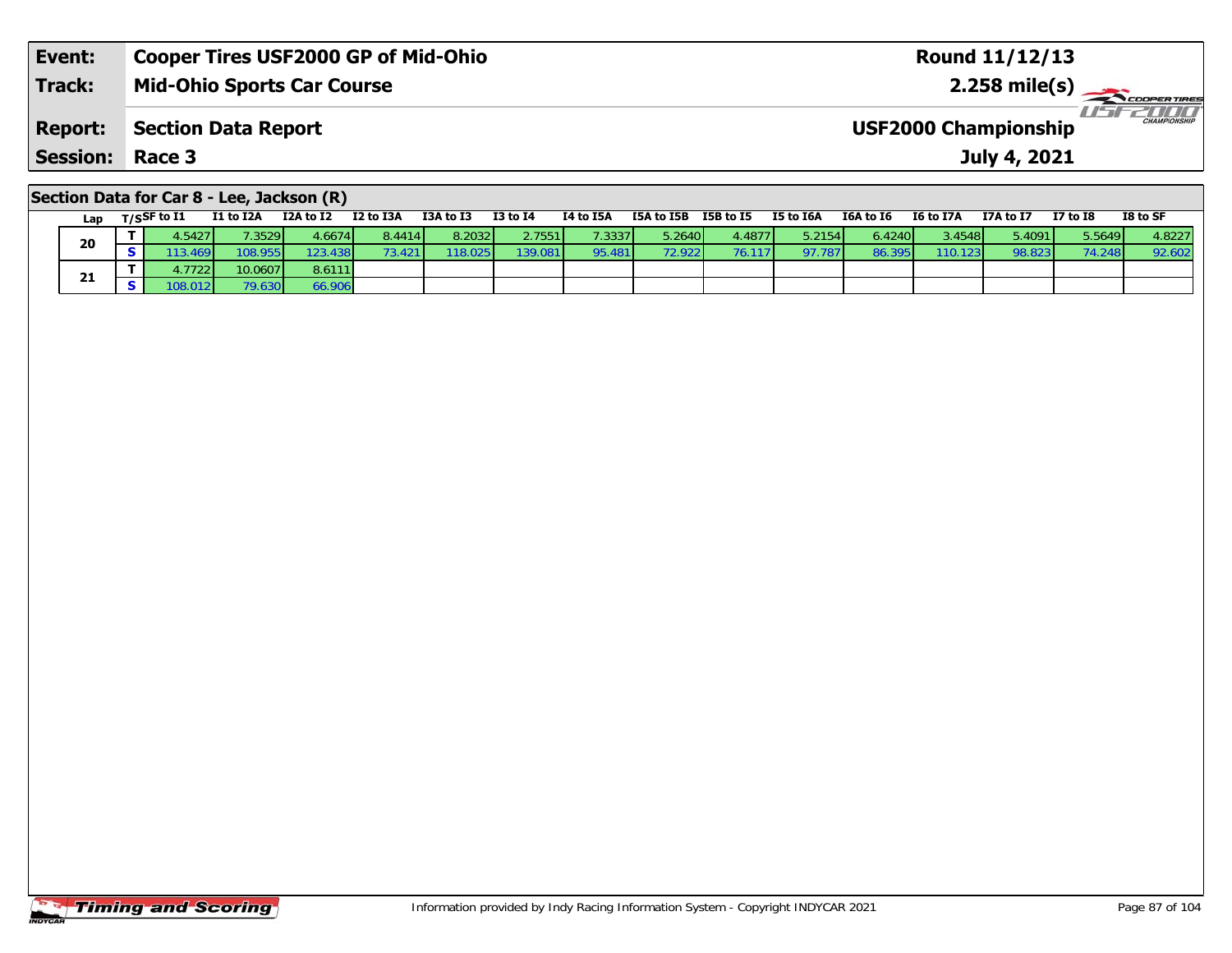| Event: | Cooper Tires USF2000 GP of Mid-Ohio | Round 11/12/13 |
|---|---|---|
| Track: | Mid-Ohio Sports Car Course | 2.258 mile(s) |
| Report: | Section Data Report | USF2000 Championship |
| Session: | Race 3 | July 4, 2021 |

## Section Data for Car 8 - Lee, Jackson (R)

| Lap | T/S | SF to I1 | I1 to I2A | I2A to I2 | I2 to I3A | I3A to I3 | I3 to I4 | I4 to I5A | I5A to I5B | I5B to I5 | I5 to I6A | I6A to I6 | I6 to I7A | I7A to I7 | I7 to I8 | I8 to SF |
|---|---|---|---|---|---|---|---|---|---|---|---|---|---|---|---|---|
| 20 | T | 4.5427 | 7.3529 | 4.6674 | 8.4414 | 8.2032 | 2.7551 | 7.3337 | 5.2640 | 4.4877 | 5.2154 | 6.4240 | 3.4548 | 5.4091 | 5.5649 | 4.8227 |
| | S | 113.469 | 108.955 | 123.438 | 73.421 | 118.025 | 139.081 | 95.481 | 72.922 | 76.117 | 97.787 | 86.395 | 110.123 | 98.823 | 74.248 | 92.602 |
| 21 | T | 4.7722 | 10.0607 | 8.6111 | | | | | | | | | | | | |
| | S | 108.012 | 79.630 | 66.906 | | | | | | | | | | | | |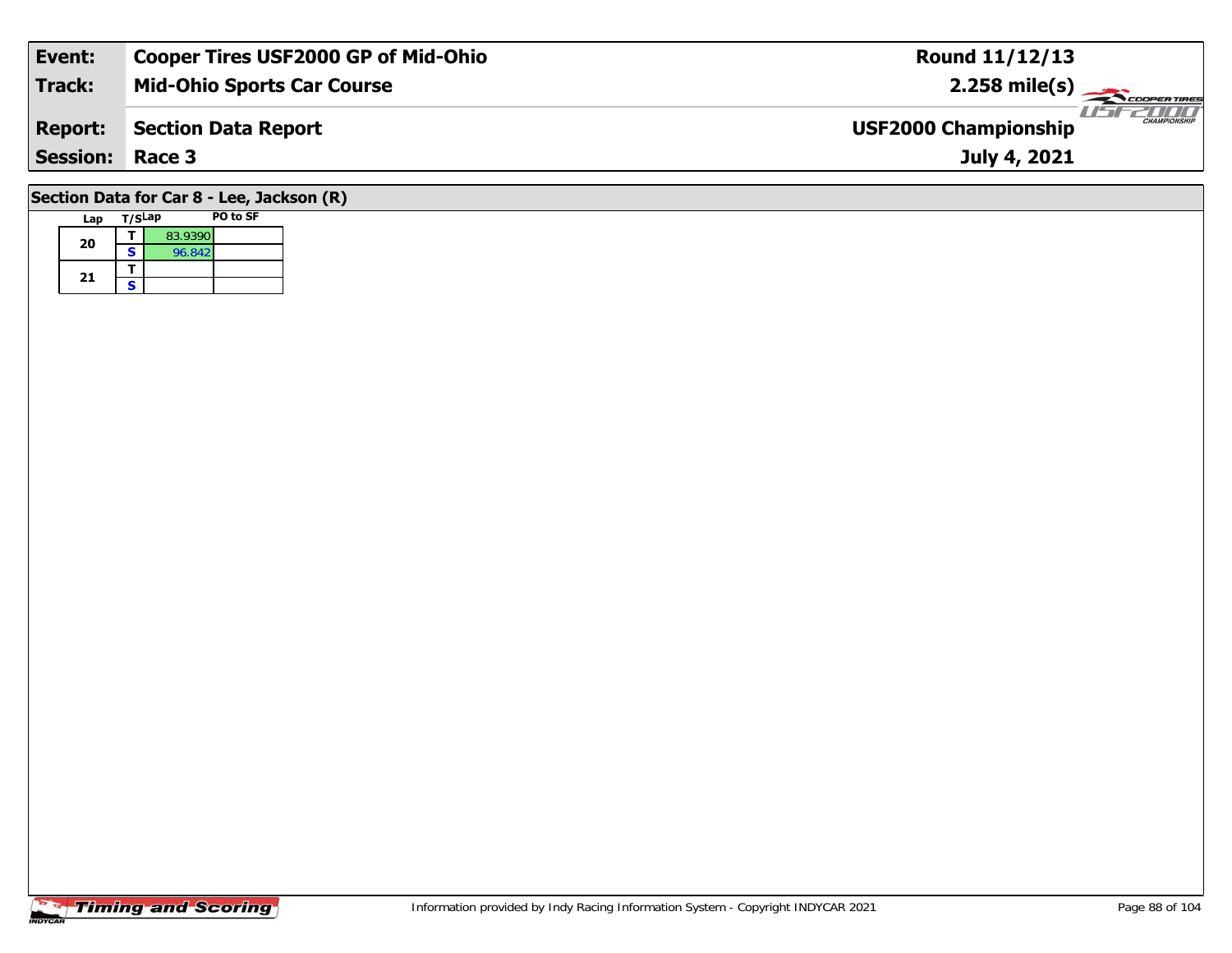| Event: | Cooper Tires USF2000 GP of Mid-Ohio | Round 11/12/13 |
|---|---|---|
| Track: | Mid-Ohio Sports Car Course | 2.258 mile(s) |
| Report: | Section Data Report | USF2000 Championship |
| Session: | Race 3 | July 4, 2021 |

## Section Data for Car 8 - Lee, Jackson (R)

| Lap | T/S | Lap | PO to SF |
|---|---|---|---|
| 20 | T | 83.9390 | |
| | S | 96.842 | |
| 21 | T | | |
| | S | | |

Information provided by Indy Racing Information System - Copyright INDYCAR 2021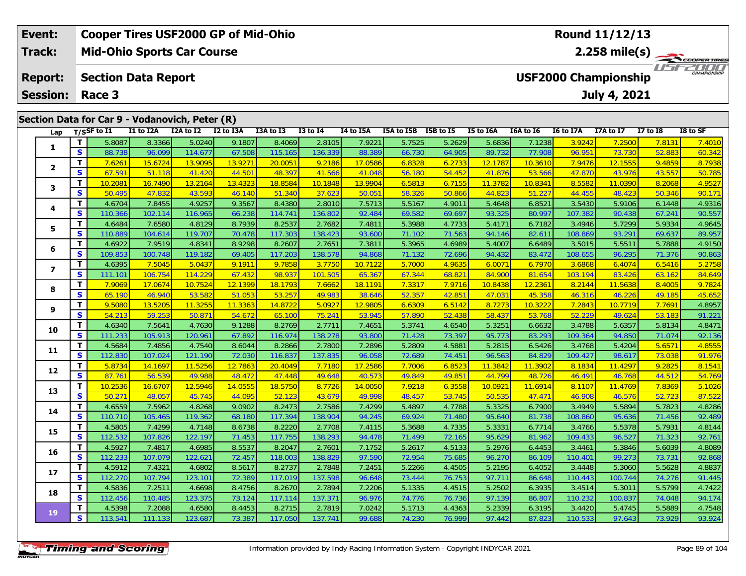| Event: | Cooper Tires USF2000 GP of Mid-Ohio | Round 11/12/13 |
|---|---|---|
| Track: | Mid-Ohio Sports Car Course | 2.258 mile(s) |
| Report: | Section Data Report | USF2000 Championship |
| Session: | Race 3 | July 4, 2021 |

## Section Data for Car 9 - Vodanovich, Peter (R)

| Lap | T/S | SF to I1 | I1 to I2A | I2A to I2 | I2 to I3A | I3A to I3 | I3 to I4 | I4 to I5A | I5A to I5B | I5B to I5 | I5 to I6A | I6A to I6 | I6 to I7A | I7A to I7 | I7 to I8 | I8 to SF |
|---|---|---|---|---|---|---|---|---|---|---|---|---|---|---|---|---|
| 1 | T | 5.8087 | 8.3366 | 5.0240 | 9.1807 | 8.4069 | 2.8105 | 7.9221 | 5.7525 | 5.2629 | 5.6836 | 7.1238 | 3.9242 | 7.2500 | 7.8131 | 7.4010 |
| | S | 88.738 | 96.099 | 114.677 | 67.508 | 115.165 | 136.339 | 88.389 | 66.730 | 64.905 | 89.732 | 77.908 | 96.951 | 73.730 | 52.883 | 60.342 |
| 2 | T | 7.6261 | 15.6724 | 13.9095 | 13.9271 | 20.0051 | 9.2186 | 17.0586 | 6.8328 | 6.2733 | 12.1787 | 10.3610 | 7.9476 | 12.1555 | 9.4859 | 8.7938 |
| | S | 67.591 | 51.118 | 41.420 | 44.501 | 48.397 | 41.566 | 41.048 | 56.180 | 54.452 | 41.876 | 53.566 | 47.870 | 43.976 | 43.557 | 50.785 |
| 3 | T | 10.2081 | 16.7490 | 13.2164 | 13.4323 | 18.8584 | 10.1848 | 13.9904 | 6.5813 | 6.7155 | 11.3782 | 10.8341 | 8.5582 | 11.0390 | 8.2068 | 4.9527 |
| | S | 50.495 | 47.832 | 43.593 | 46.140 | 51.340 | 37.623 | 50.051 | 58.326 | 50.866 | 44.823 | 51.227 | 44.455 | 48.423 | 50.346 | 90.171 |
| 4 | T | 4.6704 | 7.8455 | 4.9257 | 9.3567 | 8.4380 | 2.8010 | 7.5713 | 5.5167 | 4.9011 | 5.4648 | 6.8521 | 3.5430 | 5.9106 | 6.1448 | 4.9316 |
| | S | 110.366 | 102.114 | 116.965 | 66.238 | 114.741 | 136.802 | 92.484 | 69.582 | 69.697 | 93.325 | 80.997 | 107.382 | 90.438 | 67.241 | 90.557 |
| 5 | T | 4.6484 | 7.6580 | 4.8129 | 8.7939 | 8.2537 | 2.7682 | 7.4811 | 5.3988 | 4.7733 | 5.4171 | 6.7182 | 3.4946 | 5.7299 | 5.9334 | 4.9645 |
| | S | 110.889 | 104.614 | 119.707 | 70.478 | 117.303 | 138.423 | 93.600 | 71.102 | 71.563 | 94.146 | 82.611 | 108.869 | 93.291 | 69.637 | 89.957 |
| 6 | T | 4.6922 | 7.9519 | 4.8341 | 8.9298 | 8.2607 | 2.7651 | 7.3811 | 5.3965 | 4.6989 | 5.4007 | 6.6489 | 3.5015 | 5.5511 | 5.7888 | 4.9150 |
| | S | 109.853 | 100.748 | 119.182 | 69.405 | 117.203 | 138.578 | 94.868 | 71.132 | 72.696 | 94.432 | 83.472 | 108.655 | 96.295 | 71.376 | 90.863 |
| 7 | T | 4.6395 | 7.5045 | 5.0437 | 9.1911 | 9.7858 | 3.7750 | 10.7122 | 5.7000 | 4.9635 | 6.0071 | 6.7970 | 3.6868 | 6.4074 | 6.5416 | 5.2758 |
| | S | 111.101 | 106.754 | 114.229 | 67.432 | 98.937 | 101.505 | 65.367 | 67.344 | 68.821 | 84.900 | 81.654 | 103.194 | 83.426 | 63.162 | 84.649 |
| 8 | T | 7.9069 | 17.0674 | 10.7524 | 12.1399 | 18.1793 | 7.6662 | 18.1191 | 7.3317 | 7.9716 | 10.8438 | 12.2361 | 8.2144 | 11.5638 | 8.4005 | 9.7824 |
| | S | 65.190 | 46.940 | 53.582 | 51.053 | 53.257 | 49.983 | 38.646 | 52.357 | 42.851 | 47.031 | 45.358 | 46.316 | 46.226 | 49.185 | 45.652 |
| 9 | T | 9.5080 | 13.5205 | 11.3255 | 11.3363 | 14.8722 | 5.0927 | 12.9805 | 6.6309 | 6.5142 | 8.7273 | 10.3222 | 7.2843 | 10.7719 | 7.7691 | 4.8957 |
| | S | 54.213 | 59.253 | 50.871 | 54.672 | 65.100 | 75.241 | 53.945 | 57.890 | 52.438 | 58.437 | 53.768 | 52.229 | 49.624 | 53.183 | 91.221 |
| 10 | T | 4.6340 | 7.5641 | 4.7630 | 9.1288 | 8.2769 | 2.7711 | 7.4651 | 5.3741 | 4.6540 | 5.3251 | 6.6632 | 3.4788 | 5.6357 | 5.8134 | 4.8471 |
| | S | 111.233 | 105.913 | 120.961 | 67.892 | 116.974 | 138.278 | 93.800 | 71.428 | 73.397 | 95.773 | 83.293 | 109.364 | 94.850 | 71.074 | 92.136 |
| 11 | T | 4.5684 | 7.4856 | 4.7540 | 8.6044 | 8.2866 | 2.7800 | 7.2896 | 5.2809 | 4.5881 | 5.2815 | 6.5426 | 3.4768 | 5.4204 | 5.6571 | 4.8555 |
| | S | 112.830 | 107.024 | 121.190 | 72.030 | 116.837 | 137.835 | 96.058 | 72.689 | 74.451 | 96.563 | 84.829 | 109.427 | 98.617 | 73.038 | 91.976 |
| 12 | T | 5.8734 | 14.1697 | 11.5256 | 12.7863 | 20.4049 | 7.7180 | 17.2586 | 7.7006 | 6.8523 | 11.3842 | 11.3902 | 8.1834 | 11.4297 | 9.2825 | 8.1541 |
| | S | 87.761 | 56.539 | 49.988 | 48.472 | 47.448 | 49.648 | 40.573 | 49.849 | 49.851 | 44.799 | 48.726 | 46.491 | 46.768 | 44.512 | 54.769 |
| 13 | T | 10.2536 | 16.6707 | 12.5946 | 14.0555 | 18.5750 | 8.7726 | 14.0050 | 7.9218 | 6.3558 | 10.0921 | 11.6914 | 8.1107 | 11.4769 | 7.8369 | 5.1026 |
| | S | 50.271 | 48.057 | 45.745 | 44.095 | 52.123 | 43.679 | 49.998 | 48.457 | 53.745 | 50.535 | 47.471 | 46.908 | 46.576 | 52.723 | 87.522 |
| 14 | T | 4.6559 | 7.5962 | 4.8268 | 9.0902 | 8.2473 | 2.7586 | 7.4299 | 5.4897 | 4.7788 | 5.3325 | 6.7900 | 3.4949 | 5.5894 | 5.7823 | 4.8286 |
| | S | 110.710 | 105.465 | 119.362 | 68.180 | 117.394 | 138.904 | 94.245 | 69.924 | 71.480 | 95.640 | 81.738 | 108.860 | 95.636 | 71.456 | 92.489 |
| 15 | T | 4.5805 | 7.4299 | 4.7148 | 8.6738 | 8.2220 | 2.7708 | 7.4115 | 5.3688 | 4.7335 | 5.3331 | 6.7714 | 3.4766 | 5.5378 | 5.7931 | 4.8144 |
| | S | 112.532 | 107.826 | 122.197 | 71.453 | 117.755 | 138.293 | 94.478 | 71.499 | 72.165 | 95.629 | 81.962 | 109.433 | 96.527 | 71.323 | 92.761 |
| 16 | T | 4.5927 | 7.4817 | 4.6985 | 8.5537 | 8.2047 | 2.7601 | 7.1752 | 5.2617 | 4.5133 | 5.2976 | 6.4453 | 3.4461 | 5.3846 | 5.6039 | 4.8089 |
| | S | 112.233 | 107.079 | 122.621 | 72.457 | 118.003 | 138.829 | 97.590 | 72.954 | 75.685 | 96.270 | 86.109 | 110.401 | 99.273 | 73.731 | 92.868 |
| 17 | T | 4.5912 | 7.4321 | 4.6802 | 8.5617 | 8.2737 | 2.7848 | 7.2451 | 5.2266 | 4.4505 | 5.2195 | 6.4052 | 3.4448 | 5.3060 | 5.5628 | 4.8837 |
| | S | 112.270 | 107.794 | 123.101 | 72.389 | 117.019 | 137.598 | 96.648 | 73.444 | 76.753 | 97.711 | 86.648 | 110.443 | 100.744 | 74.276 | 91.445 |
| 18 | T | 4.5836 | 7.2511 | 4.6698 | 8.4756 | 8.2670 | 2.7894 | 7.2206 | 5.1335 | 4.4515 | 5.2502 | 6.3935 | 3.4514 | 5.3011 | 5.5799 | 4.7422 |
| | S | 112.456 | 110.485 | 123.375 | 73.124 | 117.114 | 137.371 | 96.976 | 74.776 | 76.736 | 97.139 | 86.807 | 110.232 | 100.837 | 74.048 | 94.174 |
| 19 | T | 4.5398 | 7.2088 | 4.6580 | 8.4453 | 8.2715 | 2.7819 | 7.0242 | 5.1713 | 4.4363 | 5.2339 | 6.3195 | 3.4420 | 5.4745 | 5.5889 | 4.7548 |
| | S | 113.541 | 111.133 | 123.687 | 73.387 | 117.050 | 137.741 | 99.688 | 74.230 | 76.999 | 97.442 | 87.823 | 110.533 | 97.643 | 73.929 | 93.924 |

Information provided by Indy Racing Information System - Copyright INDYCAR 2021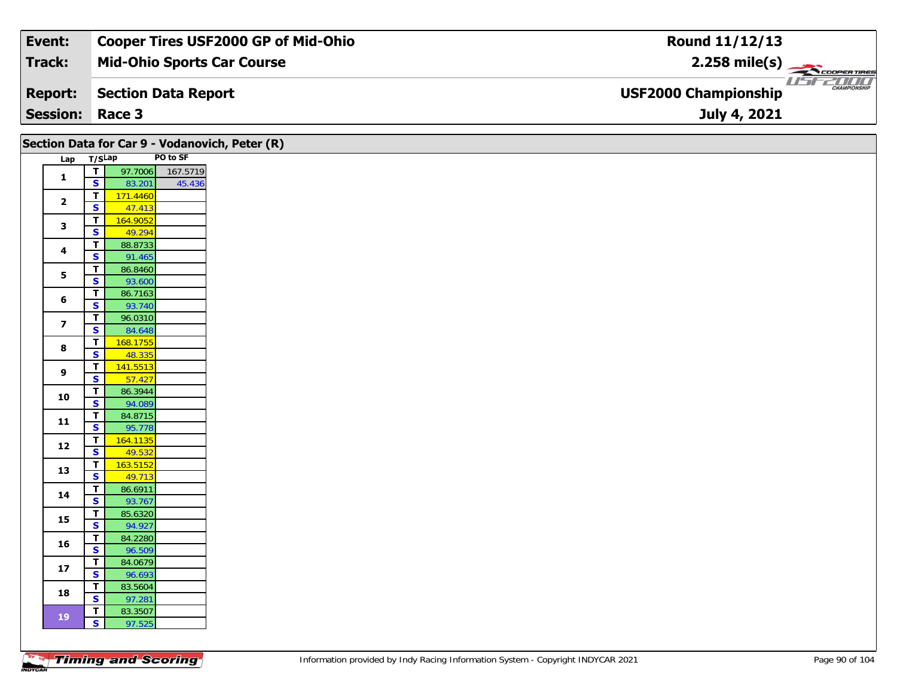| Event: | Cooper Tires USF2000 GP of Mid-Ohio | Round 11/12/13 |
|---|---|---|
| Track: | Mid-Ohio Sports Car Course | 2.258 mile(s) |
| Report: | Section Data Report | USF2000 Championship |
| Session: | Race 3 | July 4, 2021 |

## Section Data for Car 9 - Vodanovich, Peter (R)

| Lap | T/S | Lap | PO to SF |
|---|---|---|---|
| 1 | T | 97.7006 | 167.5719 |
| | S | 83.201 | 45.436 |
| 2 | T | 171.4460 | |
| | S | 47.413 | |
| 3 | T | 164.9052 | |
| | S | 49.294 | |
| 4 | T | 88.8733 | |
| | S | 91.465 | |
| 5 | T | 86.8460 | |
| | S | 93.600 | |
| 6 | T | 86.7163 | |
| | S | 93.740 | |
| 7 | T | 96.0310 | |
| | S | 84.648 | |
| 8 | T | 168.1755 | |
| | S | 48.335 | |
| 9 | T | 141.5513 | |
| | S | 57.427 | |
| 10 | T | 86.3944 | |
| | S | 94.089 | |
| 11 | T | 84.8715 | |
| | S | 95.778 | |
| 12 | T | 164.1135 | |
| | S | 49.532 | |
| 13 | T | 163.5152 | |
| | S | 49.713 | |
| 14 | T | 86.6911 | |
| | S | 93.767 | |
| 15 | T | 85.6320 | |
| | S | 94.927 | |
| 16 | T | 84.2280 | |
| | S | 96.509 | |
| 17 | T | 84.0679 | |
| | S | 96.693 | |
| 18 | T | 83.5604 | |
| | S | 97.281 | |
| 19 | T | 83.3507 | |
| | S | 97.525 | |

Information provided by Indy Racing Information System - Copyright INDYCAR 2021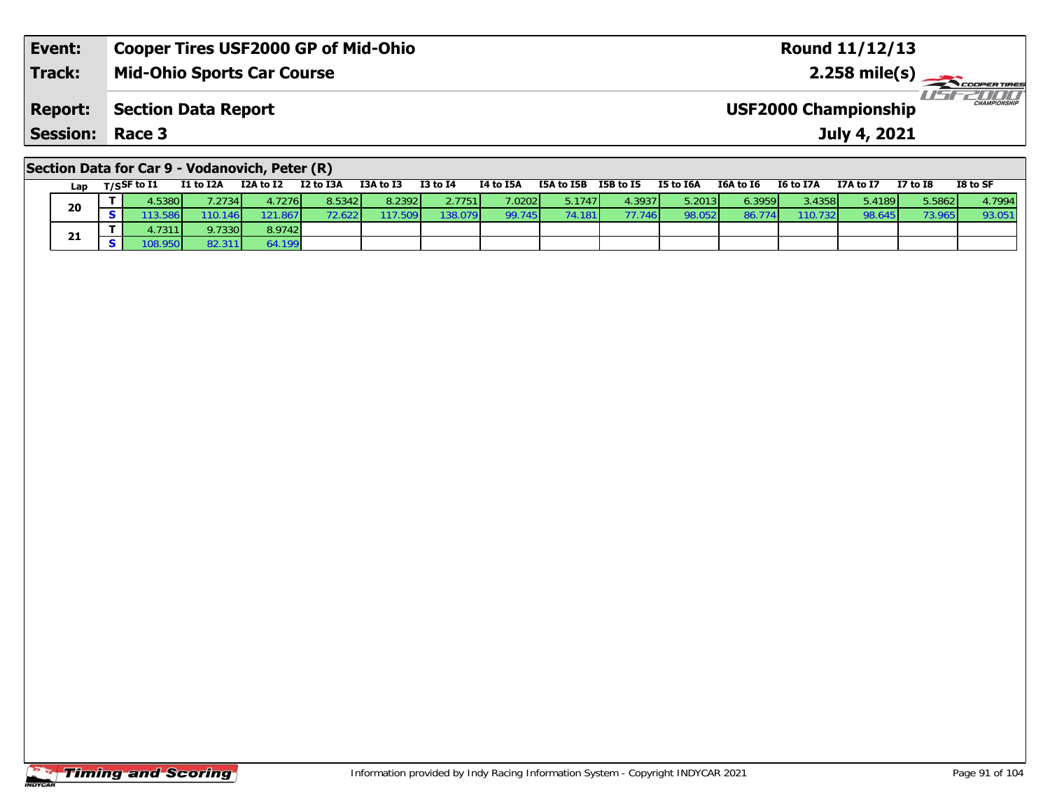| Event: | Cooper Tires USF2000 GP of Mid-Ohio | Round 11/12/13 |
|---|---|---|
| Track: | Mid-Ohio Sports Car Course | 2.258 mile(s) |
| Report: | Section Data Report | USF2000 Championship |
| Session: | Race 3 | July 4, 2021 |

## Section Data for Car 9 - Vodanovich, Peter (R)

| Lap | T/S | SF to I1 | I1 to I2A | I2A to I2 | I2 to I3A | I3A to I3 | I3 to I4 | I4 to I5A | I5A to I5B | I5B to I5 | I5 to I6A | I6A to I6 | I6 to I7A | I7A to I7 | I7 to I8 | I8 to SF |
|---|---|---|---|---|---|---|---|---|---|---|---|---|---|---|---|---|
| 20 | T | 4.5380 | 7.2734 | 4.7276 | 8.5342 | 8.2392 | 2.7751 | 7.0202 | 5.1747 | 4.3937 | 5.2013 | 6.3959 | 3.4358 | 5.4189 | 5.5862 | 4.7994 |
| | S | 113.586 | 110.146 | 121.867 | 72.622 | 117.509 | 138.079 | 99.745 | 74.181 | 77.746 | 98.052 | 86.774 | 110.732 | 98.645 | 73.965 | 93.051 |
| 21 | T | 4.7311 | 9.7330 | 8.9742 | | | | | | | | | | | | |
| | S | 108.950 | 82.311 | 64.199 | | | | | | | | | | | | |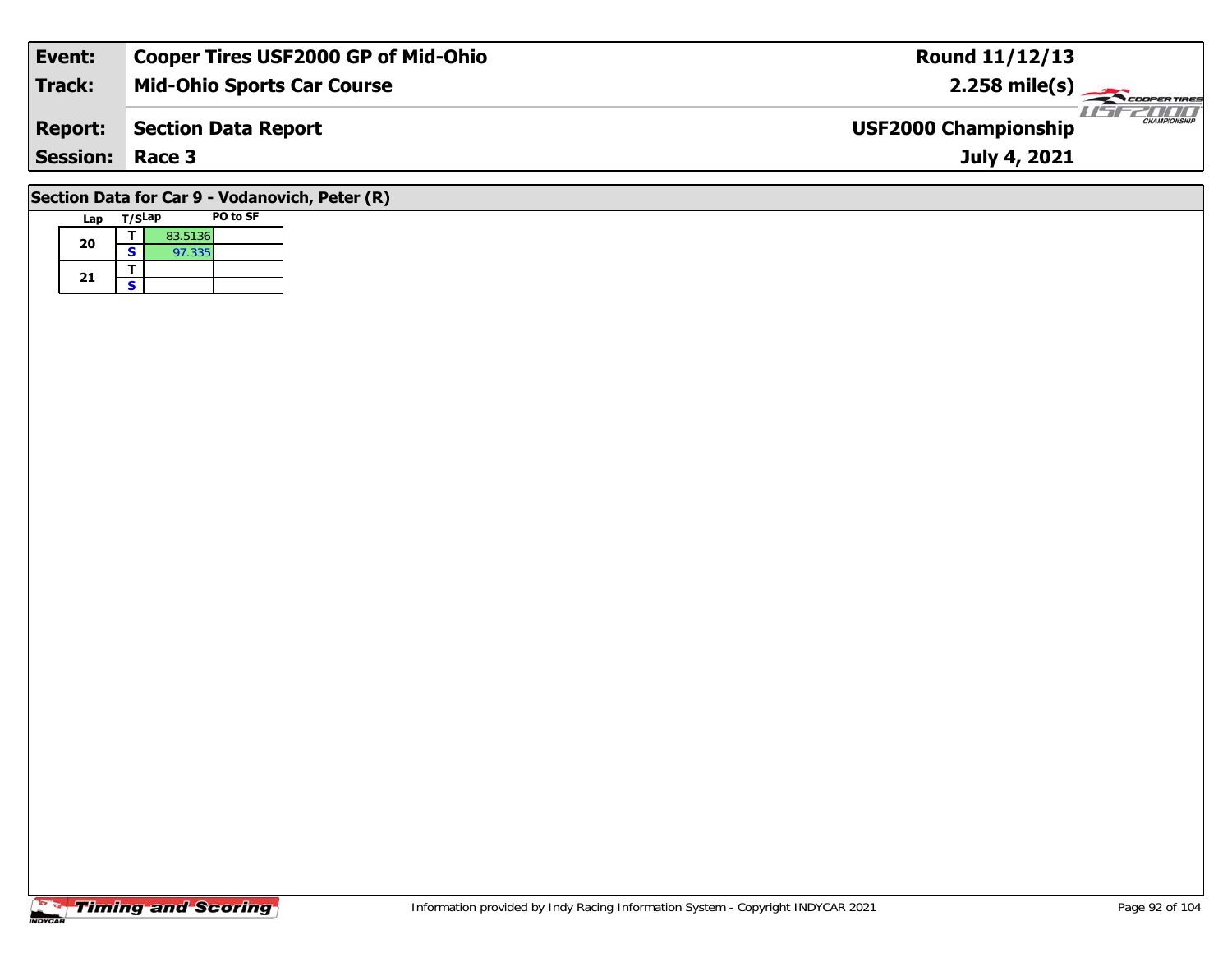| | |
|---|---|
| **Event:** | **Cooper Tires USF2000 GP of Mid-Ohio** |
| **Track:** | **Mid-Ohio Sports Car Course** |
| **Report:** | **Section Data Report** |
| **Session:** | **Race 3** |

**Round 11/12/13**
**2.258 mile(s)**
**USF2000 Championship**
**July 4, 2021**

## Section Data for Car 9 - Vodanovich, Peter (R)

| Lap | T/S | Lap | PO to SF |
|---|---|---|---|
| 20 | T | 83.5136 | |
| | S | 97.335 | |
| 21 | T | | |
| | S | | |

Information provided by Indy Racing Information System - Copyright INDYCAR 2021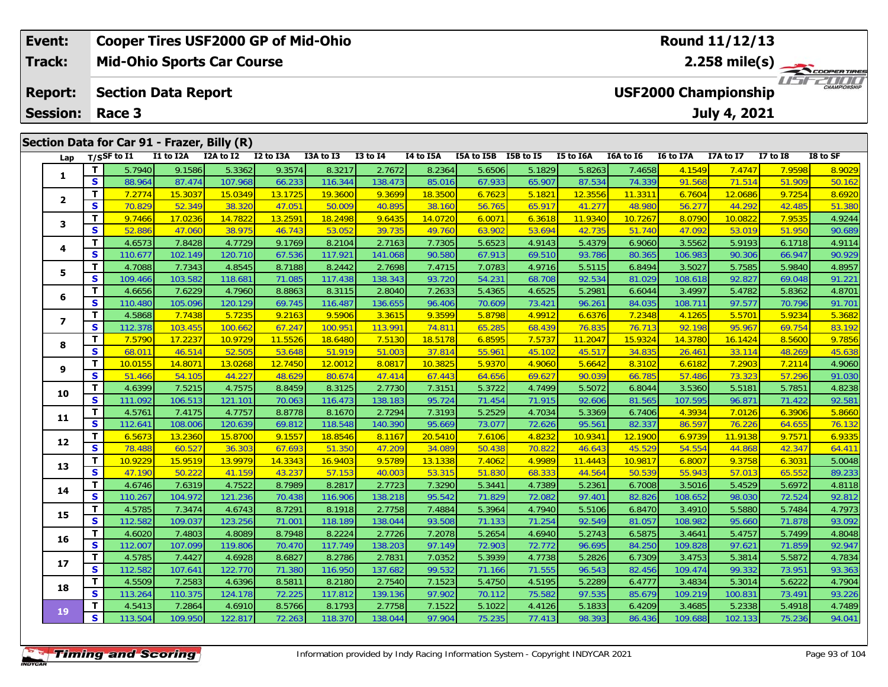| Event: | Cooper Tires USF2000 GP of Mid-Ohio | Round 11/12/13 |
|---|---|---|
| Track: | Mid-Ohio Sports Car Course | 2.258 mile(s) |
| Report: | Section Data Report | USF2000 Championship |
| Session: | Race 3 | July 4, 2021 |

## Section Data for Car 91 - Frazer, Billy (R)

| Lap | T/S | SF to I1 | I1 to I2A | I2A to I2 | I2 to I3A | I3A to I3 | I3 to I4 | I4 to I5A | I5A to I5B | I5B to I5 | I5 to I6A | I6A to I6 | I6 to I7A | I7A to I7 | I7 to I8 | I8 to SF |
|---|---|---|---|---|---|---|---|---|---|---|---|---|---|---|---|---|
| 1 | T | 5.7940 | 9.1586 | 5.3362 | 9.3574 | 8.3217 | 2.7672 | 8.2364 | 5.6506 | 5.1829 | 5.8263 | 7.4658 | 4.1549 | 7.4747 | 7.9598 | 8.9029 |
| | S | 88.964 | 87.474 | 107.968 | 66.233 | 116.344 | 138.473 | 85.016 | 67.933 | 65.907 | 87.534 | 74.339 | 91.568 | 71.514 | 51.909 | 50.162 |
| 2 | T | 7.2774 | 15.3037 | 15.0349 | 13.1725 | 19.3600 | 9.3699 | 18.3500 | 6.7623 | 5.1821 | 12.3556 | 11.3311 | 6.7604 | 12.0686 | 9.7254 | 8.6920 |
| | S | 70.829 | 52.349 | 38.320 | 47.051 | 50.009 | 40.895 | 38.160 | 56.765 | 65.917 | 41.277 | 48.980 | 56.277 | 44.292 | 42.485 | 51.380 |
| 3 | T | 9.7466 | 17.0236 | 14.7822 | 13.2591 | 18.2498 | 9.6435 | 14.0720 | 6.0071 | 6.3618 | 11.9340 | 10.7267 | 8.0790 | 10.0822 | 7.9535 | 4.9244 |
| | S | 52.886 | 47.060 | 38.975 | 46.743 | 53.052 | 39.735 | 49.760 | 63.902 | 53.694 | 42.735 | 51.740 | 47.092 | 53.019 | 51.950 | 90.689 |
| 4 | T | 4.6573 | 7.8428 | 4.7729 | 9.1769 | 8.2104 | 2.7163 | 7.7305 | 5.6523 | 4.9143 | 5.4379 | 6.9060 | 3.5562 | 5.9193 | 6.1718 | 4.9114 |
| | S | 110.677 | 102.149 | 120.710 | 67.536 | 117.921 | 141.068 | 90.580 | 67.913 | 69.510 | 93.786 | 80.365 | 106.983 | 90.306 | 66.947 | 90.929 |
| 5 | T | 4.7088 | 7.7343 | 4.8545 | 8.7188 | 8.2442 | 2.7698 | 7.4715 | 7.0783 | 4.9716 | 5.5115 | 6.8494 | 3.5027 | 5.7585 | 5.9840 | 4.8957 |
| | S | 109.466 | 103.582 | 118.681 | 71.085 | 117.438 | 138.343 | 93.720 | 54.231 | 68.708 | 92.534 | 81.029 | 108.618 | 92.827 | 69.048 | 91.221 |
| 6 | T | 4.6656 | 7.6229 | 4.7960 | 8.8863 | 8.3115 | 2.8040 | 7.2633 | 5.4365 | 4.6525 | 5.2981 | 6.6044 | 3.4997 | 5.4782 | 5.8362 | 4.8701 |
| | S | 110.480 | 105.096 | 120.129 | 69.745 | 116.487 | 136.655 | 96.406 | 70.609 | 73.421 | 96.261 | 84.035 | 108.711 | 97.577 | 70.796 | 91.701 |
| 7 | T | 4.5868 | 7.7438 | 5.7235 | 9.2163 | 9.5906 | 3.3615 | 9.3599 | 5.8798 | 4.9912 | 6.6376 | 7.2348 | 4.1265 | 5.5701 | 5.9234 | 5.3682 |
| | S | 112.378 | 103.455 | 100.662 | 67.247 | 100.951 | 113.991 | 74.811 | 65.285 | 68.439 | 76.835 | 76.713 | 92.198 | 95.967 | 69.754 | 83.192 |
| 8 | T | 7.5790 | 17.2237 | 10.9729 | 11.5526 | 18.6480 | 7.5130 | 18.5178 | 6.8595 | 7.5737 | 11.2047 | 15.9324 | 14.3780 | 16.1424 | 8.5600 | 9.7856 |
| | S | 68.011 | 46.514 | 52.505 | 53.648 | 51.919 | 51.003 | 37.814 | 55.961 | 45.102 | 45.517 | 34.835 | 26.461 | 33.114 | 48.269 | 45.638 |
| 9 | T | 10.0155 | 14.8071 | 13.0268 | 12.7450 | 12.0012 | 8.0817 | 10.3825 | 5.9370 | 4.9060 | 5.6642 | 8.3102 | 6.6182 | 7.2903 | 7.2114 | 4.9060 |
| | S | 51.466 | 54.105 | 44.227 | 48.629 | 80.674 | 47.414 | 67.443 | 64.656 | 69.627 | 90.039 | 66.785 | 57.486 | 73.323 | 57.296 | 91.030 |
| 10 | T | 4.6399 | 7.5215 | 4.7575 | 8.8459 | 8.3125 | 2.7730 | 7.3151 | 5.3722 | 4.7499 | 5.5072 | 6.8044 | 3.5360 | 5.5181 | 5.7851 | 4.8238 |
| | S | 111.092 | 106.513 | 121.101 | 70.063 | 116.473 | 138.183 | 95.724 | 71.454 | 71.915 | 92.606 | 81.565 | 107.595 | 96.871 | 71.422 | 92.581 |
| 11 | T | 4.5761 | 7.4175 | 4.7757 | 8.8778 | 8.1670 | 2.7294 | 7.3193 | 5.2529 | 4.7034 | 5.3369 | 6.7406 | 4.3934 | 7.0126 | 6.3906 | 5.8660 |
| | S | 112.641 | 108.006 | 120.639 | 69.812 | 118.548 | 140.390 | 95.669 | 73.077 | 72.626 | 95.561 | 82.337 | 86.597 | 76.226 | 64.655 | 76.132 |
| 12 | T | 6.5673 | 13.2360 | 15.8700 | 9.1557 | 18.8546 | 8.1167 | 20.5410 | 7.6106 | 4.8232 | 10.9341 | 12.1900 | 6.9739 | 11.9138 | 9.7571 | 6.9335 |
| | S | 78.488 | 60.527 | 36.303 | 67.693 | 51.350 | 47.209 | 34.089 | 50.438 | 70.822 | 46.643 | 45.529 | 54.554 | 44.868 | 42.347 | 64.411 |
| 13 | T | 10.9229 | 15.9519 | 13.9979 | 14.3343 | 16.9403 | 9.5789 | 13.1338 | 7.4062 | 4.9989 | 11.4443 | 10.9817 | 6.8007 | 9.3758 | 6.3031 | 5.0048 |
| | S | 47.190 | 50.222 | 41.159 | 43.237 | 57.153 | 40.003 | 53.315 | 51.830 | 68.333 | 44.564 | 50.539 | 55.943 | 57.013 | 65.552 | 89.233 |
| 14 | T | 4.6746 | 7.6319 | 4.7522 | 8.7989 | 8.2817 | 2.7723 | 7.3290 | 5.3441 | 4.7389 | 5.2361 | 6.7008 | 3.5016 | 5.4529 | 5.6972 | 4.8118 |
| | S | 110.267 | 104.972 | 121.236 | 70.438 | 116.906 | 138.218 | 95.542 | 71.829 | 72.082 | 97.401 | 82.826 | 108.652 | 98.030 | 72.524 | 92.812 |
| 15 | T | 4.5785 | 7.3474 | 4.6743 | 8.7291 | 8.1918 | 2.7758 | 7.4884 | 5.3964 | 4.7940 | 5.5106 | 6.8470 | 3.4910 | 5.5880 | 5.7484 | 4.7973 |
| | S | 112.582 | 109.037 | 123.256 | 71.001 | 118.189 | 138.044 | 93.508 | 71.133 | 71.254 | 92.549 | 81.057 | 108.982 | 95.660 | 71.878 | 93.092 |
| 16 | T | 4.6020 | 7.4803 | 4.8089 | 8.7948 | 8.2224 | 2.7726 | 7.2078 | 5.2654 | 4.6940 | 5.2743 | 6.5875 | 3.4641 | 5.4757 | 5.7499 | 4.8048 |
| | S | 112.007 | 107.099 | 119.806 | 70.470 | 117.749 | 138.203 | 97.149 | 72.903 | 72.772 | 96.695 | 84.250 | 109.828 | 97.621 | 71.859 | 92.947 |
| 17 | T | 4.5785 | 7.4427 | 4.6928 | 8.6827 | 8.2786 | 2.7831 | 7.0352 | 5.3939 | 4.7738 | 5.2826 | 6.7309 | 3.4753 | 5.3814 | 5.5872 | 4.7834 |
| | S | 112.582 | 107.641 | 122.770 | 71.380 | 116.950 | 137.682 | 99.532 | 71.166 | 71.555 | 96.543 | 82.456 | 109.474 | 99.332 | 73.951 | 93.363 |
| 18 | T | 4.5509 | 7.2583 | 4.6396 | 8.5811 | 8.2180 | 2.7540 | 7.1523 | 5.4750 | 4.5195 | 5.2289 | 6.4777 | 3.4834 | 5.3014 | 5.6222 | 4.7904 |
| | S | 113.264 | 110.375 | 124.178 | 72.225 | 117.812 | 139.136 | 97.902 | 70.112 | 75.582 | 97.535 | 85.679 | 109.219 | 100.831 | 73.491 | 93.226 |
| 19 | T | 4.5413 | 7.2864 | 4.6910 | 8.5766 | 8.1793 | 2.7758 | 7.1522 | 5.1022 | 4.4126 | 5.1833 | 6.4209 | 3.4685 | 5.2338 | 5.4918 | 4.7489 |
| | S | 113.504 | 109.950 | 122.817 | 72.263 | 118.370 | 138.044 | 97.904 | 75.235 | 77.413 | 98.393 | 86.436 | 109.688 | 102.133 | 75.236 | 94.041 |

Information provided by Indy Racing Information System - Copyright INDYCAR 2021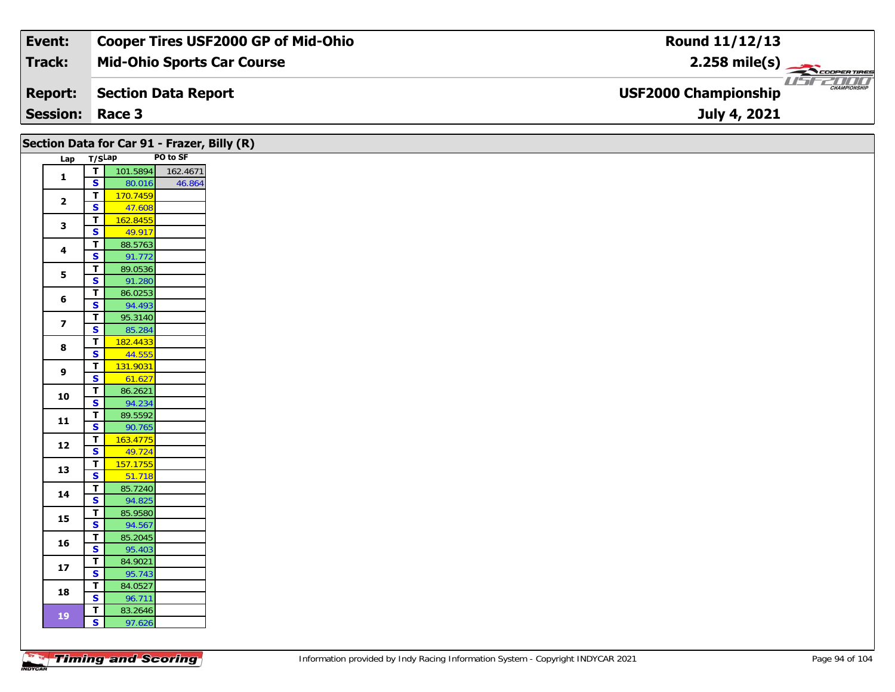| Event: | Cooper Tires USF2000 GP of Mid-Ohio | Round 11/12/13 |
|---|---|---|
| Track: | Mid-Ohio Sports Car Course | 2.258 mile(s) |
| Report: | Section Data Report | USF2000 Championship |
| Session: | Race 3 | July 4, 2021 |

## Section Data for Car 91 - Frazer, Billy (R)

| Lap | T/S | Lap | PO to SF |
|---|---|---|---|
| 1 | T | 101.5894 | 162.4671 |
| | S | 80.016 | 46.864 |
| 2 | T | 170.7459 | |
| | S | 47.608 | |
| 3 | T | 162.8455 | |
| | S | 49.917 | |
| 4 | T | 88.5763 | |
| | S | 91.772 | |
| 5 | T | 89.0536 | |
| | S | 91.280 | |
| 6 | T | 86.0253 | |
| | S | 94.493 | |
| 7 | T | 95.3140 | |
| | S | 85.284 | |
| 8 | T | 182.4433 | |
| | S | 44.555 | |
| 9 | T | 131.9031 | |
| | S | 61.627 | |
| 10 | T | 86.2621 | |
| | S | 94.234 | |
| 11 | T | 89.5592 | |
| | S | 90.765 | |
| 12 | T | 163.4775 | |
| | S | 49.724 | |
| 13 | T | 157.1755 | |
| | S | 51.718 | |
| 14 | T | 85.7240 | |
| | S | 94.825 | |
| 15 | T | 85.9580 | |
| | S | 94.567 | |
| 16 | T | 85.2045 | |
| | S | 95.403 | |
| 17 | T | 84.9021 | |
| | S | 95.743 | |
| 18 | T | 84.0527 | |
| | S | 96.711 | |
| 19 | T | 83.2646 | |
| | S | 97.626 | |

Information provided by Indy Racing Information System - Copyright INDYCAR 2021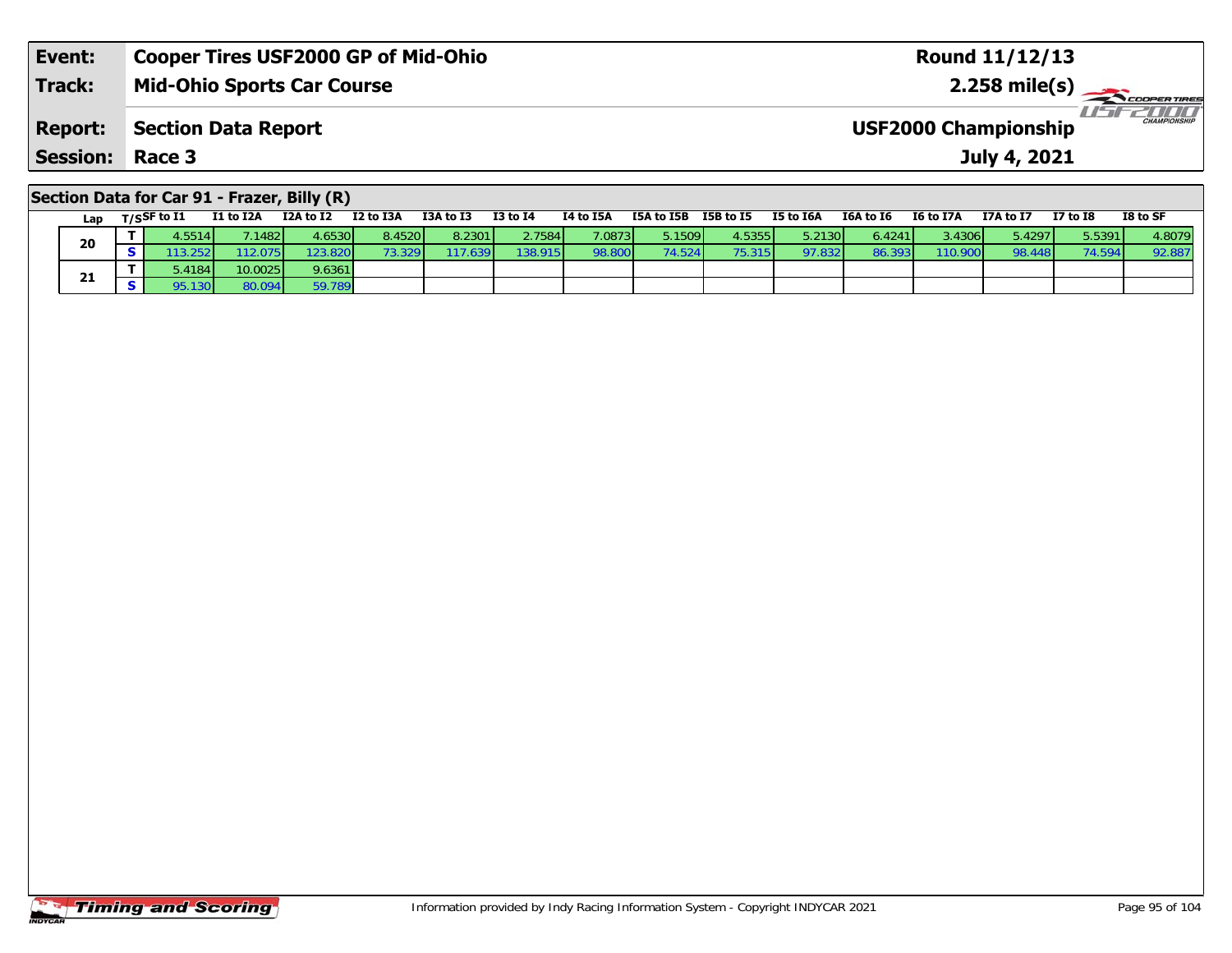| Event: | Cooper Tires USF2000 GP of Mid-Ohio | Round 11/12/13 |
|---|---|---|
| Track: | Mid-Ohio Sports Car Course | 2.258 mile(s) |
| Report: | Section Data Report | USF2000 Championship |
| Session: | Race 3 | July 4, 2021 |

## Section Data for Car 91 - Frazer, Billy (R)

| Lap | T/S | SF to I1 | I1 to I2A | I2A to I2 | I2 to I3A | I3A to I3 | I3 to I4 | I4 to I5A | I5A to I5B | I5B to I5 | I5 to I6A | I6A to I6 | I6 to I7A | I7A to I7 | I7 to I8 | I8 to SF |
|---|---|---|---|---|---|---|---|---|---|---|---|---|---|---|---|---|
| 20 | T | 4.5514 | 7.1482 | 4.6530 | 8.4520 | 8.2301 | 2.7584 | 7.0873 | 5.1509 | 4.5355 | 5.2130 | 6.4241 | 3.4306 | 5.4297 | 5.5391 | 4.8079 |
| | S | 113.252 | 112.075 | 123.820 | 73.329 | 117.639 | 138.915 | 98.800 | 74.524 | 75.315 | 97.832 | 86.393 | 110.900 | 98.448 | 74.594 | 92.887 |
| 21 | T | 5.4184 | 10.0025 | 9.6361 | | | | | | | | | | | | |
| | S | 95.130 | 80.094 | 59.789 | | | | | | | | | | | | |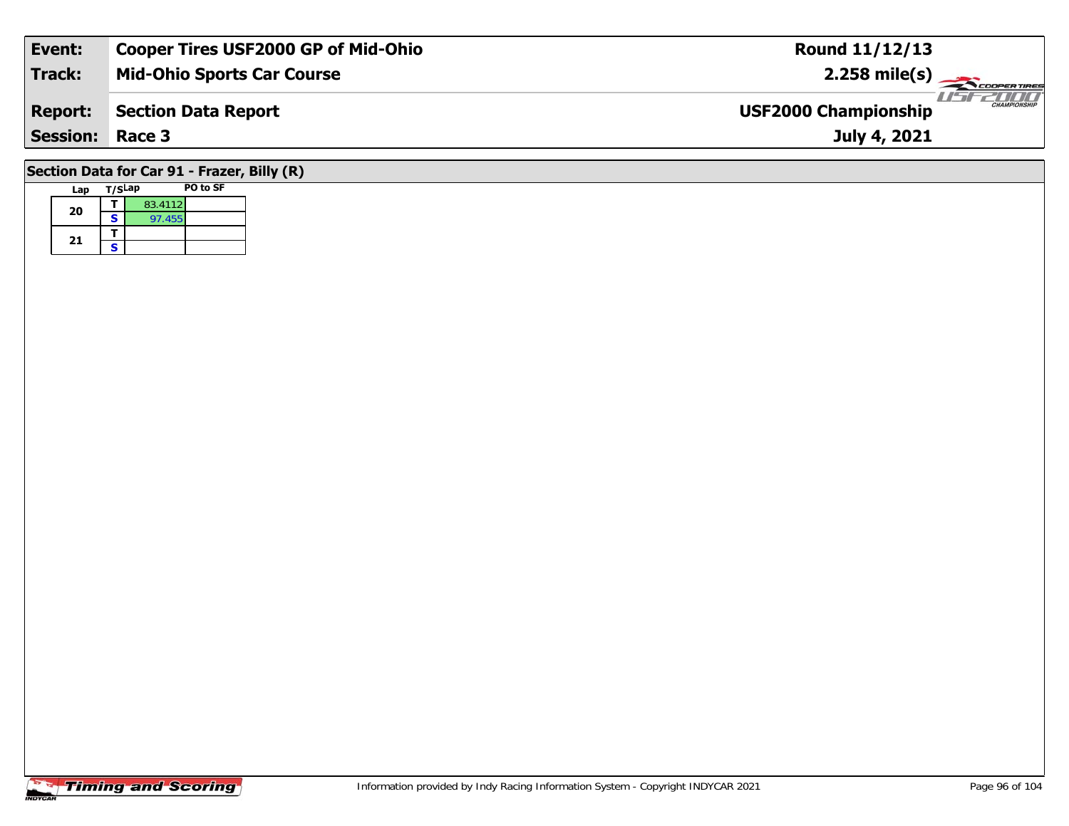| Event: | Cooper Tires USF2000 GP of Mid-Ohio | Round 11/12/13 |
|---|---|---|
| Track: | Mid-Ohio Sports Car Course | 2.258 mile(s) |
| Report: | Section Data Report | USF2000 Championship |
| Session: | Race 3 | July 4, 2021 |

## Section Data for Car 91 - Frazer, Billy (R)

| Lap | T/S | Lap | PO to SF |
|---|---|---|---|
| 20 | T | 83.4112 | |
| | S | 97.455 | |
| 21 | T | | |
| | S | | |

Information provided by Indy Racing Information System - Copyright INDYCAR 2021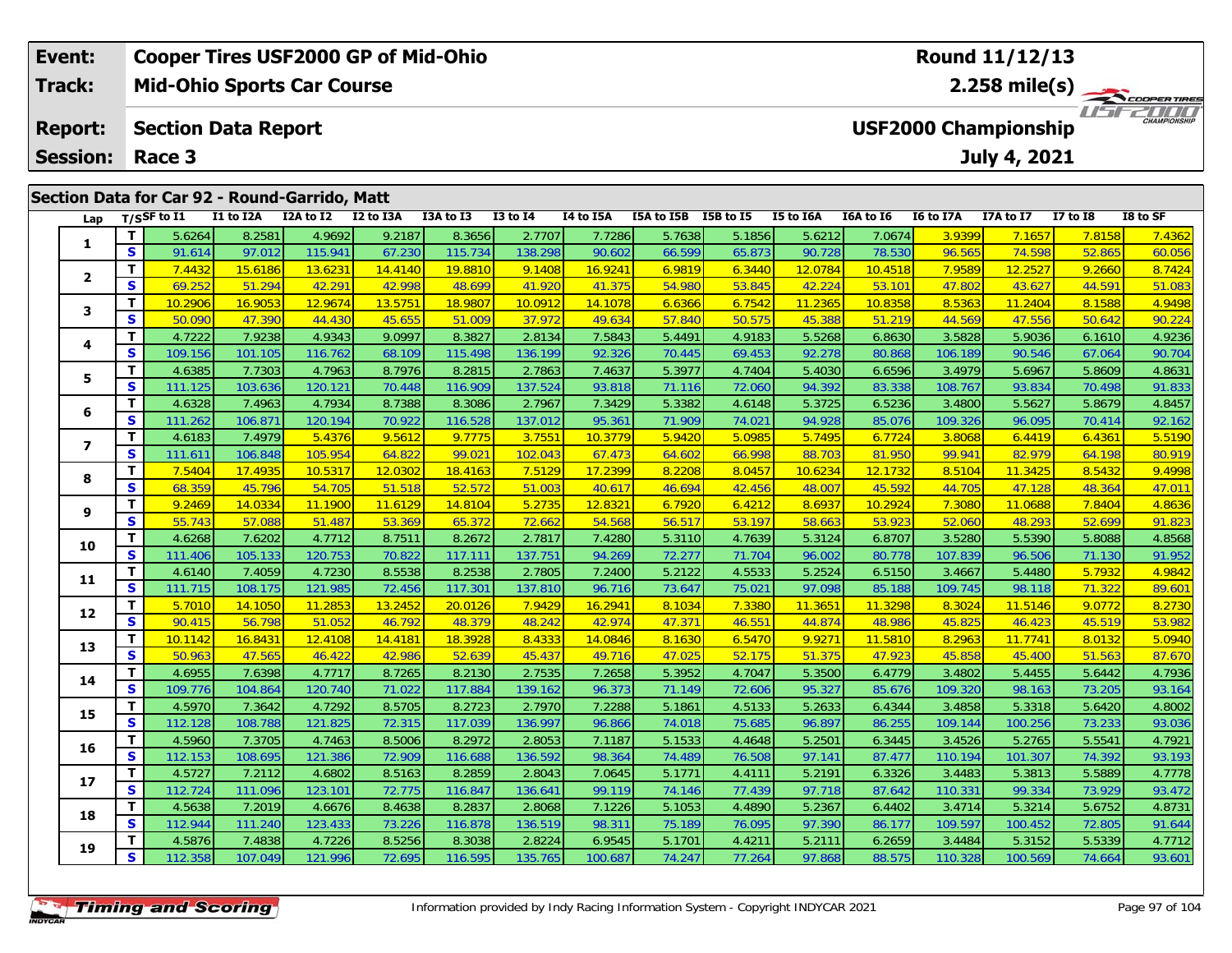| Event: | Cooper Tires USF2000 GP of Mid-Ohio | Round 11/12/13 |
|---|---|---|
| Track: | Mid-Ohio Sports Car Course | 2.258 mile(s) |
| Report: | Section Data Report | USF2000 Championship |
| Session: | Race 3 | July 4, 2021 |

## Section Data for Car 92 - Round-Garrido, Matt

| Lap | T/S | SF to I1 | I1 to I2A | I2A to I2 | I2 to I3A | I3A to I3 | I3 to I4 | I4 to I5A | I5A to I5B | I5B to I5 | I5 to I6A | I6A to I6 | I6 to I7A | I7A to I7 | I7 to I8 | I8 to SF |
|---|---|---|---|---|---|---|---|---|---|---|---|---|---|---|---|---|
| 1 | T | 5.6264 | 8.2581 | 4.9692 | 9.2187 | 8.3656 | 2.7707 | 7.7286 | 5.7638 | 5.1856 | 5.6212 | 7.0674 | 3.9399 | 7.1657 | 7.8158 | 7.4362 |
| | S | 91.614 | 97.012 | 115.941 | 67.230 | 115.734 | 138.298 | 90.602 | 66.599 | 65.873 | 90.728 | 78.530 | 96.565 | 74.598 | 52.865 | 60.056 |
| 2 | T | 7.4432 | 15.6186 | 13.6231 | 14.4140 | 19.8810 | 9.1408 | 16.9241 | 6.9819 | 6.3440 | 12.0784 | 10.4518 | 7.9589 | 12.2527 | 9.2660 | 8.7424 |
| | S | 69.252 | 51.294 | 42.291 | 42.998 | 48.699 | 41.920 | 41.375 | 54.980 | 53.845 | 42.224 | 53.101 | 47.802 | 43.627 | 44.591 | 51.083 |
| 3 | T | 10.2906 | 16.9053 | 12.9674 | 13.5751 | 18.9807 | 10.0912 | 14.1078 | 6.6366 | 6.7542 | 11.2365 | 10.8358 | 8.5363 | 11.2404 | 8.1588 | 4.9498 |
| | S | 50.090 | 47.390 | 44.430 | 45.655 | 51.009 | 37.972 | 49.634 | 57.840 | 50.575 | 45.388 | 51.219 | 44.569 | 47.556 | 50.642 | 90.224 |
| 4 | T | 4.7222 | 7.9238 | 4.9343 | 9.0997 | 8.3827 | 2.8134 | 7.5843 | 5.4491 | 4.9183 | 5.5268 | 6.8630 | 3.5828 | 5.9036 | 6.1610 | 4.9236 |
| | S | 109.156 | 101.105 | 116.762 | 68.109 | 115.498 | 136.199 | 92.326 | 70.445 | 69.453 | 92.278 | 80.868 | 106.189 | 90.546 | 67.064 | 90.704 |
| 5 | T | 4.6385 | 7.7303 | 4.7963 | 8.7976 | 8.2815 | 2.7863 | 7.4637 | 5.3977 | 4.7404 | 5.4030 | 6.6596 | 3.4979 | 5.6967 | 5.8609 | 4.8631 |
| | S | 111.125 | 103.636 | 120.121 | 70.448 | 116.909 | 137.524 | 93.818 | 71.116 | 72.060 | 94.392 | 83.338 | 108.767 | 93.834 | 70.498 | 91.833 |
| 6 | T | 4.6328 | 7.4963 | 4.7934 | 8.7388 | 8.3086 | 2.7967 | 7.3429 | 5.3382 | 4.6148 | 5.3725 | 6.5236 | 3.4800 | 5.5627 | 5.8679 | 4.8457 |
| | S | 111.262 | 106.871 | 120.194 | 70.922 | 116.528 | 137.012 | 95.361 | 71.909 | 74.021 | 94.928 | 85.076 | 109.326 | 96.095 | 70.414 | 92.162 |
| 7 | T | 4.6183 | 7.4979 | 5.4376 | 9.5612 | 9.7775 | 3.7551 | 10.3779 | 5.9420 | 5.0985 | 5.7495 | 6.7724 | 3.8068 | 6.4419 | 6.4361 | 5.5190 |
| | S | 111.611 | 106.848 | 105.954 | 64.822 | 99.021 | 102.043 | 67.473 | 64.602 | 66.998 | 88.703 | 81.950 | 99.941 | 82.979 | 64.198 | 80.919 |
| 8 | T | 7.5404 | 17.4935 | 10.5317 | 12.0302 | 18.4163 | 7.5129 | 17.2399 | 8.2208 | 8.0457 | 10.6234 | 12.1732 | 8.5104 | 11.3425 | 8.5432 | 9.4998 |
| | S | 68.359 | 45.796 | 54.705 | 51.518 | 52.572 | 51.003 | 40.617 | 46.694 | 42.456 | 48.007 | 45.592 | 44.705 | 47.128 | 48.364 | 47.011 |
| 9 | T | 9.2469 | 14.0334 | 11.1900 | 11.6129 | 14.8104 | 5.2735 | 12.8321 | 6.7920 | 6.4212 | 8.6937 | 10.2924 | 7.3080 | 11.0688 | 7.8404 | 4.8636 |
| | S | 55.743 | 57.088 | 51.487 | 53.369 | 65.372 | 72.662 | 54.568 | 56.517 | 53.197 | 58.663 | 53.923 | 52.060 | 48.293 | 52.699 | 91.823 |
| 10 | T | 4.6268 | 7.6202 | 4.7712 | 8.7511 | 8.2672 | 2.7817 | 7.4280 | 5.3110 | 4.7639 | 5.3124 | 6.8707 | 3.5280 | 5.5390 | 5.8088 | 4.8568 |
| | S | 111.406 | 105.133 | 120.753 | 70.822 | 117.111 | 137.751 | 94.269 | 72.277 | 71.704 | 96.002 | 80.778 | 107.839 | 96.506 | 71.130 | 91.952 |
| 11 | T | 4.6140 | 7.4059 | 4.7230 | 8.5538 | 8.2538 | 2.7805 | 7.2400 | 5.2122 | 4.5533 | 5.2524 | 6.5150 | 3.4667 | 5.4480 | 5.7932 | 4.9842 |
| | S | 111.715 | 108.175 | 121.985 | 72.456 | 117.301 | 137.810 | 96.716 | 73.647 | 75.021 | 97.098 | 85.188 | 109.745 | 98.118 | 71.322 | 89.601 |
| 12 | T | 5.7010 | 14.1050 | 11.2853 | 13.2452 | 20.0126 | 7.9429 | 16.2941 | 8.1034 | 7.3380 | 11.3651 | 11.3298 | 8.3024 | 11.5146 | 9.0772 | 8.2730 |
| | S | 90.415 | 56.798 | 51.052 | 46.792 | 48.379 | 48.242 | 42.974 | 47.371 | 46.551 | 44.874 | 48.986 | 45.825 | 46.423 | 45.519 | 53.982 |
| 13 | T | 10.1142 | 16.8431 | 12.4108 | 14.4181 | 18.3928 | 8.4333 | 14.0846 | 8.1630 | 6.5470 | 9.9271 | 11.5810 | 8.2963 | 11.7741 | 8.0132 | 5.0940 |
| | S | 50.963 | 47.565 | 46.422 | 42.986 | 52.639 | 45.437 | 49.716 | 47.025 | 52.175 | 51.375 | 47.923 | 45.858 | 45.400 | 51.563 | 87.670 |
| 14 | T | 4.6955 | 7.6398 | 4.7717 | 8.7265 | 8.2130 | 2.7535 | 7.2658 | 5.3952 | 4.7047 | 5.3500 | 6.4779 | 3.4802 | 5.4455 | 5.6442 | 4.7936 |
| | S | 109.776 | 104.864 | 120.740 | 71.022 | 117.884 | 139.162 | 96.373 | 71.149 | 72.606 | 95.327 | 85.676 | 109.320 | 98.163 | 73.205 | 93.164 |
| 15 | T | 4.5970 | 7.3642 | 4.7292 | 8.5705 | 8.2723 | 2.7970 | 7.2288 | 5.1861 | 4.5133 | 5.2633 | 6.4344 | 3.4858 | 5.3318 | 5.6420 | 4.8002 |
| | S | 112.128 | 108.788 | 121.825 | 72.315 | 117.039 | 136.997 | 96.866 | 74.018 | 75.685 | 96.897 | 86.255 | 109.144 | 100.256 | 73.233 | 93.036 |
| 16 | T | 4.5960 | 7.3705 | 4.7463 | 8.5006 | 8.2972 | 2.8053 | 7.1187 | 5.1533 | 4.4648 | 5.2501 | 6.3445 | 3.4526 | 5.2765 | 5.5541 | 4.7921 |
| | S | 112.153 | 108.695 | 121.386 | 72.909 | 116.688 | 136.592 | 98.364 | 74.489 | 76.508 | 97.141 | 87.477 | 110.194 | 101.307 | 74.392 | 93.193 |
| 17 | T | 4.5727 | 7.2112 | 4.6802 | 8.5163 | 8.2859 | 2.8043 | 7.0645 | 5.1771 | 4.4111 | 5.2191 | 6.3326 | 3.4483 | 5.3813 | 5.5889 | 4.7778 |
| | S | 112.724 | 111.096 | 123.101 | 72.775 | 116.847 | 136.641 | 99.119 | 74.146 | 77.439 | 97.718 | 87.642 | 110.331 | 99.334 | 73.929 | 93.472 |
| 18 | T | 4.5638 | 7.2019 | 4.6676 | 8.4638 | 8.2837 | 2.8068 | 7.1226 | 5.1053 | 4.4890 | 5.2367 | 6.4402 | 3.4714 | 5.3214 | 5.6752 | 4.8731 |
| | S | 112.944 | 111.240 | 123.433 | 73.226 | 116.878 | 136.519 | 98.311 | 75.189 | 76.095 | 97.390 | 86.177 | 109.597 | 100.452 | 72.805 | 91.644 |
| 19 | T | 4.5876 | 7.4838 | 4.7226 | 8.5256 | 8.3038 | 2.8224 | 6.9545 | 5.1701 | 4.4211 | 5.2111 | 6.2659 | 3.4484 | 5.3152 | 5.5339 | 4.7712 |
| | S | 112.358 | 107.049 | 121.996 | 72.695 | 116.595 | 135.765 | 100.687 | 74.247 | 77.264 | 97.868 | 88.575 | 110.328 | 100.569 | 74.664 | 93.601 |

Information provided by Indy Racing Information System - Copyright INDYCAR 2021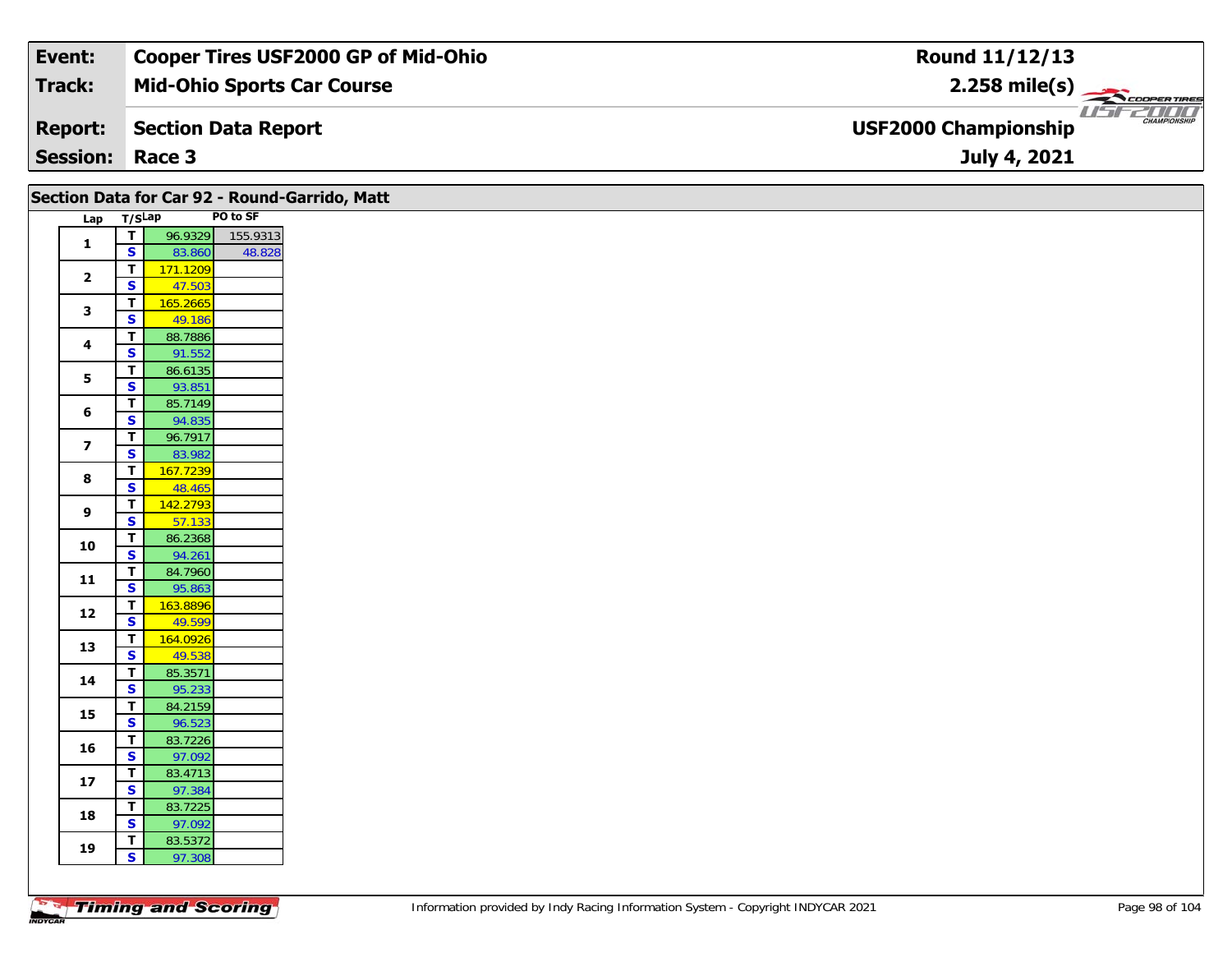| Event: | Cooper Tires USF2000 GP of Mid-Ohio | Round 11/12/13 |
|---|---|---|
| Track: | Mid-Ohio Sports Car Course | 2.258 mile(s) |
| Report: | Section Data Report | USF2000 Championship |
| Session: | Race 3 | July 4, 2021 |

## Section Data for Car 92 - Round-Garrido, Matt

| Lap | T/S | Lap | PO to SF |
|---|---|---|---|
| 1 | T | 96.9329 | 155.9313 |
| | S | 83.860 | 48.828 |
| 2 | T | 171.1209 | |
| | S | 47.503 | |
| 3 | T | 165.2665 | |
| | S | 49.186 | |
| 4 | T | 88.7886 | |
| | S | 91.552 | |
| 5 | T | 86.6135 | |
| | S | 93.851 | |
| 6 | T | 85.7149 | |
| | S | 94.835 | |
| 7 | T | 96.7917 | |
| | S | 83.982 | |
| 8 | T | 167.7239 | |
| | S | 48.465 | |
| 9 | T | 142.2793 | |
| | S | 57.133 | |
| 10 | T | 86.2368 | |
| | S | 94.261 | |
| 11 | T | 84.7960 | |
| | S | 95.863 | |
| 12 | T | 163.8896 | |
| | S | 49.599 | |
| 13 | T | 164.0926 | |
| | S | 49.538 | |
| 14 | T | 85.3571 | |
| | S | 95.233 | |
| 15 | T | 84.2159 | |
| | S | 96.523 | |
| 16 | T | 83.7226 | |
| | S | 97.092 | |
| 17 | T | 83.4713 | |
| | S | 97.384 | |
| 18 | T | 83.7225 | |
| | S | 97.092 | |
| 19 | T | 83.5372 | |
| | S | 97.308 | |

Information provided by Indy Racing Information System - Copyright INDYCAR 2021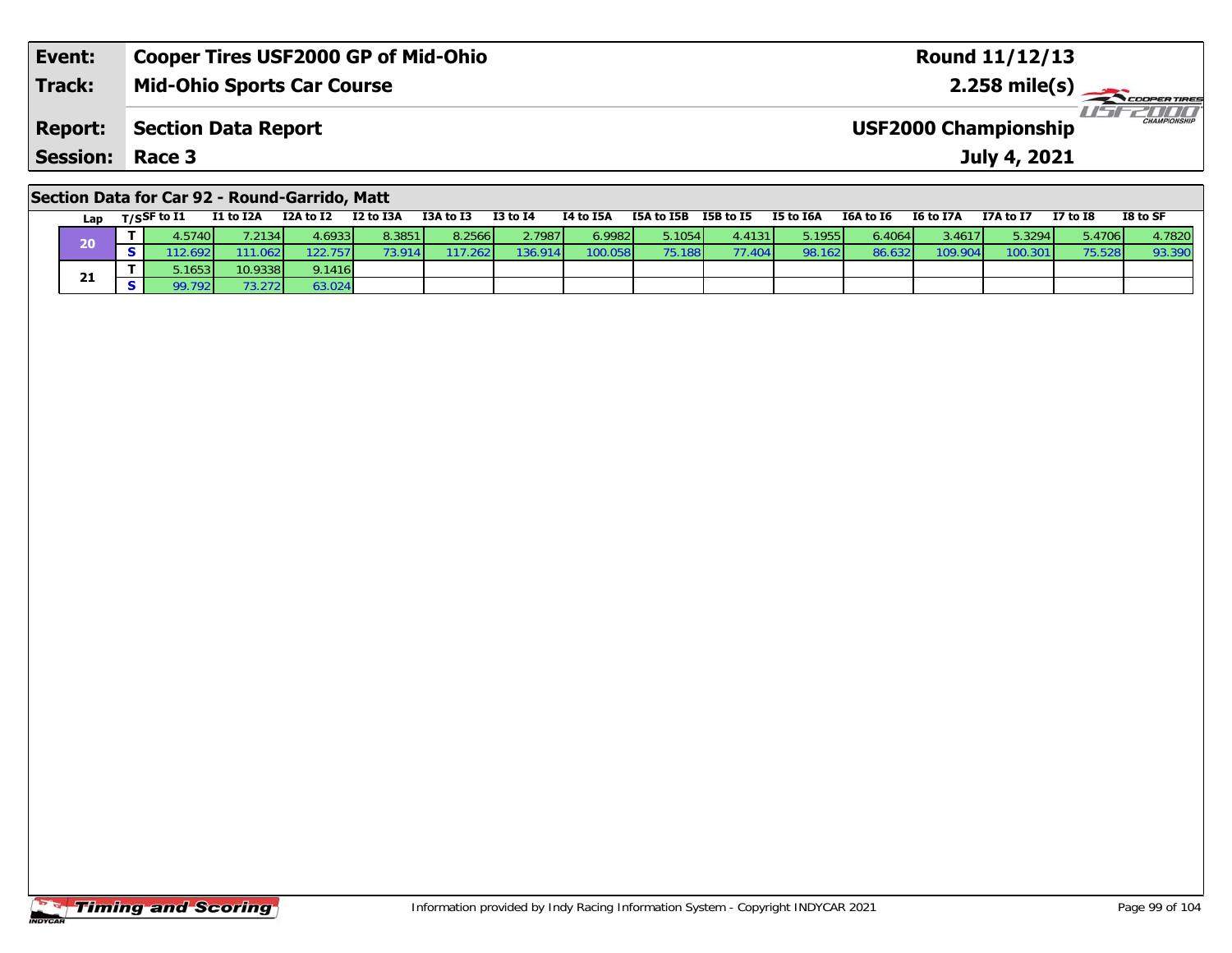| Event: | Cooper Tires USF2000 GP of Mid-Ohio | Round 11/12/13 |
|---|---|---|
| Track: | Mid-Ohio Sports Car Course | 2.258 mile(s) |
| Report: | Section Data Report | USF2000 Championship |
| Session: | Race 3 | July 4, 2021 |

## Section Data for Car 92 - Round-Garrido, Matt

| Lap | T/S | SF to I1 | I1 to I2A | I2A to I2 | I2 to I3A | I3A to I3 | I3 to I4 | I4 to I5A | I5A to I5B | I5B to I5 | I5 to I6A | I6A to I6 | I6 to I7A | I7A to I7 | I7 to I8 | I8 to SF |
|---|---|---|---|---|---|---|---|---|---|---|---|---|---|---|---|---|
| 20 | T | 4.5740 | 7.2134 | 4.6933 | 8.3851 | 8.2566 | 2.7987 | 6.9982 | 5.1054 | 4.4131 | 5.1955 | 6.4064 | 3.4617 | 5.3294 | 5.4706 | 4.7820 |
| | S | 112.692 | 111.062 | 122.757 | 73.914 | 117.262 | 136.914 | 100.058 | 75.188 | 77.404 | 98.162 | 86.632 | 109.904 | 100.301 | 75.528 | 93.390 |
| 21 | T | 5.1653 | 10.9338 | 9.1416 | | | | | | | | | | | | |
| | S | 99.792 | 73.272 | 63.024 | | | | | | | | | | | | |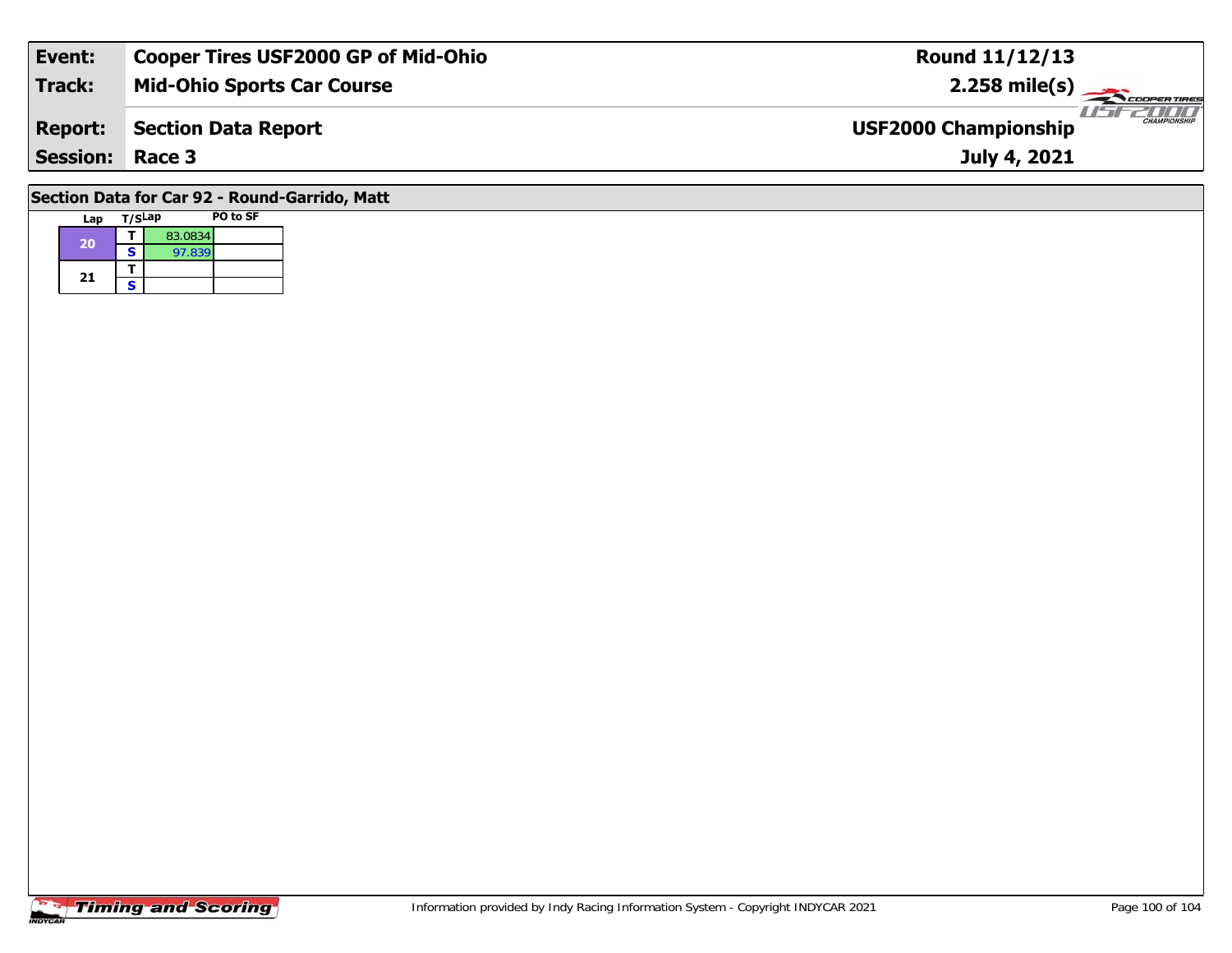| Event: | Cooper Tires USF2000 GP of Mid-Ohio | Round 11/12/13 |
|---|---|---|
| Track: | Mid-Ohio Sports Car Course | 2.258 mile(s) |
| Report: | Section Data Report | USF2000 Championship |
| Session: | Race 3 | July 4, 2021 |

## Section Data for Car 92 - Round-Garrido, Matt

| Lap | T/S | Lap | PO to SF |
|---|---|---|---|
| 20 | T | 83.0834 | |
| | S | 97.839 | |
| 21 | T | | |
| | S | | |

Information provided by Indy Racing Information System - Copyright INDYCAR 2021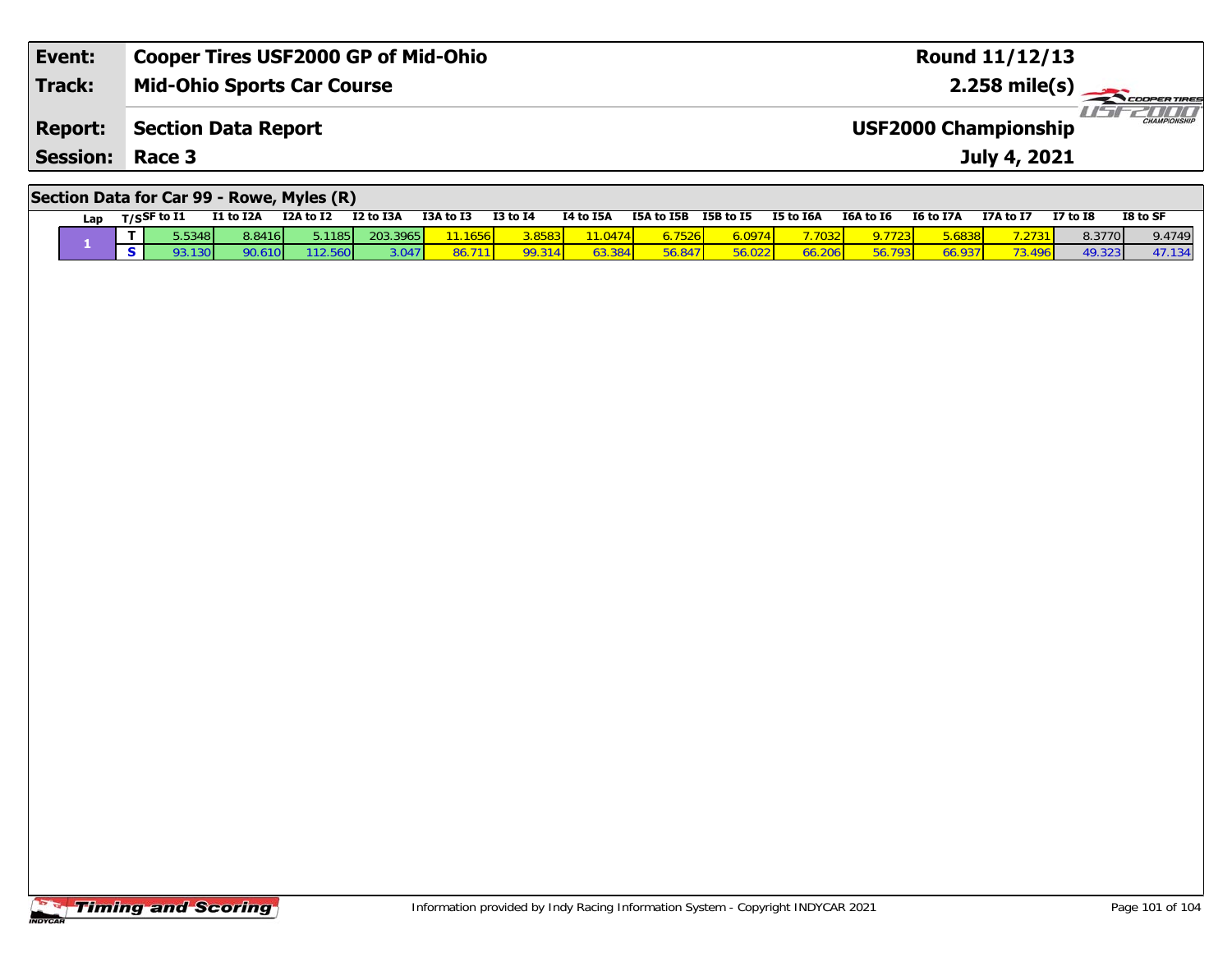| **Event:** | **Cooper Tires USF2000 GP of Mid-Ohio** | **Round 11/12/13** |
|---|---|---|
| **Track:** | **Mid-Ohio Sports Car Course** | **2.258 mile(s)** |
| **Report:** | **Section Data Report** | **USF2000 Championship** |
| **Session:** | **Race 3** | **July 4, 2021** |

## Section Data for Car 99 - Rowe, Myles (R)

| Lap | T/S | SF to I1 | I1 to I2A | I2A to I2 | I2 to I3A | I3A to I3 | I3 to I4 | I4 to I5A | I5A to I5B | I5B to I5 | I5 to I6A | I6A to I6 | I6 to I7A | I7A to I7 | I7 to I8 | I8 to SF |
|---|---|---|---|---|---|---|---|---|---|---|---|---|---|---|---|---|
| 1 | T | 5.5348 | 8.8416 | 5.1185 | 203.3965 | 11.1656 | 3.8583 | 11.0474 | 6.7526 | 6.0974 | 7.7032 | 9.7723 | 5.6838 | 7.2731 | 8.3770 | 9.4749 |
| | S | 93.130 | 90.610 | 112.560 | 3.047 | 86.711 | 99.314 | 63.384 | 56.847 | 56.022 | 66.206 | 56.793 | 66.937 | 73.496 | 49.323 | 47.134 |

Information provided by Indy Racing Information System - Copyright INDYCAR 2021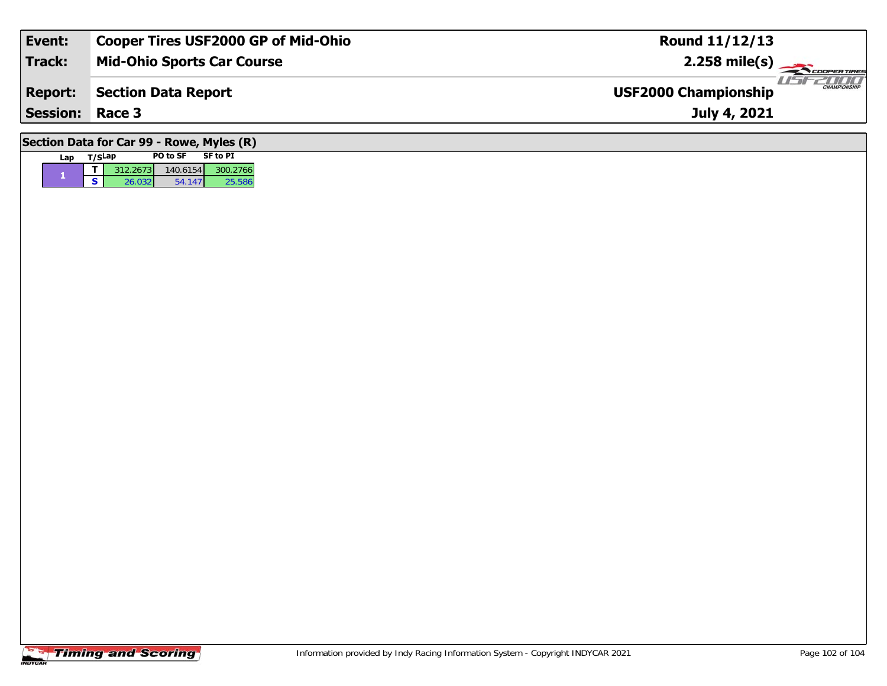| Event: | Cooper Tires USF2000 GP of Mid-Ohio | Round 11/12/13 |
| --- | --- | --- |
| Track: | Mid-Ohio Sports Car Course | 2.258 mile(s) |
| Report: | Section Data Report | USF2000 Championship |
| Session: | Race 3 | July 4, 2021 |

## Section Data for Car 99 - Rowe, Myles (R)

| Lap | T/S | Lap | PO to SF | SF to PI |
| --- | --- | --- | --- | --- |
| 1 | T | 312.2673 | 140.6154 | 300.2766 |
|  | S | 26.032 | 54.147 | 25.586 |

Information provided by Indy Racing Information System - Copyright INDYCAR 2021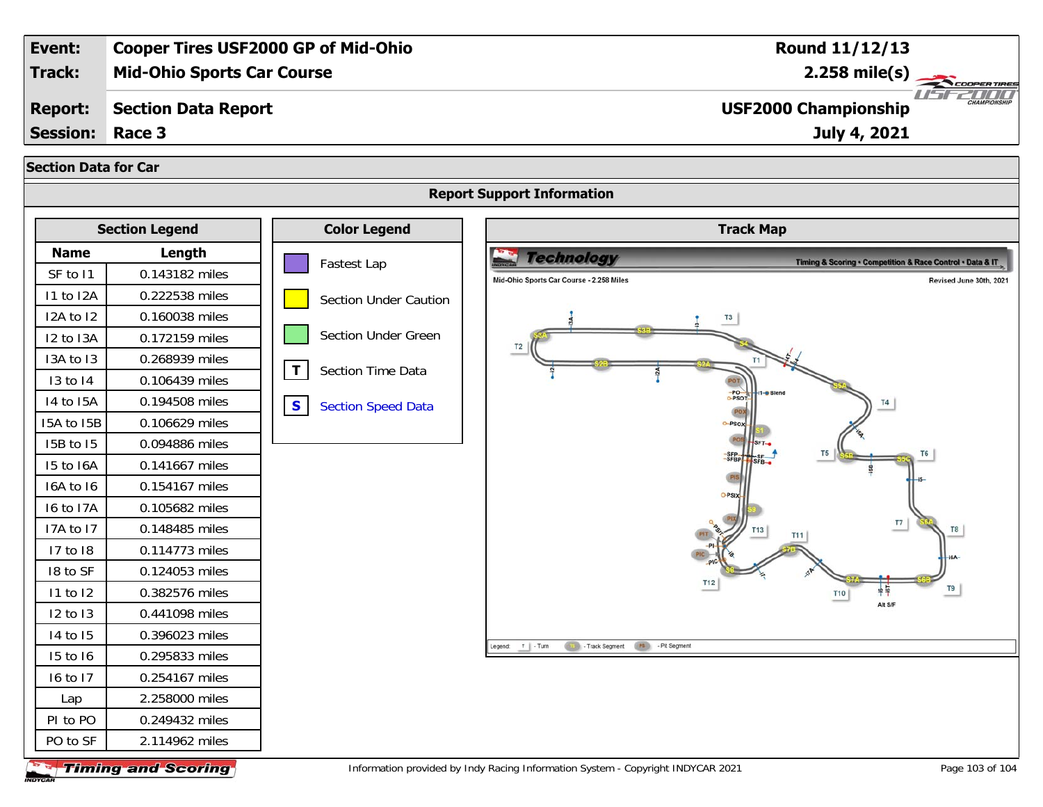| Event: | Cooper Tires USF2000 GP of Mid-Ohio | Round 11/12/13 |
|---|---|---|
| Track: | Mid-Ohio Sports Car Course | 2.258 mile(s) |
| Report: | Section Data Report | USF2000 Championship |
| Session: | Race 3 | July 4, 2021 |

## Section Data for Car

### Report Support Information

**Section Legend**

| Name | Length |
|---|---|
| SF to I1 | 0.143182 miles |
| I1 to I2A | 0.222538 miles |
| I2A to I2 | 0.160038 miles |
| I2 to I3A | 0.172159 miles |
| I3A to I3 | 0.268939 miles |
| I3 to I4 | 0.106439 miles |
| I4 to I5A | 0.194508 miles |
| I5A to I5B | 0.106629 miles |
| I5B to I5 | 0.094886 miles |
| I5 to I6A | 0.141667 miles |
| I6A to I6 | 0.154167 miles |
| I6 to I7A | 0.105682 miles |
| I7A to I7 | 0.148485 miles |
| I7 to I8 | 0.114773 miles |
| I8 to SF | 0.124053 miles |
| I1 to I2 | 0.382576 miles |
| I2 to I3 | 0.441098 miles |
| I4 to I5 | 0.396023 miles |
| I5 to I6 | 0.295833 miles |
| I6 to I7 | 0.254167 miles |
| Lap | 2.258000 miles |
| PI to PO | 0.249432 miles |
| PO to SF | 2.114962 miles |

**Color Legend**

- Fastest Lap
- Section Under Caution
- Section Under Green
- T — Section Time Data
- S — Section Speed Data

**Track Map**

Technology — Timing & Scoring • Competition & Race Control • Data & IT

Mid-Ohio Sports Car Course - 2.258 Miles — Revised June 30th, 2021

Legend: T - Turn; Track Segment; Pit Segment

Information provided by Indy Racing Information System - Copyright INDYCAR 2021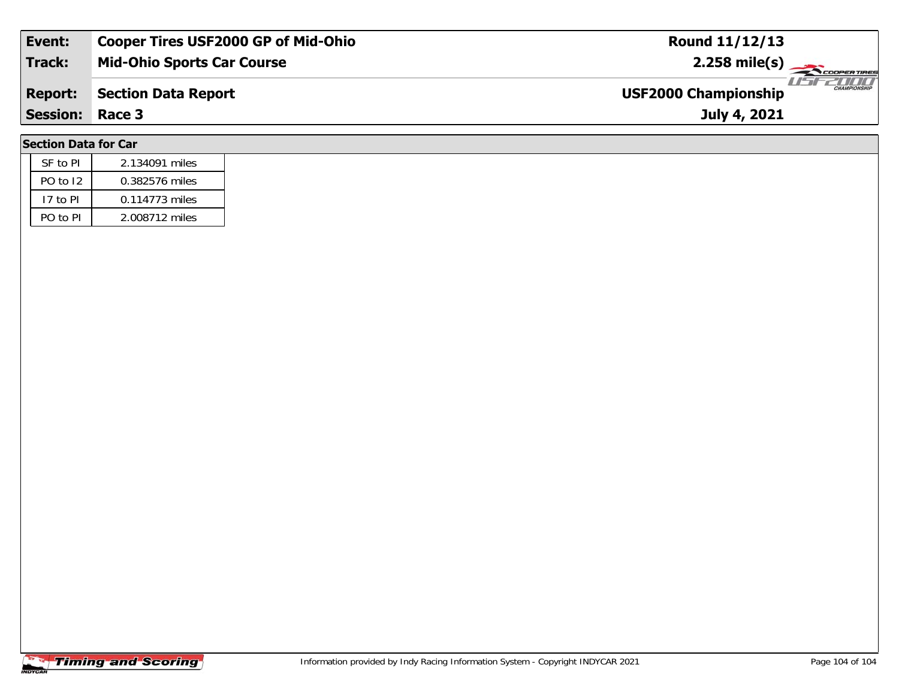| | |
|---|---|
| **Event:** | **Cooper Tires USF2000 GP of Mid-Ohio** |
| **Track:** | **Mid-Ohio Sports Car Course** |
| **Report:** | **Section Data Report** |
| **Session:** | **Race 3** |

**Round 11/12/13**
**2.258 mile(s)**
**USF2000 Championship**
**July 4, 2021**

## Section Data for Car

| | |
|---|---|
| SF to PI | 2.134091 miles |
| PO to I2 | 0.382576 miles |
| I7 to PI | 0.114773 miles |
| PO to PI | 2.008712 miles |

Information provided by Indy Racing Information System - Copyright INDYCAR 2021